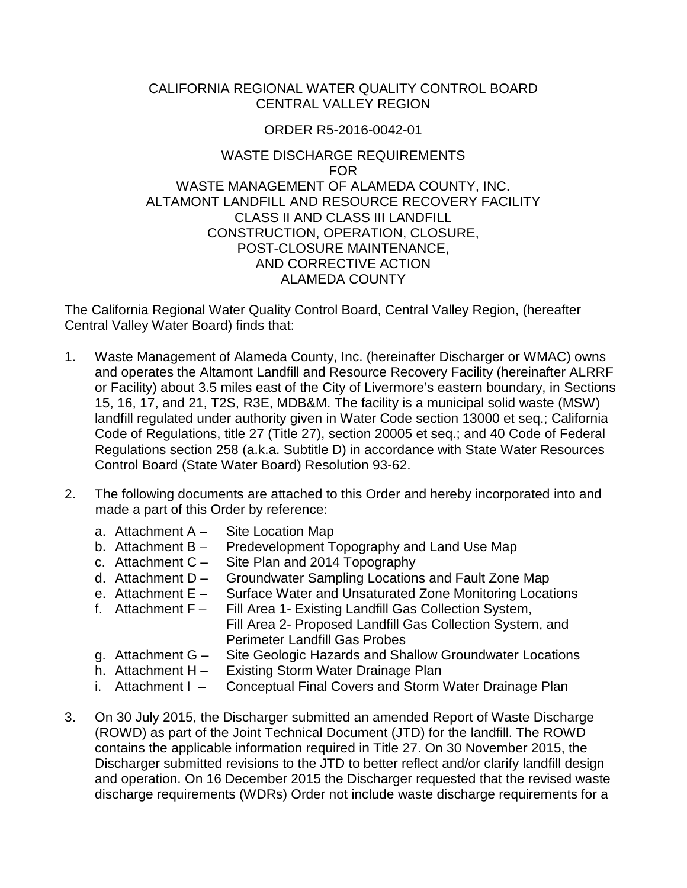CALIFORNIA REGIONAL WATER QUALITY CONTROL BOARD
CENTRAL VALLEY REGION

ORDER R5-2016-0042-01

WASTE DISCHARGE REQUIREMENTS
FOR
WASTE MANAGEMENT OF ALAMEDA COUNTY, INC.
ALTAMONT LANDFILL AND RESOURCE RECOVERY FACILITY
CLASS II AND CLASS III LANDFILL
CONSTRUCTION, OPERATION, CLOSURE,
POST-CLOSURE MAINTENANCE,
AND CORRECTIVE ACTION
ALAMEDA COUNTY

The California Regional Water Quality Control Board, Central Valley Region, (hereafter Central Valley Water Board) finds that:

1. Waste Management of Alameda County, Inc. (hereinafter Discharger or WMAC) owns and operates the Altamont Landfill and Resource Recovery Facility (hereinafter ALRRF or Facility) about 3.5 miles east of the City of Livermore's eastern boundary, in Sections 15, 16, 17, and 21, T2S, R3E, MDB&M. The facility is a municipal solid waste (MSW) landfill regulated under authority given in Water Code section 13000 et seq.; California Code of Regulations, title 27 (Title 27), section 20005 et seq.; and 40 Code of Federal Regulations section 258 (a.k.a. Subtitle D) in accordance with State Water Resources Control Board (State Water Board) Resolution 93-62.

2. The following documents are attached to this Order and hereby incorporated into and made a part of this Order by reference:
   a. Attachment A – Site Location Map
   b. Attachment B – Predevelopment Topography and Land Use Map
   c. Attachment C – Site Plan and 2014 Topography
   d. Attachment D – Groundwater Sampling Locations and Fault Zone Map
   e. Attachment E – Surface Water and Unsaturated Zone Monitoring Locations
   f. Attachment F – Fill Area 1- Existing Landfill Gas Collection System, Fill Area 2- Proposed Landfill Gas Collection System, and Perimeter Landfill Gas Probes
   g. Attachment G – Site Geologic Hazards and Shallow Groundwater Locations
   h. Attachment H – Existing Storm Water Drainage Plan
   i. Attachment I – Conceptual Final Covers and Storm Water Drainage Plan

3. On 30 July 2015, the Discharger submitted an amended Report of Waste Discharge (ROWD) as part of the Joint Technical Document (JTD) for the landfill. The ROWD contains the applicable information required in Title 27. On 30 November 2015, the Discharger submitted revisions to the JTD to better reflect and/or clarify landfill design and operation. On 16 December 2015 the Discharger requested that the revised waste discharge requirements (WDRs) Order not include waste discharge requirements for a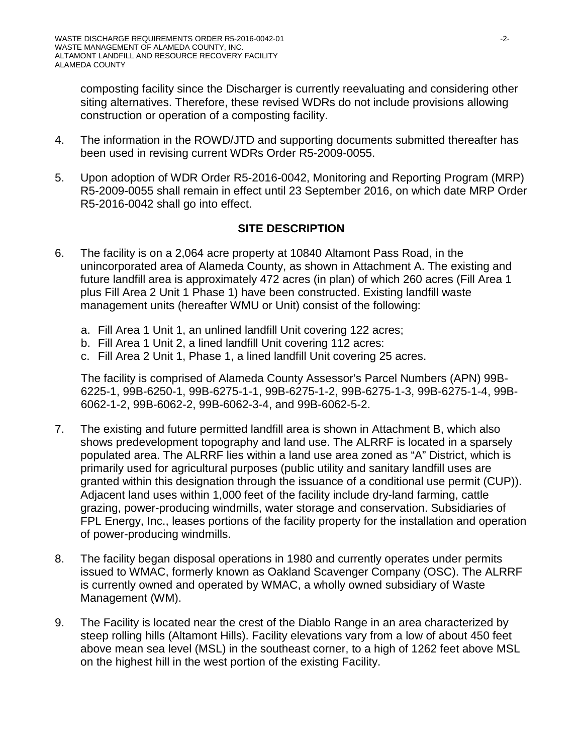composting facility since the Discharger is currently reevaluating and considering other siting alternatives. Therefore, these revised WDRs do not include provisions allowing construction or operation of a composting facility.

4. The information in the ROWD/JTD and supporting documents submitted thereafter has been used in revising current WDRs Order R5-2009-0055.

5. Upon adoption of WDR Order R5-2016-0042, Monitoring and Reporting Program (MRP) R5-2009-0055 shall remain in effect until 23 September 2016, on which date MRP Order R5-2016-0042 shall go into effect.

## SITE DESCRIPTION

6. The facility is on a 2,064 acre property at 10840 Altamont Pass Road, in the unincorporated area of Alameda County, as shown in Attachment A. The existing and future landfill area is approximately 472 acres (in plan) of which 260 acres (Fill Area 1 plus Fill Area 2 Unit 1 Phase 1) have been constructed. Existing landfill waste management units (hereafter WMU or Unit) consist of the following:

   a. Fill Area 1 Unit 1, an unlined landfill Unit covering 122 acres;
   b. Fill Area 1 Unit 2, a lined landfill Unit covering 112 acres:
   c. Fill Area 2 Unit 1, Phase 1, a lined landfill Unit covering 25 acres.

   The facility is comprised of Alameda County Assessor's Parcel Numbers (APN) 99B-6225-1, 99B-6250-1, 99B-6275-1-1, 99B-6275-1-2, 99B-6275-1-3, 99B-6275-1-4, 99B-6062-1-2, 99B-6062-2, 99B-6062-3-4, and 99B-6062-5-2.

7. The existing and future permitted landfill area is shown in Attachment B, which also shows predevelopment topography and land use. The ALRRF is located in a sparsely populated area. The ALRRF lies within a land use area zoned as "A" District, which is primarily used for agricultural purposes (public utility and sanitary landfill uses are granted within this designation through the issuance of a conditional use permit (CUP)). Adjacent land uses within 1,000 feet of the facility include dry-land farming, cattle grazing, power-producing windmills, water storage and conservation. Subsidiaries of FPL Energy, Inc., leases portions of the facility property for the installation and operation of power-producing windmills.

8. The facility began disposal operations in 1980 and currently operates under permits issued to WMAC, formerly known as Oakland Scavenger Company (OSC). The ALRRF is currently owned and operated by WMAC, a wholly owned subsidiary of Waste Management (WM).

9. The Facility is located near the crest of the Diablo Range in an area characterized by steep rolling hills (Altamont Hills). Facility elevations vary from a low of about 450 feet above mean sea level (MSL) in the southeast corner, to a high of 1262 feet above MSL on the highest hill in the west portion of the existing Facility.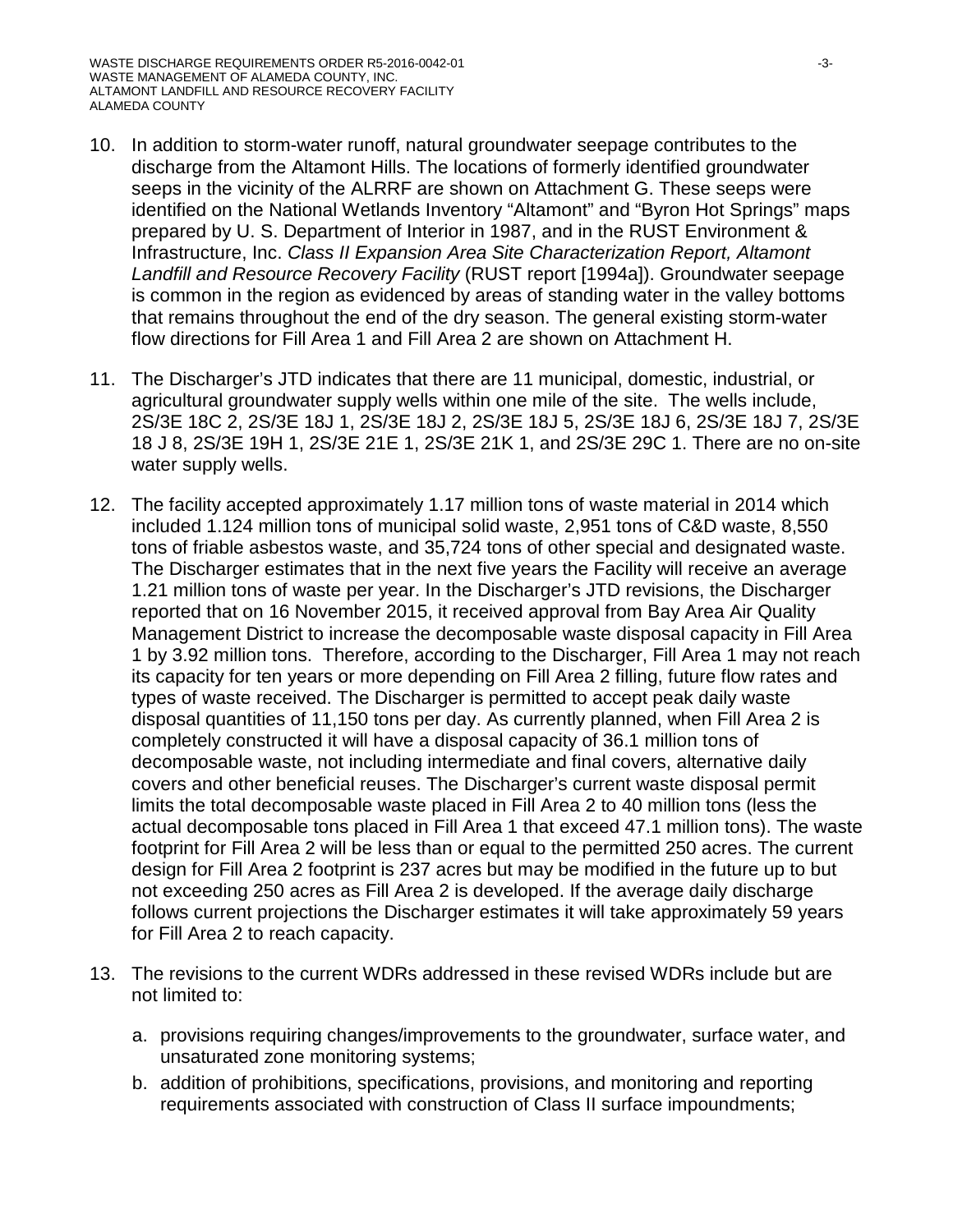10. In addition to storm-water runoff, natural groundwater seepage contributes to the discharge from the Altamont Hills. The locations of formerly identified groundwater seeps in the vicinity of the ALRRF are shown on Attachment G. These seeps were identified on the National Wetlands Inventory "Altamont" and "Byron Hot Springs" maps prepared by U. S. Department of Interior in 1987, and in the RUST Environment & Infrastructure, Inc. *Class II Expansion Area Site Characterization Report, Altamont Landfill and Resource Recovery Facility* (RUST report [1994a]). Groundwater seepage is common in the region as evidenced by areas of standing water in the valley bottoms that remains throughout the end of the dry season. The general existing storm-water flow directions for Fill Area 1 and Fill Area 2 are shown on Attachment H.

11. The Discharger's JTD indicates that there are 11 municipal, domestic, industrial, or agricultural groundwater supply wells within one mile of the site. The wells include, 2S/3E 18C 2, 2S/3E 18J 1, 2S/3E 18J 2, 2S/3E 18J 5, 2S/3E 18J 6, 2S/3E 18J 7, 2S/3E 18 J 8, 2S/3E 19H 1, 2S/3E 21E 1, 2S/3E 21K 1, and 2S/3E 29C 1. There are no on-site water supply wells.

12. The facility accepted approximately 1.17 million tons of waste material in 2014 which included 1.124 million tons of municipal solid waste, 2,951 tons of C&D waste, 8,550 tons of friable asbestos waste, and 35,724 tons of other special and designated waste. The Discharger estimates that in the next five years the Facility will receive an average 1.21 million tons of waste per year. In the Discharger's JTD revisions, the Discharger reported that on 16 November 2015, it received approval from Bay Area Air Quality Management District to increase the decomposable waste disposal capacity in Fill Area 1 by 3.92 million tons. Therefore, according to the Discharger, Fill Area 1 may not reach its capacity for ten years or more depending on Fill Area 2 filling, future flow rates and types of waste received. The Discharger is permitted to accept peak daily waste disposal quantities of 11,150 tons per day. As currently planned, when Fill Area 2 is completely constructed it will have a disposal capacity of 36.1 million tons of decomposable waste, not including intermediate and final covers, alternative daily covers and other beneficial reuses. The Discharger's current waste disposal permit limits the total decomposable waste placed in Fill Area 2 to 40 million tons (less the actual decomposable tons placed in Fill Area 1 that exceed 47.1 million tons). The waste footprint for Fill Area 2 will be less than or equal to the permitted 250 acres. The current design for Fill Area 2 footprint is 237 acres but may be modified in the future up to but not exceeding 250 acres as Fill Area 2 is developed. If the average daily discharge follows current projections the Discharger estimates it will take approximately 59 years for Fill Area 2 to reach capacity.

13. The revisions to the current WDRs addressed in these revised WDRs include but are not limited to:

    a. provisions requiring changes/improvements to the groundwater, surface water, and unsaturated zone monitoring systems;

    b. addition of prohibitions, specifications, provisions, and monitoring and reporting requirements associated with construction of Class II surface impoundments;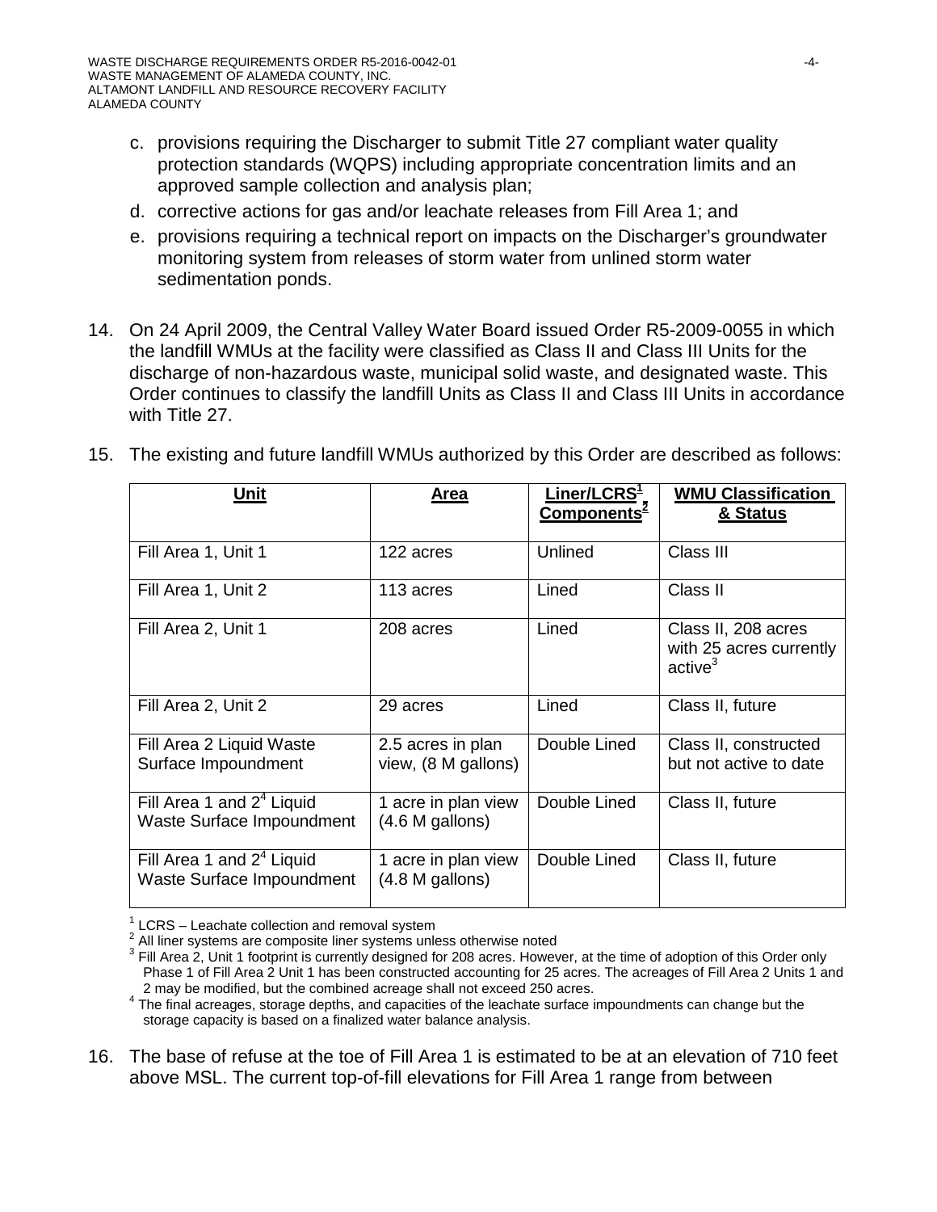c. provisions requiring the Discharger to submit Title 27 compliant water quality protection standards (WQPS) including appropriate concentration limits and an approved sample collection and analysis plan;

d. corrective actions for gas and/or leachate releases from Fill Area 1; and

e. provisions requiring a technical report on impacts on the Discharger's groundwater monitoring system from releases of storm water from unlined storm water sedimentation ponds.

14. On 24 April 2009, the Central Valley Water Board issued Order R5-2009-0055 in which the landfill WMUs at the facility were classified as Class II and Class III Units for the discharge of non-hazardous waste, municipal solid waste, and designated waste. This Order continues to classify the landfill Units as Class II and Class III Units in accordance with Title 27.

15. The existing and future landfill WMUs authorized by this Order are described as follows:

| **Unit** | **Area** | **Liner/LCRS[1], Components[2]** | **WMU Classification & Status** |
|---|---|---|---|
| Fill Area 1, Unit 1 | 122 acres | Unlined | Class III |
| Fill Area 1, Unit 2 | 113 acres | Lined | Class II |
| Fill Area 2, Unit 1 | 208 acres | Lined | Class II, 208 acres with 25 acres currently active[3] |
| Fill Area 2, Unit 2 | 29 acres | Lined | Class II, future |
| Fill Area 2 Liquid Waste Surface Impoundment | 2.5 acres in plan view, (8 M gallons) | Double Lined | Class II, constructed but not active to date |
| Fill Area 1 and 2[4] Liquid Waste Surface Impoundment | 1 acre in plan view (4.6 M gallons) | Double Lined | Class II, future |
| Fill Area 1 and 2[4] Liquid Waste Surface Impoundment | 1 acre in plan view (4.8 M gallons) | Double Lined | Class II, future |

[1] LCRS – Leachate collection and removal system

[2] All liner systems are composite liner systems unless otherwise noted

[3] Fill Area 2, Unit 1 footprint is currently designed for 208 acres. However, at the time of adoption of this Order only Phase 1 of Fill Area 2 Unit 1 has been constructed accounting for 25 acres. The acreages of Fill Area 2 Units 1 and 2 may be modified, but the combined acreage shall not exceed 250 acres.

[4] The final acreages, storage depths, and capacities of the leachate surface impoundments can change but the storage capacity is based on a finalized water balance analysis.

16. The base of refuse at the toe of Fill Area 1 is estimated to be at an elevation of 710 feet above MSL. The current top-of-fill elevations for Fill Area 1 range from between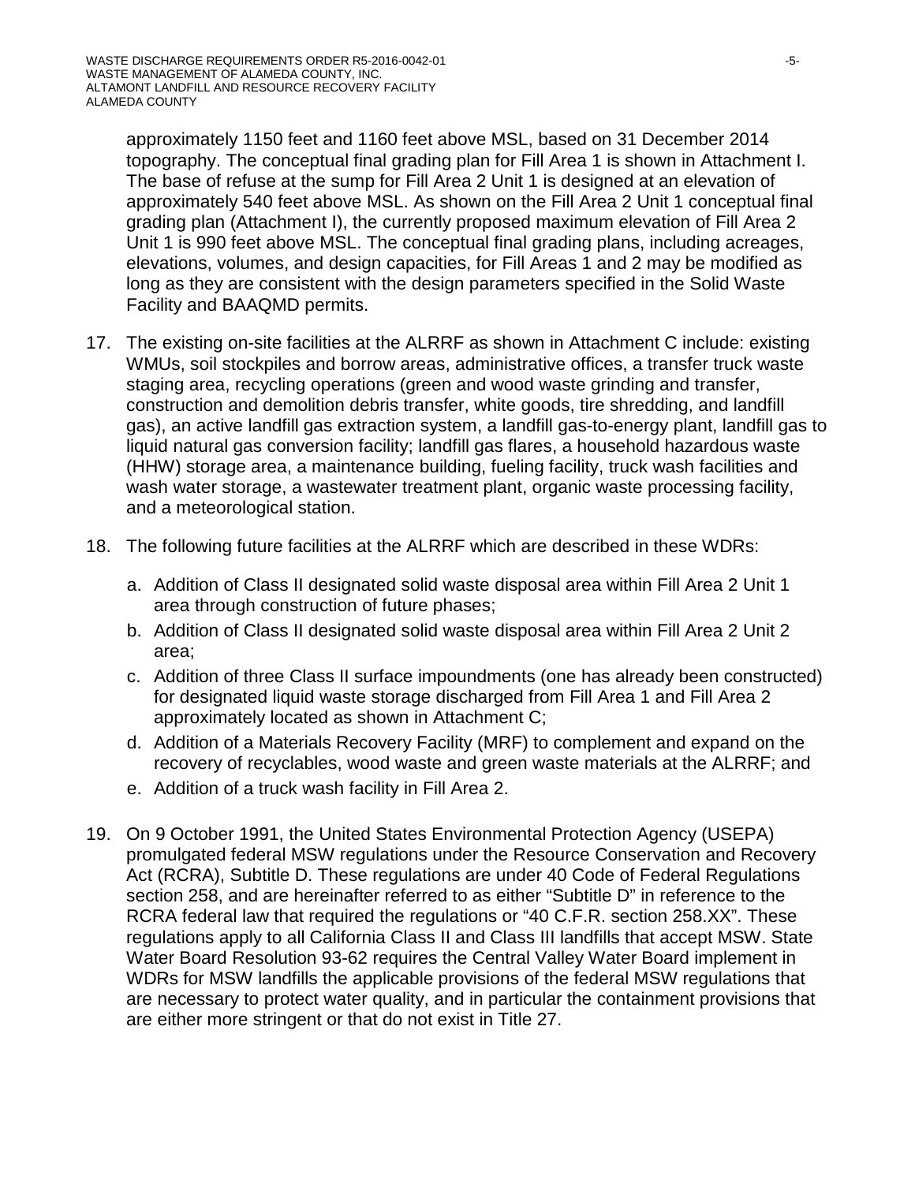approximately 1150 feet and 1160 feet above MSL, based on 31 December 2014 topography. The conceptual final grading plan for Fill Area 1 is shown in Attachment I. The base of refuse at the sump for Fill Area 2 Unit 1 is designed at an elevation of approximately 540 feet above MSL. As shown on the Fill Area 2 Unit 1 conceptual final grading plan (Attachment I), the currently proposed maximum elevation of Fill Area 2 Unit 1 is 990 feet above MSL. The conceptual final grading plans, including acreages, elevations, volumes, and design capacities, for Fill Areas 1 and 2 may be modified as long as they are consistent with the design parameters specified in the Solid Waste Facility and BAAQMD permits.

17. The existing on-site facilities at the ALRRF as shown in Attachment C include: existing WMUs, soil stockpiles and borrow areas, administrative offices, a transfer truck waste staging area, recycling operations (green and wood waste grinding and transfer, construction and demolition debris transfer, white goods, tire shredding, and landfill gas), an active landfill gas extraction system, a landfill gas-to-energy plant, landfill gas to liquid natural gas conversion facility; landfill gas flares, a household hazardous waste (HHW) storage area, a maintenance building, fueling facility, truck wash facilities and wash water storage, a wastewater treatment plant, organic waste processing facility, and a meteorological station.

18. The following future facilities at the ALRRF which are described in these WDRs:

    a. Addition of Class II designated solid waste disposal area within Fill Area 2 Unit 1 area through construction of future phases;
    b. Addition of Class II designated solid waste disposal area within Fill Area 2 Unit 2 area;
    c. Addition of three Class II surface impoundments (one has already been constructed) for designated liquid waste storage discharged from Fill Area 1 and Fill Area 2 approximately located as shown in Attachment C;
    d. Addition of a Materials Recovery Facility (MRF) to complement and expand on the recovery of recyclables, wood waste and green waste materials at the ALRRF; and
    e. Addition of a truck wash facility in Fill Area 2.

19. On 9 October 1991, the United States Environmental Protection Agency (USEPA) promulgated federal MSW regulations under the Resource Conservation and Recovery Act (RCRA), Subtitle D. These regulations are under 40 Code of Federal Regulations section 258, and are hereinafter referred to as either "Subtitle D" in reference to the RCRA federal law that required the regulations or "40 C.F.R. section 258.XX". These regulations apply to all California Class II and Class III landfills that accept MSW. State Water Board Resolution 93-62 requires the Central Valley Water Board implement in WDRs for MSW landfills the applicable provisions of the federal MSW regulations that are necessary to protect water quality, and in particular the containment provisions that are either more stringent or that do not exist in Title 27.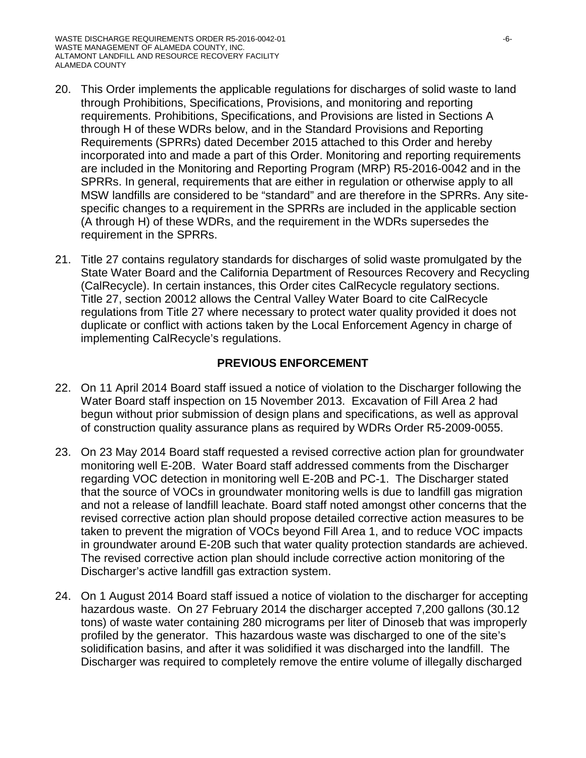20. This Order implements the applicable regulations for discharges of solid waste to land through Prohibitions, Specifications, Provisions, and monitoring and reporting requirements. Prohibitions, Specifications, and Provisions are listed in Sections A through H of these WDRs below, and in the Standard Provisions and Reporting Requirements (SPRRs) dated December 2015 attached to this Order and hereby incorporated into and made a part of this Order. Monitoring and reporting requirements are included in the Monitoring and Reporting Program (MRP) R5-2016-0042 and in the SPRRs. In general, requirements that are either in regulation or otherwise apply to all MSW landfills are considered to be "standard" and are therefore in the SPRRs. Any site-specific changes to a requirement in the SPRRs are included in the applicable section (A through H) of these WDRs, and the requirement in the WDRs supersedes the requirement in the SPRRs.

21. Title 27 contains regulatory standards for discharges of solid waste promulgated by the State Water Board and the California Department of Resources Recovery and Recycling (CalRecycle). In certain instances, this Order cites CalRecycle regulatory sections. Title 27, section 20012 allows the Central Valley Water Board to cite CalRecycle regulations from Title 27 where necessary to protect water quality provided it does not duplicate or conflict with actions taken by the Local Enforcement Agency in charge of implementing CalRecycle's regulations.

## PREVIOUS ENFORCEMENT

22. On 11 April 2014 Board staff issued a notice of violation to the Discharger following the Water Board staff inspection on 15 November 2013. Excavation of Fill Area 2 had begun without prior submission of design plans and specifications, as well as approval of construction quality assurance plans as required by WDRs Order R5-2009-0055.

23. On 23 May 2014 Board staff requested a revised corrective action plan for groundwater monitoring well E-20B. Water Board staff addressed comments from the Discharger regarding VOC detection in monitoring well E-20B and PC-1. The Discharger stated that the source of VOCs in groundwater monitoring wells is due to landfill gas migration and not a release of landfill leachate. Board staff noted amongst other concerns that the revised corrective action plan should propose detailed corrective action measures to be taken to prevent the migration of VOCs beyond Fill Area 1, and to reduce VOC impacts in groundwater around E-20B such that water quality protection standards are achieved. The revised corrective action plan should include corrective action monitoring of the Discharger's active landfill gas extraction system.

24. On 1 August 2014 Board staff issued a notice of violation to the discharger for accepting hazardous waste. On 27 February 2014 the discharger accepted 7,200 gallons (30.12 tons) of waste water containing 280 micrograms per liter of Dinoseb that was improperly profiled by the generator. This hazardous waste was discharged to one of the site's solidification basins, and after it was solidified it was discharged into the landfill. The Discharger was required to completely remove the entire volume of illegally discharged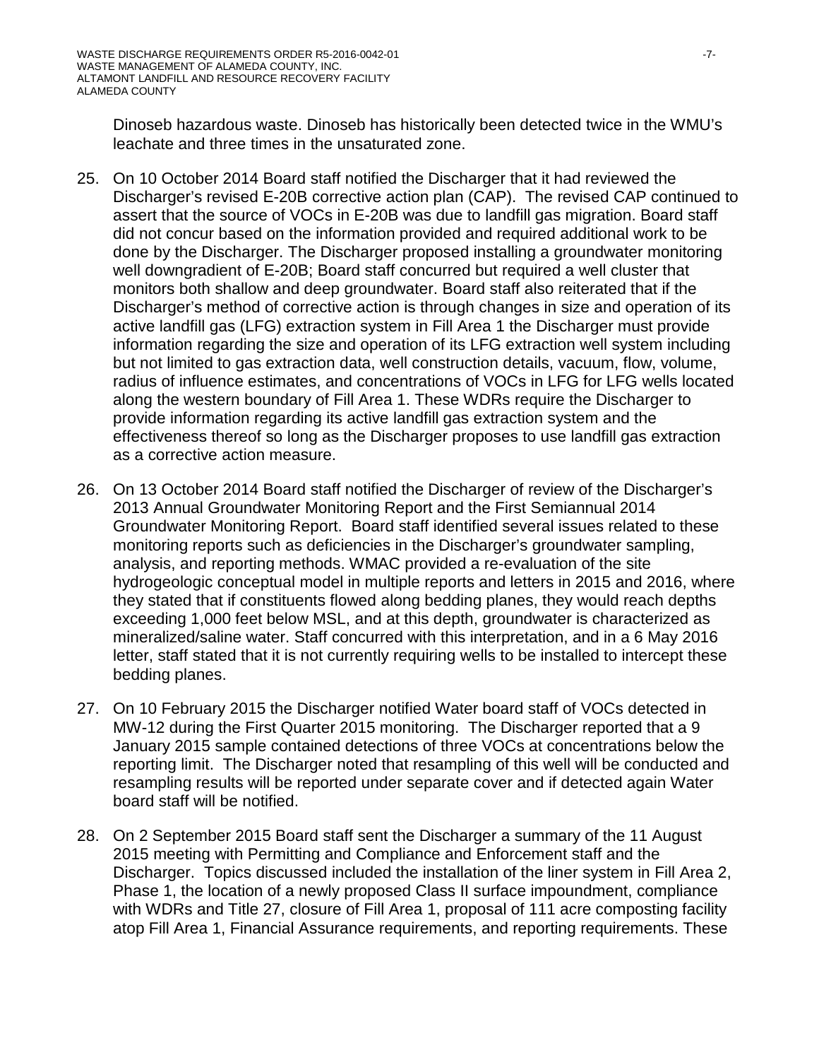Dinoseb hazardous waste. Dinoseb has historically been detected twice in the WMU's leachate and three times in the unsaturated zone.

25. On 10 October 2014 Board staff notified the Discharger that it had reviewed the Discharger's revised E-20B corrective action plan (CAP). The revised CAP continued to assert that the source of VOCs in E-20B was due to landfill gas migration. Board staff did not concur based on the information provided and required additional work to be done by the Discharger. The Discharger proposed installing a groundwater monitoring well downgradient of E-20B; Board staff concurred but required a well cluster that monitors both shallow and deep groundwater. Board staff also reiterated that if the Discharger's method of corrective action is through changes in size and operation of its active landfill gas (LFG) extraction system in Fill Area 1 the Discharger must provide information regarding the size and operation of its LFG extraction well system including but not limited to gas extraction data, well construction details, vacuum, flow, volume, radius of influence estimates, and concentrations of VOCs in LFG for LFG wells located along the western boundary of Fill Area 1. These WDRs require the Discharger to provide information regarding its active landfill gas extraction system and the effectiveness thereof so long as the Discharger proposes to use landfill gas extraction as a corrective action measure.

26. On 13 October 2014 Board staff notified the Discharger of review of the Discharger's 2013 Annual Groundwater Monitoring Report and the First Semiannual 2014 Groundwater Monitoring Report. Board staff identified several issues related to these monitoring reports such as deficiencies in the Discharger's groundwater sampling, analysis, and reporting methods. WMAC provided a re-evaluation of the site hydrogeologic conceptual model in multiple reports and letters in 2015 and 2016, where they stated that if constituents flowed along bedding planes, they would reach depths exceeding 1,000 feet below MSL, and at this depth, groundwater is characterized as mineralized/saline water. Staff concurred with this interpretation, and in a 6 May 2016 letter, staff stated that it is not currently requiring wells to be installed to intercept these bedding planes.

27. On 10 February 2015 the Discharger notified Water board staff of VOCs detected in MW-12 during the First Quarter 2015 monitoring. The Discharger reported that a 9 January 2015 sample contained detections of three VOCs at concentrations below the reporting limit. The Discharger noted that resampling of this well will be conducted and resampling results will be reported under separate cover and if detected again Water board staff will be notified.

28. On 2 September 2015 Board staff sent the Discharger a summary of the 11 August 2015 meeting with Permitting and Compliance and Enforcement staff and the Discharger. Topics discussed included the installation of the liner system in Fill Area 2, Phase 1, the location of a newly proposed Class II surface impoundment, compliance with WDRs and Title 27, closure of Fill Area 1, proposal of 111 acre composting facility atop Fill Area 1, Financial Assurance requirements, and reporting requirements. These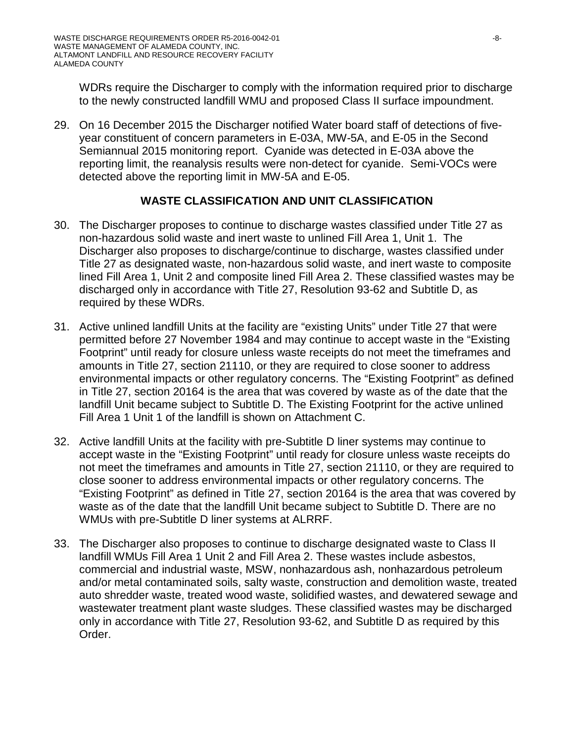WDRs require the Discharger to comply with the information required prior to discharge to the newly constructed landfill WMU and proposed Class II surface impoundment.

29. On 16 December 2015 the Discharger notified Water board staff of detections of five-year constituent of concern parameters in E-03A, MW-5A, and E-05 in the Second Semiannual 2015 monitoring report. Cyanide was detected in E-03A above the reporting limit, the reanalysis results were non-detect for cyanide. Semi-VOCs were detected above the reporting limit in MW-5A and E-05.

## WASTE CLASSIFICATION AND UNIT CLASSIFICATION

30. The Discharger proposes to continue to discharge wastes classified under Title 27 as non-hazardous solid waste and inert waste to unlined Fill Area 1, Unit 1. The Discharger also proposes to discharge/continue to discharge, wastes classified under Title 27 as designated waste, non-hazardous solid waste, and inert waste to composite lined Fill Area 1, Unit 2 and composite lined Fill Area 2. These classified wastes may be discharged only in accordance with Title 27, Resolution 93-62 and Subtitle D, as required by these WDRs.

31. Active unlined landfill Units at the facility are "existing Units" under Title 27 that were permitted before 27 November 1984 and may continue to accept waste in the "Existing Footprint" until ready for closure unless waste receipts do not meet the timeframes and amounts in Title 27, section 21110, or they are required to close sooner to address environmental impacts or other regulatory concerns. The "Existing Footprint" as defined in Title 27, section 20164 is the area that was covered by waste as of the date that the landfill Unit became subject to Subtitle D. The Existing Footprint for the active unlined Fill Area 1 Unit 1 of the landfill is shown on Attachment C.

32. Active landfill Units at the facility with pre-Subtitle D liner systems may continue to accept waste in the "Existing Footprint" until ready for closure unless waste receipts do not meet the timeframes and amounts in Title 27, section 21110, or they are required to close sooner to address environmental impacts or other regulatory concerns. The "Existing Footprint" as defined in Title 27, section 20164 is the area that was covered by waste as of the date that the landfill Unit became subject to Subtitle D. There are no WMUs with pre-Subtitle D liner systems at ALRRF.

33. The Discharger also proposes to continue to discharge designated waste to Class II landfill WMUs Fill Area 1 Unit 2 and Fill Area 2. These wastes include asbestos, commercial and industrial waste, MSW, nonhazardous ash, nonhazardous petroleum and/or metal contaminated soils, salty waste, construction and demolition waste, treated auto shredder waste, treated wood waste, solidified wastes, and dewatered sewage and wastewater treatment plant waste sludges. These classified wastes may be discharged only in accordance with Title 27, Resolution 93-62, and Subtitle D as required by this Order.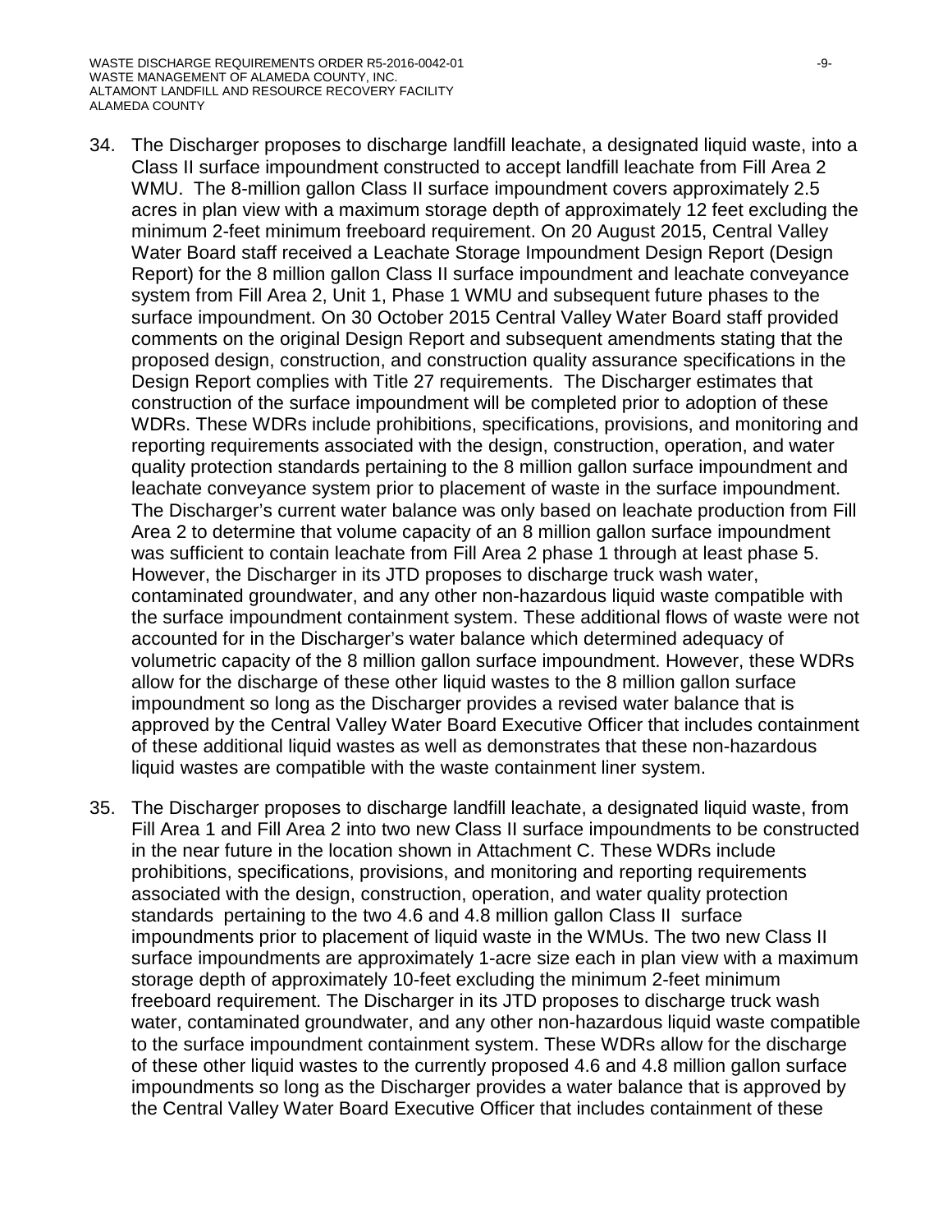34. The Discharger proposes to discharge landfill leachate, a designated liquid waste, into a Class II surface impoundment constructed to accept landfill leachate from Fill Area 2 WMU. The 8-million gallon Class II surface impoundment covers approximately 2.5 acres in plan view with a maximum storage depth of approximately 12 feet excluding the minimum 2-feet minimum freeboard requirement. On 20 August 2015, Central Valley Water Board staff received a Leachate Storage Impoundment Design Report (Design Report) for the 8 million gallon Class II surface impoundment and leachate conveyance system from Fill Area 2, Unit 1, Phase 1 WMU and subsequent future phases to the surface impoundment. On 30 October 2015 Central Valley Water Board staff provided comments on the original Design Report and subsequent amendments stating that the proposed design, construction, and construction quality assurance specifications in the Design Report complies with Title 27 requirements. The Discharger estimates that construction of the surface impoundment will be completed prior to adoption of these WDRs. These WDRs include prohibitions, specifications, provisions, and monitoring and reporting requirements associated with the design, construction, operation, and water quality protection standards pertaining to the 8 million gallon surface impoundment and leachate conveyance system prior to placement of waste in the surface impoundment. The Discharger's current water balance was only based on leachate production from Fill Area 2 to determine that volume capacity of an 8 million gallon surface impoundment was sufficient to contain leachate from Fill Area 2 phase 1 through at least phase 5. However, the Discharger in its JTD proposes to discharge truck wash water, contaminated groundwater, and any other non-hazardous liquid waste compatible with the surface impoundment containment system. These additional flows of waste were not accounted for in the Discharger's water balance which determined adequacy of volumetric capacity of the 8 million gallon surface impoundment. However, these WDRs allow for the discharge of these other liquid wastes to the 8 million gallon surface impoundment so long as the Discharger provides a revised water balance that is approved by the Central Valley Water Board Executive Officer that includes containment of these additional liquid wastes as well as demonstrates that these non-hazardous liquid wastes are compatible with the waste containment liner system.

35. The Discharger proposes to discharge landfill leachate, a designated liquid waste, from Fill Area 1 and Fill Area 2 into two new Class II surface impoundments to be constructed in the near future in the location shown in Attachment C. These WDRs include prohibitions, specifications, provisions, and monitoring and reporting requirements associated with the design, construction, operation, and water quality protection standards pertaining to the two 4.6 and 4.8 million gallon Class II surface impoundments prior to placement of liquid waste in the WMUs. The two new Class II surface impoundments are approximately 1-acre size each in plan view with a maximum storage depth of approximately 10-feet excluding the minimum 2-feet minimum freeboard requirement. The Discharger in its JTD proposes to discharge truck wash water, contaminated groundwater, and any other non-hazardous liquid waste compatible to the surface impoundment containment system. These WDRs allow for the discharge of these other liquid wastes to the currently proposed 4.6 and 4.8 million gallon surface impoundments so long as the Discharger provides a water balance that is approved by the Central Valley Water Board Executive Officer that includes containment of these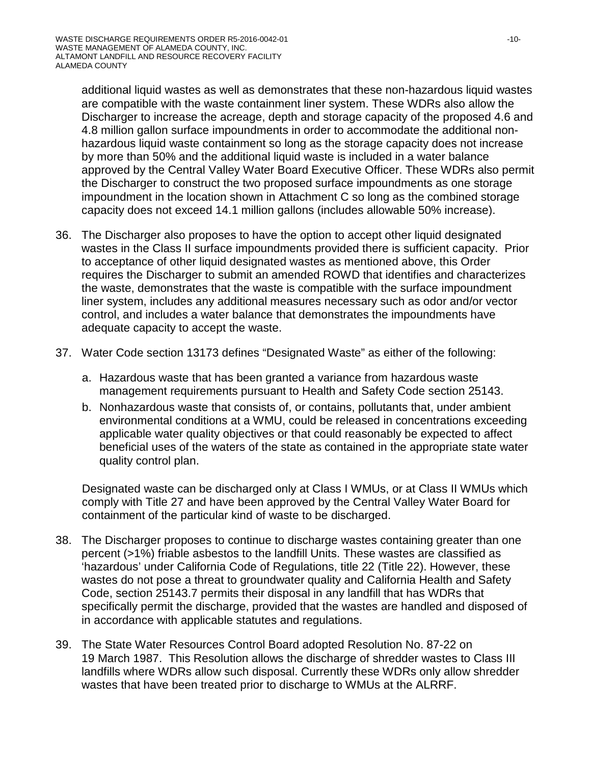additional liquid wastes as well as demonstrates that these non-hazardous liquid wastes are compatible with the waste containment liner system. These WDRs also allow the Discharger to increase the acreage, depth and storage capacity of the proposed 4.6 and 4.8 million gallon surface impoundments in order to accommodate the additional non-hazardous liquid waste containment so long as the storage capacity does not increase by more than 50% and the additional liquid waste is included in a water balance approved by the Central Valley Water Board Executive Officer. These WDRs also permit the Discharger to construct the two proposed surface impoundments as one storage impoundment in the location shown in Attachment C so long as the combined storage capacity does not exceed 14.1 million gallons (includes allowable 50% increase).

36. The Discharger also proposes to have the option to accept other liquid designated wastes in the Class II surface impoundments provided there is sufficient capacity. Prior to acceptance of other liquid designated wastes as mentioned above, this Order requires the Discharger to submit an amended ROWD that identifies and characterizes the waste, demonstrates that the waste is compatible with the surface impoundment liner system, includes any additional measures necessary such as odor and/or vector control, and includes a water balance that demonstrates the impoundments have adequate capacity to accept the waste.

37. Water Code section 13173 defines "Designated Waste" as either of the following:

    a. Hazardous waste that has been granted a variance from hazardous waste management requirements pursuant to Health and Safety Code section 25143.

    b. Nonhazardous waste that consists of, or contains, pollutants that, under ambient environmental conditions at a WMU, could be released in concentrations exceeding applicable water quality objectives or that could reasonably be expected to affect beneficial uses of the waters of the state as contained in the appropriate state water quality control plan.

    Designated waste can be discharged only at Class I WMUs, or at Class II WMUs which comply with Title 27 and have been approved by the Central Valley Water Board for containment of the particular kind of waste to be discharged.

38. The Discharger proposes to continue to discharge wastes containing greater than one percent (>1%) friable asbestos to the landfill Units. These wastes are classified as 'hazardous' under California Code of Regulations, title 22 (Title 22). However, these wastes do not pose a threat to groundwater quality and California Health and Safety Code, section 25143.7 permits their disposal in any landfill that has WDRs that specifically permit the discharge, provided that the wastes are handled and disposed of in accordance with applicable statutes and regulations.

39. The State Water Resources Control Board adopted Resolution No. 87-22 on 19 March 1987. This Resolution allows the discharge of shredder wastes to Class III landfills where WDRs allow such disposal. Currently these WDRs only allow shredder wastes that have been treated prior to discharge to WMUs at the ALRRF.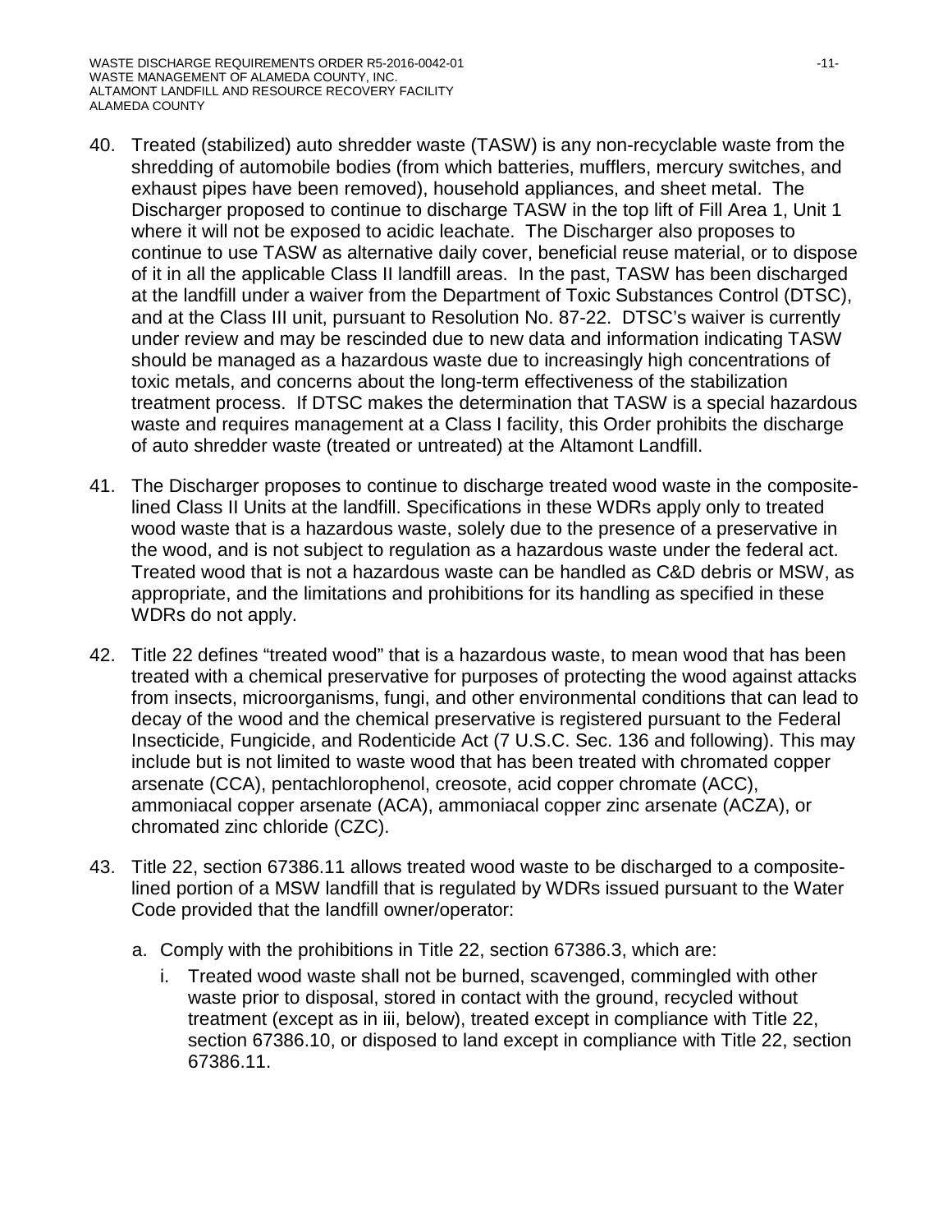40. Treated (stabilized) auto shredder waste (TASW) is any non-recyclable waste from the shredding of automobile bodies (from which batteries, mufflers, mercury switches, and exhaust pipes have been removed), household appliances, and sheet metal. The Discharger proposed to continue to discharge TASW in the top lift of Fill Area 1, Unit 1 where it will not be exposed to acidic leachate. The Discharger also proposes to continue to use TASW as alternative daily cover, beneficial reuse material, or to dispose of it in all the applicable Class II landfill areas. In the past, TASW has been discharged at the landfill under a waiver from the Department of Toxic Substances Control (DTSC), and at the Class III unit, pursuant to Resolution No. 87-22. DTSC's waiver is currently under review and may be rescinded due to new data and information indicating TASW should be managed as a hazardous waste due to increasingly high concentrations of toxic metals, and concerns about the long-term effectiveness of the stabilization treatment process. If DTSC makes the determination that TASW is a special hazardous waste and requires management at a Class I facility, this Order prohibits the discharge of auto shredder waste (treated or untreated) at the Altamont Landfill.

41. The Discharger proposes to continue to discharge treated wood waste in the composite-lined Class II Units at the landfill. Specifications in these WDRs apply only to treated wood waste that is a hazardous waste, solely due to the presence of a preservative in the wood, and is not subject to regulation as a hazardous waste under the federal act. Treated wood that is not a hazardous waste can be handled as C&D debris or MSW, as appropriate, and the limitations and prohibitions for its handling as specified in these WDRs do not apply.

42. Title 22 defines "treated wood" that is a hazardous waste, to mean wood that has been treated with a chemical preservative for purposes of protecting the wood against attacks from insects, microorganisms, fungi, and other environmental conditions that can lead to decay of the wood and the chemical preservative is registered pursuant to the Federal Insecticide, Fungicide, and Rodenticide Act (7 U.S.C. Sec. 136 and following). This may include but is not limited to waste wood that has been treated with chromated copper arsenate (CCA), pentachlorophenol, creosote, acid copper chromate (ACC), ammoniacal copper arsenate (ACA), ammoniacal copper zinc arsenate (ACZA), or chromated zinc chloride (CZC).

43. Title 22, section 67386.11 allows treated wood waste to be discharged to a composite-lined portion of a MSW landfill that is regulated by WDRs issued pursuant to the Water Code provided that the landfill owner/operator:

    a. Comply with the prohibitions in Title 22, section 67386.3, which are:

        i. Treated wood waste shall not be burned, scavenged, commingled with other waste prior to disposal, stored in contact with the ground, recycled without treatment (except as in iii, below), treated except in compliance with Title 22, section 67386.10, or disposed to land except in compliance with Title 22, section 67386.11.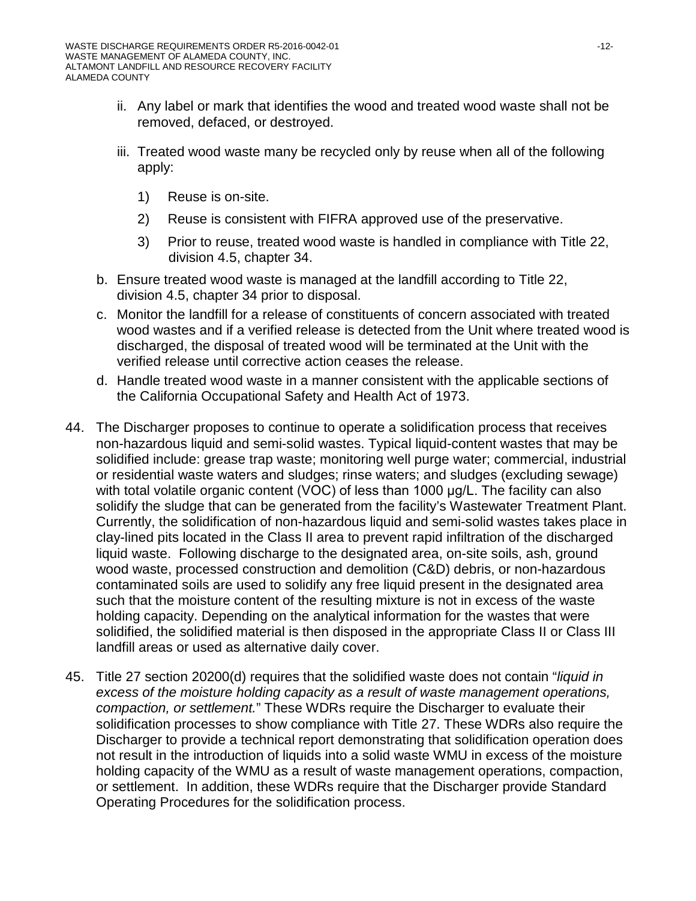ii. Any label or mark that identifies the wood and treated wood waste shall not be removed, defaced, or destroyed.

iii. Treated wood waste many be recycled only by reuse when all of the following apply:

1) Reuse is on-site.

2) Reuse is consistent with FIFRA approved use of the preservative.

3) Prior to reuse, treated wood waste is handled in compliance with Title 22, division 4.5, chapter 34.

b. Ensure treated wood waste is managed at the landfill according to Title 22, division 4.5, chapter 34 prior to disposal.

c. Monitor the landfill for a release of constituents of concern associated with treated wood wastes and if a verified release is detected from the Unit where treated wood is discharged, the disposal of treated wood will be terminated at the Unit with the verified release until corrective action ceases the release.

d. Handle treated wood waste in a manner consistent with the applicable sections of the California Occupational Safety and Health Act of 1973.

44. The Discharger proposes to continue to operate a solidification process that receives non-hazardous liquid and semi-solid wastes. Typical liquid-content wastes that may be solidified include: grease trap waste; monitoring well purge water; commercial, industrial or residential waste waters and sludges; rinse waters; and sludges (excluding sewage) with total volatile organic content (VOC) of less than 1000 µg/L. The facility can also solidify the sludge that can be generated from the facility's Wastewater Treatment Plant. Currently, the solidification of non-hazardous liquid and semi-solid wastes takes place in clay-lined pits located in the Class II area to prevent rapid infiltration of the discharged liquid waste. Following discharge to the designated area, on-site soils, ash, ground wood waste, processed construction and demolition (C&D) debris, or non-hazardous contaminated soils are used to solidify any free liquid present in the designated area such that the moisture content of the resulting mixture is not in excess of the waste holding capacity. Depending on the analytical information for the wastes that were solidified, the solidified material is then disposed in the appropriate Class II or Class III landfill areas or used as alternative daily cover.

45. Title 27 section 20200(d) requires that the solidified waste does not contain "*liquid in excess of the moisture holding capacity as a result of waste management operations, compaction, or settlement.*" These WDRs require the Discharger to evaluate their solidification processes to show compliance with Title 27. These WDRs also require the Discharger to provide a technical report demonstrating that solidification operation does not result in the introduction of liquids into a solid waste WMU in excess of the moisture holding capacity of the WMU as a result of waste management operations, compaction, or settlement. In addition, these WDRs require that the Discharger provide Standard Operating Procedures for the solidification process.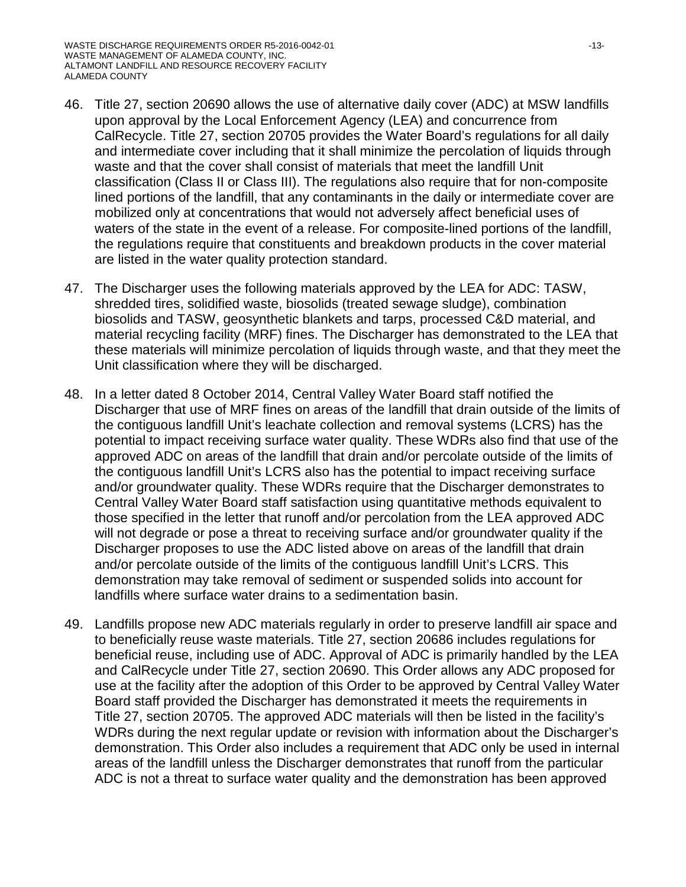46. Title 27, section 20690 allows the use of alternative daily cover (ADC) at MSW landfills upon approval by the Local Enforcement Agency (LEA) and concurrence from CalRecycle. Title 27, section 20705 provides the Water Board's regulations for all daily and intermediate cover including that it shall minimize the percolation of liquids through waste and that the cover shall consist of materials that meet the landfill Unit classification (Class II or Class III). The regulations also require that for non-composite lined portions of the landfill, that any contaminants in the daily or intermediate cover are mobilized only at concentrations that would not adversely affect beneficial uses of waters of the state in the event of a release. For composite-lined portions of the landfill, the regulations require that constituents and breakdown products in the cover material are listed in the water quality protection standard.

47. The Discharger uses the following materials approved by the LEA for ADC: TASW, shredded tires, solidified waste, biosolids (treated sewage sludge), combination biosolids and TASW, geosynthetic blankets and tarps, processed C&D material, and material recycling facility (MRF) fines. The Discharger has demonstrated to the LEA that these materials will minimize percolation of liquids through waste, and that they meet the Unit classification where they will be discharged.

48. In a letter dated 8 October 2014, Central Valley Water Board staff notified the Discharger that use of MRF fines on areas of the landfill that drain outside of the limits of the contiguous landfill Unit's leachate collection and removal systems (LCRS) has the potential to impact receiving surface water quality. These WDRs also find that use of the approved ADC on areas of the landfill that drain and/or percolate outside of the limits of the contiguous landfill Unit's LCRS also has the potential to impact receiving surface and/or groundwater quality. These WDRs require that the Discharger demonstrates to Central Valley Water Board staff satisfaction using quantitative methods equivalent to those specified in the letter that runoff and/or percolation from the LEA approved ADC will not degrade or pose a threat to receiving surface and/or groundwater quality if the Discharger proposes to use the ADC listed above on areas of the landfill that drain and/or percolate outside of the limits of the contiguous landfill Unit's LCRS. This demonstration may take removal of sediment or suspended solids into account for landfills where surface water drains to a sedimentation basin.

49. Landfills propose new ADC materials regularly in order to preserve landfill air space and to beneficially reuse waste materials. Title 27, section 20686 includes regulations for beneficial reuse, including use of ADC. Approval of ADC is primarily handled by the LEA and CalRecycle under Title 27, section 20690. This Order allows any ADC proposed for use at the facility after the adoption of this Order to be approved by Central Valley Water Board staff provided the Discharger has demonstrated it meets the requirements in Title 27, section 20705. The approved ADC materials will then be listed in the facility's WDRs during the next regular update or revision with information about the Discharger's demonstration. This Order also includes a requirement that ADC only be used in internal areas of the landfill unless the Discharger demonstrates that runoff from the particular ADC is not a threat to surface water quality and the demonstration has been approved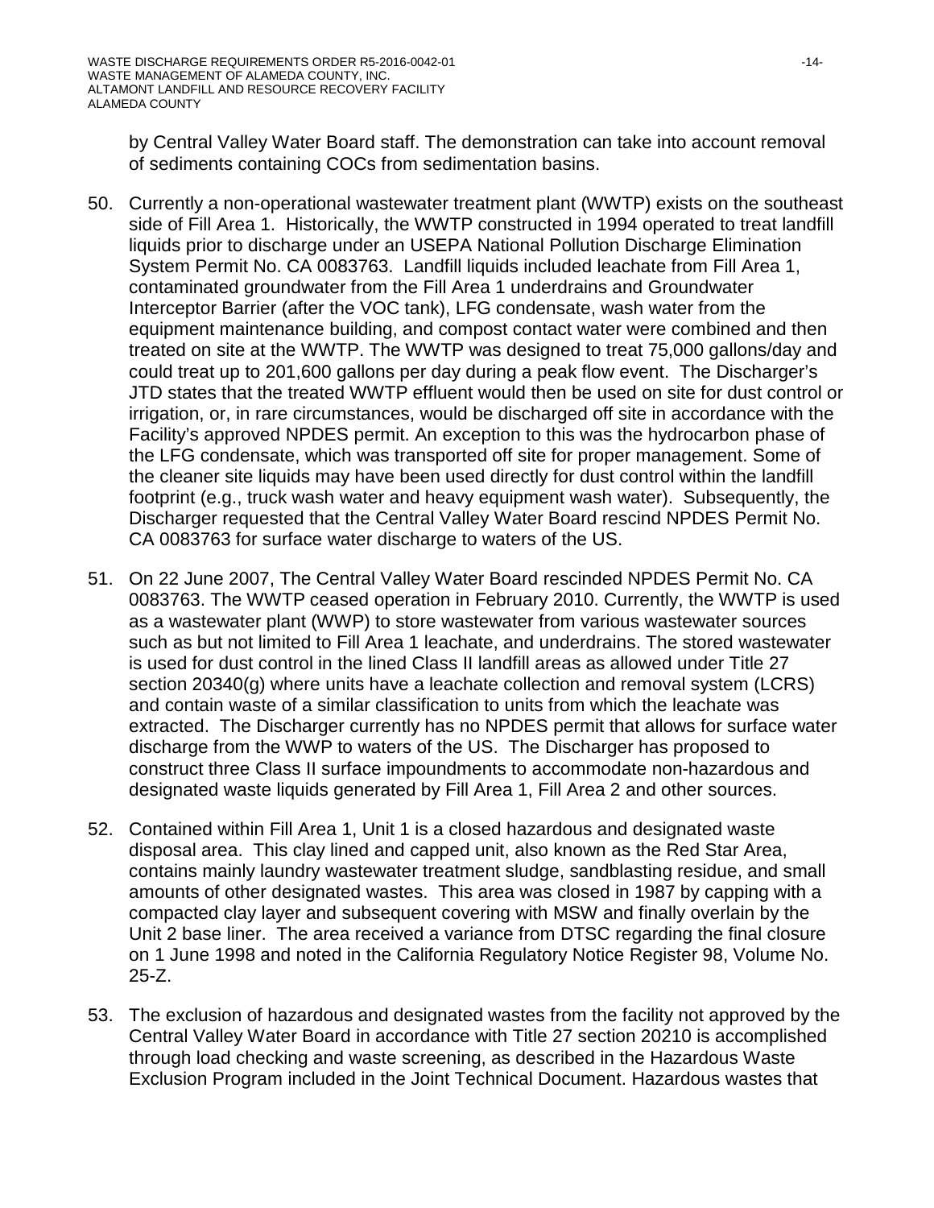by Central Valley Water Board staff. The demonstration can take into account removal of sediments containing COCs from sedimentation basins.

50. Currently a non-operational wastewater treatment plant (WWTP) exists on the southeast side of Fill Area 1. Historically, the WWTP constructed in 1994 operated to treat landfill liquids prior to discharge under an USEPA National Pollution Discharge Elimination System Permit No. CA 0083763. Landfill liquids included leachate from Fill Area 1, contaminated groundwater from the Fill Area 1 underdrains and Groundwater Interceptor Barrier (after the VOC tank), LFG condensate, wash water from the equipment maintenance building, and compost contact water were combined and then treated on site at the WWTP. The WWTP was designed to treat 75,000 gallons/day and could treat up to 201,600 gallons per day during a peak flow event. The Discharger's JTD states that the treated WWTP effluent would then be used on site for dust control or irrigation, or, in rare circumstances, would be discharged off site in accordance with the Facility's approved NPDES permit. An exception to this was the hydrocarbon phase of the LFG condensate, which was transported off site for proper management. Some of the cleaner site liquids may have been used directly for dust control within the landfill footprint (e.g., truck wash water and heavy equipment wash water). Subsequently, the Discharger requested that the Central Valley Water Board rescind NPDES Permit No. CA 0083763 for surface water discharge to waters of the US.

51. On 22 June 2007, The Central Valley Water Board rescinded NPDES Permit No. CA 0083763. The WWTP ceased operation in February 2010. Currently, the WWTP is used as a wastewater plant (WWP) to store wastewater from various wastewater sources such as but not limited to Fill Area 1 leachate, and underdrains. The stored wastewater is used for dust control in the lined Class II landfill areas as allowed under Title 27 section 20340(g) where units have a leachate collection and removal system (LCRS) and contain waste of a similar classification to units from which the leachate was extracted. The Discharger currently has no NPDES permit that allows for surface water discharge from the WWP to waters of the US. The Discharger has proposed to construct three Class II surface impoundments to accommodate non-hazardous and designated waste liquids generated by Fill Area 1, Fill Area 2 and other sources.

52. Contained within Fill Area 1, Unit 1 is a closed hazardous and designated waste disposal area. This clay lined and capped unit, also known as the Red Star Area, contains mainly laundry wastewater treatment sludge, sandblasting residue, and small amounts of other designated wastes. This area was closed in 1987 by capping with a compacted clay layer and subsequent covering with MSW and finally overlain by the Unit 2 base liner. The area received a variance from DTSC regarding the final closure on 1 June 1998 and noted in the California Regulatory Notice Register 98, Volume No. 25-Z.

53. The exclusion of hazardous and designated wastes from the facility not approved by the Central Valley Water Board in accordance with Title 27 section 20210 is accomplished through load checking and waste screening, as described in the Hazardous Waste Exclusion Program included in the Joint Technical Document. Hazardous wastes that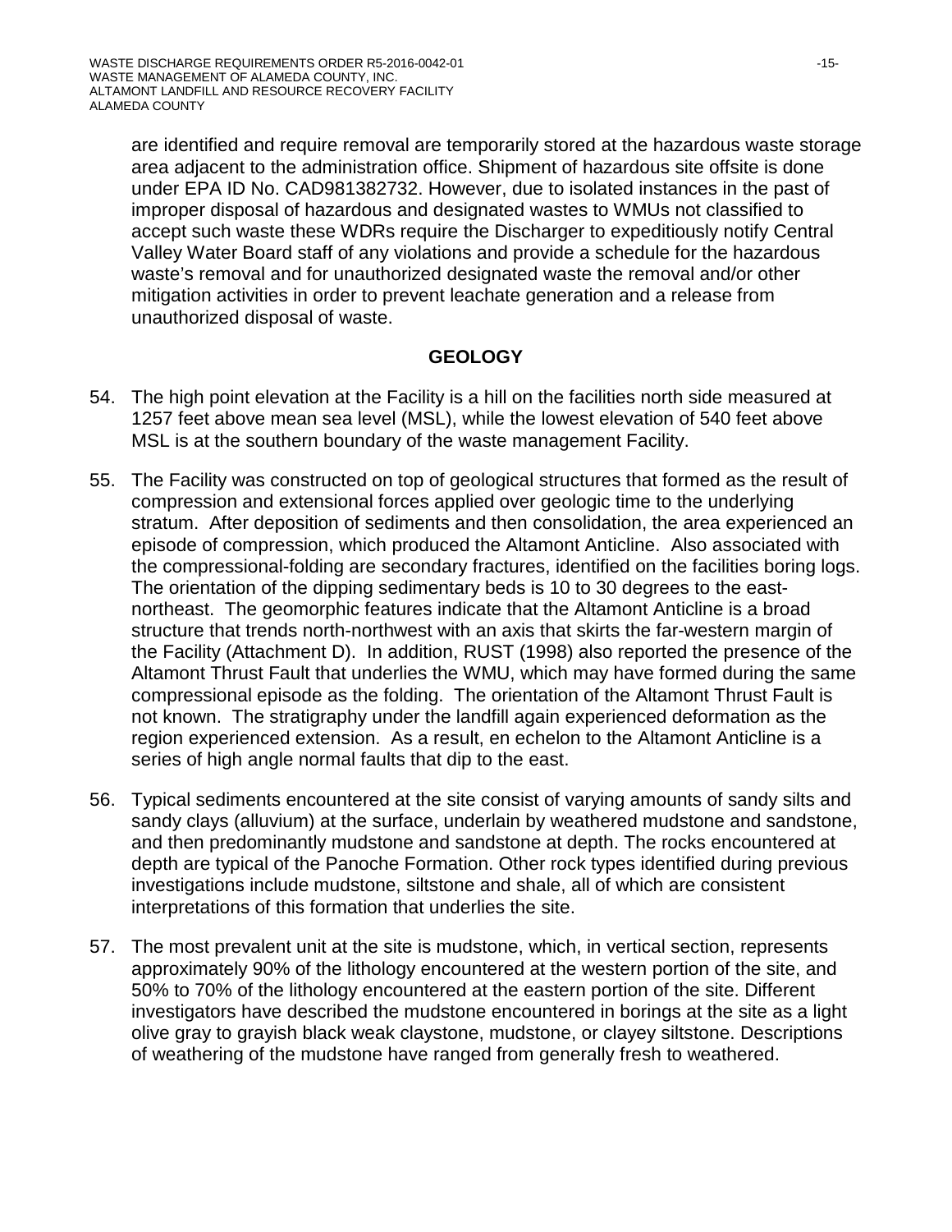are identified and require removal are temporarily stored at the hazardous waste storage area adjacent to the administration office. Shipment of hazardous site offsite is done under EPA ID No. CAD981382732. However, due to isolated instances in the past of improper disposal of hazardous and designated wastes to WMUs not classified to accept such waste these WDRs require the Discharger to expeditiously notify Central Valley Water Board staff of any violations and provide a schedule for the hazardous waste's removal and for unauthorized designated waste the removal and/or other mitigation activities in order to prevent leachate generation and a release from unauthorized disposal of waste.

## GEOLOGY

54. The high point elevation at the Facility is a hill on the facilities north side measured at 1257 feet above mean sea level (MSL), while the lowest elevation of 540 feet above MSL is at the southern boundary of the waste management Facility.

55. The Facility was constructed on top of geological structures that formed as the result of compression and extensional forces applied over geologic time to the underlying stratum. After deposition of sediments and then consolidation, the area experienced an episode of compression, which produced the Altamont Anticline. Also associated with the compressional-folding are secondary fractures, identified on the facilities boring logs. The orientation of the dipping sedimentary beds is 10 to 30 degrees to the east-northeast. The geomorphic features indicate that the Altamont Anticline is a broad structure that trends north-northwest with an axis that skirts the far-western margin of the Facility (Attachment D). In addition, RUST (1998) also reported the presence of the Altamont Thrust Fault that underlies the WMU, which may have formed during the same compressional episode as the folding. The orientation of the Altamont Thrust Fault is not known. The stratigraphy under the landfill again experienced deformation as the region experienced extension. As a result, en echelon to the Altamont Anticline is a series of high angle normal faults that dip to the east.

56. Typical sediments encountered at the site consist of varying amounts of sandy silts and sandy clays (alluvium) at the surface, underlain by weathered mudstone and sandstone, and then predominantly mudstone and sandstone at depth. The rocks encountered at depth are typical of the Panoche Formation. Other rock types identified during previous investigations include mudstone, siltstone and shale, all of which are consistent interpretations of this formation that underlies the site.

57. The most prevalent unit at the site is mudstone, which, in vertical section, represents approximately 90% of the lithology encountered at the western portion of the site, and 50% to 70% of the lithology encountered at the eastern portion of the site. Different investigators have described the mudstone encountered in borings at the site as a light olive gray to grayish black weak claystone, mudstone, or clayey siltstone. Descriptions of weathering of the mudstone have ranged from generally fresh to weathered.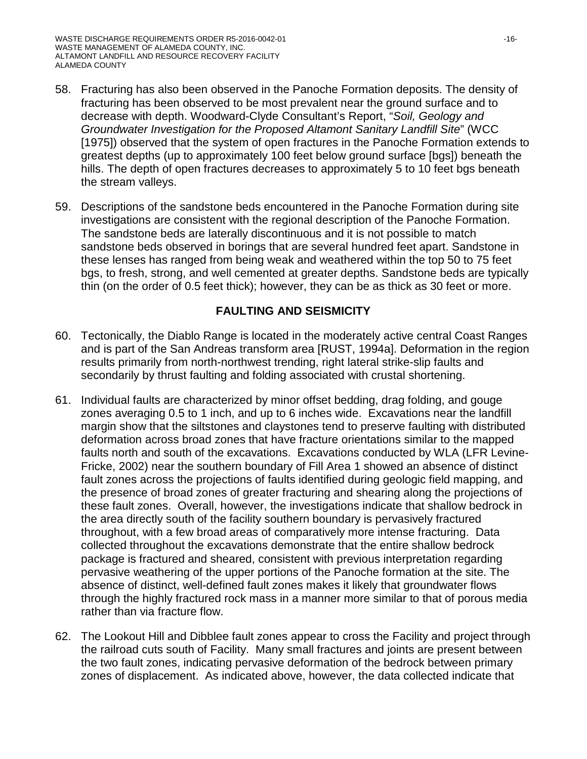58. Fracturing has also been observed in the Panoche Formation deposits. The density of fracturing has been observed to be most prevalent near the ground surface and to decrease with depth. Woodward-Clyde Consultant's Report, "*Soil, Geology and Groundwater Investigation for the Proposed Altamont Sanitary Landfill Site*" (WCC [1975]) observed that the system of open fractures in the Panoche Formation extends to greatest depths (up to approximately 100 feet below ground surface [bgs]) beneath the hills. The depth of open fractures decreases to approximately 5 to 10 feet bgs beneath the stream valleys.

59. Descriptions of the sandstone beds encountered in the Panoche Formation during site investigations are consistent with the regional description of the Panoche Formation. The sandstone beds are laterally discontinuous and it is not possible to match sandstone beds observed in borings that are several hundred feet apart. Sandstone in these lenses has ranged from being weak and weathered within the top 50 to 75 feet bgs, to fresh, strong, and well cemented at greater depths. Sandstone beds are typically thin (on the order of 0.5 feet thick); however, they can be as thick as 30 feet or more.

## FAULTING AND SEISMICITY

60. Tectonically, the Diablo Range is located in the moderately active central Coast Ranges and is part of the San Andreas transform area [RUST, 1994a]. Deformation in the region results primarily from north-northwest trending, right lateral strike-slip faults and secondarily by thrust faulting and folding associated with crustal shortening.

61. Individual faults are characterized by minor offset bedding, drag folding, and gouge zones averaging 0.5 to 1 inch, and up to 6 inches wide. Excavations near the landfill margin show that the siltstones and claystones tend to preserve faulting with distributed deformation across broad zones that have fracture orientations similar to the mapped faults north and south of the excavations. Excavations conducted by WLA (LFR Levine-Fricke, 2002) near the southern boundary of Fill Area 1 showed an absence of distinct fault zones across the projections of faults identified during geologic field mapping, and the presence of broad zones of greater fracturing and shearing along the projections of these fault zones. Overall, however, the investigations indicate that shallow bedrock in the area directly south of the facility southern boundary is pervasively fractured throughout, with a few broad areas of comparatively more intense fracturing. Data collected throughout the excavations demonstrate that the entire shallow bedrock package is fractured and sheared, consistent with previous interpretation regarding pervasive weathering of the upper portions of the Panoche formation at the site. The absence of distinct, well-defined fault zones makes it likely that groundwater flows through the highly fractured rock mass in a manner more similar to that of porous media rather than via fracture flow.

62. The Lookout Hill and Dibblee fault zones appear to cross the Facility and project through the railroad cuts south of Facility. Many small fractures and joints are present between the two fault zones, indicating pervasive deformation of the bedrock between primary zones of displacement. As indicated above, however, the data collected indicate that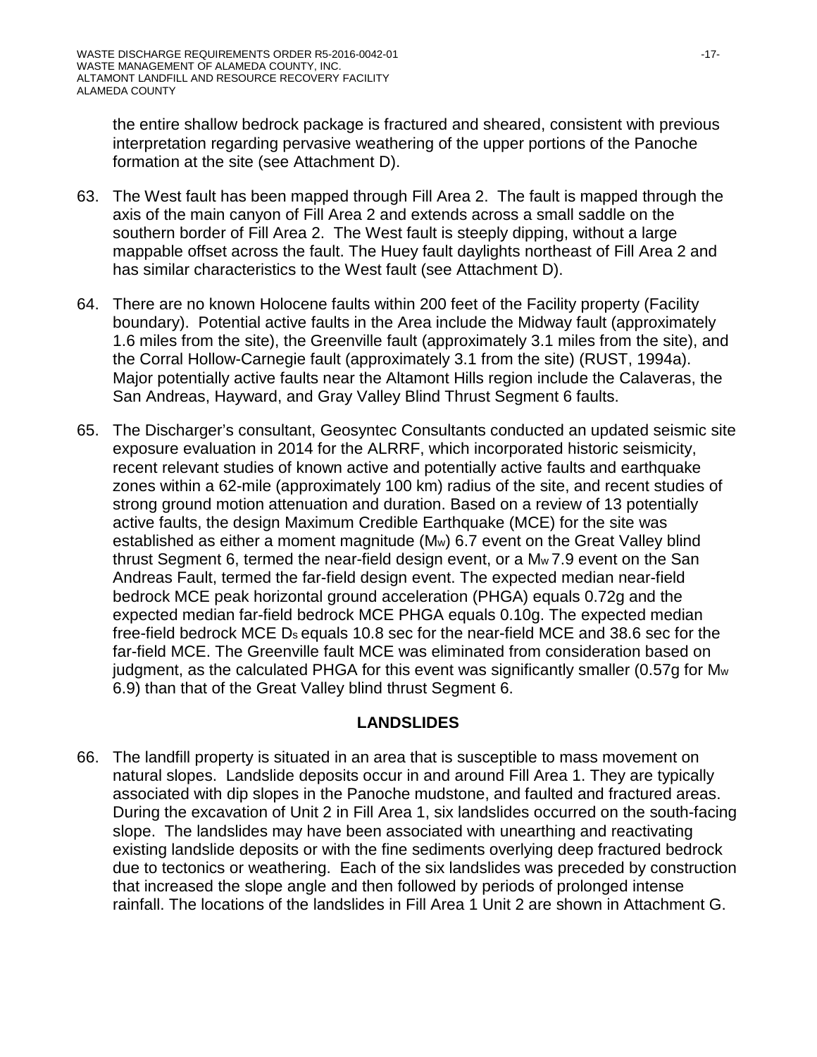the entire shallow bedrock package is fractured and sheared, consistent with previous interpretation regarding pervasive weathering of the upper portions of the Panoche formation at the site (see Attachment D).

63. The West fault has been mapped through Fill Area 2. The fault is mapped through the axis of the main canyon of Fill Area 2 and extends across a small saddle on the southern border of Fill Area 2. The West fault is steeply dipping, without a large mappable offset across the fault. The Huey fault daylights northeast of Fill Area 2 and has similar characteristics to the West fault (see Attachment D).

64. There are no known Holocene faults within 200 feet of the Facility property (Facility boundary). Potential active faults in the Area include the Midway fault (approximately 1.6 miles from the site), the Greenville fault (approximately 3.1 miles from the site), and the Corral Hollow-Carnegie fault (approximately 3.1 from the site) (RUST, 1994a). Major potentially active faults near the Altamont Hills region include the Calaveras, the San Andreas, Hayward, and Gray Valley Blind Thrust Segment 6 faults.

65. The Discharger's consultant, Geosyntec Consultants conducted an updated seismic site exposure evaluation in 2014 for the ALRRF, which incorporated historic seismicity, recent relevant studies of known active and potentially active faults and earthquake zones within a 62-mile (approximately 100 km) radius of the site, and recent studies of strong ground motion attenuation and duration. Based on a review of 13 potentially active faults, the design Maximum Credible Earthquake (MCE) for the site was established as either a moment magnitude ($M_w$) 6.7 event on the Great Valley blind thrust Segment 6, termed the near-field design event, or a $M_w$ 7.9 event on the San Andreas Fault, termed the far-field design event. The expected median near-field bedrock MCE peak horizontal ground acceleration (PHGA) equals 0.72g and the expected median far-field bedrock MCE PHGA equals 0.10g. The expected median free-field bedrock MCE $D_s$ equals 10.8 sec for the near-field MCE and 38.6 sec for the far-field MCE. The Greenville fault MCE was eliminated from consideration based on judgment, as the calculated PHGA for this event was significantly smaller (0.57g for $M_w$ 6.9) than that of the Great Valley blind thrust Segment 6.

## LANDSLIDES

66. The landfill property is situated in an area that is susceptible to mass movement on natural slopes. Landslide deposits occur in and around Fill Area 1. They are typically associated with dip slopes in the Panoche mudstone, and faulted and fractured areas. During the excavation of Unit 2 in Fill Area 1, six landslides occurred on the south-facing slope. The landslides may have been associated with unearthing and reactivating existing landslide deposits or with the fine sediments overlying deep fractured bedrock due to tectonics or weathering. Each of the six landslides was preceded by construction that increased the slope angle and then followed by periods of prolonged intense rainfall. The locations of the landslides in Fill Area 1 Unit 2 are shown in Attachment G.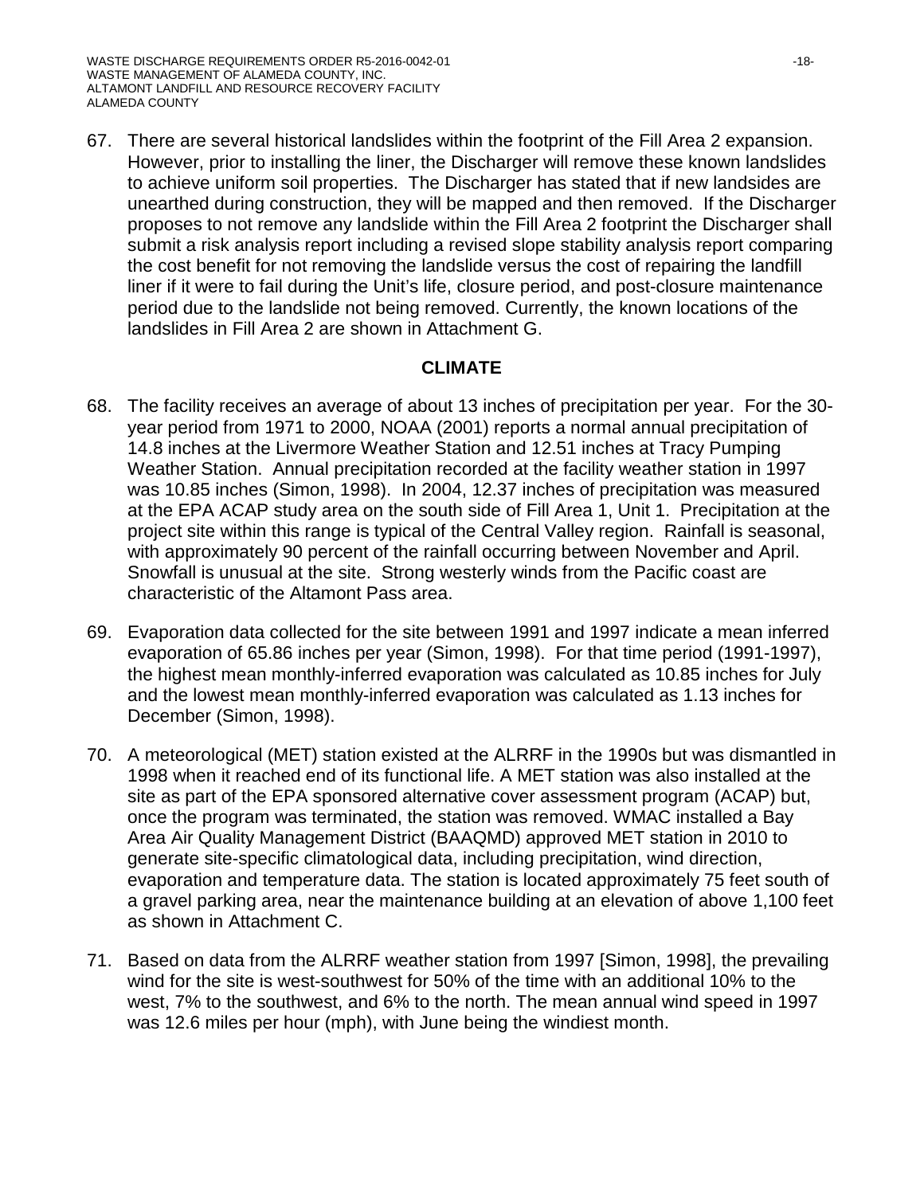67. There are several historical landslides within the footprint of the Fill Area 2 expansion. However, prior to installing the liner, the Discharger will remove these known landslides to achieve uniform soil properties. The Discharger has stated that if new landsides are unearthed during construction, they will be mapped and then removed. If the Discharger proposes to not remove any landslide within the Fill Area 2 footprint the Discharger shall submit a risk analysis report including a revised slope stability analysis report comparing the cost benefit for not removing the landslide versus the cost of repairing the landfill liner if it were to fail during the Unit's life, closure period, and post-closure maintenance period due to the landslide not being removed. Currently, the known locations of the landslides in Fill Area 2 are shown in Attachment G.

## CLIMATE

68. The facility receives an average of about 13 inches of precipitation per year. For the 30-year period from 1971 to 2000, NOAA (2001) reports a normal annual precipitation of 14.8 inches at the Livermore Weather Station and 12.51 inches at Tracy Pumping Weather Station. Annual precipitation recorded at the facility weather station in 1997 was 10.85 inches (Simon, 1998). In 2004, 12.37 inches of precipitation was measured at the EPA ACAP study area on the south side of Fill Area 1, Unit 1. Precipitation at the project site within this range is typical of the Central Valley region. Rainfall is seasonal, with approximately 90 percent of the rainfall occurring between November and April. Snowfall is unusual at the site. Strong westerly winds from the Pacific coast are characteristic of the Altamont Pass area.

69. Evaporation data collected for the site between 1991 and 1997 indicate a mean inferred evaporation of 65.86 inches per year (Simon, 1998). For that time period (1991-1997), the highest mean monthly-inferred evaporation was calculated as 10.85 inches for July and the lowest mean monthly-inferred evaporation was calculated as 1.13 inches for December (Simon, 1998).

70. A meteorological (MET) station existed at the ALRRF in the 1990s but was dismantled in 1998 when it reached end of its functional life. A MET station was also installed at the site as part of the EPA sponsored alternative cover assessment program (ACAP) but, once the program was terminated, the station was removed. WMAC installed a Bay Area Air Quality Management District (BAAQMD) approved MET station in 2010 to generate site-specific climatological data, including precipitation, wind direction, evaporation and temperature data. The station is located approximately 75 feet south of a gravel parking area, near the maintenance building at an elevation of above 1,100 feet as shown in Attachment C.

71. Based on data from the ALRRF weather station from 1997 [Simon, 1998], the prevailing wind for the site is west-southwest for 50% of the time with an additional 10% to the west, 7% to the southwest, and 6% to the north. The mean annual wind speed in 1997 was 12.6 miles per hour (mph), with June being the windiest month.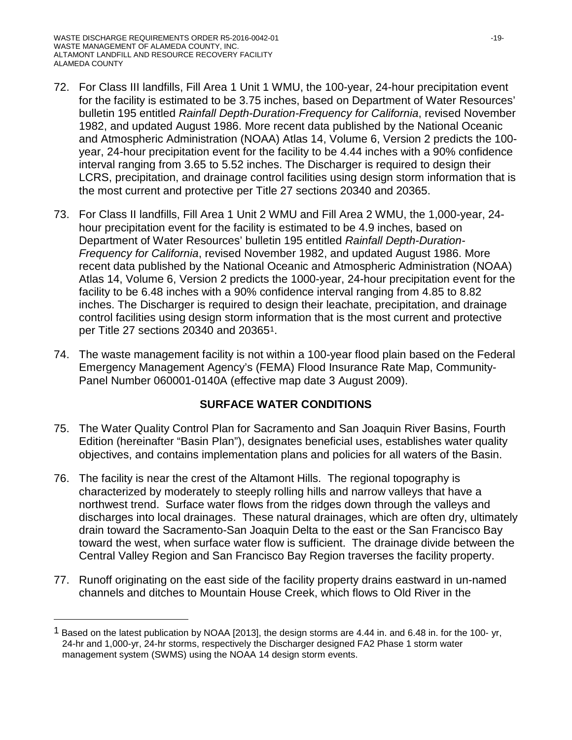72. For Class III landfills, Fill Area 1 Unit 1 WMU, the 100-year, 24-hour precipitation event for the facility is estimated to be 3.75 inches, based on Department of Water Resources' bulletin 195 entitled *Rainfall Depth-Duration-Frequency for California*, revised November 1982, and updated August 1986. More recent data published by the National Oceanic and Atmospheric Administration (NOAA) Atlas 14, Volume 6, Version 2 predicts the 100-year, 24-hour precipitation event for the facility to be 4.44 inches with a 90% confidence interval ranging from 3.65 to 5.52 inches. The Discharger is required to design their LCRS, precipitation, and drainage control facilities using design storm information that is the most current and protective per Title 27 sections 20340 and 20365.

73. For Class II landfills, Fill Area 1 Unit 2 WMU and Fill Area 2 WMU, the 1,000-year, 24-hour precipitation event for the facility is estimated to be 4.9 inches, based on Department of Water Resources' bulletin 195 entitled *Rainfall Depth-Duration-Frequency for California*, revised November 1982, and updated August 1986. More recent data published by the National Oceanic and Atmospheric Administration (NOAA) Atlas 14, Volume 6, Version 2 predicts the 1000-year, 24-hour precipitation event for the facility to be 6.48 inches with a 90% confidence interval ranging from 4.85 to 8.82 inches. The Discharger is required to design their leachate, precipitation, and drainage control facilities using design storm information that is the most current and protective per Title 27 sections 20340 and 20365[1].

74. The waste management facility is not within a 100-year flood plain based on the Federal Emergency Management Agency's (FEMA) Flood Insurance Rate Map, Community-Panel Number 060001-0140A (effective map date 3 August 2009).

## SURFACE WATER CONDITIONS

75. The Water Quality Control Plan for Sacramento and San Joaquin River Basins, Fourth Edition (hereinafter "Basin Plan"), designates beneficial uses, establishes water quality objectives, and contains implementation plans and policies for all waters of the Basin.

76. The facility is near the crest of the Altamont Hills. The regional topography is characterized by moderately to steeply rolling hills and narrow valleys that have a northwest trend. Surface water flows from the ridges down through the valleys and discharges into local drainages. These natural drainages, which are often dry, ultimately drain toward the Sacramento-San Joaquin Delta to the east or the San Francisco Bay toward the west, when surface water flow is sufficient. The drainage divide between the Central Valley Region and San Francisco Bay Region traverses the facility property.

77. Runoff originating on the east side of the facility property drains eastward in un-named channels and ditches to Mountain House Creek, which flows to Old River in the

---

[1] Based on the latest publication by NOAA [2013], the design storms are 4.44 in. and 6.48 in. for the 100- yr, 24-hr and 1,000-yr, 24-hr storms, respectively the Discharger designed FA2 Phase 1 storm water management system (SWMS) using the NOAA 14 design storm events.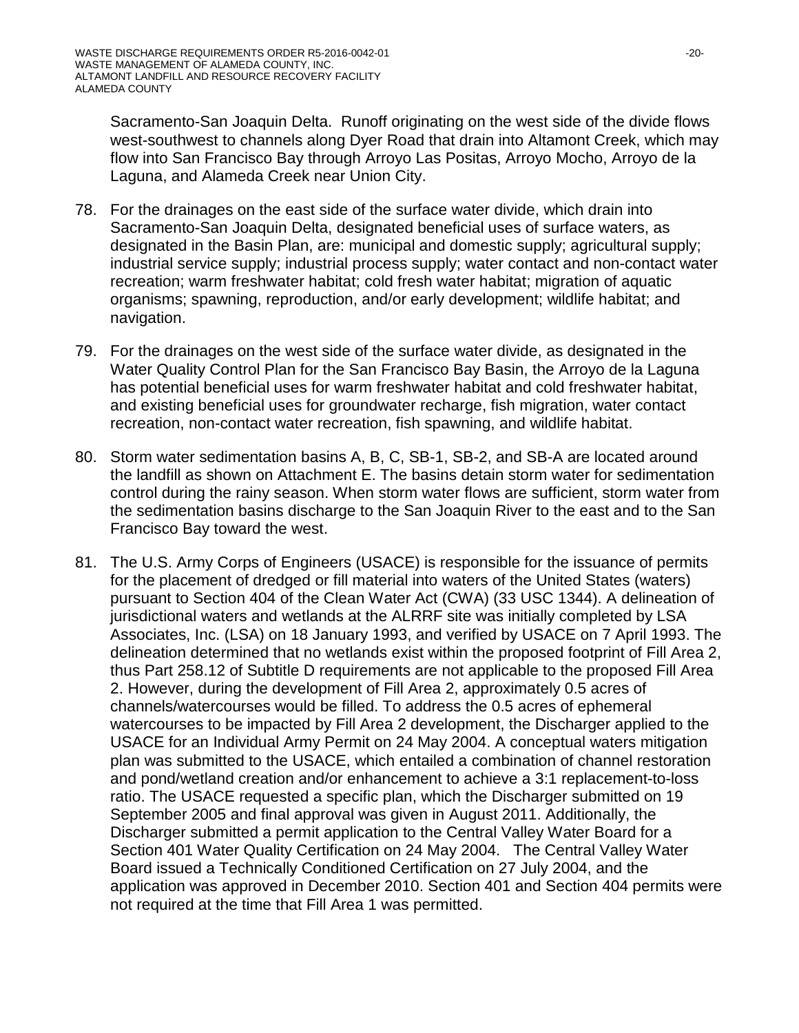Sacramento-San Joaquin Delta. Runoff originating on the west side of the divide flows west-southwest to channels along Dyer Road that drain into Altamont Creek, which may flow into San Francisco Bay through Arroyo Las Positas, Arroyo Mocho, Arroyo de la Laguna, and Alameda Creek near Union City.

78. For the drainages on the east side of the surface water divide, which drain into Sacramento-San Joaquin Delta, designated beneficial uses of surface waters, as designated in the Basin Plan, are: municipal and domestic supply; agricultural supply; industrial service supply; industrial process supply; water contact and non-contact water recreation; warm freshwater habitat; cold fresh water habitat; migration of aquatic organisms; spawning, reproduction, and/or early development; wildlife habitat; and navigation.

79. For the drainages on the west side of the surface water divide, as designated in the Water Quality Control Plan for the San Francisco Bay Basin, the Arroyo de la Laguna has potential beneficial uses for warm freshwater habitat and cold freshwater habitat, and existing beneficial uses for groundwater recharge, fish migration, water contact recreation, non-contact water recreation, fish spawning, and wildlife habitat.

80. Storm water sedimentation basins A, B, C, SB-1, SB-2, and SB-A are located around the landfill as shown on Attachment E. The basins detain storm water for sedimentation control during the rainy season. When storm water flows are sufficient, storm water from the sedimentation basins discharge to the San Joaquin River to the east and to the San Francisco Bay toward the west.

81. The U.S. Army Corps of Engineers (USACE) is responsible for the issuance of permits for the placement of dredged or fill material into waters of the United States (waters) pursuant to Section 404 of the Clean Water Act (CWA) (33 USC 1344). A delineation of jurisdictional waters and wetlands at the ALRRF site was initially completed by LSA Associates, Inc. (LSA) on 18 January 1993, and verified by USACE on 7 April 1993. The delineation determined that no wetlands exist within the proposed footprint of Fill Area 2, thus Part 258.12 of Subtitle D requirements are not applicable to the proposed Fill Area 2. However, during the development of Fill Area 2, approximately 0.5 acres of channels/watercourses would be filled. To address the 0.5 acres of ephemeral watercourses to be impacted by Fill Area 2 development, the Discharger applied to the USACE for an Individual Army Permit on 24 May 2004. A conceptual waters mitigation plan was submitted to the USACE, which entailed a combination of channel restoration and pond/wetland creation and/or enhancement to achieve a 3:1 replacement-to-loss ratio. The USACE requested a specific plan, which the Discharger submitted on 19 September 2005 and final approval was given in August 2011. Additionally, the Discharger submitted a permit application to the Central Valley Water Board for a Section 401 Water Quality Certification on 24 May 2004. The Central Valley Water Board issued a Technically Conditioned Certification on 27 July 2004, and the application was approved in December 2010. Section 401 and Section 404 permits were not required at the time that Fill Area 1 was permitted.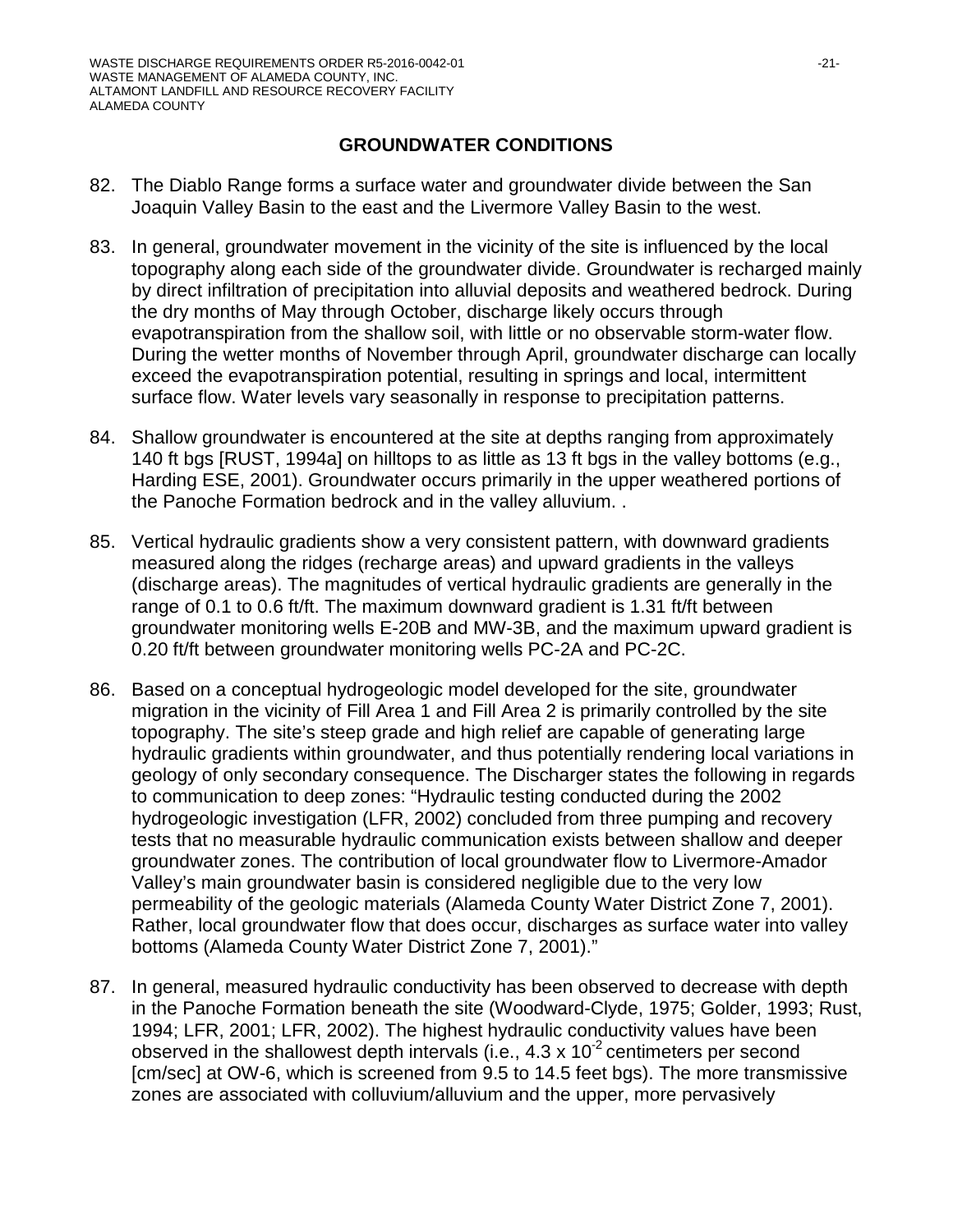## GROUNDWATER CONDITIONS

82. The Diablo Range forms a surface water and groundwater divide between the San Joaquin Valley Basin to the east and the Livermore Valley Basin to the west.

83. In general, groundwater movement in the vicinity of the site is influenced by the local topography along each side of the groundwater divide. Groundwater is recharged mainly by direct infiltration of precipitation into alluvial deposits and weathered bedrock. During the dry months of May through October, discharge likely occurs through evapotranspiration from the shallow soil, with little or no observable storm-water flow. During the wetter months of November through April, groundwater discharge can locally exceed the evapotranspiration potential, resulting in springs and local, intermittent surface flow. Water levels vary seasonally in response to precipitation patterns.

84. Shallow groundwater is encountered at the site at depths ranging from approximately 140 ft bgs [RUST, 1994a] on hilltops to as little as 13 ft bgs in the valley bottoms (e.g., Harding ESE, 2001). Groundwater occurs primarily in the upper weathered portions of the Panoche Formation bedrock and in the valley alluvium. .

85. Vertical hydraulic gradients show a very consistent pattern, with downward gradients measured along the ridges (recharge areas) and upward gradients in the valleys (discharge areas). The magnitudes of vertical hydraulic gradients are generally in the range of 0.1 to 0.6 ft/ft. The maximum downward gradient is 1.31 ft/ft between groundwater monitoring wells E-20B and MW-3B, and the maximum upward gradient is 0.20 ft/ft between groundwater monitoring wells PC-2A and PC-2C.

86. Based on a conceptual hydrogeologic model developed for the site, groundwater migration in the vicinity of Fill Area 1 and Fill Area 2 is primarily controlled by the site topography. The site's steep grade and high relief are capable of generating large hydraulic gradients within groundwater, and thus potentially rendering local variations in geology of only secondary consequence. The Discharger states the following in regards to communication to deep zones: "Hydraulic testing conducted during the 2002 hydrogeologic investigation (LFR, 2002) concluded from three pumping and recovery tests that no measurable hydraulic communication exists between shallow and deeper groundwater zones. The contribution of local groundwater flow to Livermore-Amador Valley's main groundwater basin is considered negligible due to the very low permeability of the geologic materials (Alameda County Water District Zone 7, 2001). Rather, local groundwater flow that does occur, discharges as surface water into valley bottoms (Alameda County Water District Zone 7, 2001)."

87. In general, measured hydraulic conductivity has been observed to decrease with depth in the Panoche Formation beneath the site (Woodward-Clyde, 1975; Golder, 1993; Rust, 1994; LFR, 2001; LFR, 2002). The highest hydraulic conductivity values have been observed in the shallowest depth intervals (i.e., $4.3 \times 10^{-2}$ centimeters per second [cm/sec] at OW-6, which is screened from 9.5 to 14.5 feet bgs). The more transmissive zones are associated with colluvium/alluvium and the upper, more pervasively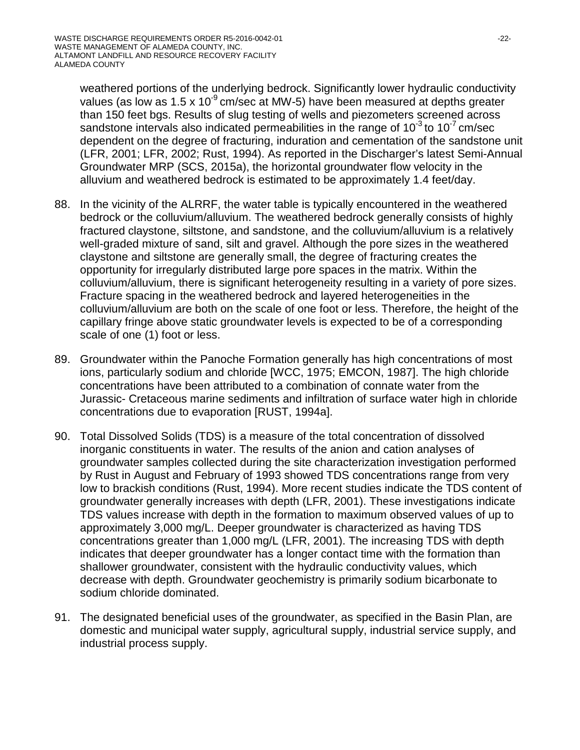weathered portions of the underlying bedrock. Significantly lower hydraulic conductivity values (as low as $1.5 \times 10^{-9}$ cm/sec at MW-5) have been measured at depths greater than 150 feet bgs. Results of slug testing of wells and piezometers screened across sandstone intervals also indicated permeabilities in the range of $10^{-3}$ to $10^{-7}$ cm/sec dependent on the degree of fracturing, induration and cementation of the sandstone unit (LFR, 2001; LFR, 2002; Rust, 1994). As reported in the Discharger's latest Semi-Annual Groundwater MRP (SCS, 2015a), the horizontal groundwater flow velocity in the alluvium and weathered bedrock is estimated to be approximately 1.4 feet/day.

88. In the vicinity of the ALRRF, the water table is typically encountered in the weathered bedrock or the colluvium/alluvium. The weathered bedrock generally consists of highly fractured claystone, siltstone, and sandstone, and the colluvium/alluvium is a relatively well-graded mixture of sand, silt and gravel. Although the pore sizes in the weathered claystone and siltstone are generally small, the degree of fracturing creates the opportunity for irregularly distributed large pore spaces in the matrix. Within the colluvium/alluvium, there is significant heterogeneity resulting in a variety of pore sizes. Fracture spacing in the weathered bedrock and layered heterogeneities in the colluvium/alluvium are both on the scale of one foot or less. Therefore, the height of the capillary fringe above static groundwater levels is expected to be of a corresponding scale of one (1) foot or less.

89. Groundwater within the Panoche Formation generally has high concentrations of most ions, particularly sodium and chloride [WCC, 1975; EMCON, 1987]. The high chloride concentrations have been attributed to a combination of connate water from the Jurassic- Cretaceous marine sediments and infiltration of surface water high in chloride concentrations due to evaporation [RUST, 1994a].

90. Total Dissolved Solids (TDS) is a measure of the total concentration of dissolved inorganic constituents in water. The results of the anion and cation analyses of groundwater samples collected during the site characterization investigation performed by Rust in August and February of 1993 showed TDS concentrations range from very low to brackish conditions (Rust, 1994). More recent studies indicate the TDS content of groundwater generally increases with depth (LFR, 2001). These investigations indicate TDS values increase with depth in the formation to maximum observed values of up to approximately 3,000 mg/L. Deeper groundwater is characterized as having TDS concentrations greater than 1,000 mg/L (LFR, 2001). The increasing TDS with depth indicates that deeper groundwater has a longer contact time with the formation than shallower groundwater, consistent with the hydraulic conductivity values, which decrease with depth. Groundwater geochemistry is primarily sodium bicarbonate to sodium chloride dominated.

91. The designated beneficial uses of the groundwater, as specified in the Basin Plan, are domestic and municipal water supply, agricultural supply, industrial service supply, and industrial process supply.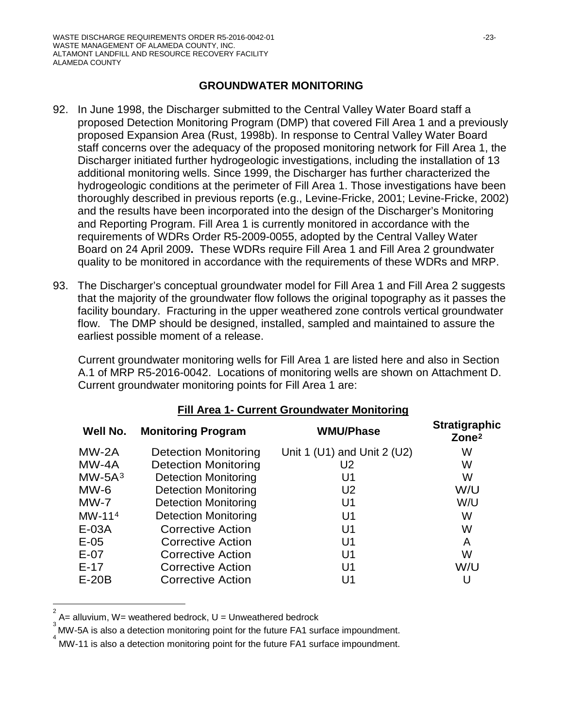## GROUNDWATER MONITORING

92. In June 1998, the Discharger submitted to the Central Valley Water Board staff a proposed Detection Monitoring Program (DMP) that covered Fill Area 1 and a previously proposed Expansion Area (Rust, 1998b). In response to Central Valley Water Board staff concerns over the adequacy of the proposed monitoring network for Fill Area 1, the Discharger initiated further hydrogeologic investigations, including the installation of 13 additional monitoring wells. Since 1999, the Discharger has further characterized the hydrogeologic conditions at the perimeter of Fill Area 1. Those investigations have been thoroughly described in previous reports (e.g., Levine-Fricke, 2001; Levine-Fricke, 2002) and the results have been incorporated into the design of the Discharger's Monitoring and Reporting Program. Fill Area 1 is currently monitored in accordance with the requirements of WDRs Order R5-2009-0055, adopted by the Central Valley Water Board on 24 April 2009**.** These WDRs require Fill Area 1 and Fill Area 2 groundwater quality to be monitored in accordance with the requirements of these WDRs and MRP.

93. The Discharger's conceptual groundwater model for Fill Area 1 and Fill Area 2 suggests that the majority of the groundwater flow follows the original topography as it passes the facility boundary. Fracturing in the upper weathered zone controls vertical groundwater flow. The DMP should be designed, installed, sampled and maintained to assure the earliest possible moment of a release.

    Current groundwater monitoring wells for Fill Area 1 are listed here and also in Section A.1 of MRP R5-2016-0042. Locations of monitoring wells are shown on Attachment D. Current groundwater monitoring points for Fill Area 1 are:

**Fill Area 1- Current Groundwater Monitoring**

| Well No. | Monitoring Program | WMU/Phase | Stratigraphic Zone[2] |
|---|---|---|---|
| MW-2A | Detection Monitoring | Unit 1 (U1) and Unit 2 (U2) | W |
| MW-4A | Detection Monitoring | U2 | W |
| MW-5A[3] | Detection Monitoring | U1 | W |
| MW-6 | Detection Monitoring | U2 | W/U |
| MW-7 | Detection Monitoring | U1 | W/U |
| MW-11[4] | Detection Monitoring | U1 | W |
| E-03A | Corrective Action | U1 | W |
| E-05 | Corrective Action | U1 | A |
| E-07 | Corrective Action | U1 | W |
| E-17 | Corrective Action | U1 | W/U |
| E-20B | Corrective Action | U1 | U |

[2] A= alluvium, W= weathered bedrock, U = Unweathered bedrock

[3] MW-5A is also a detection monitoring point for the future FA1 surface impoundment.

[4] MW-11 is also a detection monitoring point for the future FA1 surface impoundment.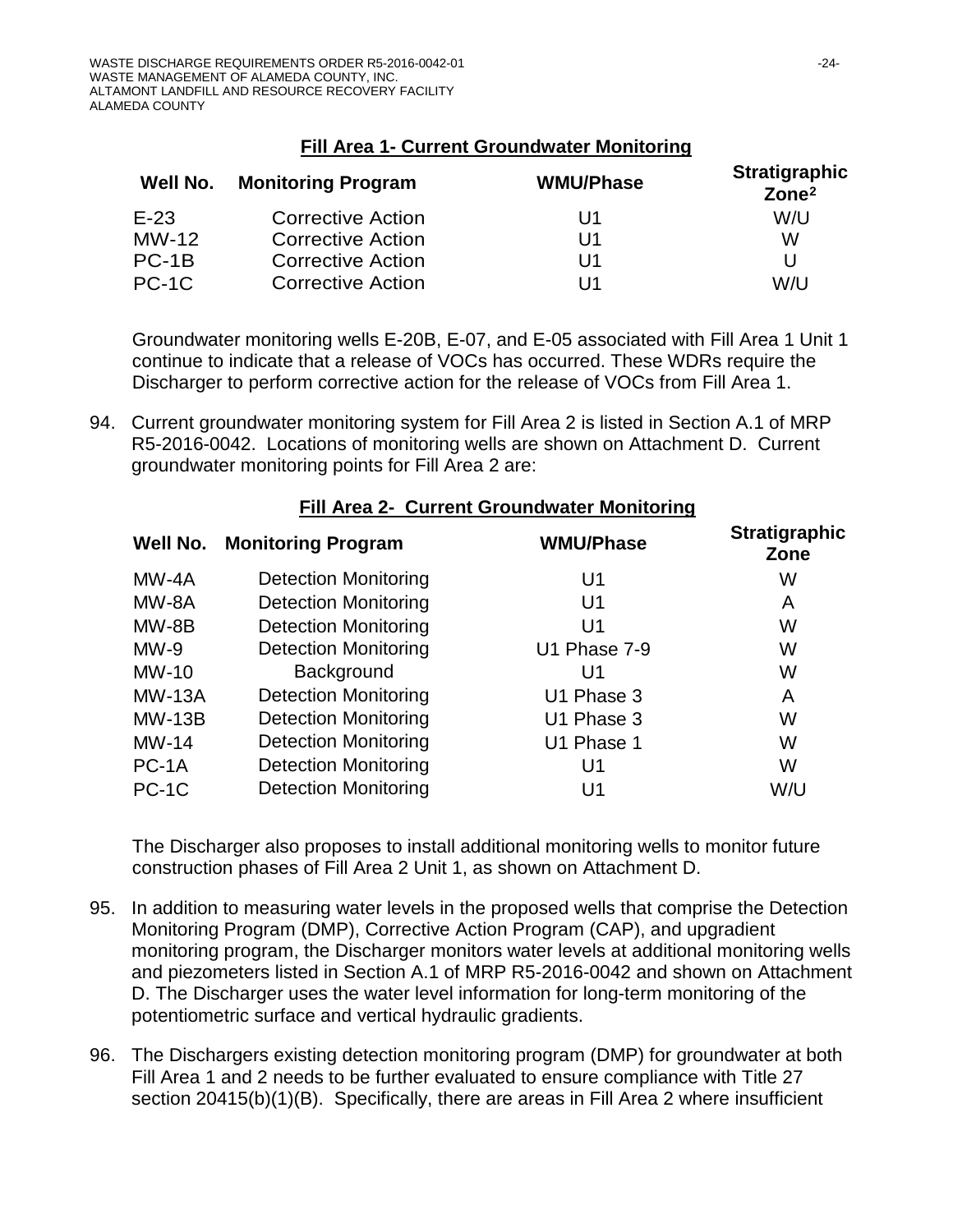**Fill Area 1- Current Groundwater Monitoring**

| Well No. | Monitoring Program | WMU/Phase | Stratigraphic Zone[2] |
|---|---|---|---|
| E-23 | Corrective Action | U1 | W/U |
| MW-12 | Corrective Action | U1 | W |
| PC-1B | Corrective Action | U1 | U |
| PC-1C | Corrective Action | U1 | W/U |

Groundwater monitoring wells E-20B, E-07, and E-05 associated with Fill Area 1 Unit 1 continue to indicate that a release of VOCs has occurred. These WDRs require the Discharger to perform corrective action for the release of VOCs from Fill Area 1.

94. Current groundwater monitoring system for Fill Area 2 is listed in Section A.1 of MRP R5-2016-0042. Locations of monitoring wells are shown on Attachment D. Current groundwater monitoring points for Fill Area 2 are:

**Fill Area 2- Current Groundwater Monitoring**

| Well No. | Monitoring Program | WMU/Phase | Stratigraphic Zone |
|---|---|---|---|
| MW-4A | Detection Monitoring | U1 | W |
| MW-8A | Detection Monitoring | U1 | A |
| MW-8B | Detection Monitoring | U1 | W |
| MW-9 | Detection Monitoring | U1 Phase 7-9 | W |
| MW-10 | Background | U1 | W |
| MW-13A | Detection Monitoring | U1 Phase 3 | A |
| MW-13B | Detection Monitoring | U1 Phase 3 | W |
| MW-14 | Detection Monitoring | U1 Phase 1 | W |
| PC-1A | Detection Monitoring | U1 | W |
| PC-1C | Detection Monitoring | U1 | W/U |

The Discharger also proposes to install additional monitoring wells to monitor future construction phases of Fill Area 2 Unit 1, as shown on Attachment D.

95. In addition to measuring water levels in the proposed wells that comprise the Detection Monitoring Program (DMP), Corrective Action Program (CAP), and upgradient monitoring program, the Discharger monitors water levels at additional monitoring wells and piezometers listed in Section A.1 of MRP R5-2016-0042 and shown on Attachment D. The Discharger uses the water level information for long-term monitoring of the potentiometric surface and vertical hydraulic gradients.

96. The Dischargers existing detection monitoring program (DMP) for groundwater at both Fill Area 1 and 2 needs to be further evaluated to ensure compliance with Title 27 section 20415(b)(1)(B). Specifically, there are areas in Fill Area 2 where insufficient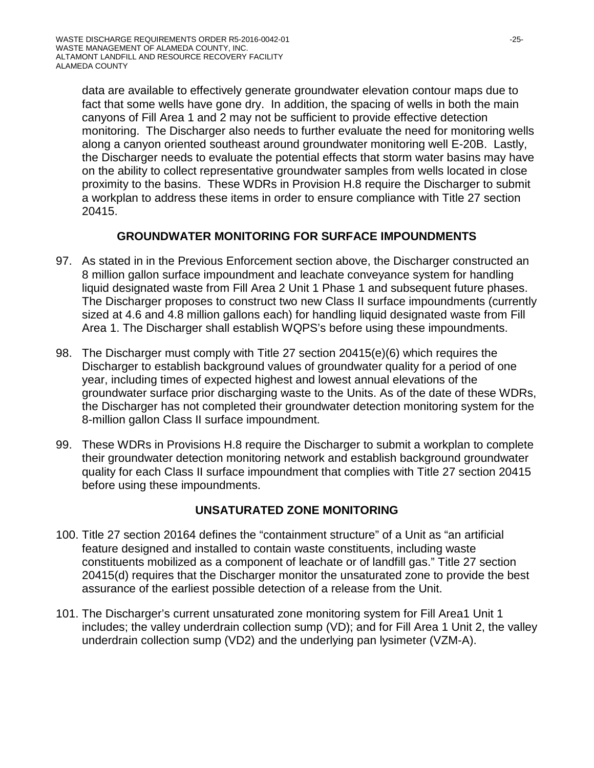data are available to effectively generate groundwater elevation contour maps due to fact that some wells have gone dry. In addition, the spacing of wells in both the main canyons of Fill Area 1 and 2 may not be sufficient to provide effective detection monitoring. The Discharger also needs to further evaluate the need for monitoring wells along a canyon oriented southeast around groundwater monitoring well E-20B. Lastly, the Discharger needs to evaluate the potential effects that storm water basins may have on the ability to collect representative groundwater samples from wells located in close proximity to the basins. These WDRs in Provision H.8 require the Discharger to submit a workplan to address these items in order to ensure compliance with Title 27 section 20415.

## GROUNDWATER MONITORING FOR SURFACE IMPOUNDMENTS

97. As stated in in the Previous Enforcement section above, the Discharger constructed an 8 million gallon surface impoundment and leachate conveyance system for handling liquid designated waste from Fill Area 2 Unit 1 Phase 1 and subsequent future phases. The Discharger proposes to construct two new Class II surface impoundments (currently sized at 4.6 and 4.8 million gallons each) for handling liquid designated waste from Fill Area 1. The Discharger shall establish WQPS's before using these impoundments.

98. The Discharger must comply with Title 27 section 20415(e)(6) which requires the Discharger to establish background values of groundwater quality for a period of one year, including times of expected highest and lowest annual elevations of the groundwater surface prior discharging waste to the Units. As of the date of these WDRs, the Discharger has not completed their groundwater detection monitoring system for the 8-million gallon Class II surface impoundment.

99. These WDRs in Provisions H.8 require the Discharger to submit a workplan to complete their groundwater detection monitoring network and establish background groundwater quality for each Class II surface impoundment that complies with Title 27 section 20415 before using these impoundments.

## UNSATURATED ZONE MONITORING

100. Title 27 section 20164 defines the "containment structure" of a Unit as "an artificial feature designed and installed to contain waste constituents, including waste constituents mobilized as a component of leachate or of landfill gas." Title 27 section 20415(d) requires that the Discharger monitor the unsaturated zone to provide the best assurance of the earliest possible detection of a release from the Unit.

101. The Discharger's current unsaturated zone monitoring system for Fill Area1 Unit 1 includes; the valley underdrain collection sump (VD); and for Fill Area 1 Unit 2, the valley underdrain collection sump (VD2) and the underlying pan lysimeter (VZM-A).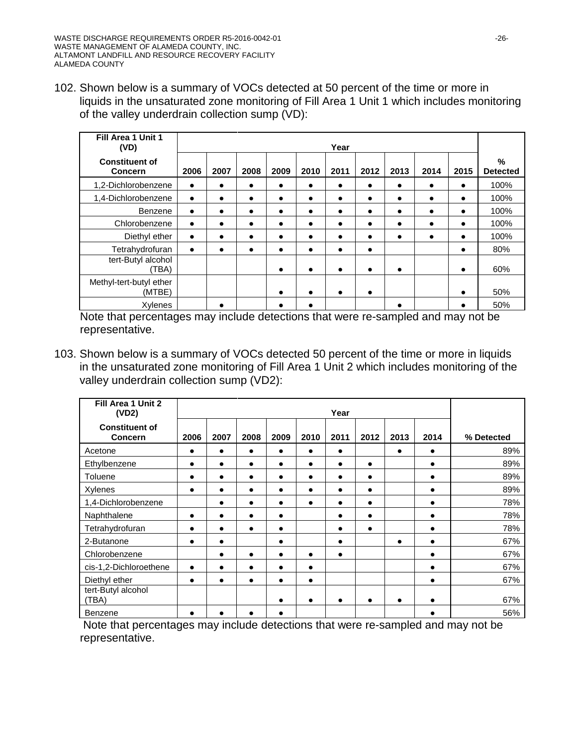102. Shown below is a summary of VOCs detected at 50 percent of the time or more in liquids in the unsaturated zone monitoring of Fill Area 1 Unit 1 which includes monitoring of the valley underdrain collection sump (VD):

| Fill Area 1 Unit 1 (VD) | Year | | | | | | | | | | |
|---|---|---|---|---|---|---|---|---|---|---|---|
| **Constituent of Concern** | **2006** | **2007** | **2008** | **2009** | **2010** | **2011** | **2012** | **2013** | **2014** | **2015** | **% Detected** |
| 1,2-Dichlorobenzene | ● | ● | ● | ● | ● | ● | ● | ● | ● | ● | 100% |
| 1,4-Dichlorobenzene | ● | ● | ● | ● | ● | ● | ● | ● | ● | ● | 100% |
| Benzene | ● | ● | ● | ● | ● | ● | ● | ● | ● | ● | 100% |
| Chlorobenzene | ● | ● | ● | ● | ● | ● | ● | ● | ● | ● | 100% |
| Diethyl ether | ● | ● | ● | ● | ● | ● | ● | ● | ● | ● | 100% |
| Tetrahydrofuran | ● | ● | ● | ● | ● | ● | ● | | | ● | 80% |
| tert-Butyl alcohol (TBA) | | | | ● | ● | ● | ● | ● | | ● | 60% |
| Methyl-tert-butyl ether (MTBE) | | | | ● | ● | ● | ● | | | ● | 50% |
| Xylenes | | ● | | ● | ● | | | ● | | ● | 50% |

Note that percentages may include detections that were re-sampled and may not be representative.

103. Shown below is a summary of VOCs detected 50 percent of the time or more in liquids in the unsaturated zone monitoring of Fill Area 1 Unit 2 which includes monitoring of the valley underdrain collection sump (VD2):

| Fill Area 1 Unit 2 (VD2) | Year | | | | | | | | | |
|---|---|---|---|---|---|---|---|---|---|---|
| **Constituent of Concern** | **2006** | **2007** | **2008** | **2009** | **2010** | **2011** | **2012** | **2013** | **2014** | **% Detected** |
| Acetone | ● | ● | ● | ● | ● | ● | | ● | ● | 89% |
| Ethylbenzene | ● | ● | ● | ● | ● | ● | ● | | ● | 89% |
| Toluene | ● | ● | ● | ● | ● | ● | ● | | ● | 89% |
| Xylenes | ● | ● | ● | ● | ● | ● | ● | | ● | 89% |
| 1,4-Dichlorobenzene | | ● | ● | ● | ● | ● | ● | | ● | 78% |
| Naphthalene | ● | ● | ● | ● | | ● | ● | | ● | 78% |
| Tetrahydrofuran | ● | ● | ● | ● | | ● | ● | | ● | 78% |
| 2-Butanone | ● | ● | | ● | | ● | | ● | ● | 67% |
| Chlorobenzene | | ● | ● | ● | ● | ● | | | ● | 67% |
| cis-1,2-Dichloroethene | ● | ● | ● | ● | ● | | | | ● | 67% |
| Diethyl ether | ● | ● | ● | ● | ● | | | | ● | 67% |
| tert-Butyl alcohol (TBA) | | | | ● | ● | ● | ● | ● | ● | 67% |
| Benzene | ● | ● | ● | ● | | | | | ● | 56% |

Note that percentages may include detections that were re-sampled and may not be representative.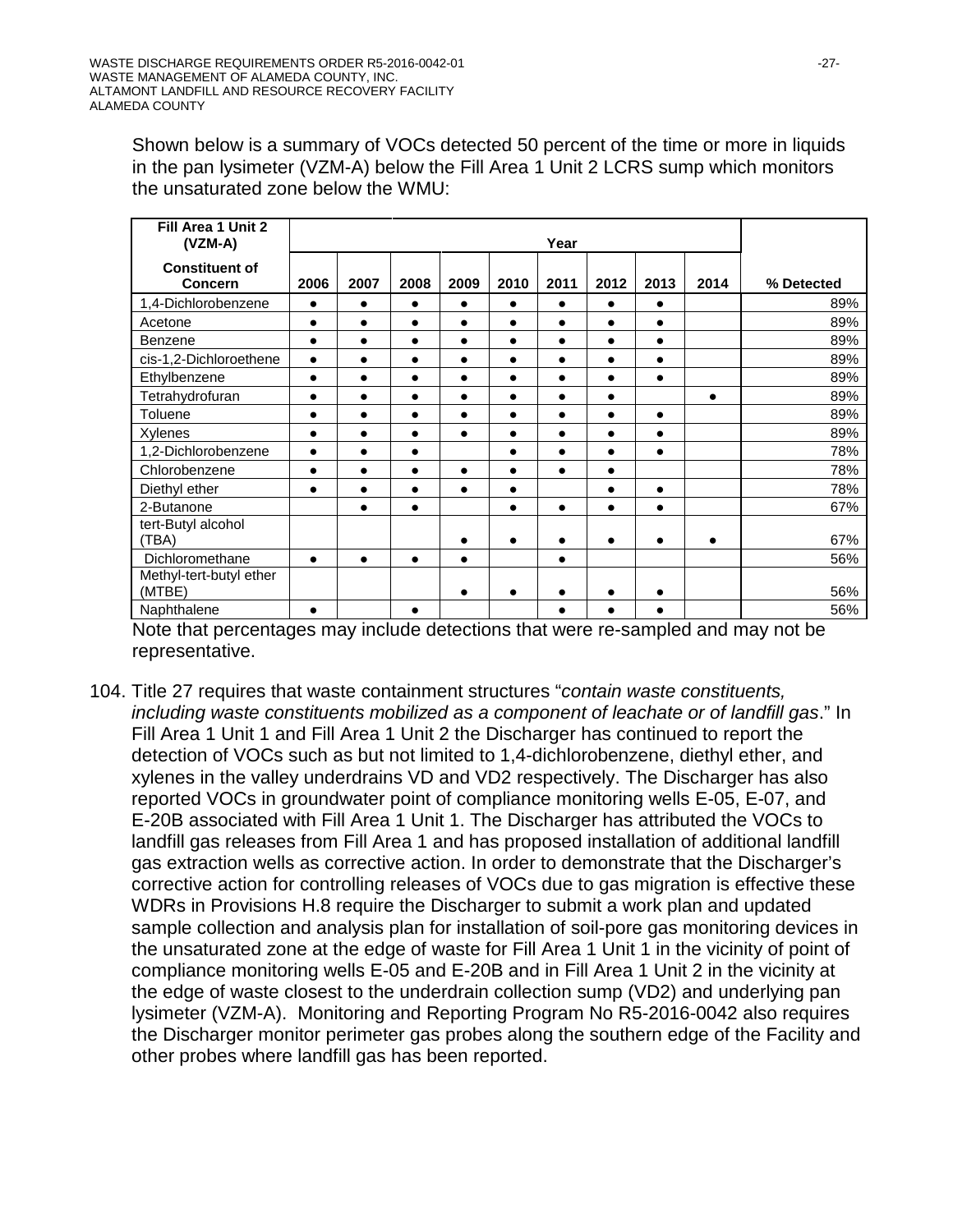Shown below is a summary of VOCs detected 50 percent of the time or more in liquids in the pan lysimeter (VZM-A) below the Fill Area 1 Unit 2 LCRS sump which monitors the unsaturated zone below the WMU:

| Fill Area 1 Unit 2 (VZM-A) | Year | | | | | | | | | |
|---|---|---|---|---|---|---|---|---|---|---|
| **Constituent of Concern** | **2006** | **2007** | **2008** | **2009** | **2010** | **2011** | **2012** | **2013** | **2014** | **% Detected** |
| 1,4-Dichlorobenzene | ● | ● | ● | ● | ● | ● | ● | ● | | 89% |
| Acetone | ● | ● | ● | ● | ● | ● | ● | ● | | 89% |
| Benzene | ● | ● | ● | ● | ● | ● | ● | ● | | 89% |
| cis-1,2-Dichloroethene | ● | ● | ● | ● | ● | ● | ● | ● | | 89% |
| Ethylbenzene | ● | ● | ● | ● | ● | ● | ● | ● | | 89% |
| Tetrahydrofuran | ● | ● | ● | ● | ● | ● | ● | | ● | 89% |
| Toluene | ● | ● | ● | ● | ● | ● | ● | ● | | 89% |
| Xylenes | ● | ● | ● | ● | ● | ● | ● | ● | | 89% |
| 1,2-Dichlorobenzene | ● | ● | ● | | ● | ● | ● | ● | | 78% |
| Chlorobenzene | ● | ● | ● | ● | ● | ● | ● | | | 78% |
| Diethyl ether | ● | ● | ● | ● | ● | | ● | ● | | 78% |
| 2-Butanone | | ● | ● | | ● | ● | ● | ● | | 67% |
| tert-Butyl alcohol (TBA) | | | | ● | ● | ● | ● | ● | ● | 67% |
| Dichloromethane | ● | ● | ● | ● | | ● | | | | 56% |
| Methyl-tert-butyl ether (MTBE) | | | | ● | ● | ● | ● | ● | | 56% |
| Naphthalene | ● | | ● | | | ● | ● | ● | | 56% |

Note that percentages may include detections that were re-sampled and may not be representative.

104. Title 27 requires that waste containment structures "*contain waste constituents, including waste constituents mobilized as a component of leachate or of landfill gas*." In Fill Area 1 Unit 1 and Fill Area 1 Unit 2 the Discharger has continued to report the detection of VOCs such as but not limited to 1,4-dichlorobenzene, diethyl ether, and xylenes in the valley underdrains VD and VD2 respectively. The Discharger has also reported VOCs in groundwater point of compliance monitoring wells E-05, E-07, and E-20B associated with Fill Area 1 Unit 1. The Discharger has attributed the VOCs to landfill gas releases from Fill Area 1 and has proposed installation of additional landfill gas extraction wells as corrective action. In order to demonstrate that the Discharger's corrective action for controlling releases of VOCs due to gas migration is effective these WDRs in Provisions H.8 require the Discharger to submit a work plan and updated sample collection and analysis plan for installation of soil-pore gas monitoring devices in the unsaturated zone at the edge of waste for Fill Area 1 Unit 1 in the vicinity of point of compliance monitoring wells E-05 and E-20B and in Fill Area 1 Unit 2 in the vicinity at the edge of waste closest to the underdrain collection sump (VD2) and underlying pan lysimeter (VZM-A). Monitoring and Reporting Program No R5-2016-0042 also requires the Discharger monitor perimeter gas probes along the southern edge of the Facility and other probes where landfill gas has been reported.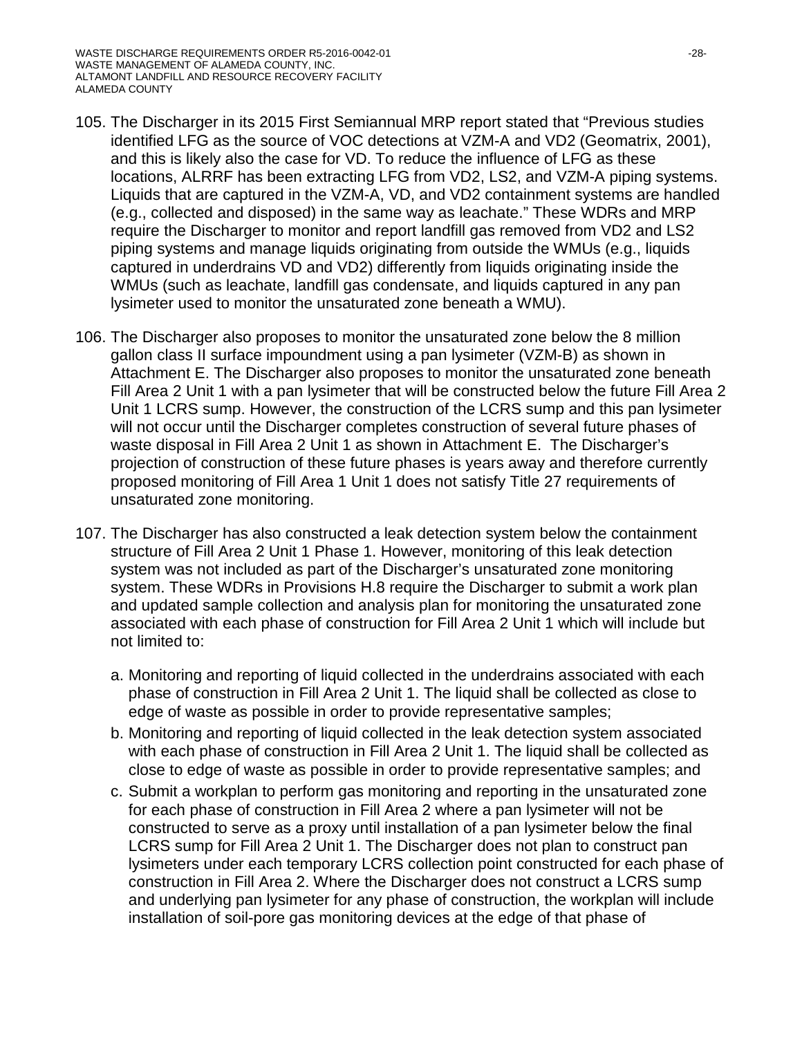105. The Discharger in its 2015 First Semiannual MRP report stated that "Previous studies identified LFG as the source of VOC detections at VZM-A and VD2 (Geomatrix, 2001), and this is likely also the case for VD. To reduce the influence of LFG as these locations, ALRRF has been extracting LFG from VD2, LS2, and VZM-A piping systems. Liquids that are captured in the VZM-A, VD, and VD2 containment systems are handled (e.g., collected and disposed) in the same way as leachate." These WDRs and MRP require the Discharger to monitor and report landfill gas removed from VD2 and LS2 piping systems and manage liquids originating from outside the WMUs (e.g., liquids captured in underdrains VD and VD2) differently from liquids originating inside the WMUs (such as leachate, landfill gas condensate, and liquids captured in any pan lysimeter used to monitor the unsaturated zone beneath a WMU).

106. The Discharger also proposes to monitor the unsaturated zone below the 8 million gallon class II surface impoundment using a pan lysimeter (VZM-B) as shown in Attachment E. The Discharger also proposes to monitor the unsaturated zone beneath Fill Area 2 Unit 1 with a pan lysimeter that will be constructed below the future Fill Area 2 Unit 1 LCRS sump. However, the construction of the LCRS sump and this pan lysimeter will not occur until the Discharger completes construction of several future phases of waste disposal in Fill Area 2 Unit 1 as shown in Attachment E. The Discharger's projection of construction of these future phases is years away and therefore currently proposed monitoring of Fill Area 1 Unit 1 does not satisfy Title 27 requirements of unsaturated zone monitoring.

107. The Discharger has also constructed a leak detection system below the containment structure of Fill Area 2 Unit 1 Phase 1. However, monitoring of this leak detection system was not included as part of the Discharger's unsaturated zone monitoring system. These WDRs in Provisions H.8 require the Discharger to submit a work plan and updated sample collection and analysis plan for monitoring the unsaturated zone associated with each phase of construction for Fill Area 2 Unit 1 which will include but not limited to:

    a. Monitoring and reporting of liquid collected in the underdrains associated with each phase of construction in Fill Area 2 Unit 1. The liquid shall be collected as close to edge of waste as possible in order to provide representative samples;

    b. Monitoring and reporting of liquid collected in the leak detection system associated with each phase of construction in Fill Area 2 Unit 1. The liquid shall be collected as close to edge of waste as possible in order to provide representative samples; and

    c. Submit a workplan to perform gas monitoring and reporting in the unsaturated zone for each phase of construction in Fill Area 2 where a pan lysimeter will not be constructed to serve as a proxy until installation of a pan lysimeter below the final LCRS sump for Fill Area 2 Unit 1. The Discharger does not plan to construct pan lysimeters under each temporary LCRS collection point constructed for each phase of construction in Fill Area 2. Where the Discharger does not construct a LCRS sump and underlying pan lysimeter for any phase of construction, the workplan will include installation of soil-pore gas monitoring devices at the edge of that phase of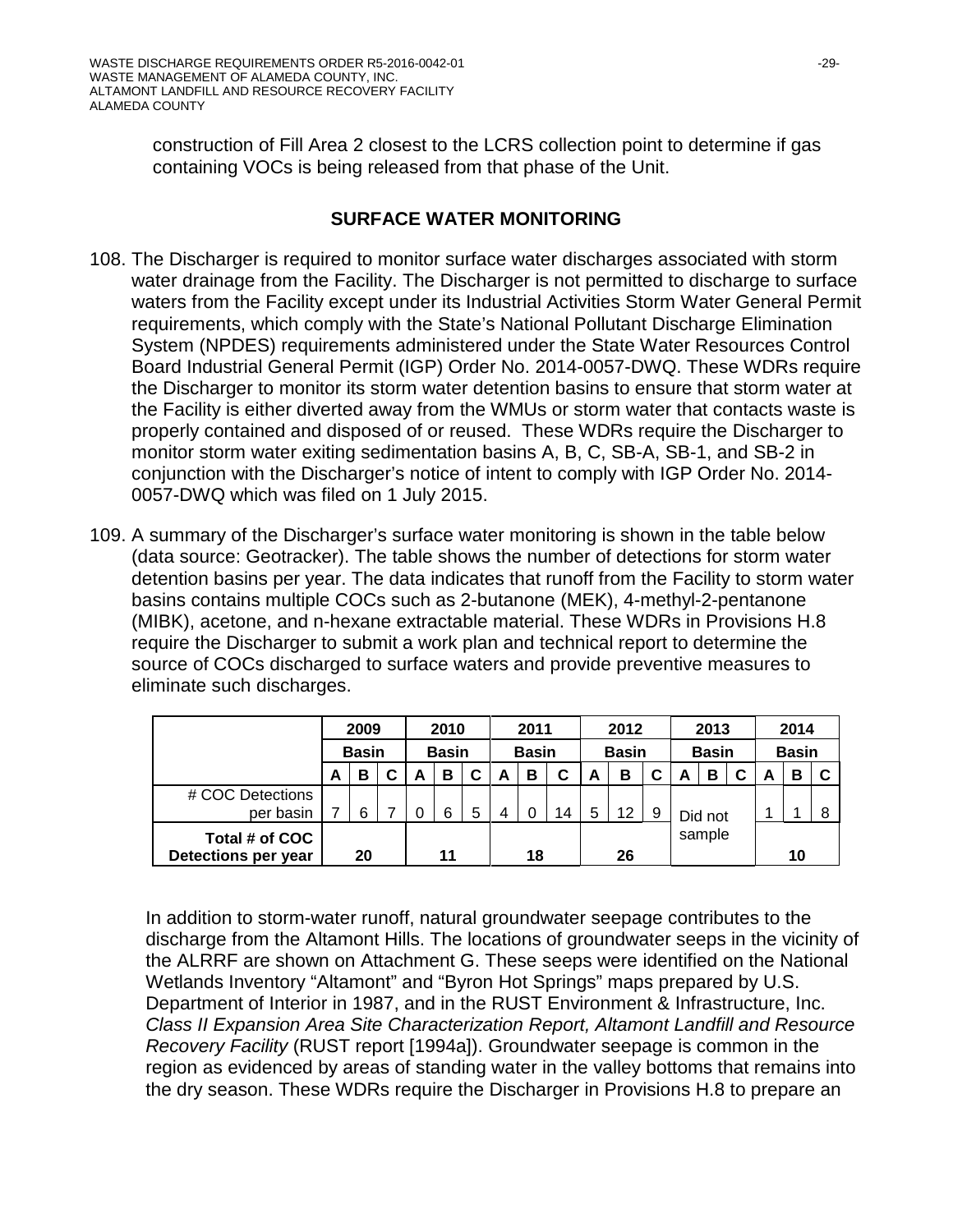construction of Fill Area 2 closest to the LCRS collection point to determine if gas containing VOCs is being released from that phase of the Unit.

## SURFACE WATER MONITORING

108. The Discharger is required to monitor surface water discharges associated with storm water drainage from the Facility. The Discharger is not permitted to discharge to surface waters from the Facility except under its Industrial Activities Storm Water General Permit requirements, which comply with the State's National Pollutant Discharge Elimination System (NPDES) requirements administered under the State Water Resources Control Board Industrial General Permit (IGP) Order No. 2014-0057-DWQ. These WDRs require the Discharger to monitor its storm water detention basins to ensure that storm water at the Facility is either diverted away from the WMUs or storm water that contacts waste is properly contained and disposed of or reused. These WDRs require the Discharger to monitor storm water exiting sedimentation basins A, B, C, SB-A, SB-1, and SB-2 in conjunction with the Discharger's notice of intent to comply with IGP Order No. 2014-0057-DWQ which was filed on 1 July 2015.

109. A summary of the Discharger's surface water monitoring is shown in the table below (data source: Geotracker). The table shows the number of detections for storm water detention basins per year. The data indicates that runoff from the Facility to storm water basins contains multiple COCs such as 2-butanone (MEK), 4-methyl-2-pentanone (MIBK), acetone, and n-hexane extractable material. These WDRs in Provisions H.8 require the Discharger to submit a work plan and technical report to determine the source of COCs discharged to surface waters and provide preventive measures to eliminate such discharges.

| | 2009 | | | 2010 | | | 2011 | | | 2012 | | | 2013 | | | 2014 | | |
|---|---|---|---|---|---|---|---|---|---|---|---|---|---|---|---|---|---|---|
| | Basin | | | Basin | | | Basin | | | Basin | | | Basin | | | Basin | | |
| | A | B | C | A | B | C | A | B | C | A | B | C | A | B | C | A | B | C |
| # COC Detections per basin | 7 | 6 | 7 | 0 | 6 | 5 | 4 | 0 | 14 | 5 | 12 | 9 | Did not sample | | | 1 | 1 | 8 |
| **Total # of COC Detections per year** | 20 | | | 11 | | | 18 | | | 26 | | | | | | 10 | | |

In addition to storm-water runoff, natural groundwater seepage contributes to the discharge from the Altamont Hills. The locations of groundwater seeps in the vicinity of the ALRRF are shown on Attachment G. These seeps were identified on the National Wetlands Inventory "Altamont" and "Byron Hot Springs" maps prepared by U.S. Department of Interior in 1987, and in the RUST Environment & Infrastructure, Inc. *Class II Expansion Area Site Characterization Report, Altamont Landfill and Resource Recovery Facility* (RUST report [1994a]). Groundwater seepage is common in the region as evidenced by areas of standing water in the valley bottoms that remains into the dry season. These WDRs require the Discharger in Provisions H.8 to prepare an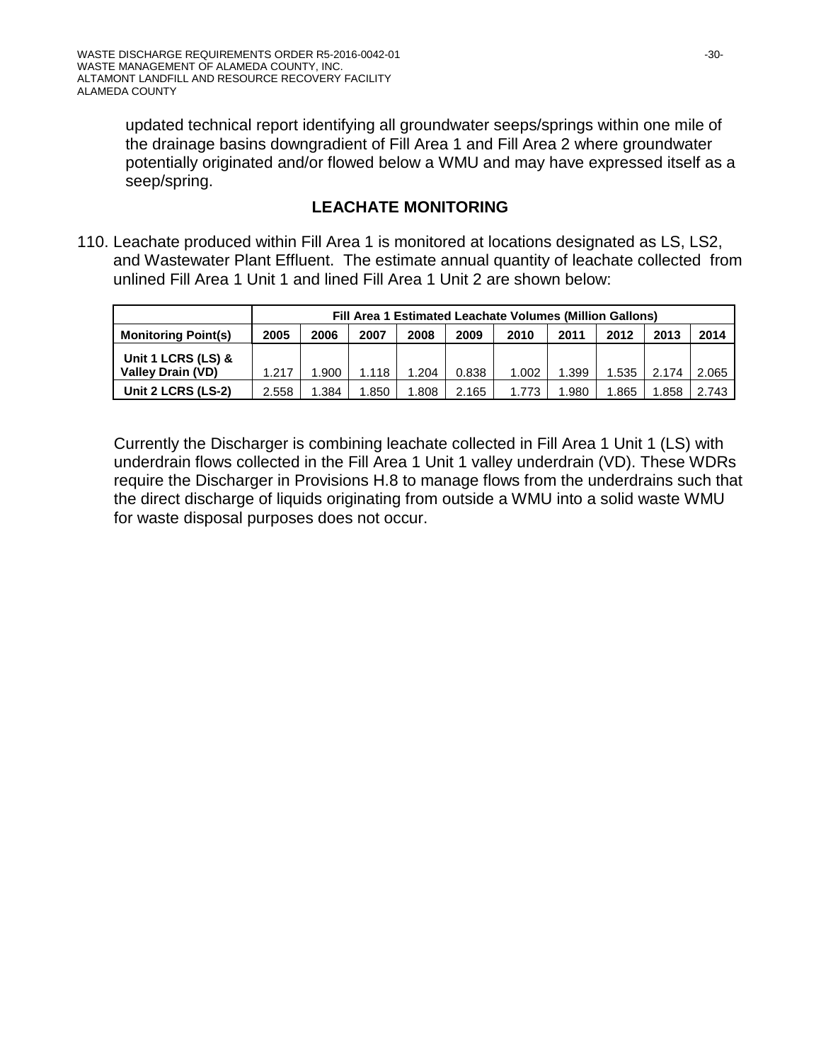updated technical report identifying all groundwater seeps/springs within one mile of the drainage basins downgradient of Fill Area 1 and Fill Area 2 where groundwater potentially originated and/or flowed below a WMU and may have expressed itself as a seep/spring.

## LEACHATE MONITORING

110. Leachate produced within Fill Area 1 is monitored at locations designated as LS, LS2, and Wastewater Plant Effluent. The estimate annual quantity of leachate collected from unlined Fill Area 1 Unit 1 and lined Fill Area 1 Unit 2 are shown below:

| | Fill Area 1 Estimated Leachate Volumes (Million Gallons) | | | | | | | | | |
|---|---|---|---|---|---|---|---|---|---|---|
| **Monitoring Point(s)** | **2005** | **2006** | **2007** | **2008** | **2009** | **2010** | **2011** | **2012** | **2013** | **2014** |
| **Unit 1 LCRS (LS) & Valley Drain (VD)** | 1.217 | 1.900 | 1.118 | 1.204 | 0.838 | 1.002 | 1.399 | 1.535 | 2.174 | 2.065 |
| **Unit 2 LCRS (LS-2)** | 2.558 | 1.384 | 1.850 | 1.808 | 2.165 | 1.773 | 1.980 | 1.865 | 1.858 | 2.743 |

Currently the Discharger is combining leachate collected in Fill Area 1 Unit 1 (LS) with underdrain flows collected in the Fill Area 1 Unit 1 valley underdrain (VD). These WDRs require the Discharger in Provisions H.8 to manage flows from the underdrains such that the direct discharge of liquids originating from outside a WMU into a solid waste WMU for waste disposal purposes does not occur.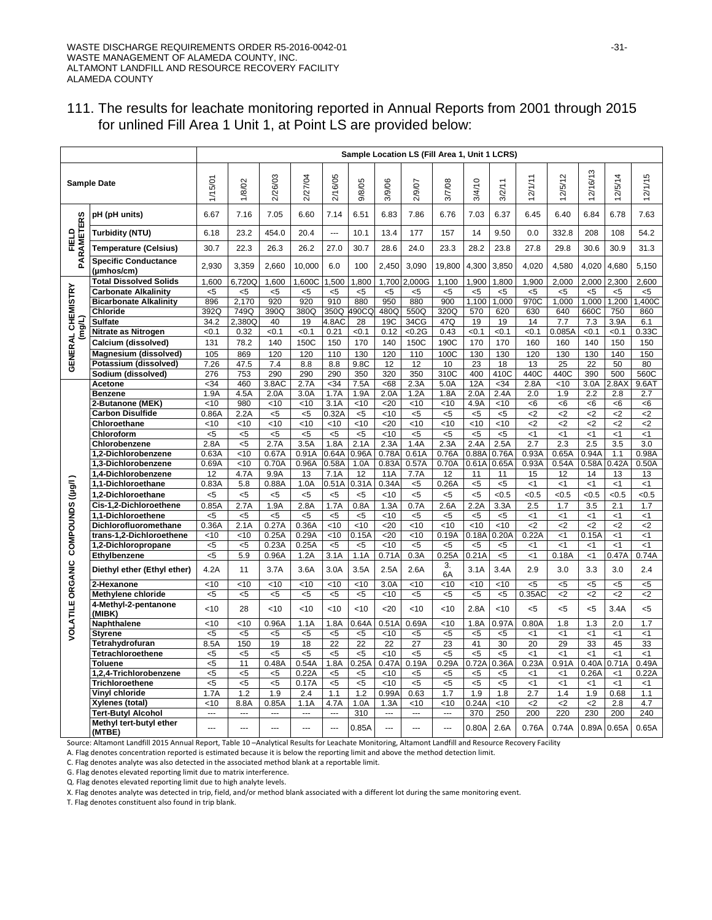111. The results for leachate monitoring reported in Annual Reports from 2001 through 2015 for unlined Fill Area 1 Unit 1, at Point LS are provided below:

| | | Sample Location LS (Fill Area 1, Unit 1 LCRS) | | | | | | | | | | | | | | | |
|---|---|---|---|---|---|---|---|---|---|---|---|---|---|---|---|---|---|
| Sample Date | | 1/15/01 | 1/8/02 | 2/26/03 | 2/27/04 | 2/16/05 | 9/8/05 | 3/9/06 | 2/9/07 | 3/7/08 | 3/4/10 | 3/2/11 | 12/1/11 | 12/5/12 | 12/16/13 | 12/5/14 | 12/1/15 |
| FIELD PARAMETERS | pH (pH units) | 6.67 | 7.16 | 7.05 | 6.60 | 7.14 | 6.51 | 6.83 | 7.86 | 6.76 | 7.03 | 6.37 | 6.45 | 6.40 | 6.84 | 6.78 | 7.63 |
| | Turbidity (NTU) | 6.18 | 23.2 | 454.0 | 20.4 | --- | 10.1 | 13.4 | 177 | 157 | 14 | 9.50 | 0.0 | 332.8 | 208 | 108 | 54.2 |
| | Temperature (Celsius) | 30.7 | 22.3 | 26.3 | 26.2 | 27.0 | 30.7 | 28.6 | 24.0 | 23.3 | 28.2 | 23.8 | 27.8 | 29.8 | 30.6 | 30.9 | 31.3 |
| | Specific Conductance (µmhos/cm) | 2,930 | 3,359 | 2,660 | 10,000 | 6.0 | 100 | 2,450 | 3,090 | 19,800 | 4,300 | 3,850 | 4,020 | 4,580 | 4,020 | 4,680 | 5,150 |
| GENERAL CHEMISTRY (mg/L) | Total Dissolved Solids | 1,600 | 6,720Q | 1,600 | 1,600C | 1,500 | 1,800 | 1,700 | 2,000G | 1,100 | 1,900 | 1,800 | 1,900 | 2,000 | 2,000 | 2,300 | 2,600 |
| | Carbonate Alkalinity | <5 | <5 | <5 | <5 | <5 | <5 | <5 | <5 | <5 | <5 | <5 | <5 | <5 | <5 | <5 | <5 |
| | Bicarbonate Alkalinity | 896 | 2,170 | 920 | 920 | 910 | 880 | 950 | 880 | 900 | 1,100 | 1,000 | 970C | 1,000 | 1,000 | 1,200 | 1,400C |
| | Chloride | 392Q | 749Q | 390Q | 380Q | 350Q | 490CQ | 480Q | 550Q | 320Q | 570 | 620 | 630 | 640 | 660C | 750 | 860 |
| | Sulfate | 34.2 | 2,380Q | 40 | 19 | 4.8AC | 28 | 19C | 34CG | 47Q | 19 | 19 | 14 | 7.7 | 7.3 | 3.9A | 6.1 |
| | Nitrate as Nitrogen | <0.1 | 0.32 | <0.1 | <0.1 | 0.21 | <0.1 | 0.12 | <0.2G | 0.43 | <0.1 | <0.1 | <0.1 | 0.085A | <0.1 | <0.1 | 0.33C |
| | Calcium (dissolved) | 131 | 78.2 | 140 | 150C | 150 | 170 | 140 | 150C | 190C | 170 | 170 | 160 | 160 | 140 | 150 | 150 |
| | Magnesium (dissolved) | 105 | 869 | 120 | 120 | 110 | 130 | 120 | 110 | 100C | 130 | 130 | 120 | 130 | 130 | 140 | 150 |
| | Potassium (dissolved) | 7.26 | 47.5 | 7.4 | 8.8 | 8.8 | 9.8C | 12 | 12 | 10 | 23 | 18 | 13 | 25 | 22 | 50 | 80 |
| | Sodium (dissolved) | 276 | 753 | 290 | 290 | 290 | 350 | 320 | 350 | 310C | 400 | 410C | 440C | 440C | 390 | 500 | 560C |
| VOLATILE ORGANIC COMPOUNDS (µg/l) | Acetone | <34 | 460 | 3.8AC | 2.7A | <34 | 7.5A | <68 | 2.3A | 5.0A | 12A | <34 | 2.8A | <10 | 3.0A | 2.8AX | 9.6AT |
| | Benzene | 1.9A | 4.5A | 2.0A | 3.0A | 1.7A | 1.9A | 2.0A | 1.2A | 1.8A | 2.0A | 2.4A | 2.0 | 1.9 | 2.2 | 2.8 | 2.7 |
| | 2-Butanone (MEK) | <10 | 980 | <10 | <10 | 3.1A | <10 | <20 | <10 | <10 | 4.9A | <10 | <6 | <6 | <6 | <6 | <6 |
| | Carbon Disulfide | 0.86A | 2.2A | <5 | <5 | 0.32A | <5 | <10 | <5 | <5 | <5 | <5 | <2 | <2 | <2 | <2 | <2 |
| | Chloroethane | <10 | <10 | <10 | <10 | <10 | <10 | <20 | <10 | <10 | <10 | <10 | <2 | <2 | <2 | <2 | <2 |
| | Chloroform | <5 | <5 | <5 | <5 | <5 | <5 | <10 | <5 | <5 | <5 | <5 | <1 | <1 | <1 | <1 | <1 |
| | Chlorobenzene | 2.8A | <5 | 2.7A | 3.5A | 1.8A | 2.1A | 2.3A | 1.4A | 2.3A | 2.4A | 2.5A | 2.7 | 2.3 | 2.5 | 3.5 | 3.0 |
| | 1,2-Dichlorobenzene | 0.63A | <10 | 0.67A | 0.91A | 0.64A | 0.96A | 0.78A | 0.61A | 0.76A | 0.88A | 0.76A | 0.93A | 0.65A | 0.94A | 1.1 | 0.98A |
| | 1,3-Dichlorobenzene | 0.69A | <10 | 0.70A | 0.96A | 0.58A | 1.0A | 0.83A | 0.57A | 0.70A | 0.61A | 0.65A | 0.93A | 0.54A | 0.58A | 0.42A | 0.50A |
| | 1,4-Dichlorobenzene | 12 | 4.7A | 9.9A | 13 | 7.1A | 12 | 11A | 7.7A | 12 | 11 | 11 | 15 | 12 | 14 | 13 | 13 |
| | 1,1-Dichloroethane | 0.83A | 5.8 | 0.88A | 1.0A | 0.51A | 0.31A | 0.34A | <5 | 0.26A | <5 | <5 | <1 | <1 | <1 | <1 | <1 |
| | 1,2-Dichloroethane | <5 | <5 | <5 | <5 | <5 | <5 | <10 | <5 | <5 | <5 | <0.5 | <0.5 | <0.5 | <0.5 | <0.5 | <0.5 |
| | Cis-1,2-Dichloroethene | 0.85A | 2.7A | 1.9A | 2.8A | 1.7A | 0.8A | 1.3A | 0.7A | 2.6A | 2.2A | 3.3A | 2.5 | 1.7 | 3.5 | 2.1 | 1.7 |
| | 1,1-Dichloroethene | <5 | <5 | <5 | <5 | <5 | <5 | <10 | <5 | <5 | <5 | <5 | <1 | <1 | <1 | <1 | <1 |
| | Dichlorofluoromethane | 0.36A | 2.1A | 0.27A | 0.36A | <10 | <10 | <20 | <10 | <10 | <10 | <10 | <2 | <2 | <2 | <2 | <2 |
| | trans-1,2-Dichloroethene | <10 | <10 | 0.25A | 0.29A | <10 | 0.15A | <20 | <10 | 0.19A | 0.18A | 0.20A | 0.22A | <1 | 0.15A | <1 | <1 |
| | 1,2-Dichloropropane | <5 | <5 | 0.23A | 0.25A | <5 | <5 | <10 | <5 | <5 | <5 | <5 | <1 | <1 | <1 | <1 | <1 |
| | Ethylbenzene | <5 | 5.9 | 0.96A | 1.2A | 3.1A | 1.1A | 0.71A | 0.3A | 0.25A | 0.21A | <5 | <1 | 0.18A | <1 | 0.47A | 0.74A |
| | Diethyl ether (Ethyl ether) | 4.2A | 11 | 3.7A | 3.6A | 3.0A | 3.5A | 2.5A | 2.6A | 3.6A | 3.1A | 3.4A | 2.9 | 3.0 | 3.3 | 3.0 | 2.4 |
| | 2-Hexanone | <10 | <10 | <10 | <10 | <10 | <10 | 3.0A | <10 | <10 | <10 | <10 | <5 | <5 | <5 | <5 | <5 |
| | Methylene chloride | <5 | <5 | <5 | <5 | <5 | <5 | <10 | <5 | <5 | <5 | <5 | 0.35AC | <2 | <2 | <2 | <2 |
| | 4-Methyl-2-pentanone (MIBK) | <10 | 28 | <10 | <10 | <10 | <10 | <20 | <10 | <10 | 2.8A | <10 | <5 | <5 | <5 | 3.4A | <5 |
| | Naphthalene | <10 | <10 | 0.96A | 1.1A | 1.8A | 0.64A | 0.51A | 0.69A | <10 | 1.8A | 0.97A | 0.80A | 1.8 | 1.3 | 2.0 | 1.7 |
| | Styrene | <5 | <5 | <5 | <5 | <5 | <5 | <10 | <5 | <5 | <5 | <5 | <1 | <1 | <1 | <1 | <1 |
| | Tetrahydrofuran | 8.5A | 150 | 19 | 18 | 22 | 22 | 22 | 27 | 23 | 41 | 30 | 20 | 29 | 33 | 45 | 33 |
| | Tetrachloroethene | <5 | <5 | <5 | <5 | <5 | <5 | <10 | <5 | <5 | <5 | <5 | <1 | <1 | <1 | <1 | <1 |
| | Toluene | <5 | 11 | 0.48A | 0.54A | 1.8A | 0.25A | 0.47A | 0.19A | 0.29A | 0.72A | 0.36A | 0.23A | 0.91A | 0.40A | 0.71A | 0.49A |
| | 1,2,4-Trichlorobenzene | <5 | <5 | <5 | 0.22A | <5 | <5 | <10 | <5 | <5 | <5 | <5 | <1 | <1 | 0.26A | <1 | 0.22A |
| | Trichloroethene | <5 | <5 | <5 | 0.17A | <5 | <5 | <10 | <5 | <5 | <5 | <5 | <1 | <1 | <1 | <1 | <1 |
| | Vinyl chloride | 1.7A | 1.2 | 1.9 | 2.4 | 1.1 | 1.2 | 0.99A | 0.63 | 1.7 | 1.9 | 1.8 | 2.7 | 1.4 | 1.9 | 0.68 | 1.1 |
| | Xylenes (total) | <10 | 8.8A | 0.85A | 1.1A | 4.7A | 1.0A | 1.3A | <10 | <10 | 0.24A | <10 | <2 | <2 | <2 | 2.8 | 4.7 |
| | Tert-Butyl Alcohol | --- | --- | --- | --- | --- | 310 | --- | --- | --- | 370 | 250 | 200 | 220 | 230 | 200 | 240 |
| | Methyl tert-butyl ether (MTBE) | --- | --- | --- | --- | --- | 0.85A | --- | --- | --- | 0.80A | 2.6A | 0.76A | 0.74A | 0.89A | 0.65A | 0.65A |

Source: Altamont Landfill 2015 Annual Report, Table 10 –Analytical Results for Leachate Monitoring, Altamont Landfill and Resource Recovery Facility

A. Flag denotes concentration reported is estimated because it is below the reporting limit and above the method detection limit.

C. Flag denotes analyte was also detected in the associated method blank at a reportable limit.

G. Flag denotes elevated reporting limit due to matrix interference.

Q. Flag denotes elevated reporting limit due to high analyte levels.

X. Flag denotes analyte was detected in trip, field, and/or method blank associated with a different lot during the same monitoring event.

T. Flag denotes constituent also found in trip blank.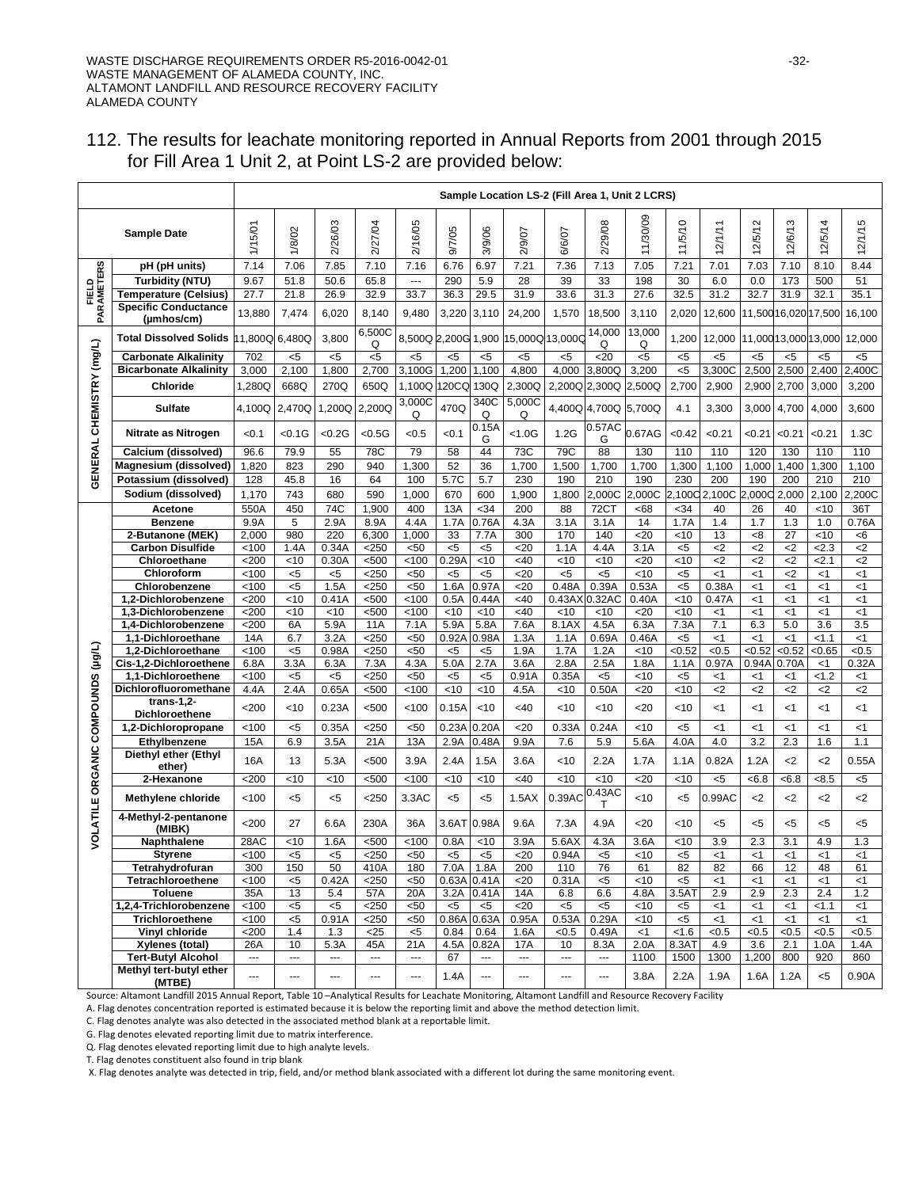112. The results for leachate monitoring reported in Annual Reports from 2001 through 2015 for Fill Area 1 Unit 2, at Point LS-2 are provided below:

| | Sample Location LS-2 (Fill Area 1, Unit 2 LCRS) | | | | | | | | | | | | | | | | | |
|---|---|---|---|---|---|---|---|---|---|---|---|---|---|---|---|---|---|---|
| | Sample Date | 1/15/01 | 1/8/02 | 2/26/03 | 2/27/04 | 2/16/05 | 9/7/05 | 3/9/06 | 2/9/07 | 6/6/07 | 2/29/08 | 11/30/09 | 11/5/10 | 12/1/11 | 12/5/12 | 12/6/13 | 12/5/14 | 12/1/15 |
| FIELD PARAMETERS | pH (pH units) | 7.14 | 7.06 | 7.85 | 7.10 | 7.16 | 6.76 | 6.97 | 7.21 | 7.36 | 7.13 | 7.05 | 7.21 | 7.01 | 7.03 | 7.10 | 8.10 | 8.44 |
| | Turbidity (NTU) | 9.67 | 51.8 | 50.6 | 65.8 | --- | 290 | 5.9 | 28 | 39 | 33 | 198 | 30 | 6.0 | 0.0 | 173 | 500 | 51 |
| | Temperature (Celsius) | 27.7 | 21.8 | 26.9 | 32.9 | 33.7 | 36.3 | 29.5 | 31.9 | 33.6 | 31.3 | 27.6 | 32.5 | 31.2 | 32.7 | 31.9 | 32.1 | 35.1 |
| | Specific Conductance (µmhos/cm) | 13,880 | 7,474 | 6,020 | 8,140 | 9,480 | 3,220 | 3,110 | 24,200 | 1,570 | 18,500 | 3,110 | 2,020 | 12,600 | 11,500 | 16,020 | 17,500 | 16,100 |
| GENERAL CHEMISTRY (mg/L) | Total Dissolved Solids | 11,800Q | 6,480Q | 3,800 | 6,500CQ | 8,500Q | 2,200G | 1,900 | 15,000Q | 13,000Q | 14,000Q | 13,000Q | 1,200 | 12,000 | 11,000 | 13,000 | 13,000 | 12,000 |
| | Carbonate Alkalinity | 702 | <5 | <5 | <5 | <5 | <5 | <5 | <5 | <5 | <20 | <5 | <5 | <5 | <5 | <5 | <5 | <5 |
| | Bicarbonate Alkalinity | 3,000 | 2,100 | 1,800 | 2,700 | 3,100G | 1,200 | 1,100 | 4,800 | 4,000 | 3,800Q | 3,200 | <5 | 3,300C | 2,500 | 2,500 | 2,400 | 2,400C |
| | Chloride | 1,280Q | 668Q | 270Q | 650Q | 1,100Q | 120CQ | 130Q | 2,300Q | 2,200Q | 2,300Q | 2,500Q | 2,700 | 2,900 | 2,900 | 2,700 | 3,000 | 3,200 |
| | Sulfate | 4,100Q | 2,470Q | 1,200Q | 2,200Q | 3,000CQ | 470Q | 340CQ | 5,000CQ | 4,400Q | 4,700Q | 5,700Q | 4.1 | 3,300 | 3,000 | 4,700 | 4,000 | 3,600 |
| | Nitrate as Nitrogen | <0.1 | <0.1G | <0.2G | <0.5G | <0.5 | <0.1 | 0.15AG | <1.0G | 1.2G | 0.57ACG | 0.67AG | <0.42 | <0.21 | <0.21 | <0.21 | <0.21 | 1.3C |
| | Calcium (dissolved) | 96.6 | 79.9 | 55 | 78C | 79 | 58 | 44 | 73C | 79C | 88 | 130 | 110 | 110 | 120 | 130 | 110 | 110 |
| | Magnesium (dissolved) | 1,820 | 823 | 290 | 940 | 1,300 | 52 | 36 | 1,700 | 1,500 | 1,700 | 1,700 | 1,300 | 1,100 | 1,000 | 1,400 | 1,300 | 1,100 |
| | Potassium (dissolved) | 128 | 45.8 | 16 | 64 | 100 | 5.7C | 5.7 | 230 | 190 | 210 | 190 | 230 | 200 | 190 | 200 | 210 | 210 |
| | Sodium (dissolved) | 1,170 | 743 | 680 | 590 | 1,000 | 670 | 600 | 1,900 | 1,800 | 2,000C | 2,000C | 2,100C | 2,100C | 2,000C | 2,000 | 2,100 | 2,200C |
| VOLATILE ORGANIC COMPOUNDS (µg/L) | Acetone | 550A | 450 | 74C | 1,900 | 400 | 13A | <34 | 200 | 88 | 72CT | <68 | <34 | 40 | 26 | 40 | <10 | 36T |
| | Benzene | 9.9A | 5 | 2.9A | 8.9A | 4.4A | 1.7A | 0.76A | 4.3A | 3.1A | 3.1A | 14 | 1.7A | 1.4 | 1.7 | 1.3 | 1.0 | 0.76A |
| | 2-Butanone (MEK) | 2,000 | 980 | 220 | 6,300 | 1,000 | 33 | 7.7A | 300 | 170 | 140 | <20 | <10 | 13 | <8 | 27 | <10 | <6 |
| | Carbon Disulfide | <100 | 1.4A | 0.34A | <250 | <50 | <5 | <5 | <20 | 1.1A | 4.4A | 3.1A | <5 | <2 | <2 | <2 | <2.3 | <2 |
| | Chloroethane | <200 | <10 | 0.30A | <500 | <100 | 0.29A | <10 | <40 | <10 | <10 | <20 | <10 | <2 | <2 | <2 | <2.1 | <2 |
| | Chloroform | <100 | <5 | <5 | <250 | <50 | <5 | <5 | <20 | <5 | <5 | <10 | <5 | <1 | <1 | <2 | <1 | <1 |
| | Chlorobenzene | <100 | <5 | 1.5A | <250 | <50 | 1.6A | 0.97A | <20 | 0.48A | 0.39A | 0.53A | <5 | 0.38A | <1 | <1 | <1 | <1 |
| | 1,2-Dichlorobenzene | <200 | <10 | 0.41A | <500 | <100 | 0.5A | 0.44A | <40 | 0.43AX | 0.32AC | 0.40A | <10 | 0.47A | <1 | <1 | <1 | <1 |
| | 1,3-Dichlorobenzene | <200 | <10 | <10 | <500 | <100 | <10 | <10 | <40 | <10 | <10 | <20 | <10 | <1 | <1 | <1 | <1 | <1 |
| | 1,4-Dichlorobenzene | <200 | 6A | 5.9A | 11A | 7.1A | 5.9A | 5.8A | 7.6A | 8.1AX | 4.5A | 6.3A | 7.3A | 7.1 | 6.3 | 5.0 | 3.6 | 3.5 |
| | 1,1-Dichloroethane | 14A | 6.7 | 3.2A | <250 | <50 | 0.92A | 0.98A | 1.3A | 1.1A | 0.69A | 0.46A | <5 | <1 | <1 | <1 | <1.1 | <1 |
| | 1,2-Dichloroethane | <100 | <5 | 0.98A | <250 | <50 | <5 | <5 | 1.9A | 1.7A | 1.2A | <10 | <0.52 | <0.5 | <0.52 | <0.52 | <0.65 | <0.5 |
| | Cis-1,2-Dichloroethene | 6.8A | 3.3A | 6.3A | 7.3A | 4.3A | 5.0A | 2.7A | 3.6A | 2.8A | 2.5A | 1.8A | 1.1A | 0.97A | 0.94A | 0.70A | <1 | 0.32A |
| | 1,1-Dichloroethene | <100 | <5 | <5 | <250 | <50 | <5 | <5 | 0.91A | 0.35A | <5 | <10 | <5 | <1 | <1 | <1 | <1.2 | <1 |
| | Dichlorofluoromethane | 4.4A | 2.4A | 0.65A | <500 | <100 | <10 | <10 | 4.5A | <10 | 0.50A | <20 | <10 | <2 | <2 | <2 | <2 | <2 |
| | trans-1,2-Dichloroethene | <200 | <10 | 0.23A | <500 | <100 | 0.15A | <10 | <40 | <10 | <10 | <20 | <10 | <1 | <1 | <1 | <1 | <1 |
| | 1,2-Dichloropropane | <100 | <5 | 0.35A | <250 | <50 | 0.23A | 0.20A | <20 | 0.33A | 0.24A | <10 | <5 | <1 | <1 | <1 | <1 | <1 |
| | Ethylbenzene | 15A | 6.9 | 3.5A | 21A | 13A | 2.9A | 0.48A | 9.9A | 7.6 | 5.9 | 5.6A | 4.0A | 4.0 | 3.2 | 2.3 | 1.6 | 1.1 |
| | Diethyl ether (Ethyl ether) | 16A | 13 | 5.3A | <500 | 3.9A | 2.4A | 1.5A | 3.6A | <10 | 2.2A | 1.7A | 1.1A | 0.82A | 1.2A | <2 | <2 | 0.55A |
| | 2-Hexanone | <200 | <10 | <10 | <500 | <100 | <10 | <10 | <40 | <10 | <10 | <20 | <10 | <5 | <6.8 | <6.8 | <8.5 | <5 |
| | Methylene chloride | <100 | <5 | <5 | <250 | 3.3AC | <5 | <5 | 1.5AX | 0.39AC | 0.43ACT | <10 | <5 | 0.99AC | <2 | <2 | <2 | <2 |
| | 4-Methyl-2-pentanone (MIBK) | <200 | 27 | 6.6A | 230A | 36A | 3.6AT | 0.98A | 9.6A | 7.3A | 4.9A | <20 | <10 | <5 | <5 | <5 | <5 | <5 |
| | Naphthalene | 28AC | <10 | 1.6A | <500 | <100 | 0.8A | <10 | 3.9A | 5.6AX | 4.3A | 3.6A | <10 | 3.9 | 2.3 | 3.1 | 4.9 | 1.3 |
| | Styrene | <100 | <5 | <5 | <250 | <50 | <5 | <5 | <20 | 0.94A | <5 | <10 | <5 | <1 | <1 | <1 | <1 | <1 |
| | Tetrahydrofuran | 300 | 150 | 50 | 410A | 180 | 7.0A | 1.8A | 200 | 110 | 76 | 61 | 82 | 82 | 66 | 12 | 48 | 61 |
| | Tetrachloroethene | <100 | <5 | 0.42A | <250 | <50 | 0.63A | 0.41A | <20 | 0.31A | <5 | <10 | <5 | <1 | <1 | <1 | <1 | <1 |
| | Toluene | 35A | 13 | 5.4 | 57A | 20A | 3.2A | 0.41A | 14A | 6.8 | 6.6 | 4.8A | 3.5AT | 2.9 | 2.9 | 2.3 | 2.4 | 1.2 |
| | 1,2,4-Trichlorobenzene | <100 | <5 | <5 | <250 | <50 | <5 | <5 | <20 | <5 | <5 | <10 | <5 | <1 | <1 | <1 | <1.1 | <1 |
| | Trichloroethene | <100 | <5 | 0.91A | <250 | <50 | 0.86A | 0.63A | 0.95A | 0.53A | 0.29A | <10 | <5 | <1 | <1 | <1 | <1 | <1 |
| | Vinyl chloride | <200 | 1.4 | 1.3 | <25 | <5 | 0.84 | 0.64 | 1.6A | <0.5 | 0.49A | <1 | <1.6 | <0.5 | <0.5 | <0.5 | <0.5 | <0.5 |
| | Xylenes (total) | 26A | 10 | 5.3A | 45A | 21A | 4.5A | 0.82A | 17A | 10 | 8.3A | 2.0A | 8.3AT | 4.9 | 3.6 | 2.1 | 1.0A | 1.4A |
| | Tert-Butyl Alcohol | --- | --- | --- | --- | --- | 67 | --- | --- | --- | --- | 1100 | 1500 | 1300 | 1,200 | 800 | 920 | 860 |
| | Methyl tert-butyl ether (MTBE) | --- | --- | --- | --- | --- | 1.4A | --- | --- | --- | --- | 3.8A | 2.2A | 1.9A | 1.6A | 1.2A | <5 | 0.90A |

Source: Altamont Landfill 2015 Annual Report, Table 10 –Analytical Results for Leachate Monitoring, Altamont Landfill and Resource Recovery Facility

A. Flag denotes concentration reported is estimated because it is below the reporting limit and above the method detection limit.

C. Flag denotes analyte was also detected in the associated method blank at a reportable limit.

G. Flag denotes elevated reporting limit due to matrix interference.

Q. Flag denotes elevated reporting limit due to high analyte levels.

T. Flag denotes constituent also found in trip blank

X. Flag denotes analyte was detected in trip, field, and/or method blank associated with a different lot during the same monitoring event.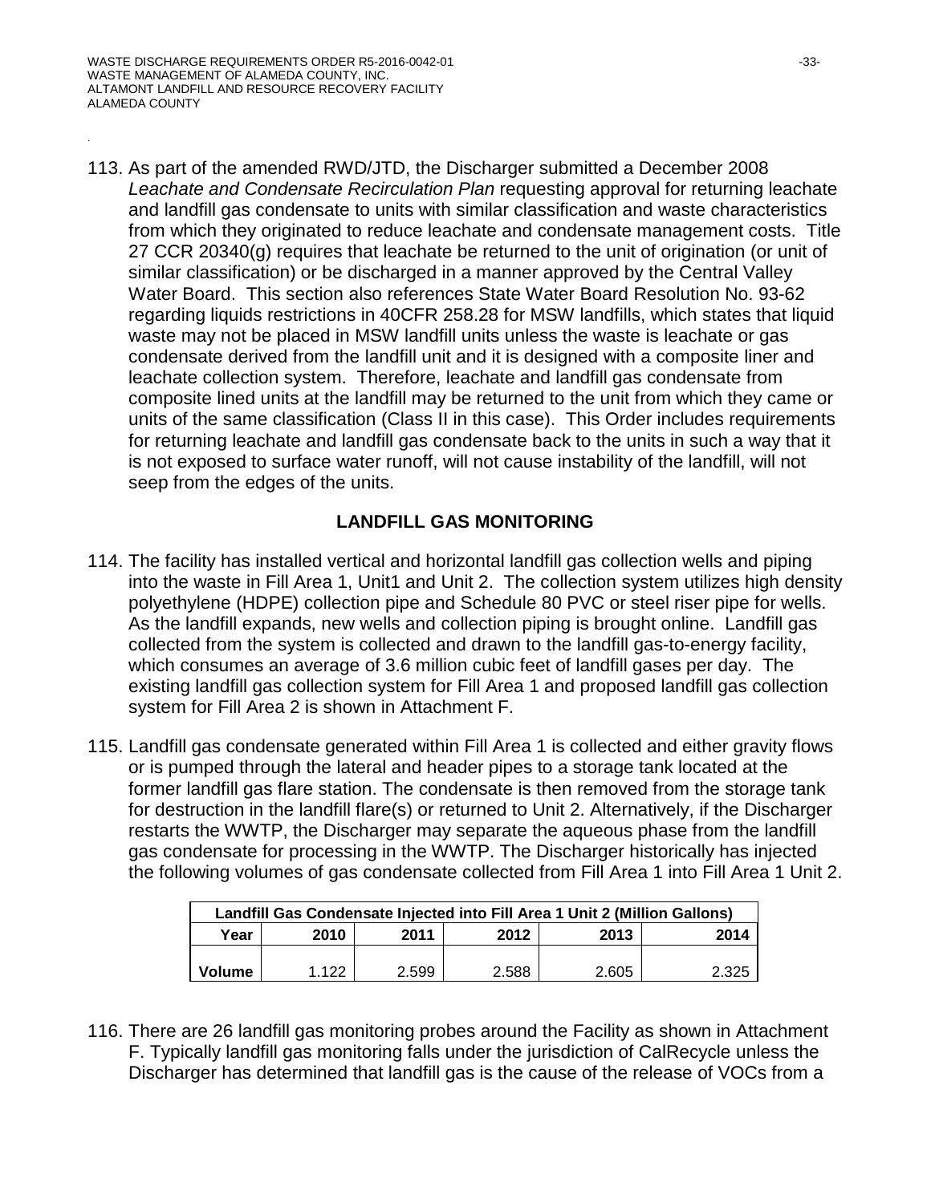113. As part of the amended RWD/JTD, the Discharger submitted a December 2008 *Leachate and Condensate Recirculation Plan* requesting approval for returning leachate and landfill gas condensate to units with similar classification and waste characteristics from which they originated to reduce leachate and condensate management costs. Title 27 CCR 20340(g) requires that leachate be returned to the unit of origination (or unit of similar classification) or be discharged in a manner approved by the Central Valley Water Board. This section also references State Water Board Resolution No. 93-62 regarding liquids restrictions in 40CFR 258.28 for MSW landfills, which states that liquid waste may not be placed in MSW landfill units unless the waste is leachate or gas condensate derived from the landfill unit and it is designed with a composite liner and leachate collection system. Therefore, leachate and landfill gas condensate from composite lined units at the landfill may be returned to the unit from which they came or units of the same classification (Class II in this case). This Order includes requirements for returning leachate and landfill gas condensate back to the units in such a way that it is not exposed to surface water runoff, will not cause instability of the landfill, will not seep from the edges of the units.

## LANDFILL GAS MONITORING

114. The facility has installed vertical and horizontal landfill gas collection wells and piping into the waste in Fill Area 1, Unit1 and Unit 2. The collection system utilizes high density polyethylene (HDPE) collection pipe and Schedule 80 PVC or steel riser pipe for wells. As the landfill expands, new wells and collection piping is brought online. Landfill gas collected from the system is collected and drawn to the landfill gas-to-energy facility, which consumes an average of 3.6 million cubic feet of landfill gases per day. The existing landfill gas collection system for Fill Area 1 and proposed landfill gas collection system for Fill Area 2 is shown in Attachment F.

115. Landfill gas condensate generated within Fill Area 1 is collected and either gravity flows or is pumped through the lateral and header pipes to a storage tank located at the former landfill gas flare station. The condensate is then removed from the storage tank for destruction in the landfill flare(s) or returned to Unit 2. Alternatively, if the Discharger restarts the WWTP, the Discharger may separate the aqueous phase from the landfill gas condensate for processing in the WWTP. The Discharger historically has injected the following volumes of gas condensate collected from Fill Area 1 into Fill Area 1 Unit 2.

| Landfill Gas Condensate Injected into Fill Area 1 Unit 2 (Million Gallons) | | | | | |
|---|---|---|---|---|---|
| Year | 2010 | 2011 | 2012 | 2013 | 2014 |
| Volume | 1.122 | 2.599 | 2.588 | 2.605 | 2.325 |

116. There are 26 landfill gas monitoring probes around the Facility as shown in Attachment F. Typically landfill gas monitoring falls under the jurisdiction of CalRecycle unless the Discharger has determined that landfill gas is the cause of the release of VOCs from a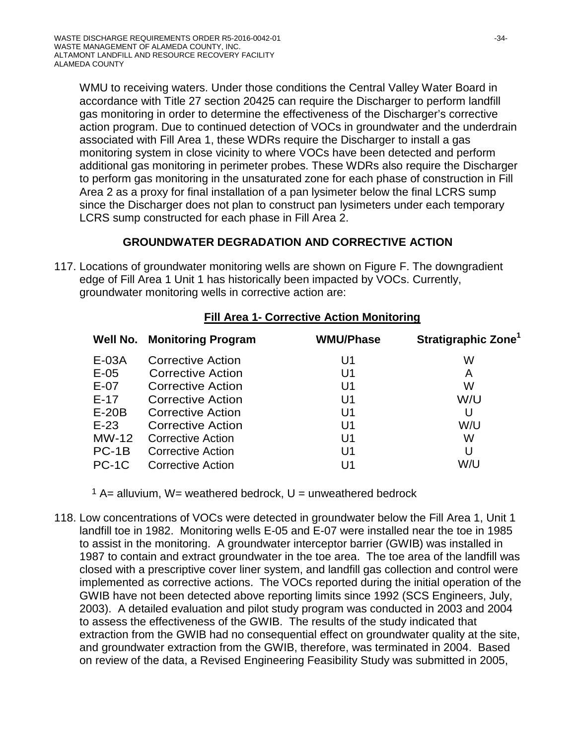WMU to receiving waters. Under those conditions the Central Valley Water Board in accordance with Title 27 section 20425 can require the Discharger to perform landfill gas monitoring in order to determine the effectiveness of the Discharger's corrective action program. Due to continued detection of VOCs in groundwater and the underdrain associated with Fill Area 1, these WDRs require the Discharger to install a gas monitoring system in close vicinity to where VOCs have been detected and perform additional gas monitoring in perimeter probes. These WDRs also require the Discharger to perform gas monitoring in the unsaturated zone for each phase of construction in Fill Area 2 as a proxy for final installation of a pan lysimeter below the final LCRS sump since the Discharger does not plan to construct pan lysimeters under each temporary LCRS sump constructed for each phase in Fill Area 2.

## GROUNDWATER DEGRADATION AND CORRECTIVE ACTION

117. Locations of groundwater monitoring wells are shown on Figure F. The downgradient edge of Fill Area 1 Unit 1 has historically been impacted by VOCs. Currently, groundwater monitoring wells in corrective action are:

**Fill Area 1- Corrective Action Monitoring**

| Well No. | Monitoring Program | WMU/Phase | Stratigraphic Zone[1] |
|---|---|---|---|
| E-03A | Corrective Action | U1 | W |
| E-05 | Corrective Action | U1 | A |
| E-07 | Corrective Action | U1 | W |
| E-17 | Corrective Action | U1 | W/U |
| E-20B | Corrective Action | U1 | U |
| E-23 | Corrective Action | U1 | W/U |
| MW-12 | Corrective Action | U1 | W |
| PC-1B | Corrective Action | U1 | U |
| PC-1C | Corrective Action | U1 | W/U |

[1] A= alluvium, W= weathered bedrock, U = unweathered bedrock

118. Low concentrations of VOCs were detected in groundwater below the Fill Area 1, Unit 1 landfill toe in 1982. Monitoring wells E-05 and E-07 were installed near the toe in 1985 to assist in the monitoring. A groundwater interceptor barrier (GWIB) was installed in 1987 to contain and extract groundwater in the toe area. The toe area of the landfill was closed with a prescriptive cover liner system, and landfill gas collection and control were implemented as corrective actions. The VOCs reported during the initial operation of the GWIB have not been detected above reporting limits since 1992 (SCS Engineers, July, 2003). A detailed evaluation and pilot study program was conducted in 2003 and 2004 to assess the effectiveness of the GWIB. The results of the study indicated that extraction from the GWIB had no consequential effect on groundwater quality at the site, and groundwater extraction from the GWIB, therefore, was terminated in 2004. Based on review of the data, a Revised Engineering Feasibility Study was submitted in 2005,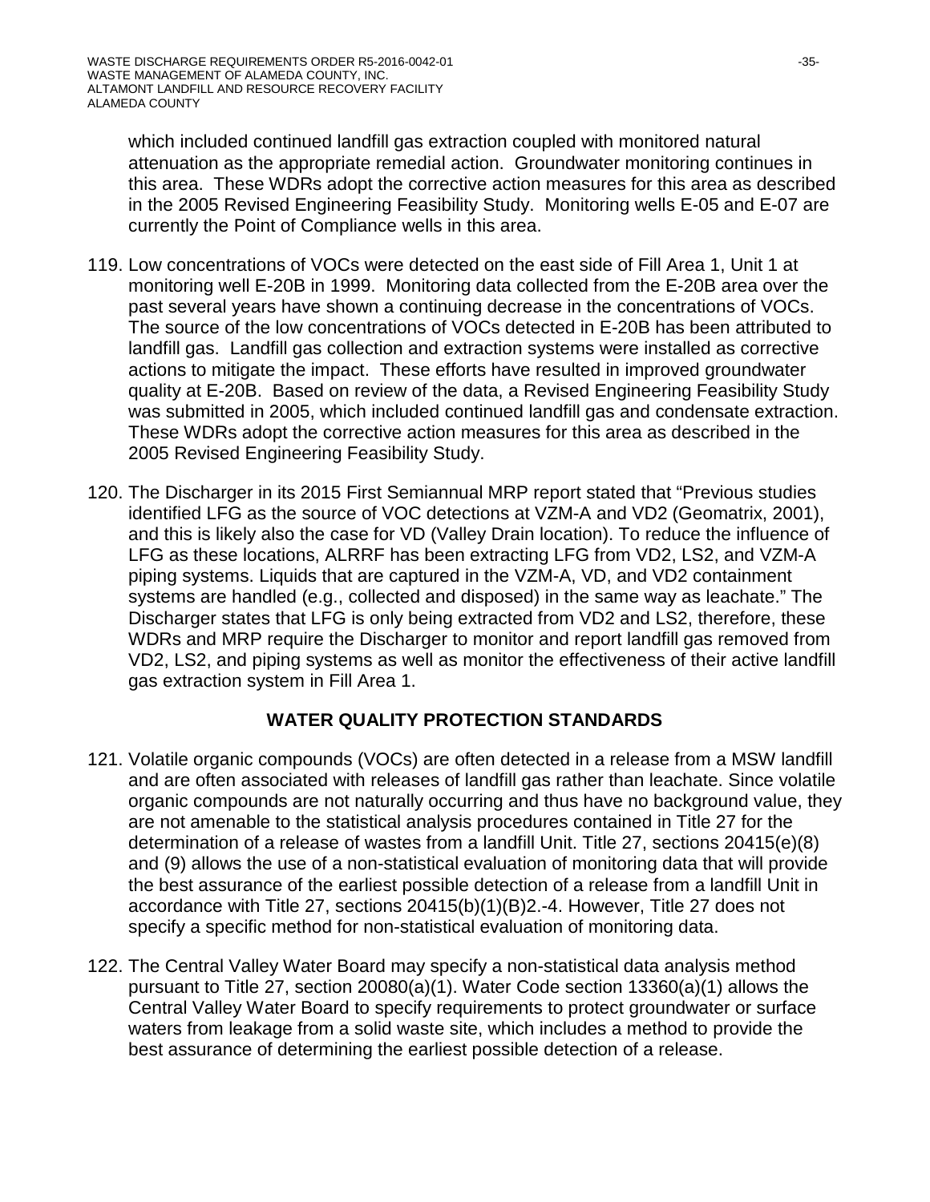which included continued landfill gas extraction coupled with monitored natural attenuation as the appropriate remedial action. Groundwater monitoring continues in this area. These WDRs adopt the corrective action measures for this area as described in the 2005 Revised Engineering Feasibility Study. Monitoring wells E-05 and E-07 are currently the Point of Compliance wells in this area.

119. Low concentrations of VOCs were detected on the east side of Fill Area 1, Unit 1 at monitoring well E-20B in 1999. Monitoring data collected from the E-20B area over the past several years have shown a continuing decrease in the concentrations of VOCs. The source of the low concentrations of VOCs detected in E-20B has been attributed to landfill gas. Landfill gas collection and extraction systems were installed as corrective actions to mitigate the impact. These efforts have resulted in improved groundwater quality at E-20B. Based on review of the data, a Revised Engineering Feasibility Study was submitted in 2005, which included continued landfill gas and condensate extraction. These WDRs adopt the corrective action measures for this area as described in the 2005 Revised Engineering Feasibility Study.

120. The Discharger in its 2015 First Semiannual MRP report stated that "Previous studies identified LFG as the source of VOC detections at VZM-A and VD2 (Geomatrix, 2001), and this is likely also the case for VD (Valley Drain location). To reduce the influence of LFG as these locations, ALRRF has been extracting LFG from VD2, LS2, and VZM-A piping systems. Liquids that are captured in the VZM-A, VD, and VD2 containment systems are handled (e.g., collected and disposed) in the same way as leachate." The Discharger states that LFG is only being extracted from VD2 and LS2, therefore, these WDRs and MRP require the Discharger to monitor and report landfill gas removed from VD2, LS2, and piping systems as well as monitor the effectiveness of their active landfill gas extraction system in Fill Area 1.

## WATER QUALITY PROTECTION STANDARDS

121. Volatile organic compounds (VOCs) are often detected in a release from a MSW landfill and are often associated with releases of landfill gas rather than leachate. Since volatile organic compounds are not naturally occurring and thus have no background value, they are not amenable to the statistical analysis procedures contained in Title 27 for the determination of a release of wastes from a landfill Unit. Title 27, sections 20415(e)(8) and (9) allows the use of a non-statistical evaluation of monitoring data that will provide the best assurance of the earliest possible detection of a release from a landfill Unit in accordance with Title 27, sections 20415(b)(1)(B)2.-4. However, Title 27 does not specify a specific method for non-statistical evaluation of monitoring data.

122. The Central Valley Water Board may specify a non-statistical data analysis method pursuant to Title 27, section 20080(a)(1). Water Code section 13360(a)(1) allows the Central Valley Water Board to specify requirements to protect groundwater or surface waters from leakage from a solid waste site, which includes a method to provide the best assurance of determining the earliest possible detection of a release.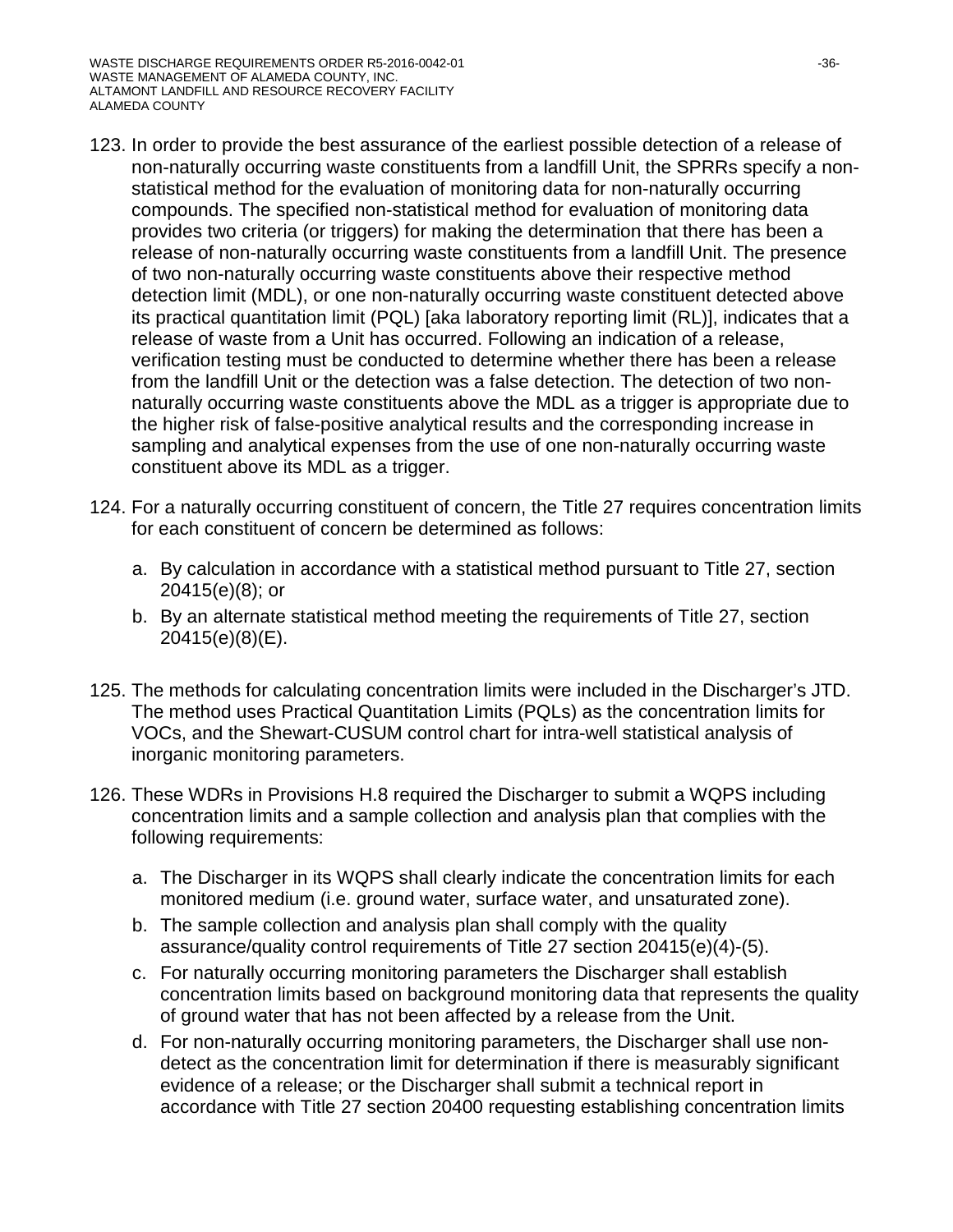123. In order to provide the best assurance of the earliest possible detection of a release of non-naturally occurring waste constituents from a landfill Unit, the SPRRs specify a non-statistical method for the evaluation of monitoring data for non-naturally occurring compounds. The specified non-statistical method for evaluation of monitoring data provides two criteria (or triggers) for making the determination that there has been a release of non-naturally occurring waste constituents from a landfill Unit. The presence of two non-naturally occurring waste constituents above their respective method detection limit (MDL), or one non-naturally occurring waste constituent detected above its practical quantitation limit (PQL) [aka laboratory reporting limit (RL)], indicates that a release of waste from a Unit has occurred. Following an indication of a release, verification testing must be conducted to determine whether there has been a release from the landfill Unit or the detection was a false detection. The detection of two non-naturally occurring waste constituents above the MDL as a trigger is appropriate due to the higher risk of false-positive analytical results and the corresponding increase in sampling and analytical expenses from the use of one non-naturally occurring waste constituent above its MDL as a trigger.

124. For a naturally occurring constituent of concern, the Title 27 requires concentration limits for each constituent of concern be determined as follows:

    a. By calculation in accordance with a statistical method pursuant to Title 27, section 20415(e)(8); or
    b. By an alternate statistical method meeting the requirements of Title 27, section 20415(e)(8)(E).

125. The methods for calculating concentration limits were included in the Discharger's JTD. The method uses Practical Quantitation Limits (PQLs) as the concentration limits for VOCs, and the Shewart-CUSUM control chart for intra-well statistical analysis of inorganic monitoring parameters.

126. These WDRs in Provisions H.8 required the Discharger to submit a WQPS including concentration limits and a sample collection and analysis plan that complies with the following requirements:

    a. The Discharger in its WQPS shall clearly indicate the concentration limits for each monitored medium (i.e. ground water, surface water, and unsaturated zone).
    b. The sample collection and analysis plan shall comply with the quality assurance/quality control requirements of Title 27 section 20415(e)(4)-(5).
    c. For naturally occurring monitoring parameters the Discharger shall establish concentration limits based on background monitoring data that represents the quality of ground water that has not been affected by a release from the Unit.
    d. For non-naturally occurring monitoring parameters, the Discharger shall use non-detect as the concentration limit for determination if there is measurably significant evidence of a release; or the Discharger shall submit a technical report in accordance with Title 27 section 20400 requesting establishing concentration limits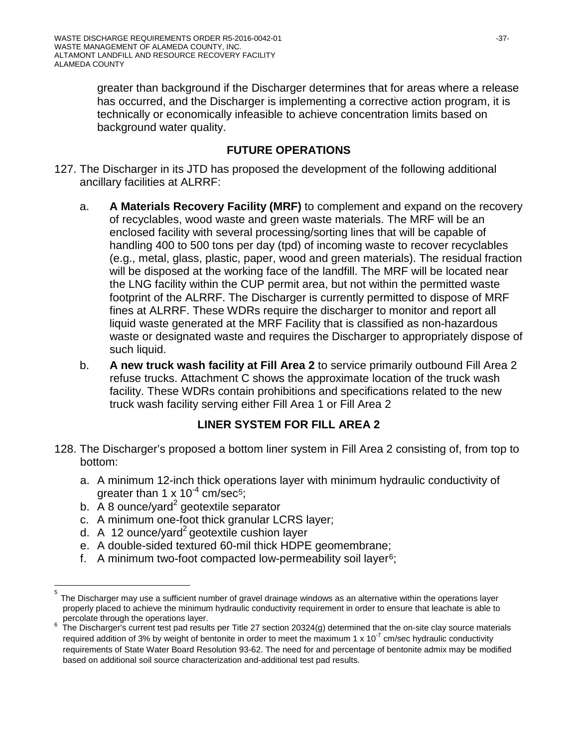greater than background if the Discharger determines that for areas where a release has occurred, and the Discharger is implementing a corrective action program, it is technically or economically infeasible to achieve concentration limits based on background water quality.

## FUTURE OPERATIONS

127. The Discharger in its JTD has proposed the development of the following additional ancillary facilities at ALRRF:

   a. **A Materials Recovery Facility (MRF)** to complement and expand on the recovery of recyclables, wood waste and green waste materials. The MRF will be an enclosed facility with several processing/sorting lines that will be capable of handling 400 to 500 tons per day (tpd) of incoming waste to recover recyclables (e.g., metal, glass, plastic, paper, wood and green materials). The residual fraction will be disposed at the working face of the landfill. The MRF will be located near the LNG facility within the CUP permit area, but not within the permitted waste footprint of the ALRRF. The Discharger is currently permitted to dispose of MRF fines at ALRRF. These WDRs require the discharger to monitor and report all liquid waste generated at the MRF Facility that is classified as non-hazardous waste or designated waste and requires the Discharger to appropriately dispose of such liquid.

   b. **A new truck wash facility at Fill Area 2** to service primarily outbound Fill Area 2 refuse trucks. Attachment C shows the approximate location of the truck wash facility. These WDRs contain prohibitions and specifications related to the new truck wash facility serving either Fill Area 1 or Fill Area 2

## LINER SYSTEM FOR FILL AREA 2

128. The Discharger's proposed a bottom liner system in Fill Area 2 consisting of, from top to bottom:

   a. A minimum 12-inch thick operations layer with minimum hydraulic conductivity of greater than $1 \times 10^{-4}$ cm/sec[5];
   b. A 8 ounce/yard$^2$ geotextile separator
   c. A minimum one-foot thick granular LCRS layer;
   d. A 12 ounce/yard$^2$ geotextile cushion layer
   e. A double-sided textured 60-mil thick HDPE geomembrane;
   f. A minimum two-foot compacted low-permeability soil layer[6];

---

[5] The Discharger may use a sufficient number of gravel drainage windows as an alternative within the operations layer properly placed to achieve the minimum hydraulic conductivity requirement in order to ensure that leachate is able to percolate through the operations layer.

[6] The Discharger's current test pad results per Title 27 section 20324(g) determined that the on-site clay source materials required addition of 3% by weight of bentonite in order to meet the maximum $1 \times 10^{-7}$ cm/sec hydraulic conductivity requirements of State Water Board Resolution 93-62. The need for and percentage of bentonite admix may be modified based on additional soil source characterization and-additional test pad results.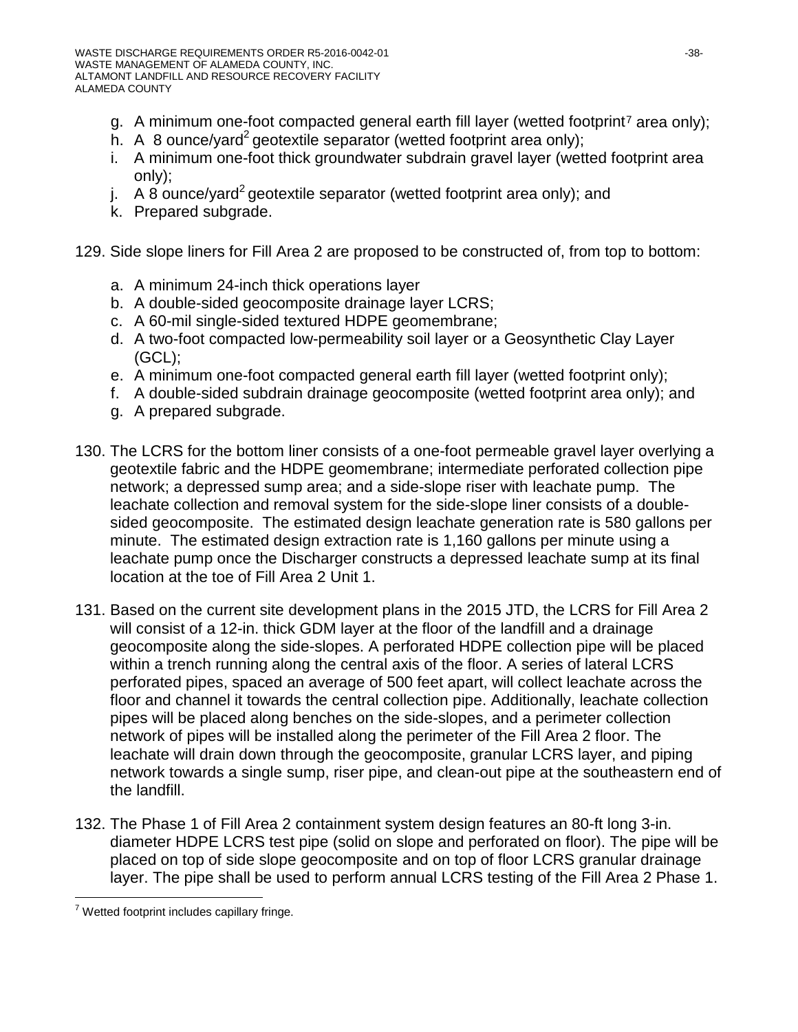g. A minimum one-foot compacted general earth fill layer (wetted footprint[7] area only);
h. A 8 ounce/yard$^2$ geotextile separator (wetted footprint area only);
i. A minimum one-foot thick groundwater subdrain gravel layer (wetted footprint area only);
j. A 8 ounce/yard$^2$ geotextile separator (wetted footprint area only); and
k. Prepared subgrade.

129. Side slope liners for Fill Area 2 are proposed to be constructed of, from top to bottom:

    a. A minimum 24-inch thick operations layer
    b. A double-sided geocomposite drainage layer LCRS;
    c. A 60-mil single-sided textured HDPE geomembrane;
    d. A two-foot compacted low-permeability soil layer or a Geosynthetic Clay Layer (GCL);
    e. A minimum one-foot compacted general earth fill layer (wetted footprint only);
    f. A double-sided subdrain drainage geocomposite (wetted footprint area only); and
    g. A prepared subgrade.

130. The LCRS for the bottom liner consists of a one-foot permeable gravel layer overlying a geotextile fabric and the HDPE geomembrane; intermediate perforated collection pipe network; a depressed sump area; and a side-slope riser with leachate pump. The leachate collection and removal system for the side-slope liner consists of a double-sided geocomposite. The estimated design leachate generation rate is 580 gallons per minute. The estimated design extraction rate is 1,160 gallons per minute using a leachate pump once the Discharger constructs a depressed leachate sump at its final location at the toe of Fill Area 2 Unit 1.

131. Based on the current site development plans in the 2015 JTD, the LCRS for Fill Area 2 will consist of a 12-in. thick GDM layer at the floor of the landfill and a drainage geocomposite along the side-slopes. A perforated HDPE collection pipe will be placed within a trench running along the central axis of the floor. A series of lateral LCRS perforated pipes, spaced an average of 500 feet apart, will collect leachate across the floor and channel it towards the central collection pipe. Additionally, leachate collection pipes will be placed along benches on the side-slopes, and a perimeter collection network of pipes will be installed along the perimeter of the Fill Area 2 floor. The leachate will drain down through the geocomposite, granular LCRS layer, and piping network towards a single sump, riser pipe, and clean-out pipe at the southeastern end of the landfill.

132. The Phase 1 of Fill Area 2 containment system design features an 80-ft long 3-in. diameter HDPE LCRS test pipe (solid on slope and perforated on floor). The pipe will be placed on top of side slope geocomposite and on top of floor LCRS granular drainage layer. The pipe shall be used to perform annual LCRS testing of the Fill Area 2 Phase 1.

---

[7] Wetted footprint includes capillary fringe.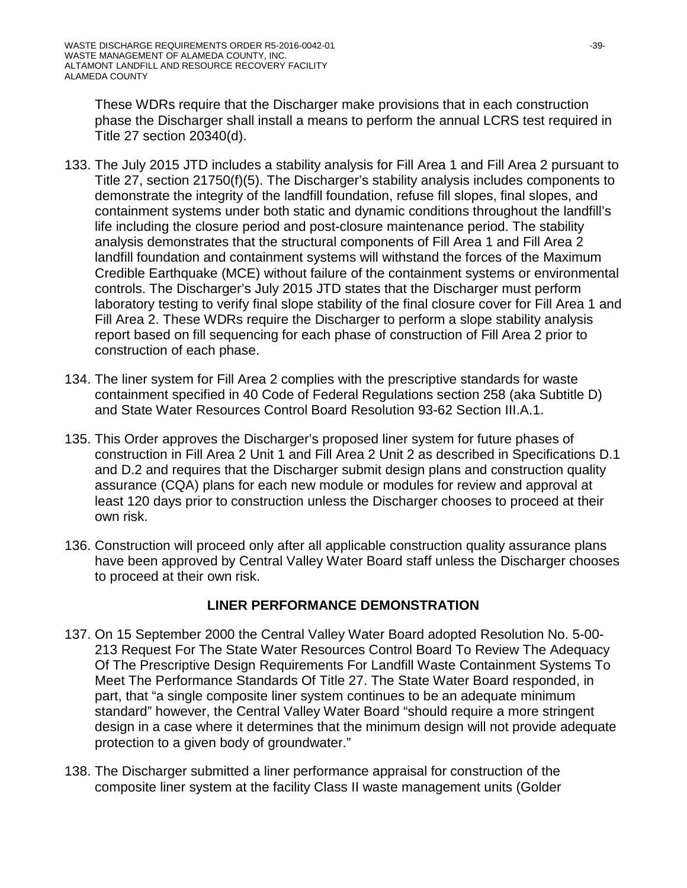These WDRs require that the Discharger make provisions that in each construction phase the Discharger shall install a means to perform the annual LCRS test required in Title 27 section 20340(d).

133. The July 2015 JTD includes a stability analysis for Fill Area 1 and Fill Area 2 pursuant to Title 27, section 21750(f)(5). The Discharger's stability analysis includes components to demonstrate the integrity of the landfill foundation, refuse fill slopes, final slopes, and containment systems under both static and dynamic conditions throughout the landfill's life including the closure period and post-closure maintenance period. The stability analysis demonstrates that the structural components of Fill Area 1 and Fill Area 2 landfill foundation and containment systems will withstand the forces of the Maximum Credible Earthquake (MCE) without failure of the containment systems or environmental controls. The Discharger's July 2015 JTD states that the Discharger must perform laboratory testing to verify final slope stability of the final closure cover for Fill Area 1 and Fill Area 2. These WDRs require the Discharger to perform a slope stability analysis report based on fill sequencing for each phase of construction of Fill Area 2 prior to construction of each phase.

134. The liner system for Fill Area 2 complies with the prescriptive standards for waste containment specified in 40 Code of Federal Regulations section 258 (aka Subtitle D) and State Water Resources Control Board Resolution 93-62 Section III.A.1.

135. This Order approves the Discharger's proposed liner system for future phases of construction in Fill Area 2 Unit 1 and Fill Area 2 Unit 2 as described in Specifications D.1 and D.2 and requires that the Discharger submit design plans and construction quality assurance (CQA) plans for each new module or modules for review and approval at least 120 days prior to construction unless the Discharger chooses to proceed at their own risk.

136. Construction will proceed only after all applicable construction quality assurance plans have been approved by Central Valley Water Board staff unless the Discharger chooses to proceed at their own risk.

## LINER PERFORMANCE DEMONSTRATION

137. On 15 September 2000 the Central Valley Water Board adopted Resolution No. 5-00-213 Request For The State Water Resources Control Board To Review The Adequacy Of The Prescriptive Design Requirements For Landfill Waste Containment Systems To Meet The Performance Standards Of Title 27. The State Water Board responded, in part, that "a single composite liner system continues to be an adequate minimum standard" however, the Central Valley Water Board "should require a more stringent design in a case where it determines that the minimum design will not provide adequate protection to a given body of groundwater."

138. The Discharger submitted a liner performance appraisal for construction of the composite liner system at the facility Class II waste management units (Golder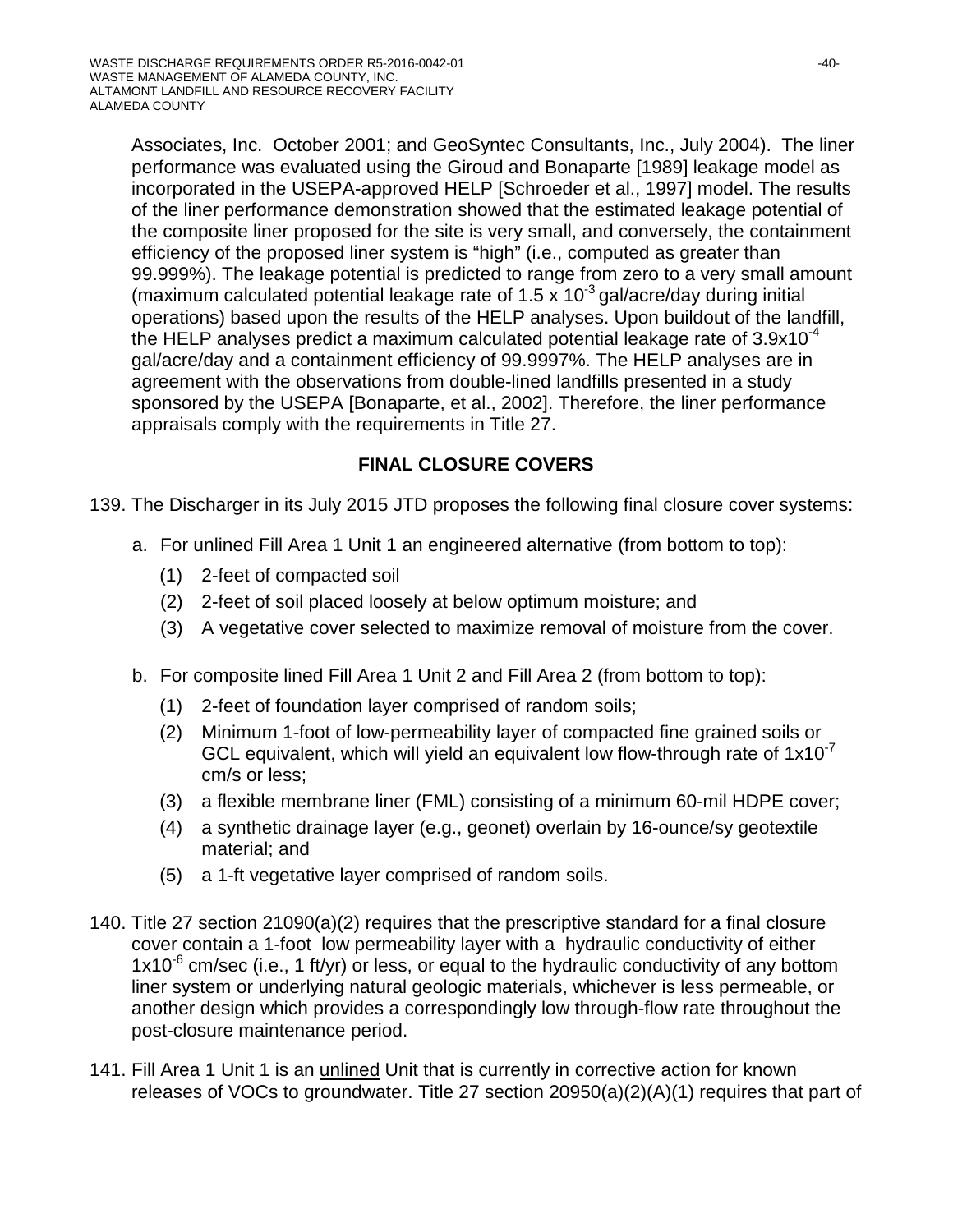Associates, Inc. October 2001; and GeoSyntec Consultants, Inc., July 2004). The liner performance was evaluated using the Giroud and Bonaparte [1989] leakage model as incorporated in the USEPA-approved HELP [Schroeder et al., 1997] model. The results of the liner performance demonstration showed that the estimated leakage potential of the composite liner proposed for the site is very small, and conversely, the containment efficiency of the proposed liner system is "high" (i.e., computed as greater than 99.999%). The leakage potential is predicted to range from zero to a very small amount (maximum calculated potential leakage rate of $1.5 \times 10^{-3}$ gal/acre/day during initial operations) based upon the results of the HELP analyses. Upon buildout of the landfill, the HELP analyses predict a maximum calculated potential leakage rate of $3.9 \times 10^{-4}$ gal/acre/day and a containment efficiency of 99.9997%. The HELP analyses are in agreement with the observations from double-lined landfills presented in a study sponsored by the USEPA [Bonaparte, et al., 2002]. Therefore, the liner performance appraisals comply with the requirements in Title 27.

## FINAL CLOSURE COVERS

139. The Discharger in its July 2015 JTD proposes the following final closure cover systems:

    a. For unlined Fill Area 1 Unit 1 an engineered alternative (from bottom to top):

        (1) 2-feet of compacted soil

        (2) 2-feet of soil placed loosely at below optimum moisture; and

        (3) A vegetative cover selected to maximize removal of moisture from the cover.

    b. For composite lined Fill Area 1 Unit 2 and Fill Area 2 (from bottom to top):

        (1) 2-feet of foundation layer comprised of random soils;

        (2) Minimum 1-foot of low-permeability layer of compacted fine grained soils or GCL equivalent, which will yield an equivalent low flow-through rate of $1 \times 10^{-7}$ cm/s or less;

        (3) a flexible membrane liner (FML) consisting of a minimum 60-mil HDPE cover;

        (4) a synthetic drainage layer (e.g., geonet) overlain by 16-ounce/sy geotextile material; and

        (5) a 1-ft vegetative layer comprised of random soils.

140. Title 27 section 21090(a)(2) requires that the prescriptive standard for a final closure cover contain a 1-foot low permeability layer with a hydraulic conductivity of either $1 \times 10^{-6}$ cm/sec (i.e., 1 ft/yr) or less, or equal to the hydraulic conductivity of any bottom liner system or underlying natural geologic materials, whichever is less permeable, or another design which provides a correspondingly low through-flow rate throughout the post-closure maintenance period.

141. Fill Area 1 Unit 1 is an <u>unlined</u> Unit that is currently in corrective action for known releases of VOCs to groundwater. Title 27 section 20950(a)(2)(A)(1) requires that part of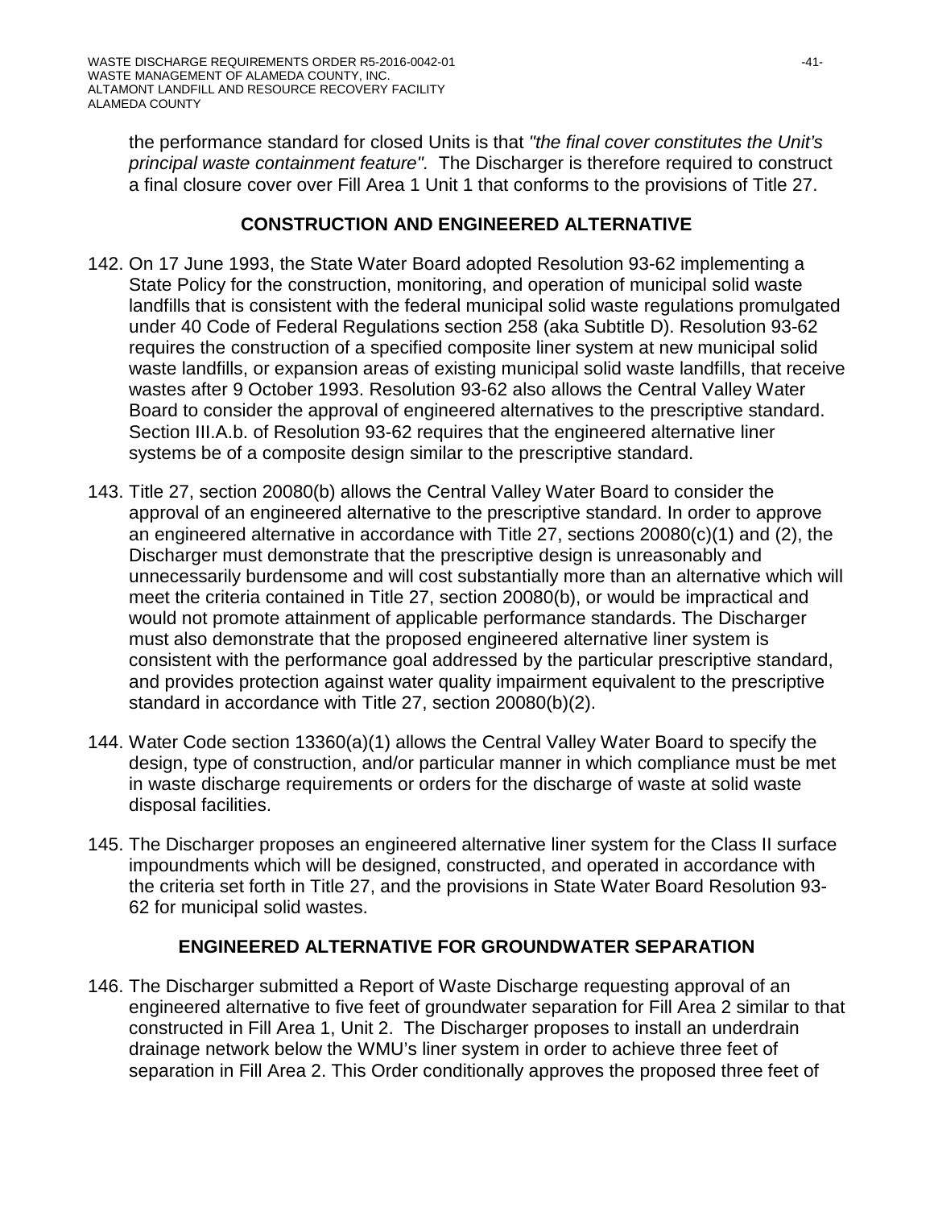the performance standard for closed Units is that *"the final cover constitutes the Unit's principal waste containment feature".* The Discharger is therefore required to construct a final closure cover over Fill Area 1 Unit 1 that conforms to the provisions of Title 27.

## CONSTRUCTION AND ENGINEERED ALTERNATIVE

142. On 17 June 1993, the State Water Board adopted Resolution 93-62 implementing a State Policy for the construction, monitoring, and operation of municipal solid waste landfills that is consistent with the federal municipal solid waste regulations promulgated under 40 Code of Federal Regulations section 258 (aka Subtitle D). Resolution 93-62 requires the construction of a specified composite liner system at new municipal solid waste landfills, or expansion areas of existing municipal solid waste landfills, that receive wastes after 9 October 1993. Resolution 93-62 also allows the Central Valley Water Board to consider the approval of engineered alternatives to the prescriptive standard. Section III.A.b. of Resolution 93-62 requires that the engineered alternative liner systems be of a composite design similar to the prescriptive standard.

143. Title 27, section 20080(b) allows the Central Valley Water Board to consider the approval of an engineered alternative to the prescriptive standard. In order to approve an engineered alternative in accordance with Title 27, sections 20080(c)(1) and (2), the Discharger must demonstrate that the prescriptive design is unreasonably and unnecessarily burdensome and will cost substantially more than an alternative which will meet the criteria contained in Title 27, section 20080(b), or would be impractical and would not promote attainment of applicable performance standards. The Discharger must also demonstrate that the proposed engineered alternative liner system is consistent with the performance goal addressed by the particular prescriptive standard, and provides protection against water quality impairment equivalent to the prescriptive standard in accordance with Title 27, section 20080(b)(2).

144. Water Code section 13360(a)(1) allows the Central Valley Water Board to specify the design, type of construction, and/or particular manner in which compliance must be met in waste discharge requirements or orders for the discharge of waste at solid waste disposal facilities.

145. The Discharger proposes an engineered alternative liner system for the Class II surface impoundments which will be designed, constructed, and operated in accordance with the criteria set forth in Title 27, and the provisions in State Water Board Resolution 93-62 for municipal solid wastes.

## ENGINEERED ALTERNATIVE FOR GROUNDWATER SEPARATION

146. The Discharger submitted a Report of Waste Discharge requesting approval of an engineered alternative to five feet of groundwater separation for Fill Area 2 similar to that constructed in Fill Area 1, Unit 2. The Discharger proposes to install an underdrain drainage network below the WMU's liner system in order to achieve three feet of separation in Fill Area 2. This Order conditionally approves the proposed three feet of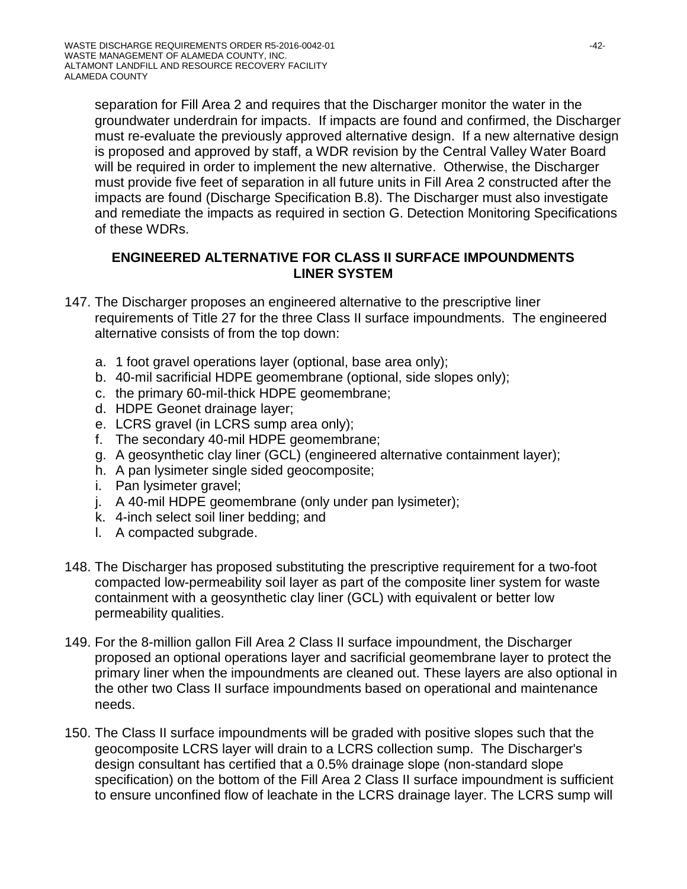separation for Fill Area 2 and requires that the Discharger monitor the water in the groundwater underdrain for impacts. If impacts are found and confirmed, the Discharger must re-evaluate the previously approved alternative design. If a new alternative design is proposed and approved by staff, a WDR revision by the Central Valley Water Board will be required in order to implement the new alternative. Otherwise, the Discharger must provide five feet of separation in all future units in Fill Area 2 constructed after the impacts are found (Discharge Specification B.8). The Discharger must also investigate and remediate the impacts as required in section G. Detection Monitoring Specifications of these WDRs.

## ENGINEERED ALTERNATIVE FOR CLASS II SURFACE IMPOUNDMENTS LINER SYSTEM

147. The Discharger proposes an engineered alternative to the prescriptive liner requirements of Title 27 for the three Class II surface impoundments. The engineered alternative consists of from the top down:

    a. 1 foot gravel operations layer (optional, base area only);
    b. 40-mil sacrificial HDPE geomembrane (optional, side slopes only);
    c. the primary 60-mil-thick HDPE geomembrane;
    d. HDPE Geonet drainage layer;
    e. LCRS gravel (in LCRS sump area only);
    f. The secondary 40-mil HDPE geomembrane;
    g. A geosynthetic clay liner (GCL) (engineered alternative containment layer);
    h. A pan lysimeter single sided geocomposite;
    i. Pan lysimeter gravel;
    j. A 40-mil HDPE geomembrane (only under pan lysimeter);
    k. 4-inch select soil liner bedding; and
    l. A compacted subgrade.

148. The Discharger has proposed substituting the prescriptive requirement for a two-foot compacted low-permeability soil layer as part of the composite liner system for waste containment with a geosynthetic clay liner (GCL) with equivalent or better low permeability qualities.

149. For the 8-million gallon Fill Area 2 Class II surface impoundment, the Discharger proposed an optional operations layer and sacrificial geomembrane layer to protect the primary liner when the impoundments are cleaned out. These layers are also optional in the other two Class II surface impoundments based on operational and maintenance needs.

150. The Class II surface impoundments will be graded with positive slopes such that the geocomposite LCRS layer will drain to a LCRS collection sump. The Discharger's design consultant has certified that a 0.5% drainage slope (non-standard slope specification) on the bottom of the Fill Area 2 Class II surface impoundment is sufficient to ensure unconfined flow of leachate in the LCRS drainage layer. The LCRS sump will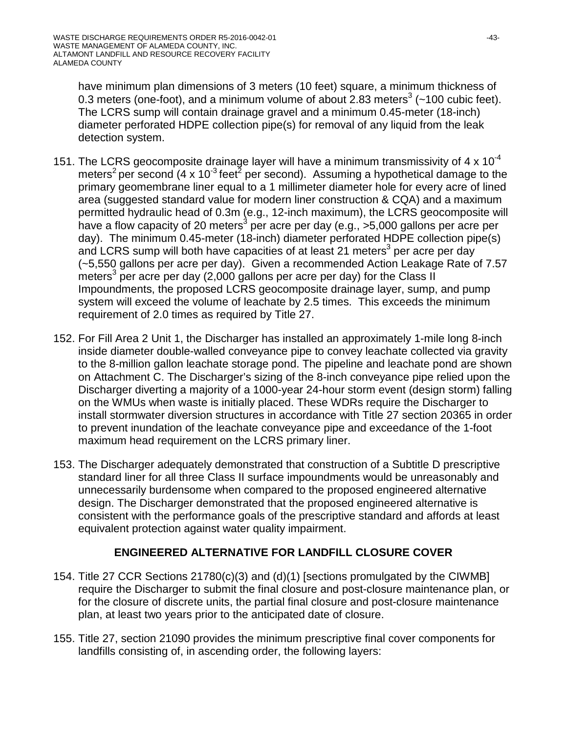have minimum plan dimensions of 3 meters (10 feet) square, a minimum thickness of 0.3 meters (one-foot), and a minimum volume of about 2.83 meters$^3$ (~100 cubic feet). The LCRS sump will contain drainage gravel and a minimum 0.45-meter (18-inch) diameter perforated HDPE collection pipe(s) for removal of any liquid from the leak detection system.

151. The LCRS geocomposite drainage layer will have a minimum transmissivity of 4 x $10^{-4}$ meters$^2$ per second (4 x $10^{-3}$ feet$^2$ per second). Assuming a hypothetical damage to the primary geomembrane liner equal to a 1 millimeter diameter hole for every acre of lined area (suggested standard value for modern liner construction & CQA) and a maximum permitted hydraulic head of 0.3m (e.g., 12-inch maximum), the LCRS geocomposite will have a flow capacity of 20 meters$^3$ per acre per day (e.g., >5,000 gallons per acre per day). The minimum 0.45-meter (18-inch) diameter perforated HDPE collection pipe(s) and LCRS sump will both have capacities of at least 21 meters$^3$ per acre per day (~5,550 gallons per acre per day). Given a recommended Action Leakage Rate of 7.57 meters$^3$ per acre per day (2,000 gallons per acre per day) for the Class II Impoundments, the proposed LCRS geocomposite drainage layer, sump, and pump system will exceed the volume of leachate by 2.5 times. This exceeds the minimum requirement of 2.0 times as required by Title 27.

152. For Fill Area 2 Unit 1, the Discharger has installed an approximately 1-mile long 8-inch inside diameter double-walled conveyance pipe to convey leachate collected via gravity to the 8-million gallon leachate storage pond. The pipeline and leachate pond are shown on Attachment C. The Discharger's sizing of the 8-inch conveyance pipe relied upon the Discharger diverting a majority of a 1000-year 24-hour storm event (design storm) falling on the WMUs when waste is initially placed. These WDRs require the Discharger to install stormwater diversion structures in accordance with Title 27 section 20365 in order to prevent inundation of the leachate conveyance pipe and exceedance of the 1-foot maximum head requirement on the LCRS primary liner.

153. The Discharger adequately demonstrated that construction of a Subtitle D prescriptive standard liner for all three Class II surface impoundments would be unreasonably and unnecessarily burdensome when compared to the proposed engineered alternative design. The Discharger demonstrated that the proposed engineered alternative is consistent with the performance goals of the prescriptive standard and affords at least equivalent protection against water quality impairment.

## ENGINEERED ALTERNATIVE FOR LANDFILL CLOSURE COVER

154. Title 27 CCR Sections 21780(c)(3) and (d)(1) [sections promulgated by the CIWMB] require the Discharger to submit the final closure and post-closure maintenance plan, or for the closure of discrete units, the partial final closure and post-closure maintenance plan, at least two years prior to the anticipated date of closure.

155. Title 27, section 21090 provides the minimum prescriptive final cover components for landfills consisting of, in ascending order, the following layers: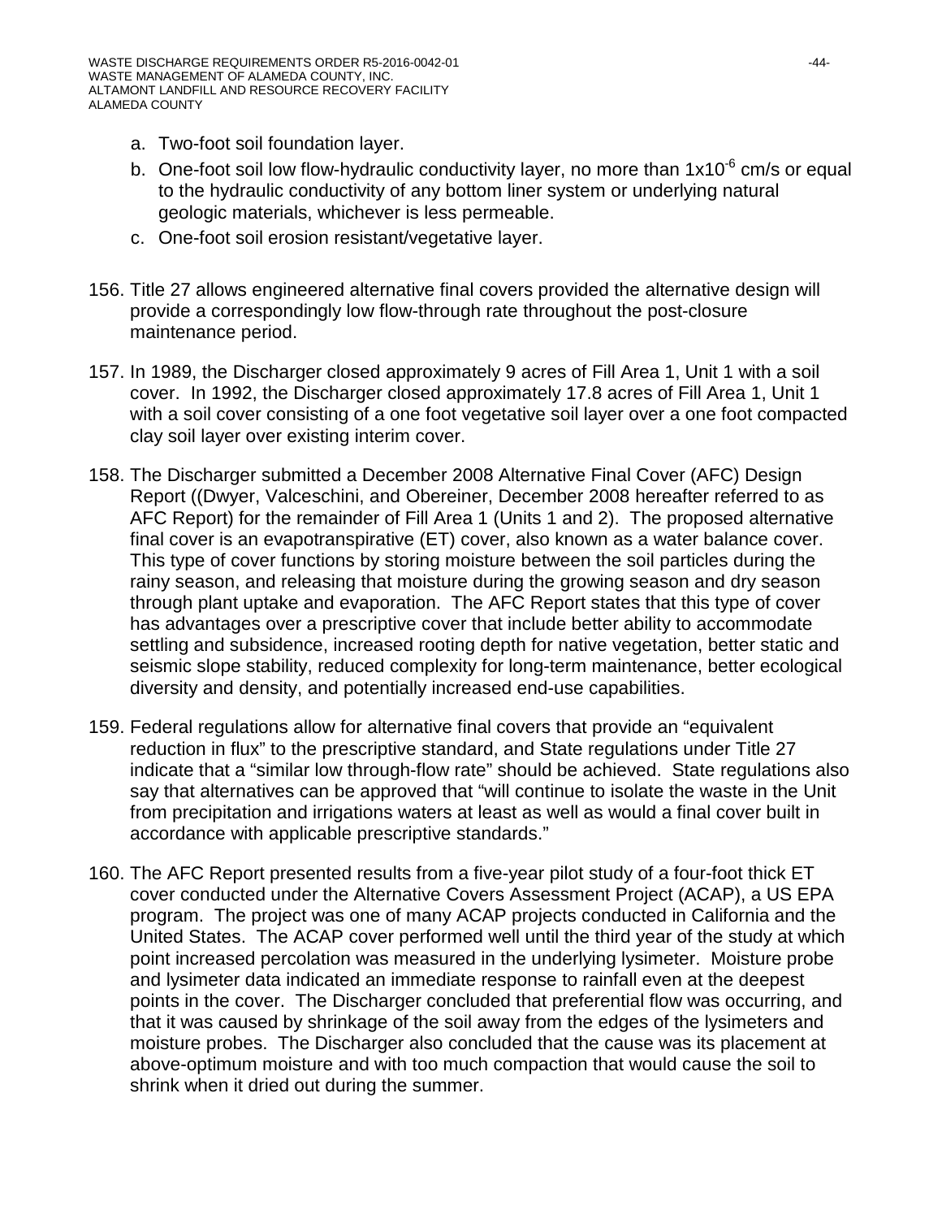a. Two-foot soil foundation layer.
b. One-foot soil low flow-hydraulic conductivity layer, no more than $1x10^{-6}$ cm/s or equal to the hydraulic conductivity of any bottom liner system or underlying natural geologic materials, whichever is less permeable.
c. One-foot soil erosion resistant/vegetative layer.

156. Title 27 allows engineered alternative final covers provided the alternative design will provide a correspondingly low flow-through rate throughout the post-closure maintenance period.

157. In 1989, the Discharger closed approximately 9 acres of Fill Area 1, Unit 1 with a soil cover. In 1992, the Discharger closed approximately 17.8 acres of Fill Area 1, Unit 1 with a soil cover consisting of a one foot vegetative soil layer over a one foot compacted clay soil layer over existing interim cover.

158. The Discharger submitted a December 2008 Alternative Final Cover (AFC) Design Report ((Dwyer, Valceschini, and Obereiner, December 2008 hereafter referred to as AFC Report) for the remainder of Fill Area 1 (Units 1 and 2). The proposed alternative final cover is an evapotranspirative (ET) cover, also known as a water balance cover. This type of cover functions by storing moisture between the soil particles during the rainy season, and releasing that moisture during the growing season and dry season through plant uptake and evaporation. The AFC Report states that this type of cover has advantages over a prescriptive cover that include better ability to accommodate settling and subsidence, increased rooting depth for native vegetation, better static and seismic slope stability, reduced complexity for long-term maintenance, better ecological diversity and density, and potentially increased end-use capabilities.

159. Federal regulations allow for alternative final covers that provide an "equivalent reduction in flux" to the prescriptive standard, and State regulations under Title 27 indicate that a "similar low through-flow rate" should be achieved. State regulations also say that alternatives can be approved that "will continue to isolate the waste in the Unit from precipitation and irrigations waters at least as well as would a final cover built in accordance with applicable prescriptive standards."

160. The AFC Report presented results from a five-year pilot study of a four-foot thick ET cover conducted under the Alternative Covers Assessment Project (ACAP), a US EPA program. The project was one of many ACAP projects conducted in California and the United States. The ACAP cover performed well until the third year of the study at which point increased percolation was measured in the underlying lysimeter. Moisture probe and lysimeter data indicated an immediate response to rainfall even at the deepest points in the cover. The Discharger concluded that preferential flow was occurring, and that it was caused by shrinkage of the soil away from the edges of the lysimeters and moisture probes. The Discharger also concluded that the cause was its placement at above-optimum moisture and with too much compaction that would cause the soil to shrink when it dried out during the summer.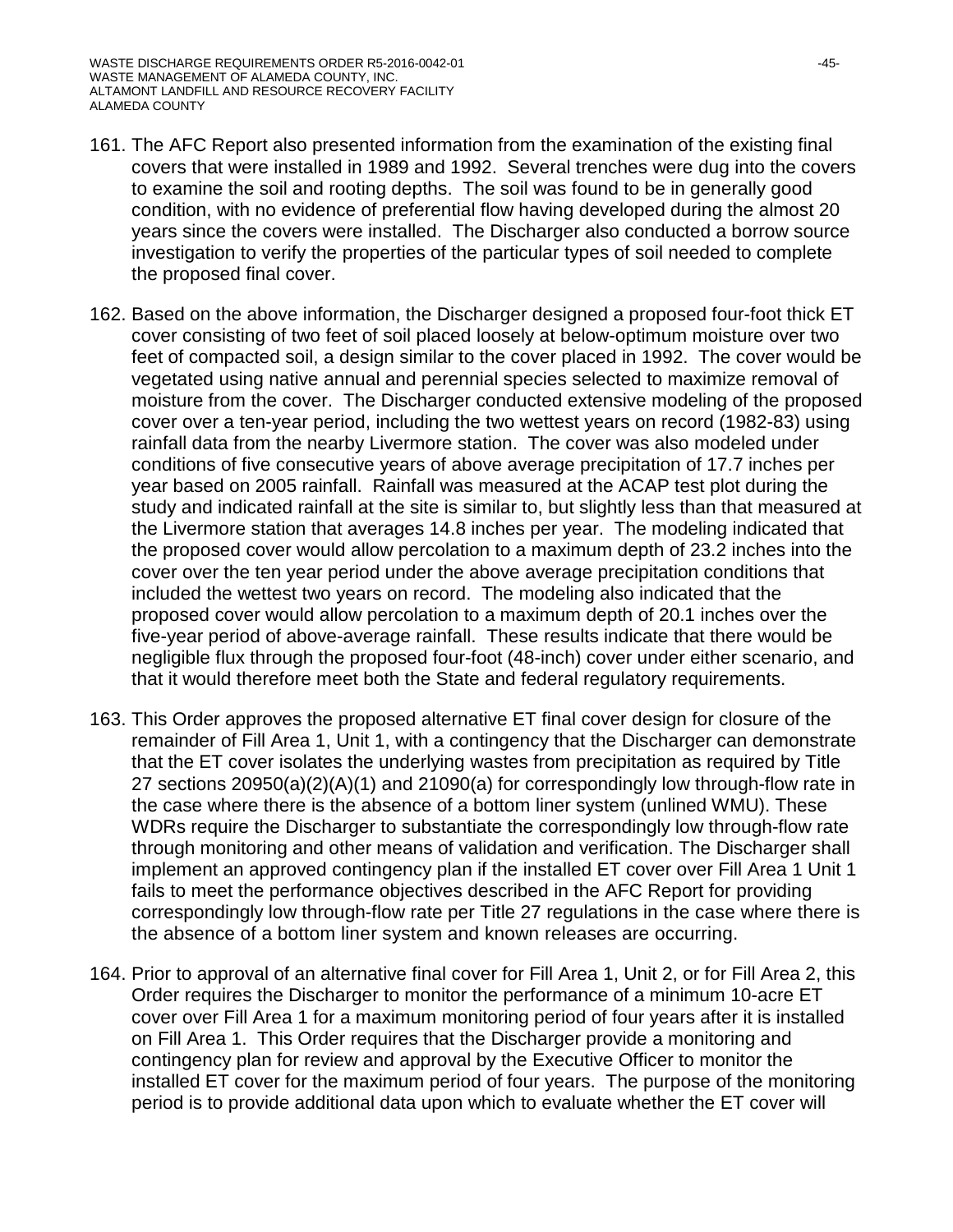161. The AFC Report also presented information from the examination of the existing final covers that were installed in 1989 and 1992. Several trenches were dug into the covers to examine the soil and rooting depths. The soil was found to be in generally good condition, with no evidence of preferential flow having developed during the almost 20 years since the covers were installed. The Discharger also conducted a borrow source investigation to verify the properties of the particular types of soil needed to complete the proposed final cover.

162. Based on the above information, the Discharger designed a proposed four-foot thick ET cover consisting of two feet of soil placed loosely at below-optimum moisture over two feet of compacted soil, a design similar to the cover placed in 1992. The cover would be vegetated using native annual and perennial species selected to maximize removal of moisture from the cover. The Discharger conducted extensive modeling of the proposed cover over a ten-year period, including the two wettest years on record (1982-83) using rainfall data from the nearby Livermore station. The cover was also modeled under conditions of five consecutive years of above average precipitation of 17.7 inches per year based on 2005 rainfall. Rainfall was measured at the ACAP test plot during the study and indicated rainfall at the site is similar to, but slightly less than that measured at the Livermore station that averages 14.8 inches per year. The modeling indicated that the proposed cover would allow percolation to a maximum depth of 23.2 inches into the cover over the ten year period under the above average precipitation conditions that included the wettest two years on record. The modeling also indicated that the proposed cover would allow percolation to a maximum depth of 20.1 inches over the five-year period of above-average rainfall. These results indicate that there would be negligible flux through the proposed four-foot (48-inch) cover under either scenario, and that it would therefore meet both the State and federal regulatory requirements.

163. This Order approves the proposed alternative ET final cover design for closure of the remainder of Fill Area 1, Unit 1, with a contingency that the Discharger can demonstrate that the ET cover isolates the underlying wastes from precipitation as required by Title 27 sections 20950(a)(2)(A)(1) and 21090(a) for correspondingly low through-flow rate in the case where there is the absence of a bottom liner system (unlined WMU). These WDRs require the Discharger to substantiate the correspondingly low through-flow rate through monitoring and other means of validation and verification. The Discharger shall implement an approved contingency plan if the installed ET cover over Fill Area 1 Unit 1 fails to meet the performance objectives described in the AFC Report for providing correspondingly low through-flow rate per Title 27 regulations in the case where there is the absence of a bottom liner system and known releases are occurring.

164. Prior to approval of an alternative final cover for Fill Area 1, Unit 2, or for Fill Area 2, this Order requires the Discharger to monitor the performance of a minimum 10-acre ET cover over Fill Area 1 for a maximum monitoring period of four years after it is installed on Fill Area 1. This Order requires that the Discharger provide a monitoring and contingency plan for review and approval by the Executive Officer to monitor the installed ET cover for the maximum period of four years. The purpose of the monitoring period is to provide additional data upon which to evaluate whether the ET cover will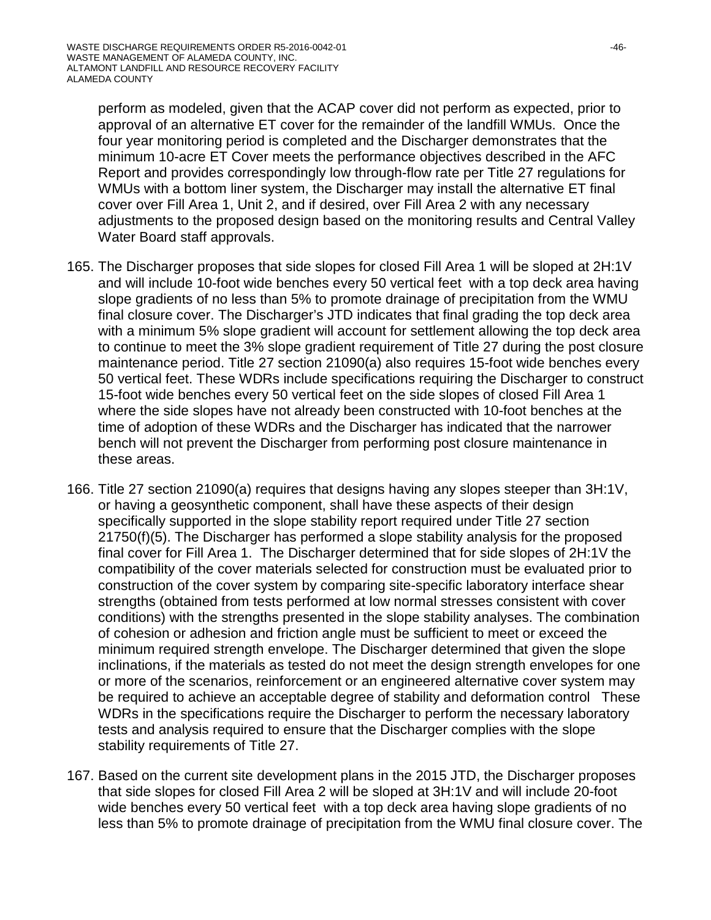perform as modeled, given that the ACAP cover did not perform as expected, prior to approval of an alternative ET cover for the remainder of the landfill WMUs. Once the four year monitoring period is completed and the Discharger demonstrates that the minimum 10-acre ET Cover meets the performance objectives described in the AFC Report and provides correspondingly low through-flow rate per Title 27 regulations for WMUs with a bottom liner system, the Discharger may install the alternative ET final cover over Fill Area 1, Unit 2, and if desired, over Fill Area 2 with any necessary adjustments to the proposed design based on the monitoring results and Central Valley Water Board staff approvals.

165. The Discharger proposes that side slopes for closed Fill Area 1 will be sloped at 2H:1V and will include 10-foot wide benches every 50 vertical feet with a top deck area having slope gradients of no less than 5% to promote drainage of precipitation from the WMU final closure cover. The Discharger's JTD indicates that final grading the top deck area with a minimum 5% slope gradient will account for settlement allowing the top deck area to continue to meet the 3% slope gradient requirement of Title 27 during the post closure maintenance period. Title 27 section 21090(a) also requires 15-foot wide benches every 50 vertical feet. These WDRs include specifications requiring the Discharger to construct 15-foot wide benches every 50 vertical feet on the side slopes of closed Fill Area 1 where the side slopes have not already been constructed with 10-foot benches at the time of adoption of these WDRs and the Discharger has indicated that the narrower bench will not prevent the Discharger from performing post closure maintenance in these areas.

166. Title 27 section 21090(a) requires that designs having any slopes steeper than 3H:1V, or having a geosynthetic component, shall have these aspects of their design specifically supported in the slope stability report required under Title 27 section 21750(f)(5). The Discharger has performed a slope stability analysis for the proposed final cover for Fill Area 1. The Discharger determined that for side slopes of 2H:1V the compatibility of the cover materials selected for construction must be evaluated prior to construction of the cover system by comparing site-specific laboratory interface shear strengths (obtained from tests performed at low normal stresses consistent with cover conditions) with the strengths presented in the slope stability analyses. The combination of cohesion or adhesion and friction angle must be sufficient to meet or exceed the minimum required strength envelope. The Discharger determined that given the slope inclinations, if the materials as tested do not meet the design strength envelopes for one or more of the scenarios, reinforcement or an engineered alternative cover system may be required to achieve an acceptable degree of stability and deformation control These WDRs in the specifications require the Discharger to perform the necessary laboratory tests and analysis required to ensure that the Discharger complies with the slope stability requirements of Title 27.

167. Based on the current site development plans in the 2015 JTD, the Discharger proposes that side slopes for closed Fill Area 2 will be sloped at 3H:1V and will include 20-foot wide benches every 50 vertical feet with a top deck area having slope gradients of no less than 5% to promote drainage of precipitation from the WMU final closure cover. The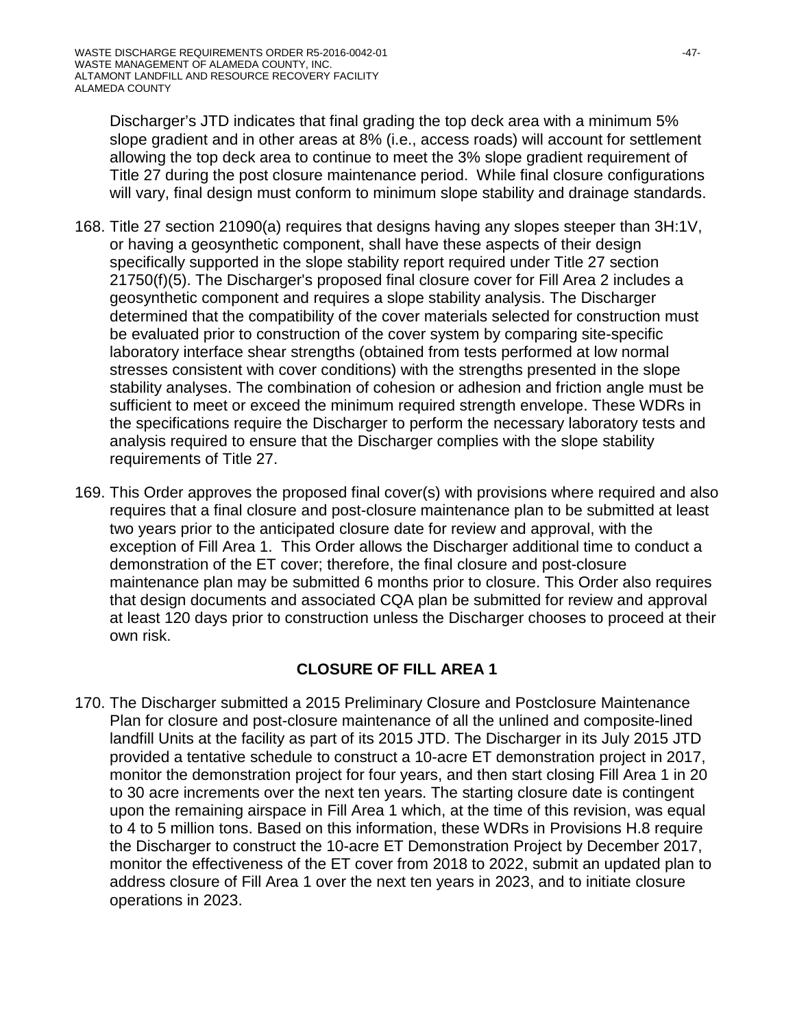Discharger's JTD indicates that final grading the top deck area with a minimum 5% slope gradient and in other areas at 8% (i.e., access roads) will account for settlement allowing the top deck area to continue to meet the 3% slope gradient requirement of Title 27 during the post closure maintenance period. While final closure configurations will vary, final design must conform to minimum slope stability and drainage standards.

168. Title 27 section 21090(a) requires that designs having any slopes steeper than 3H:1V, or having a geosynthetic component, shall have these aspects of their design specifically supported in the slope stability report required under Title 27 section 21750(f)(5). The Discharger's proposed final closure cover for Fill Area 2 includes a geosynthetic component and requires a slope stability analysis. The Discharger determined that the compatibility of the cover materials selected for construction must be evaluated prior to construction of the cover system by comparing site-specific laboratory interface shear strengths (obtained from tests performed at low normal stresses consistent with cover conditions) with the strengths presented in the slope stability analyses. The combination of cohesion or adhesion and friction angle must be sufficient to meet or exceed the minimum required strength envelope. These WDRs in the specifications require the Discharger to perform the necessary laboratory tests and analysis required to ensure that the Discharger complies with the slope stability requirements of Title 27.

169. This Order approves the proposed final cover(s) with provisions where required and also requires that a final closure and post-closure maintenance plan to be submitted at least two years prior to the anticipated closure date for review and approval, with the exception of Fill Area 1. This Order allows the Discharger additional time to conduct a demonstration of the ET cover; therefore, the final closure and post-closure maintenance plan may be submitted 6 months prior to closure. This Order also requires that design documents and associated CQA plan be submitted for review and approval at least 120 days prior to construction unless the Discharger chooses to proceed at their own risk.

## CLOSURE OF FILL AREA 1

170. The Discharger submitted a 2015 Preliminary Closure and Postclosure Maintenance Plan for closure and post-closure maintenance of all the unlined and composite-lined landfill Units at the facility as part of its 2015 JTD. The Discharger in its July 2015 JTD provided a tentative schedule to construct a 10-acre ET demonstration project in 2017, monitor the demonstration project for four years, and then start closing Fill Area 1 in 20 to 30 acre increments over the next ten years. The starting closure date is contingent upon the remaining airspace in Fill Area 1 which, at the time of this revision, was equal to 4 to 5 million tons. Based on this information, these WDRs in Provisions H.8 require the Discharger to construct the 10-acre ET Demonstration Project by December 2017, monitor the effectiveness of the ET cover from 2018 to 2022, submit an updated plan to address closure of Fill Area 1 over the next ten years in 2023, and to initiate closure operations in 2023.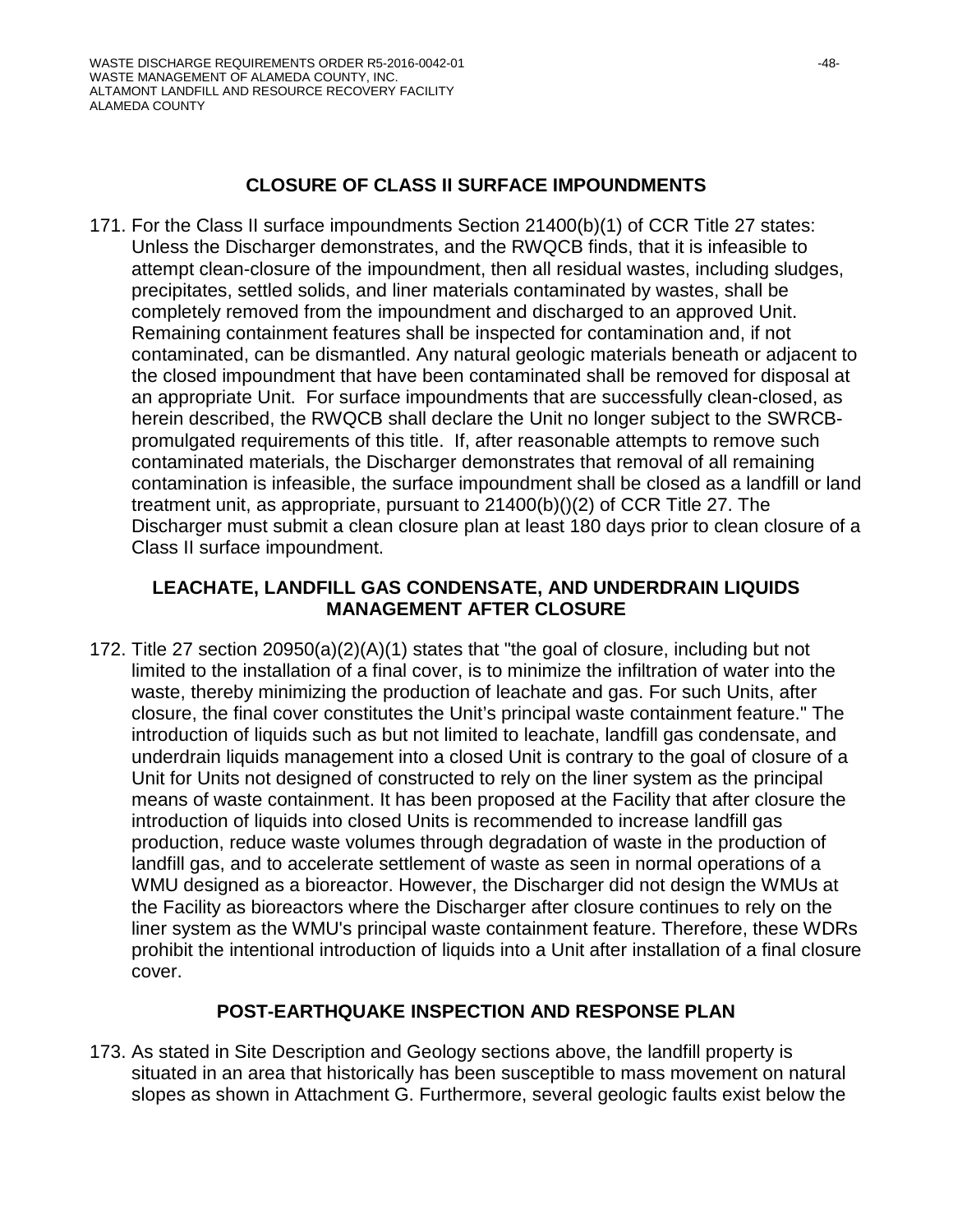## CLOSURE OF CLASS II SURFACE IMPOUNDMENTS

171. For the Class II surface impoundments Section 21400(b)(1) of CCR Title 27 states: Unless the Discharger demonstrates, and the RWQCB finds, that it is infeasible to attempt clean-closure of the impoundment, then all residual wastes, including sludges, precipitates, settled solids, and liner materials contaminated by wastes, shall be completely removed from the impoundment and discharged to an approved Unit. Remaining containment features shall be inspected for contamination and, if not contaminated, can be dismantled. Any natural geologic materials beneath or adjacent to the closed impoundment that have been contaminated shall be removed for disposal at an appropriate Unit. For surface impoundments that are successfully clean-closed, as herein described, the RWQCB shall declare the Unit no longer subject to the SWRCB-promulgated requirements of this title. If, after reasonable attempts to remove such contaminated materials, the Discharger demonstrates that removal of all remaining contamination is infeasible, the surface impoundment shall be closed as a landfill or land treatment unit, as appropriate, pursuant to 21400(b)()(2) of CCR Title 27. The Discharger must submit a clean closure plan at least 180 days prior to clean closure of a Class II surface impoundment.

## LEACHATE, LANDFILL GAS CONDENSATE, AND UNDERDRAIN LIQUIDS MANAGEMENT AFTER CLOSURE

172. Title 27 section 20950(a)(2)(A)(1) states that "the goal of closure, including but not limited to the installation of a final cover, is to minimize the infiltration of water into the waste, thereby minimizing the production of leachate and gas. For such Units, after closure, the final cover constitutes the Unit's principal waste containment feature." The introduction of liquids such as but not limited to leachate, landfill gas condensate, and underdrain liquids management into a closed Unit is contrary to the goal of closure of a Unit for Units not designed of constructed to rely on the liner system as the principal means of waste containment. It has been proposed at the Facility that after closure the introduction of liquids into closed Units is recommended to increase landfill gas production, reduce waste volumes through degradation of waste in the production of landfill gas, and to accelerate settlement of waste as seen in normal operations of a WMU designed as a bioreactor. However, the Discharger did not design the WMUs at the Facility as bioreactors where the Discharger after closure continues to rely on the liner system as the WMU's principal waste containment feature. Therefore, these WDRs prohibit the intentional introduction of liquids into a Unit after installation of a final closure cover.

## POST-EARTHQUAKE INSPECTION AND RESPONSE PLAN

173. As stated in Site Description and Geology sections above, the landfill property is situated in an area that historically has been susceptible to mass movement on natural slopes as shown in Attachment G. Furthermore, several geologic faults exist below the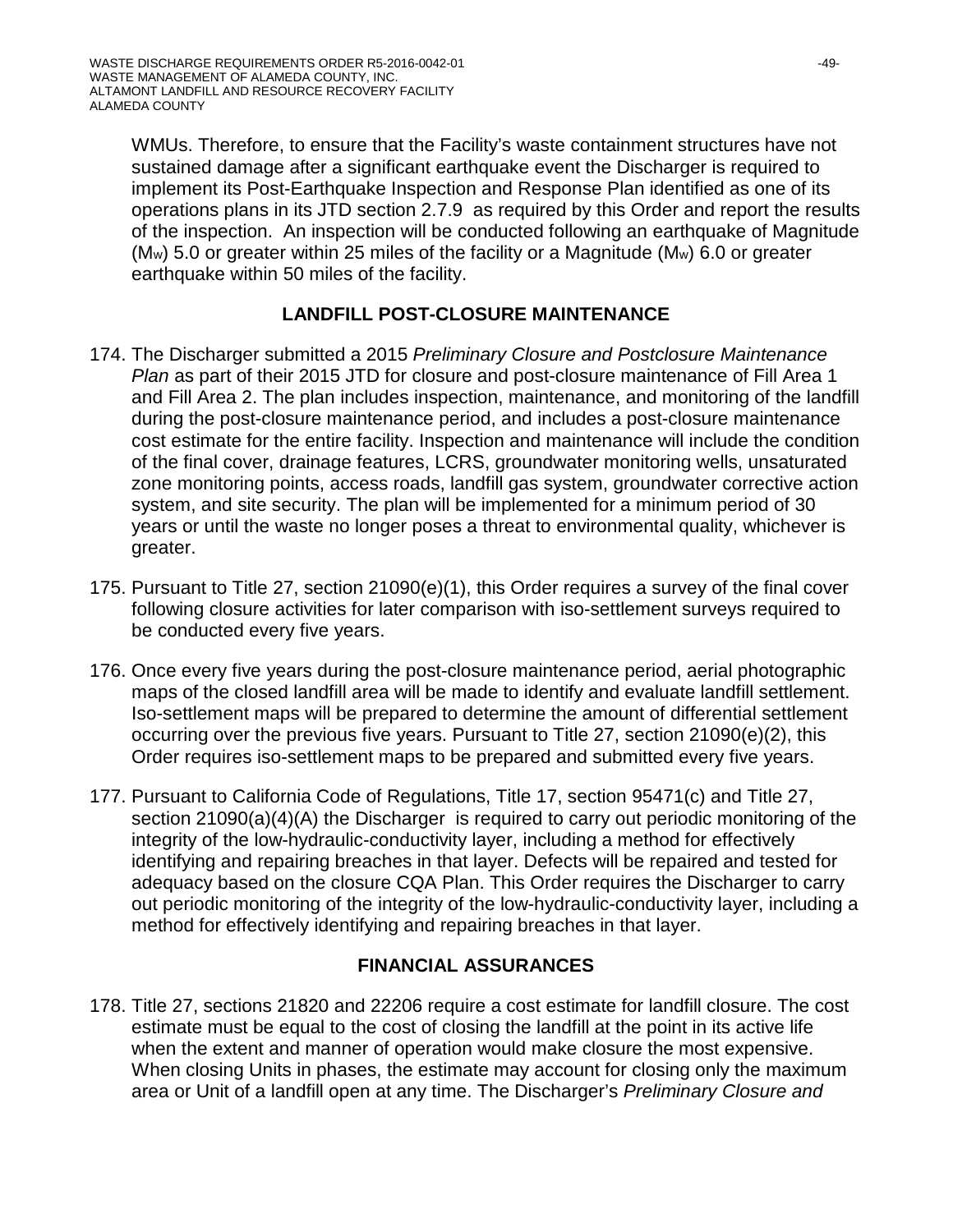WMUs. Therefore, to ensure that the Facility's waste containment structures have not sustained damage after a significant earthquake event the Discharger is required to implement its Post-Earthquake Inspection and Response Plan identified as one of its operations plans in its JTD section 2.7.9 as required by this Order and report the results of the inspection. An inspection will be conducted following an earthquake of Magnitude ($M_w$) 5.0 or greater within 25 miles of the facility or a Magnitude ($M_w$) 6.0 or greater earthquake within 50 miles of the facility.

## LANDFILL POST-CLOSURE MAINTENANCE

174. The Discharger submitted a 2015 *Preliminary Closure and Postclosure Maintenance Plan* as part of their 2015 JTD for closure and post-closure maintenance of Fill Area 1 and Fill Area 2. The plan includes inspection, maintenance, and monitoring of the landfill during the post-closure maintenance period, and includes a post-closure maintenance cost estimate for the entire facility. Inspection and maintenance will include the condition of the final cover, drainage features, LCRS, groundwater monitoring wells, unsaturated zone monitoring points, access roads, landfill gas system, groundwater corrective action system, and site security. The plan will be implemented for a minimum period of 30 years or until the waste no longer poses a threat to environmental quality, whichever is greater.

175. Pursuant to Title 27, section 21090(e)(1), this Order requires a survey of the final cover following closure activities for later comparison with iso-settlement surveys required to be conducted every five years.

176. Once every five years during the post-closure maintenance period, aerial photographic maps of the closed landfill area will be made to identify and evaluate landfill settlement. Iso-settlement maps will be prepared to determine the amount of differential settlement occurring over the previous five years. Pursuant to Title 27, section 21090(e)(2), this Order requires iso-settlement maps to be prepared and submitted every five years.

177. Pursuant to California Code of Regulations, Title 17, section 95471(c) and Title 27, section 21090(a)(4)(A) the Discharger is required to carry out periodic monitoring of the integrity of the low-hydraulic-conductivity layer, including a method for effectively identifying and repairing breaches in that layer. Defects will be repaired and tested for adequacy based on the closure CQA Plan. This Order requires the Discharger to carry out periodic monitoring of the integrity of the low-hydraulic-conductivity layer, including a method for effectively identifying and repairing breaches in that layer.

## FINANCIAL ASSURANCES

178. Title 27, sections 21820 and 22206 require a cost estimate for landfill closure. The cost estimate must be equal to the cost of closing the landfill at the point in its active life when the extent and manner of operation would make closure the most expensive. When closing Units in phases, the estimate may account for closing only the maximum area or Unit of a landfill open at any time. The Discharger's *Preliminary Closure and*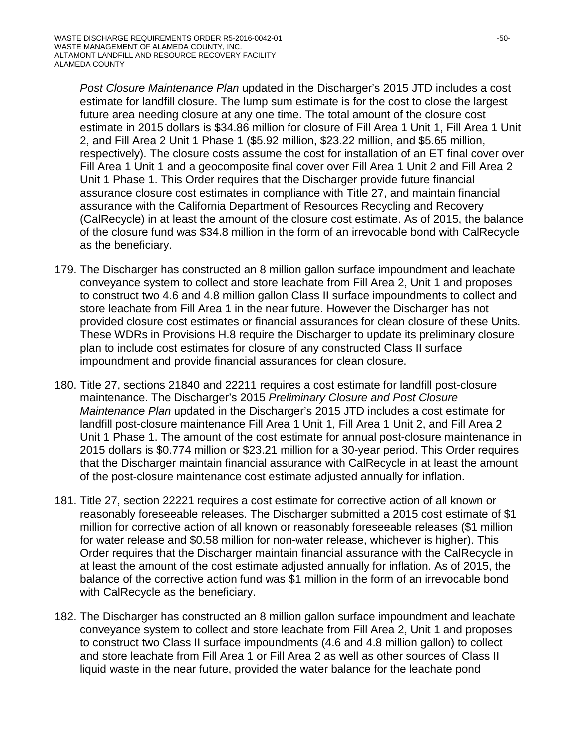*Post Closure Maintenance Plan* updated in the Discharger's 2015 JTD includes a cost estimate for landfill closure. The lump sum estimate is for the cost to close the largest future area needing closure at any one time. The total amount of the closure cost estimate in 2015 dollars is $34.86 million for closure of Fill Area 1 Unit 1, Fill Area 1 Unit 2, and Fill Area 2 Unit 1 Phase 1 ($5.92 million, $23.22 million, and $5.65 million, respectively). The closure costs assume the cost for installation of an ET final cover over Fill Area 1 Unit 1 and a geocomposite final cover over Fill Area 1 Unit 2 and Fill Area 2 Unit 1 Phase 1. This Order requires that the Discharger provide future financial assurance closure cost estimates in compliance with Title 27, and maintain financial assurance with the California Department of Resources Recycling and Recovery (CalRecycle) in at least the amount of the closure cost estimate. As of 2015, the balance of the closure fund was $34.8 million in the form of an irrevocable bond with CalRecycle as the beneficiary.

179. The Discharger has constructed an 8 million gallon surface impoundment and leachate conveyance system to collect and store leachate from Fill Area 2, Unit 1 and proposes to construct two 4.6 and 4.8 million gallon Class II surface impoundments to collect and store leachate from Fill Area 1 in the near future. However the Discharger has not provided closure cost estimates or financial assurances for clean closure of these Units. These WDRs in Provisions H.8 require the Discharger to update its preliminary closure plan to include cost estimates for closure of any constructed Class II surface impoundment and provide financial assurances for clean closure.

180. Title 27, sections 21840 and 22211 requires a cost estimate for landfill post-closure maintenance. The Discharger's 2015 *Preliminary Closure and Post Closure Maintenance Plan* updated in the Discharger's 2015 JTD includes a cost estimate for landfill post-closure maintenance Fill Area 1 Unit 1, Fill Area 1 Unit 2, and Fill Area 2 Unit 1 Phase 1. The amount of the cost estimate for annual post-closure maintenance in 2015 dollars is $0.774 million or $23.21 million for a 30-year period. This Order requires that the Discharger maintain financial assurance with CalRecycle in at least the amount of the post-closure maintenance cost estimate adjusted annually for inflation.

181. Title 27, section 22221 requires a cost estimate for corrective action of all known or reasonably foreseeable releases. The Discharger submitted a 2015 cost estimate of $1 million for corrective action of all known or reasonably foreseeable releases ($1 million for water release and $0.58 million for non-water release, whichever is higher). This Order requires that the Discharger maintain financial assurance with the CalRecycle in at least the amount of the cost estimate adjusted annually for inflation. As of 2015, the balance of the corrective action fund was $1 million in the form of an irrevocable bond with CalRecycle as the beneficiary.

182. The Discharger has constructed an 8 million gallon surface impoundment and leachate conveyance system to collect and store leachate from Fill Area 2, Unit 1 and proposes to construct two Class II surface impoundments (4.6 and 4.8 million gallon) to collect and store leachate from Fill Area 1 or Fill Area 2 as well as other sources of Class II liquid waste in the near future, provided the water balance for the leachate pond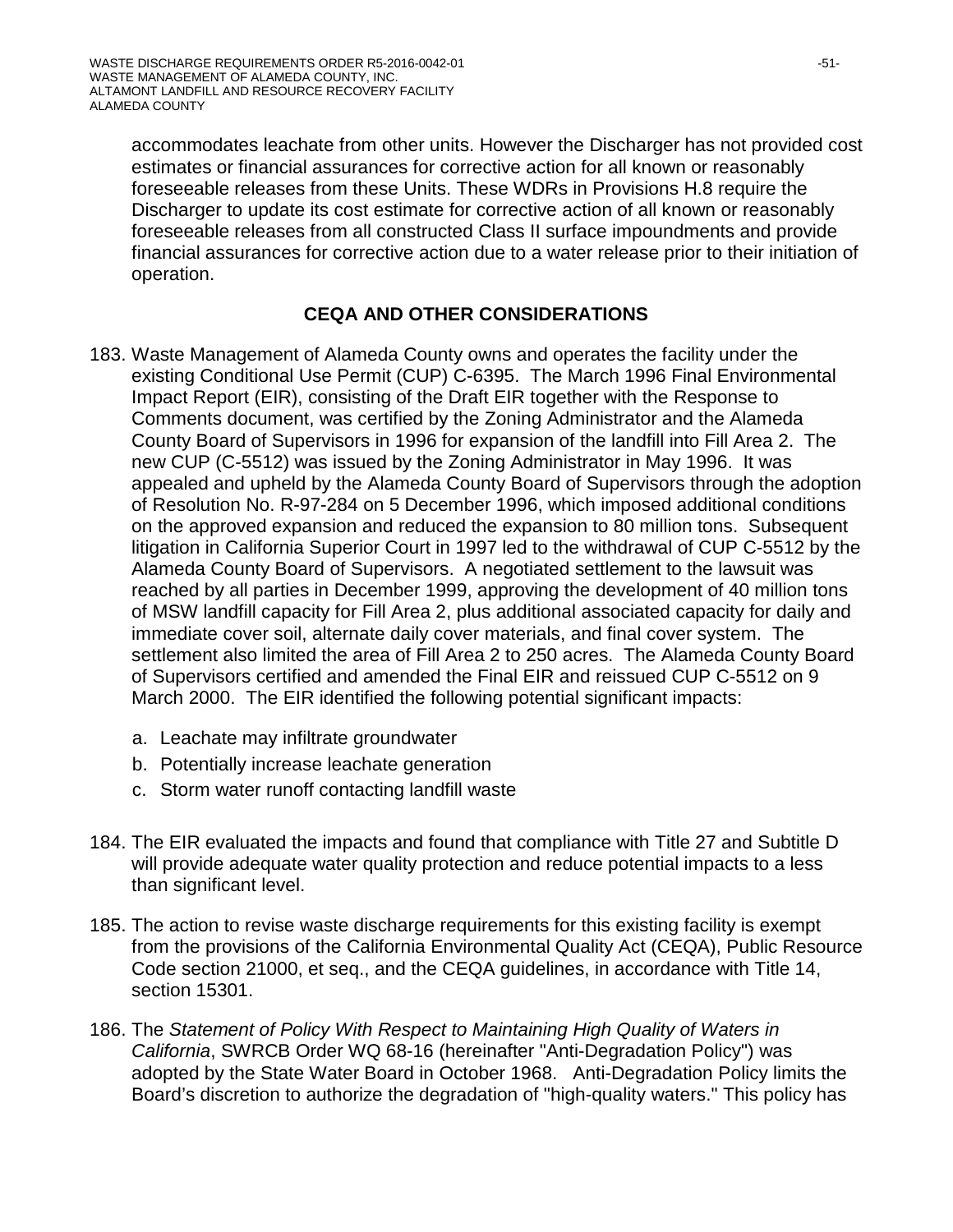accommodates leachate from other units. However the Discharger has not provided cost estimates or financial assurances for corrective action for all known or reasonably foreseeable releases from these Units. These WDRs in Provisions H.8 require the Discharger to update its cost estimate for corrective action of all known or reasonably foreseeable releases from all constructed Class II surface impoundments and provide financial assurances for corrective action due to a water release prior to their initiation of operation.

## CEQA AND OTHER CONSIDERATIONS

183. Waste Management of Alameda County owns and operates the facility under the existing Conditional Use Permit (CUP) C-6395. The March 1996 Final Environmental Impact Report (EIR), consisting of the Draft EIR together with the Response to Comments document, was certified by the Zoning Administrator and the Alameda County Board of Supervisors in 1996 for expansion of the landfill into Fill Area 2. The new CUP (C-5512) was issued by the Zoning Administrator in May 1996. It was appealed and upheld by the Alameda County Board of Supervisors through the adoption of Resolution No. R-97-284 on 5 December 1996, which imposed additional conditions on the approved expansion and reduced the expansion to 80 million tons. Subsequent litigation in California Superior Court in 1997 led to the withdrawal of CUP C-5512 by the Alameda County Board of Supervisors. A negotiated settlement to the lawsuit was reached by all parties in December 1999, approving the development of 40 million tons of MSW landfill capacity for Fill Area 2, plus additional associated capacity for daily and immediate cover soil, alternate daily cover materials, and final cover system. The settlement also limited the area of Fill Area 2 to 250 acres. The Alameda County Board of Supervisors certified and amended the Final EIR and reissued CUP C-5512 on 9 March 2000. The EIR identified the following potential significant impacts:

    a. Leachate may infiltrate groundwater
    b. Potentially increase leachate generation
    c. Storm water runoff contacting landfill waste

184. The EIR evaluated the impacts and found that compliance with Title 27 and Subtitle D will provide adequate water quality protection and reduce potential impacts to a less than significant level.

185. The action to revise waste discharge requirements for this existing facility is exempt from the provisions of the California Environmental Quality Act (CEQA), Public Resource Code section 21000, et seq., and the CEQA guidelines, in accordance with Title 14, section 15301.

186. The *Statement of Policy With Respect to Maintaining High Quality of Waters in California*, SWRCB Order WQ 68-16 (hereinafter "Anti-Degradation Policy") was adopted by the State Water Board in October 1968. Anti-Degradation Policy limits the Board's discretion to authorize the degradation of "high-quality waters." This policy has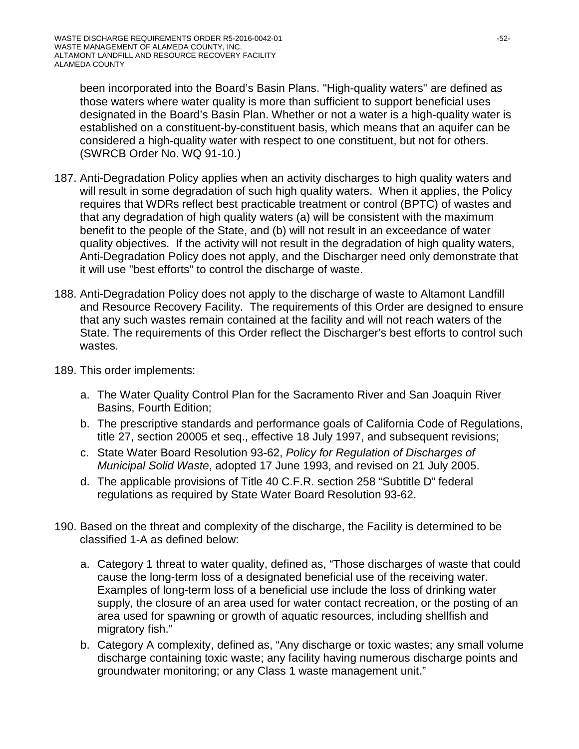been incorporated into the Board's Basin Plans. "High-quality waters" are defined as those waters where water quality is more than sufficient to support beneficial uses designated in the Board's Basin Plan. Whether or not a water is a high-quality water is established on a constituent-by-constituent basis, which means that an aquifer can be considered a high-quality water with respect to one constituent, but not for others. (SWRCB Order No. WQ 91-10.)

187. Anti-Degradation Policy applies when an activity discharges to high quality waters and will result in some degradation of such high quality waters. When it applies, the Policy requires that WDRs reflect best practicable treatment or control (BPTC) of wastes and that any degradation of high quality waters (a) will be consistent with the maximum benefit to the people of the State, and (b) will not result in an exceedance of water quality objectives. If the activity will not result in the degradation of high quality waters, Anti-Degradation Policy does not apply, and the Discharger need only demonstrate that it will use "best efforts" to control the discharge of waste.

188. Anti-Degradation Policy does not apply to the discharge of waste to Altamont Landfill and Resource Recovery Facility. The requirements of this Order are designed to ensure that any such wastes remain contained at the facility and will not reach waters of the State. The requirements of this Order reflect the Discharger's best efforts to control such wastes.

189. This order implements:

    a. The Water Quality Control Plan for the Sacramento River and San Joaquin River Basins, Fourth Edition;
    b. The prescriptive standards and performance goals of California Code of Regulations, title 27, section 20005 et seq., effective 18 July 1997, and subsequent revisions;
    c. State Water Board Resolution 93-62, *Policy for Regulation of Discharges of Municipal Solid Waste*, adopted 17 June 1993, and revised on 21 July 2005.
    d. The applicable provisions of Title 40 C.F.R. section 258 "Subtitle D" federal regulations as required by State Water Board Resolution 93-62.

190. Based on the threat and complexity of the discharge, the Facility is determined to be classified 1-A as defined below:

    a. Category 1 threat to water quality, defined as, "Those discharges of waste that could cause the long-term loss of a designated beneficial use of the receiving water. Examples of long-term loss of a beneficial use include the loss of drinking water supply, the closure of an area used for water contact recreation, or the posting of an area used for spawning or growth of aquatic resources, including shellfish and migratory fish."
    b. Category A complexity, defined as, "Any discharge or toxic wastes; any small volume discharge containing toxic waste; any facility having numerous discharge points and groundwater monitoring; or any Class 1 waste management unit."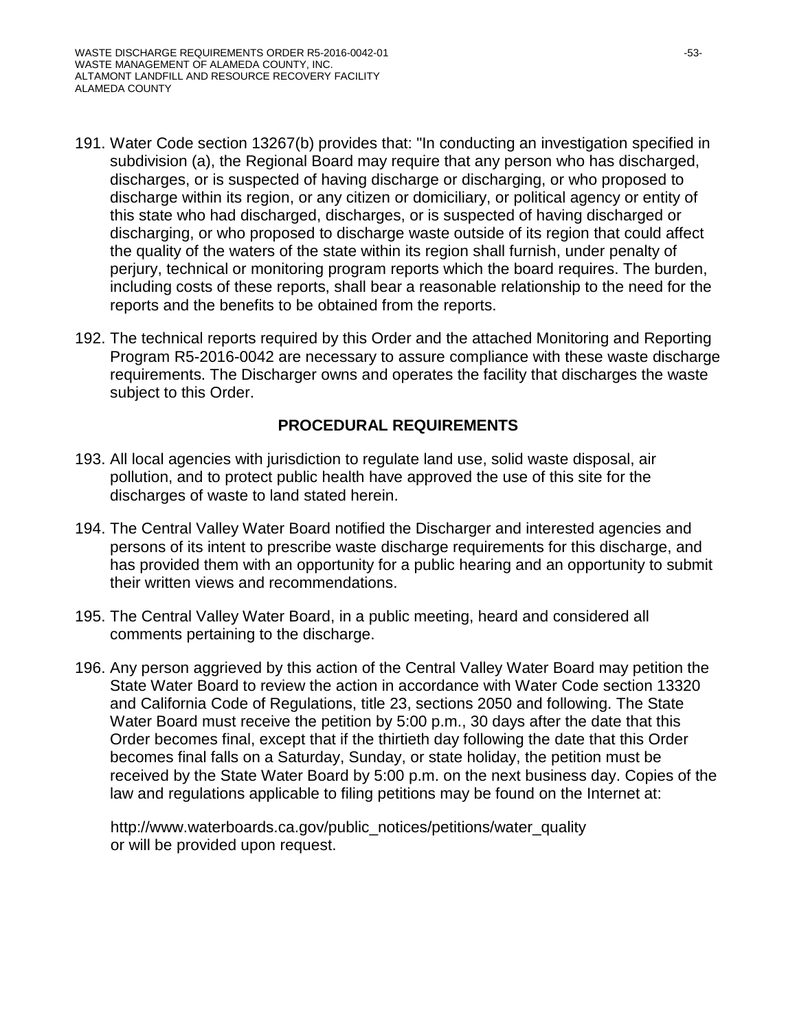191. Water Code section 13267(b) provides that: "In conducting an investigation specified in subdivision (a), the Regional Board may require that any person who has discharged, discharges, or is suspected of having discharge or discharging, or who proposed to discharge within its region, or any citizen or domiciliary, or political agency or entity of this state who had discharged, discharges, or is suspected of having discharged or discharging, or who proposed to discharge waste outside of its region that could affect the quality of the waters of the state within its region shall furnish, under penalty of perjury, technical or monitoring program reports which the board requires. The burden, including costs of these reports, shall bear a reasonable relationship to the need for the reports and the benefits to be obtained from the reports.

192. The technical reports required by this Order and the attached Monitoring and Reporting Program R5-2016-0042 are necessary to assure compliance with these waste discharge requirements. The Discharger owns and operates the facility that discharges the waste subject to this Order.

## PROCEDURAL REQUIREMENTS

193. All local agencies with jurisdiction to regulate land use, solid waste disposal, air pollution, and to protect public health have approved the use of this site for the discharges of waste to land stated herein.

194. The Central Valley Water Board notified the Discharger and interested agencies and persons of its intent to prescribe waste discharge requirements for this discharge, and has provided them with an opportunity for a public hearing and an opportunity to submit their written views and recommendations.

195. The Central Valley Water Board, in a public meeting, heard and considered all comments pertaining to the discharge.

196. Any person aggrieved by this action of the Central Valley Water Board may petition the State Water Board to review the action in accordance with Water Code section 13320 and California Code of Regulations, title 23, sections 2050 and following. The State Water Board must receive the petition by 5:00 p.m., 30 days after the date that this Order becomes final, except that if the thirtieth day following the date that this Order becomes final falls on a Saturday, Sunday, or state holiday, the petition must be received by the State Water Board by 5:00 p.m. on the next business day. Copies of the law and regulations applicable to filing petitions may be found on the Internet at:

    http://www.waterboards.ca.gov/public_notices/petitions/water_quality
    or will be provided upon request.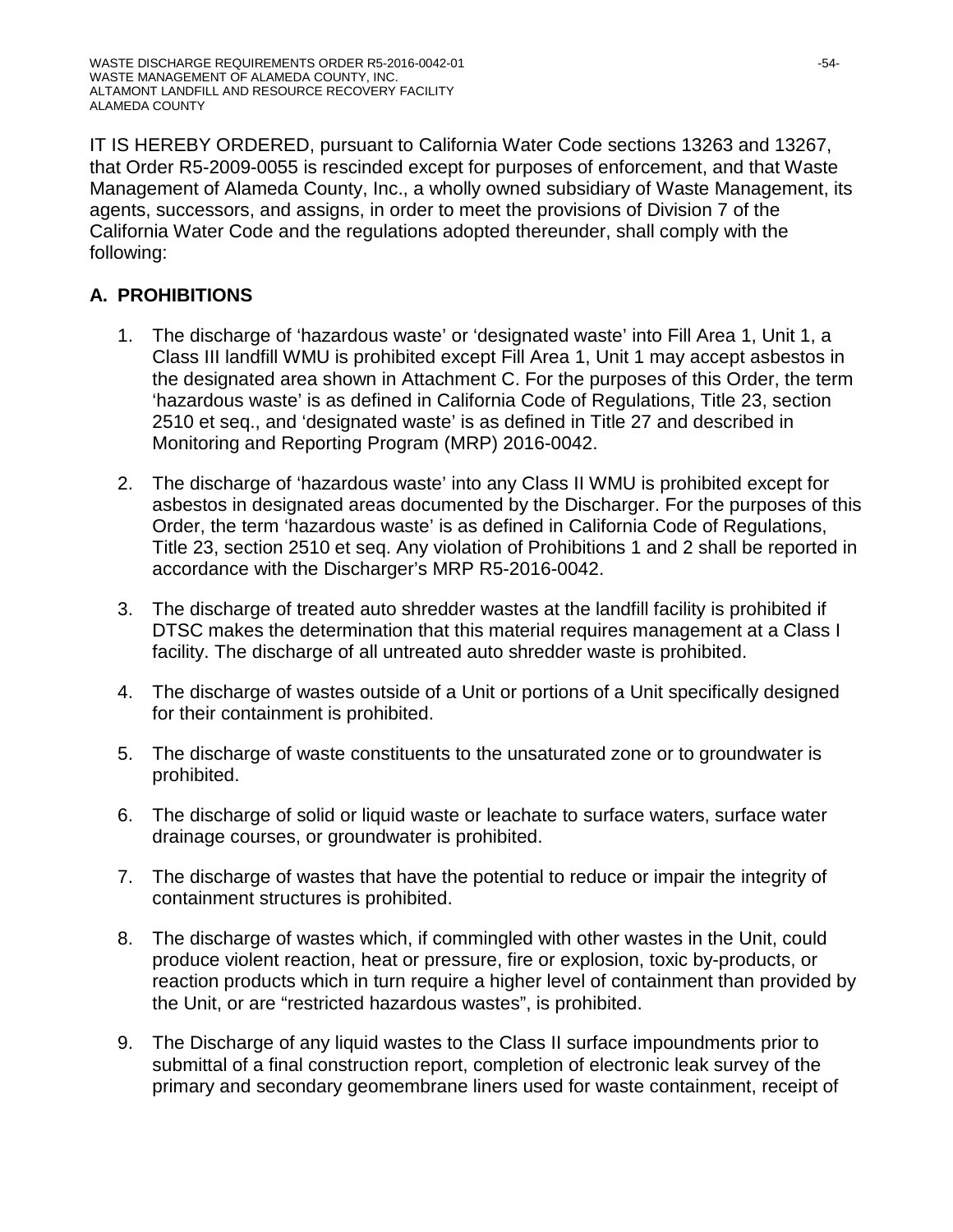IT IS HEREBY ORDERED, pursuant to California Water Code sections 13263 and 13267, that Order R5-2009-0055 is rescinded except for purposes of enforcement, and that Waste Management of Alameda County, Inc., a wholly owned subsidiary of Waste Management, its agents, successors, and assigns, in order to meet the provisions of Division 7 of the California Water Code and the regulations adopted thereunder, shall comply with the following:

## A. PROHIBITIONS

1. The discharge of 'hazardous waste' or 'designated waste' into Fill Area 1, Unit 1, a Class III landfill WMU is prohibited except Fill Area 1, Unit 1 may accept asbestos in the designated area shown in Attachment C. For the purposes of this Order, the term 'hazardous waste' is as defined in California Code of Regulations, Title 23, section 2510 et seq., and 'designated waste' is as defined in Title 27 and described in Monitoring and Reporting Program (MRP) 2016-0042.

2. The discharge of 'hazardous waste' into any Class II WMU is prohibited except for asbestos in designated areas documented by the Discharger. For the purposes of this Order, the term 'hazardous waste' is as defined in California Code of Regulations, Title 23, section 2510 et seq. Any violation of Prohibitions 1 and 2 shall be reported in accordance with the Discharger's MRP R5-2016-0042.

3. The discharge of treated auto shredder wastes at the landfill facility is prohibited if DTSC makes the determination that this material requires management at a Class I facility. The discharge of all untreated auto shredder waste is prohibited.

4. The discharge of wastes outside of a Unit or portions of a Unit specifically designed for their containment is prohibited.

5. The discharge of waste constituents to the unsaturated zone or to groundwater is prohibited.

6. The discharge of solid or liquid waste or leachate to surface waters, surface water drainage courses, or groundwater is prohibited.

7. The discharge of wastes that have the potential to reduce or impair the integrity of containment structures is prohibited.

8. The discharge of wastes which, if commingled with other wastes in the Unit, could produce violent reaction, heat or pressure, fire or explosion, toxic by-products, or reaction products which in turn require a higher level of containment than provided by the Unit, or are "restricted hazardous wastes", is prohibited.

9. The Discharge of any liquid wastes to the Class II surface impoundments prior to submittal of a final construction report, completion of electronic leak survey of the primary and secondary geomembrane liners used for waste containment, receipt of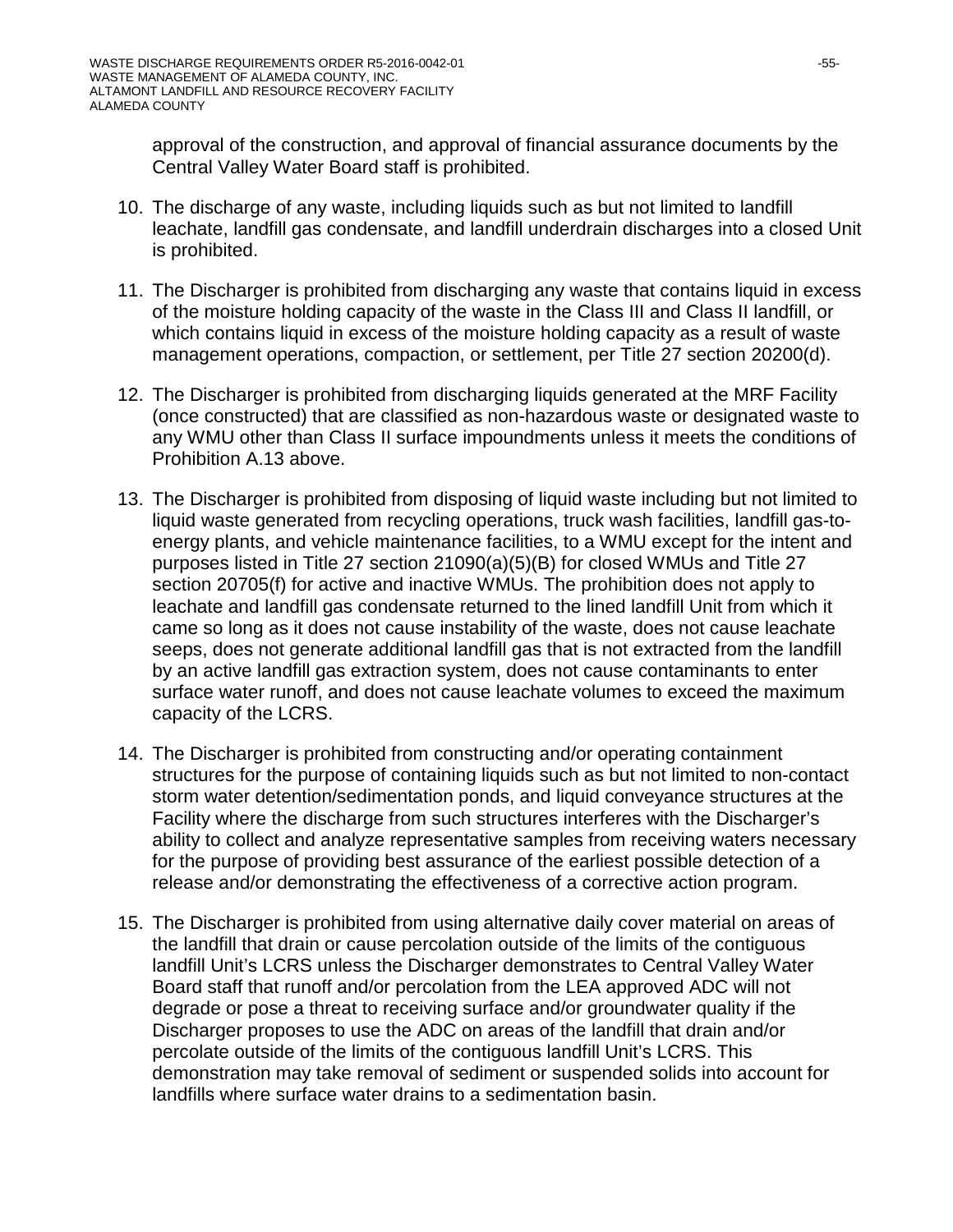approval of the construction, and approval of financial assurance documents by the Central Valley Water Board staff is prohibited.

10. The discharge of any waste, including liquids such as but not limited to landfill leachate, landfill gas condensate, and landfill underdrain discharges into a closed Unit is prohibited.

11. The Discharger is prohibited from discharging any waste that contains liquid in excess of the moisture holding capacity of the waste in the Class III and Class II landfill, or which contains liquid in excess of the moisture holding capacity as a result of waste management operations, compaction, or settlement, per Title 27 section 20200(d).

12. The Discharger is prohibited from discharging liquids generated at the MRF Facility (once constructed) that are classified as non-hazardous waste or designated waste to any WMU other than Class II surface impoundments unless it meets the conditions of Prohibition A.13 above.

13. The Discharger is prohibited from disposing of liquid waste including but not limited to liquid waste generated from recycling operations, truck wash facilities, landfill gas-to-energy plants, and vehicle maintenance facilities, to a WMU except for the intent and purposes listed in Title 27 section 21090(a)(5)(B) for closed WMUs and Title 27 section 20705(f) for active and inactive WMUs. The prohibition does not apply to leachate and landfill gas condensate returned to the lined landfill Unit from which it came so long as it does not cause instability of the waste, does not cause leachate seeps, does not generate additional landfill gas that is not extracted from the landfill by an active landfill gas extraction system, does not cause contaminants to enter surface water runoff, and does not cause leachate volumes to exceed the maximum capacity of the LCRS.

14. The Discharger is prohibited from constructing and/or operating containment structures for the purpose of containing liquids such as but not limited to non-contact storm water detention/sedimentation ponds, and liquid conveyance structures at the Facility where the discharge from such structures interferes with the Discharger's ability to collect and analyze representative samples from receiving waters necessary for the purpose of providing best assurance of the earliest possible detection of a release and/or demonstrating the effectiveness of a corrective action program.

15. The Discharger is prohibited from using alternative daily cover material on areas of the landfill that drain or cause percolation outside of the limits of the contiguous landfill Unit's LCRS unless the Discharger demonstrates to Central Valley Water Board staff that runoff and/or percolation from the LEA approved ADC will not degrade or pose a threat to receiving surface and/or groundwater quality if the Discharger proposes to use the ADC on areas of the landfill that drain and/or percolate outside of the limits of the contiguous landfill Unit's LCRS. This demonstration may take removal of sediment or suspended solids into account for landfills where surface water drains to a sedimentation basin.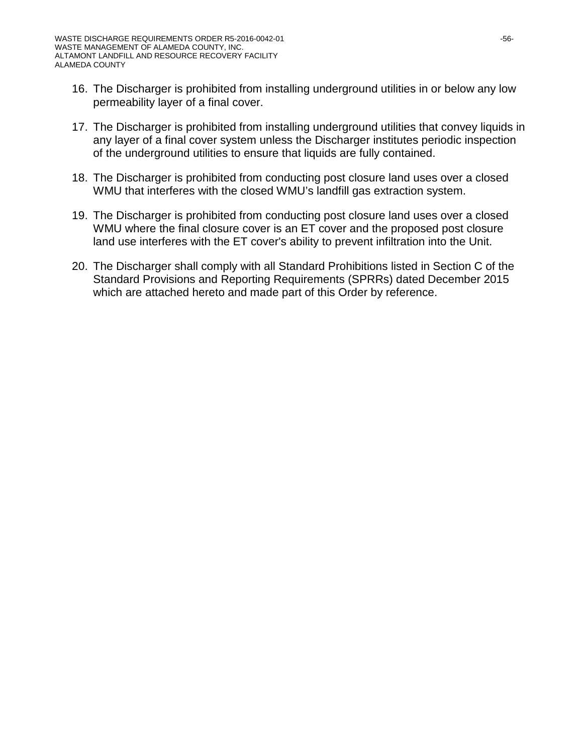16. The Discharger is prohibited from installing underground utilities in or below any low permeability layer of a final cover.

17. The Discharger is prohibited from installing underground utilities that convey liquids in any layer of a final cover system unless the Discharger institutes periodic inspection of the underground utilities to ensure that liquids are fully contained.

18. The Discharger is prohibited from conducting post closure land uses over a closed WMU that interferes with the closed WMU's landfill gas extraction system.

19. The Discharger is prohibited from conducting post closure land uses over a closed WMU where the final closure cover is an ET cover and the proposed post closure land use interferes with the ET cover's ability to prevent infiltration into the Unit.

20. The Discharger shall comply with all Standard Prohibitions listed in Section C of the Standard Provisions and Reporting Requirements (SPRRs) dated December 2015 which are attached hereto and made part of this Order by reference.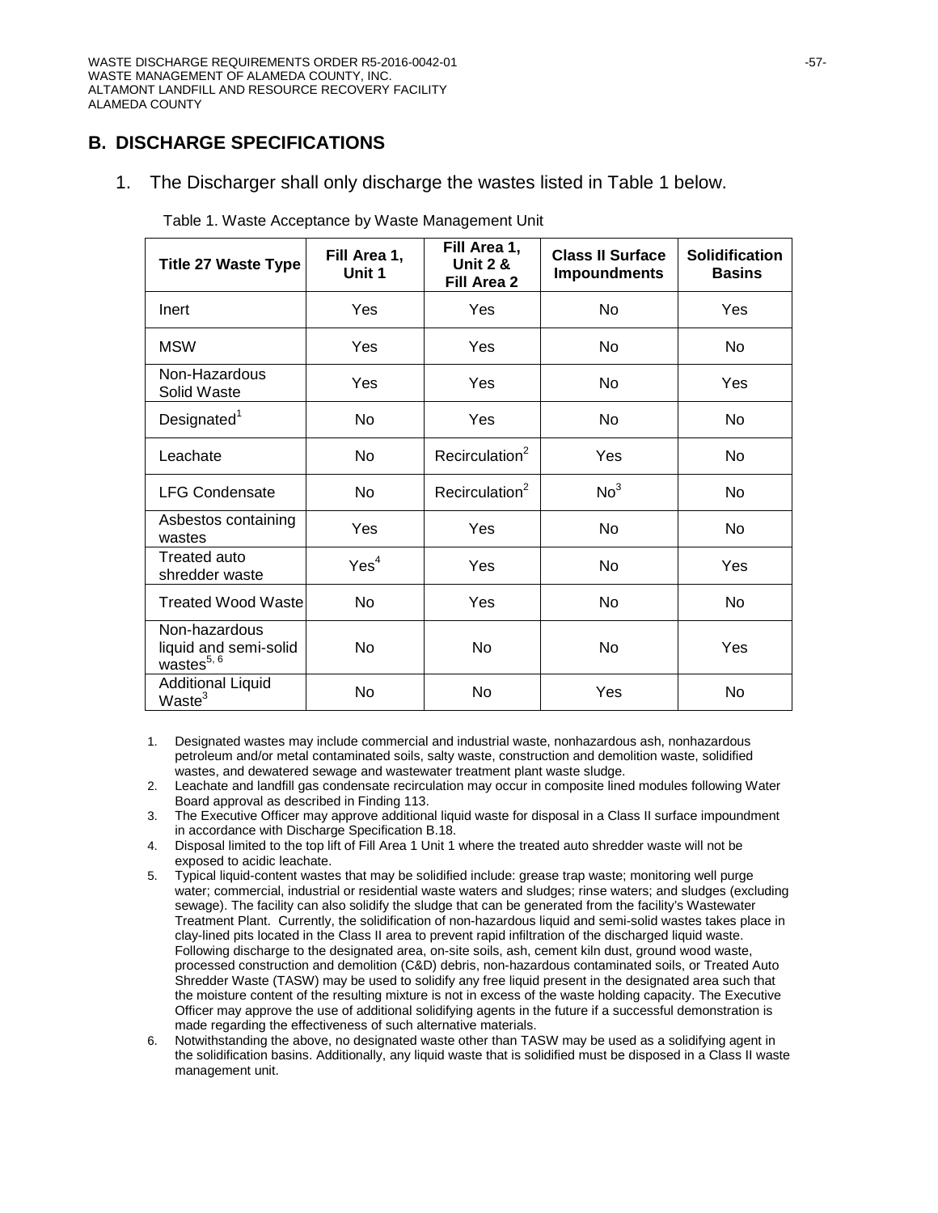## B. DISCHARGE SPECIFICATIONS

1. The Discharger shall only discharge the wastes listed in Table 1 below.

Table 1. Waste Acceptance by Waste Management Unit

| Title 27 Waste Type | Fill Area 1, Unit 1 | Fill Area 1, Unit 2 & Fill Area 2 | Class II Surface Impoundments | Solidification Basins |
|---|---|---|---|---|
| Inert | Yes | Yes | No | Yes |
| MSW | Yes | Yes | No | No |
| Non-Hazardous Solid Waste | Yes | Yes | No | Yes |
| Designated[1] | No | Yes | No | No |
| Leachate | No | Recirculation[2] | Yes | No |
| LFG Condensate | No | Recirculation[2] | No[3] | No |
| Asbestos containing wastes | Yes | Yes | No | No |
| Treated auto shredder waste | Yes[4] | Yes | No | Yes |
| Treated Wood Waste | No | Yes | No | No |
| Non-hazardous liquid and semi-solid wastes[5, 6] | No | No | No | Yes |
| Additional Liquid Waste[3] | No | No | Yes | No |

1. Designated wastes may include commercial and industrial waste, nonhazardous ash, nonhazardous petroleum and/or metal contaminated soils, salty waste, construction and demolition waste, solidified wastes, and dewatered sewage and wastewater treatment plant waste sludge.
2. Leachate and landfill gas condensate recirculation may occur in composite lined modules following Water Board approval as described in Finding 113.
3. The Executive Officer may approve additional liquid waste for disposal in a Class II surface impoundment in accordance with Discharge Specification B.18.
4. Disposal limited to the top lift of Fill Area 1 Unit 1 where the treated auto shredder waste will not be exposed to acidic leachate.
5. Typical liquid-content wastes that may be solidified include: grease trap waste; monitoring well purge water; commercial, industrial or residential waste waters and sludges; rinse waters; and sludges (excluding sewage). The facility can also solidify the sludge that can be generated from the facility's Wastewater Treatment Plant. Currently, the solidification of non-hazardous liquid and semi-solid wastes takes place in clay-lined pits located in the Class II area to prevent rapid infiltration of the discharged liquid waste. Following discharge to the designated area, on-site soils, ash, cement kiln dust, ground wood waste, processed construction and demolition (C&D) debris, non-hazardous contaminated soils, or Treated Auto Shredder Waste (TASW) may be used to solidify any free liquid present in the designated area such that the moisture content of the resulting mixture is not in excess of the waste holding capacity. The Executive Officer may approve the use of additional solidifying agents in the future if a successful demonstration is made regarding the effectiveness of such alternative materials.
6. Notwithstanding the above, no designated waste other than TASW may be used as a solidifying agent in the solidification basins. Additionally, any liquid waste that is solidified must be disposed in a Class II waste management unit.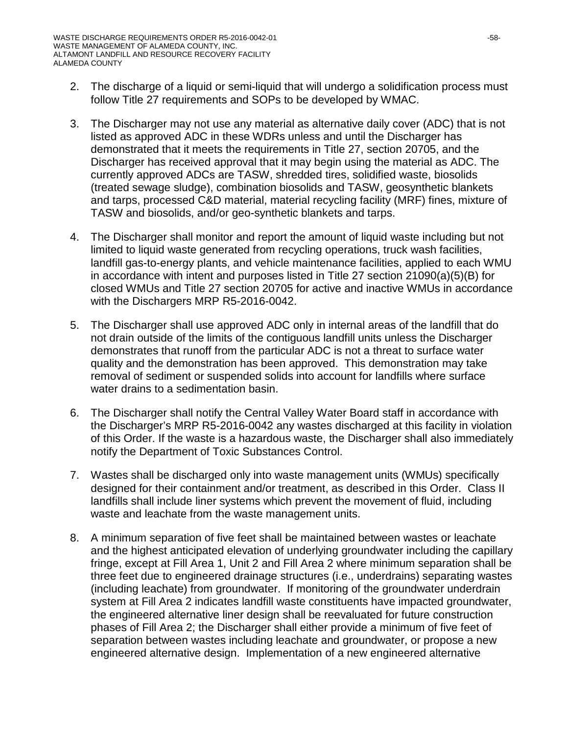2. The discharge of a liquid or semi-liquid that will undergo a solidification process must follow Title 27 requirements and SOPs to be developed by WMAC.

3. The Discharger may not use any material as alternative daily cover (ADC) that is not listed as approved ADC in these WDRs unless and until the Discharger has demonstrated that it meets the requirements in Title 27, section 20705, and the Discharger has received approval that it may begin using the material as ADC. The currently approved ADCs are TASW, shredded tires, solidified waste, biosolids (treated sewage sludge), combination biosolids and TASW, geosynthetic blankets and tarps, processed C&D material, material recycling facility (MRF) fines, mixture of TASW and biosolids, and/or geo-synthetic blankets and tarps.

4. The Discharger shall monitor and report the amount of liquid waste including but not limited to liquid waste generated from recycling operations, truck wash facilities, landfill gas-to-energy plants, and vehicle maintenance facilities, applied to each WMU in accordance with intent and purposes listed in Title 27 section 21090(a)(5)(B) for closed WMUs and Title 27 section 20705 for active and inactive WMUs in accordance with the Dischargers MRP R5-2016-0042.

5. The Discharger shall use approved ADC only in internal areas of the landfill that do not drain outside of the limits of the contiguous landfill units unless the Discharger demonstrates that runoff from the particular ADC is not a threat to surface water quality and the demonstration has been approved. This demonstration may take removal of sediment or suspended solids into account for landfills where surface water drains to a sedimentation basin.

6. The Discharger shall notify the Central Valley Water Board staff in accordance with the Discharger's MRP R5-2016-0042 any wastes discharged at this facility in violation of this Order. If the waste is a hazardous waste, the Discharger shall also immediately notify the Department of Toxic Substances Control.

7. Wastes shall be discharged only into waste management units (WMUs) specifically designed for their containment and/or treatment, as described in this Order. Class II landfills shall include liner systems which prevent the movement of fluid, including waste and leachate from the waste management units.

8. A minimum separation of five feet shall be maintained between wastes or leachate and the highest anticipated elevation of underlying groundwater including the capillary fringe, except at Fill Area 1, Unit 2 and Fill Area 2 where minimum separation shall be three feet due to engineered drainage structures (i.e., underdrains) separating wastes (including leachate) from groundwater. If monitoring of the groundwater underdrain system at Fill Area 2 indicates landfill waste constituents have impacted groundwater, the engineered alternative liner design shall be reevaluated for future construction phases of Fill Area 2; the Discharger shall either provide a minimum of five feet of separation between wastes including leachate and groundwater, or propose a new engineered alternative design. Implementation of a new engineered alternative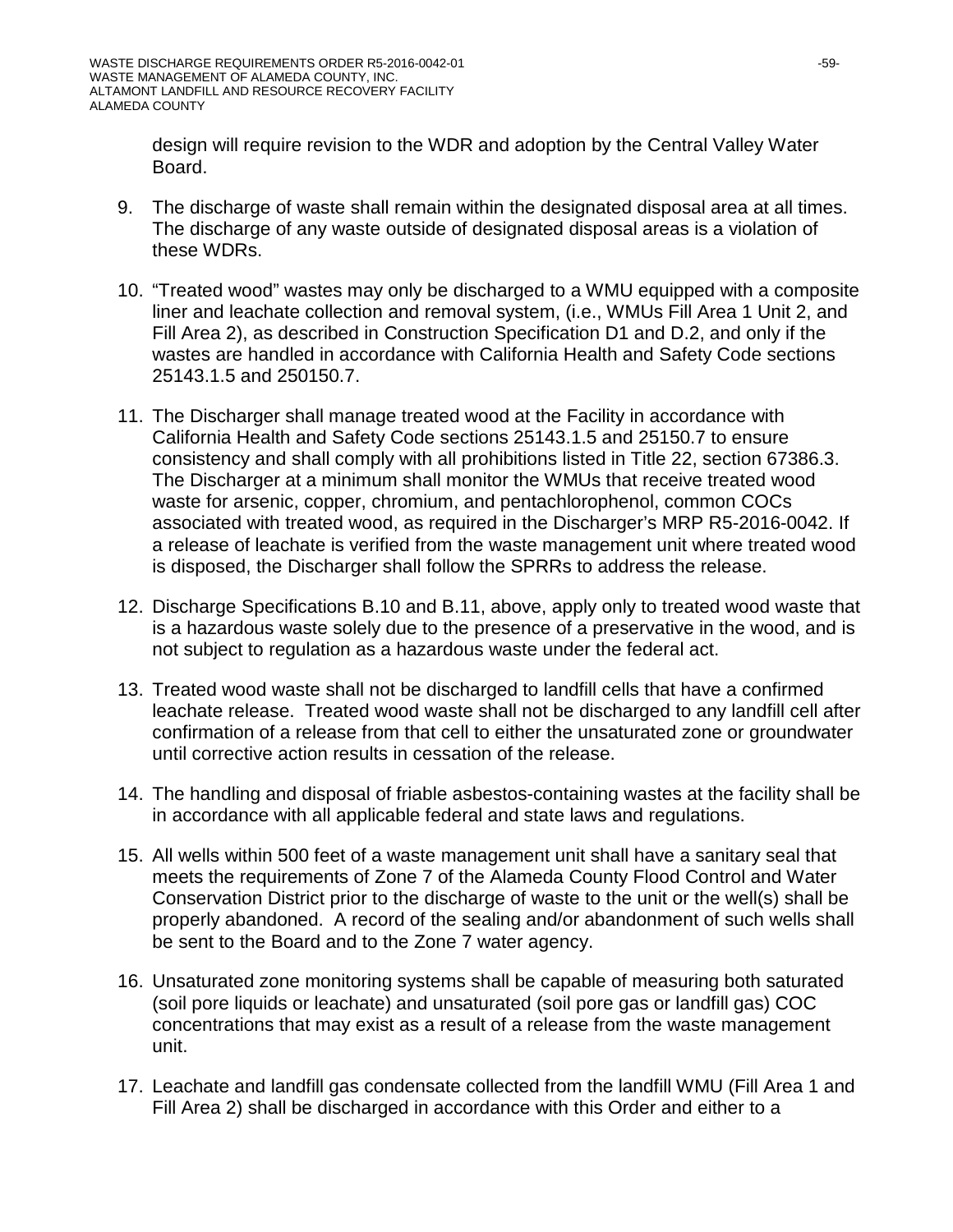design will require revision to the WDR and adoption by the Central Valley Water Board.

9. The discharge of waste shall remain within the designated disposal area at all times. The discharge of any waste outside of designated disposal areas is a violation of these WDRs.

10. "Treated wood" wastes may only be discharged to a WMU equipped with a composite liner and leachate collection and removal system, (i.e., WMUs Fill Area 1 Unit 2, and Fill Area 2), as described in Construction Specification D1 and D.2, and only if the wastes are handled in accordance with California Health and Safety Code sections 25143.1.5 and 250150.7.

11. The Discharger shall manage treated wood at the Facility in accordance with California Health and Safety Code sections 25143.1.5 and 25150.7 to ensure consistency and shall comply with all prohibitions listed in Title 22, section 67386.3. The Discharger at a minimum shall monitor the WMUs that receive treated wood waste for arsenic, copper, chromium, and pentachlorophenol, common COCs associated with treated wood, as required in the Discharger's MRP R5-2016-0042. If a release of leachate is verified from the waste management unit where treated wood is disposed, the Discharger shall follow the SPRRs to address the release.

12. Discharge Specifications B.10 and B.11, above, apply only to treated wood waste that is a hazardous waste solely due to the presence of a preservative in the wood, and is not subject to regulation as a hazardous waste under the federal act.

13. Treated wood waste shall not be discharged to landfill cells that have a confirmed leachate release. Treated wood waste shall not be discharged to any landfill cell after confirmation of a release from that cell to either the unsaturated zone or groundwater until corrective action results in cessation of the release.

14. The handling and disposal of friable asbestos-containing wastes at the facility shall be in accordance with all applicable federal and state laws and regulations.

15. All wells within 500 feet of a waste management unit shall have a sanitary seal that meets the requirements of Zone 7 of the Alameda County Flood Control and Water Conservation District prior to the discharge of waste to the unit or the well(s) shall be properly abandoned. A record of the sealing and/or abandonment of such wells shall be sent to the Board and to the Zone 7 water agency.

16. Unsaturated zone monitoring systems shall be capable of measuring both saturated (soil pore liquids or leachate) and unsaturated (soil pore gas or landfill gas) COC concentrations that may exist as a result of a release from the waste management unit.

17. Leachate and landfill gas condensate collected from the landfill WMU (Fill Area 1 and Fill Area 2) shall be discharged in accordance with this Order and either to a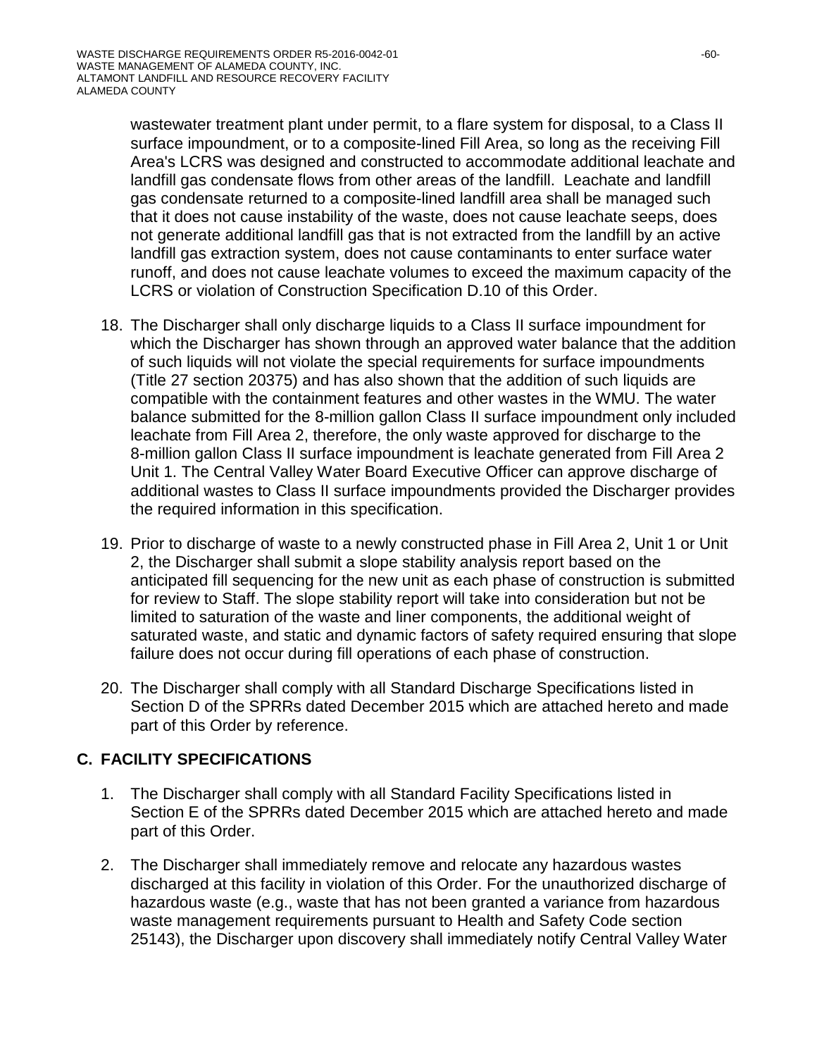wastewater treatment plant under permit, to a flare system for disposal, to a Class II surface impoundment, or to a composite-lined Fill Area, so long as the receiving Fill Area's LCRS was designed and constructed to accommodate additional leachate and landfill gas condensate flows from other areas of the landfill. Leachate and landfill gas condensate returned to a composite-lined landfill area shall be managed such that it does not cause instability of the waste, does not cause leachate seeps, does not generate additional landfill gas that is not extracted from the landfill by an active landfill gas extraction system, does not cause contaminants to enter surface water runoff, and does not cause leachate volumes to exceed the maximum capacity of the LCRS or violation of Construction Specification D.10 of this Order.

18. The Discharger shall only discharge liquids to a Class II surface impoundment for which the Discharger has shown through an approved water balance that the addition of such liquids will not violate the special requirements for surface impoundments (Title 27 section 20375) and has also shown that the addition of such liquids are compatible with the containment features and other wastes in the WMU. The water balance submitted for the 8-million gallon Class II surface impoundment only included leachate from Fill Area 2, therefore, the only waste approved for discharge to the 8-million gallon Class II surface impoundment is leachate generated from Fill Area 2 Unit 1. The Central Valley Water Board Executive Officer can approve discharge of additional wastes to Class II surface impoundments provided the Discharger provides the required information in this specification.

19. Prior to discharge of waste to a newly constructed phase in Fill Area 2, Unit 1 or Unit 2, the Discharger shall submit a slope stability analysis report based on the anticipated fill sequencing for the new unit as each phase of construction is submitted for review to Staff. The slope stability report will take into consideration but not be limited to saturation of the waste and liner components, the additional weight of saturated waste, and static and dynamic factors of safety required ensuring that slope failure does not occur during fill operations of each phase of construction.

20. The Discharger shall comply with all Standard Discharge Specifications listed in Section D of the SPRRs dated December 2015 which are attached hereto and made part of this Order by reference.

## C. FACILITY SPECIFICATIONS

1. The Discharger shall comply with all Standard Facility Specifications listed in Section E of the SPRRs dated December 2015 which are attached hereto and made part of this Order.

2. The Discharger shall immediately remove and relocate any hazardous wastes discharged at this facility in violation of this Order. For the unauthorized discharge of hazardous waste (e.g., waste that has not been granted a variance from hazardous waste management requirements pursuant to Health and Safety Code section 25143), the Discharger upon discovery shall immediately notify Central Valley Water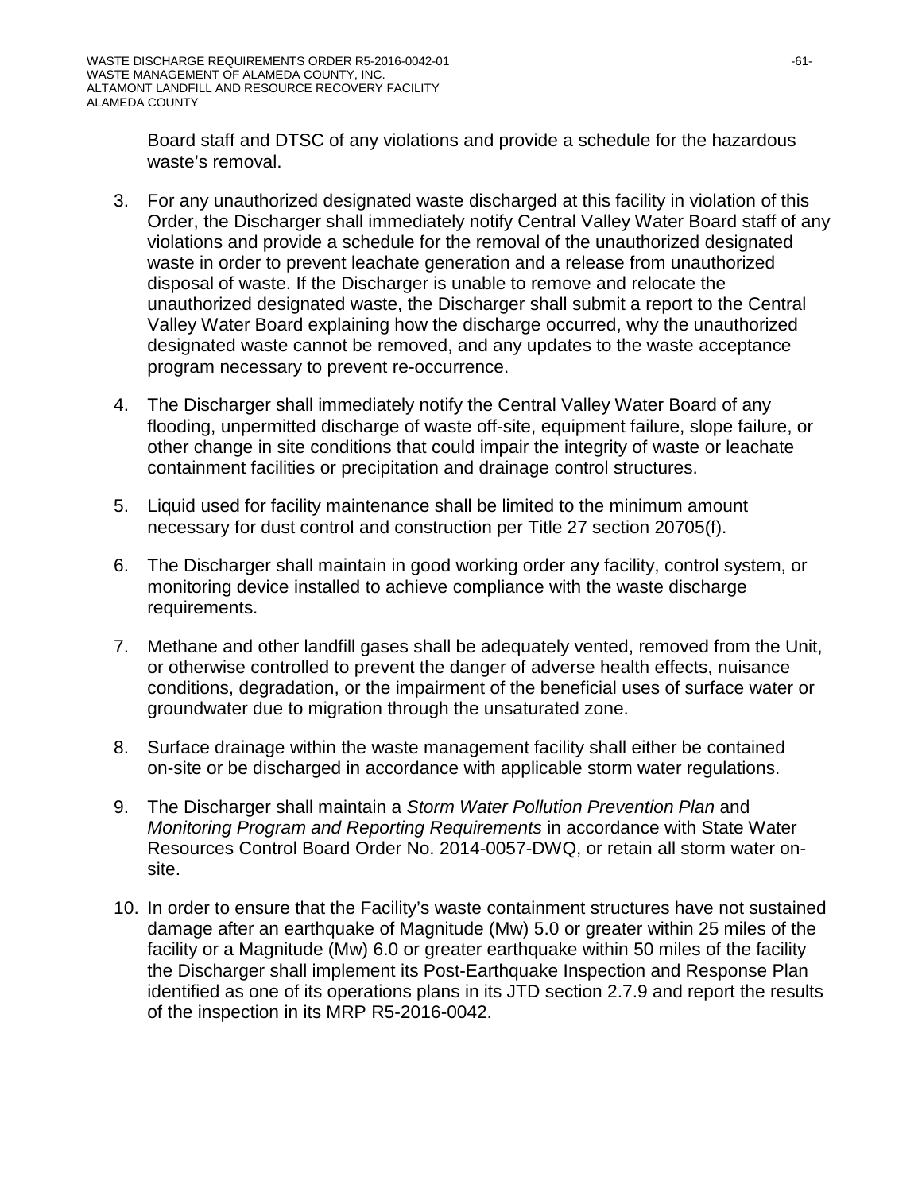Board staff and DTSC of any violations and provide a schedule for the hazardous waste's removal.

3. For any unauthorized designated waste discharged at this facility in violation of this Order, the Discharger shall immediately notify Central Valley Water Board staff of any violations and provide a schedule for the removal of the unauthorized designated waste in order to prevent leachate generation and a release from unauthorized disposal of waste. If the Discharger is unable to remove and relocate the unauthorized designated waste, the Discharger shall submit a report to the Central Valley Water Board explaining how the discharge occurred, why the unauthorized designated waste cannot be removed, and any updates to the waste acceptance program necessary to prevent re-occurrence.

4. The Discharger shall immediately notify the Central Valley Water Board of any flooding, unpermitted discharge of waste off-site, equipment failure, slope failure, or other change in site conditions that could impair the integrity of waste or leachate containment facilities or precipitation and drainage control structures.

5. Liquid used for facility maintenance shall be limited to the minimum amount necessary for dust control and construction per Title 27 section 20705(f).

6. The Discharger shall maintain in good working order any facility, control system, or monitoring device installed to achieve compliance with the waste discharge requirements.

7. Methane and other landfill gases shall be adequately vented, removed from the Unit, or otherwise controlled to prevent the danger of adverse health effects, nuisance conditions, degradation, or the impairment of the beneficial uses of surface water or groundwater due to migration through the unsaturated zone.

8. Surface drainage within the waste management facility shall either be contained on-site or be discharged in accordance with applicable storm water regulations.

9. The Discharger shall maintain a *Storm Water Pollution Prevention Plan* and *Monitoring Program and Reporting Requirements* in accordance with State Water Resources Control Board Order No. 2014-0057-DWQ, or retain all storm water on-site.

10. In order to ensure that the Facility's waste containment structures have not sustained damage after an earthquake of Magnitude (Mw) 5.0 or greater within 25 miles of the facility or a Magnitude (Mw) 6.0 or greater earthquake within 50 miles of the facility the Discharger shall implement its Post-Earthquake Inspection and Response Plan identified as one of its operations plans in its JTD section 2.7.9 and report the results of the inspection in its MRP R5-2016-0042.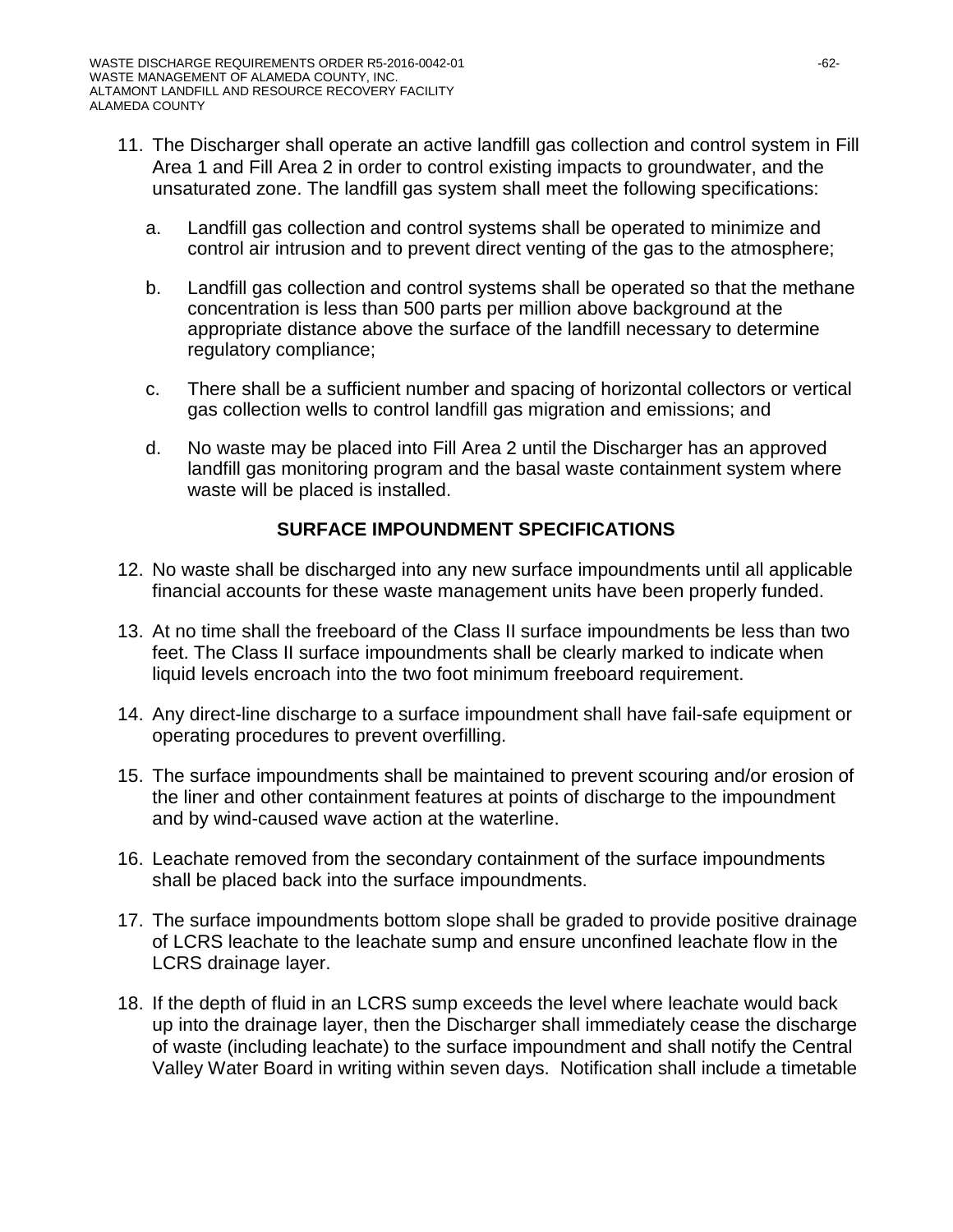11. The Discharger shall operate an active landfill gas collection and control system in Fill Area 1 and Fill Area 2 in order to control existing impacts to groundwater, and the unsaturated zone. The landfill gas system shall meet the following specifications:

    a. Landfill gas collection and control systems shall be operated to minimize and control air intrusion and to prevent direct venting of the gas to the atmosphere;

    b. Landfill gas collection and control systems shall be operated so that the methane concentration is less than 500 parts per million above background at the appropriate distance above the surface of the landfill necessary to determine regulatory compliance;

    c. There shall be a sufficient number and spacing of horizontal collectors or vertical gas collection wells to control landfill gas migration and emissions; and

    d. No waste may be placed into Fill Area 2 until the Discharger has an approved landfill gas monitoring program and the basal waste containment system where waste will be placed is installed.

## SURFACE IMPOUNDMENT SPECIFICATIONS

12. No waste shall be discharged into any new surface impoundments until all applicable financial accounts for these waste management units have been properly funded.

13. At no time shall the freeboard of the Class II surface impoundments be less than two feet. The Class II surface impoundments shall be clearly marked to indicate when liquid levels encroach into the two foot minimum freeboard requirement.

14. Any direct-line discharge to a surface impoundment shall have fail-safe equipment or operating procedures to prevent overfilling.

15. The surface impoundments shall be maintained to prevent scouring and/or erosion of the liner and other containment features at points of discharge to the impoundment and by wind-caused wave action at the waterline.

16. Leachate removed from the secondary containment of the surface impoundments shall be placed back into the surface impoundments.

17. The surface impoundments bottom slope shall be graded to provide positive drainage of LCRS leachate to the leachate sump and ensure unconfined leachate flow in the LCRS drainage layer.

18. If the depth of fluid in an LCRS sump exceeds the level where leachate would back up into the drainage layer, then the Discharger shall immediately cease the discharge of waste (including leachate) to the surface impoundment and shall notify the Central Valley Water Board in writing within seven days. Notification shall include a timetable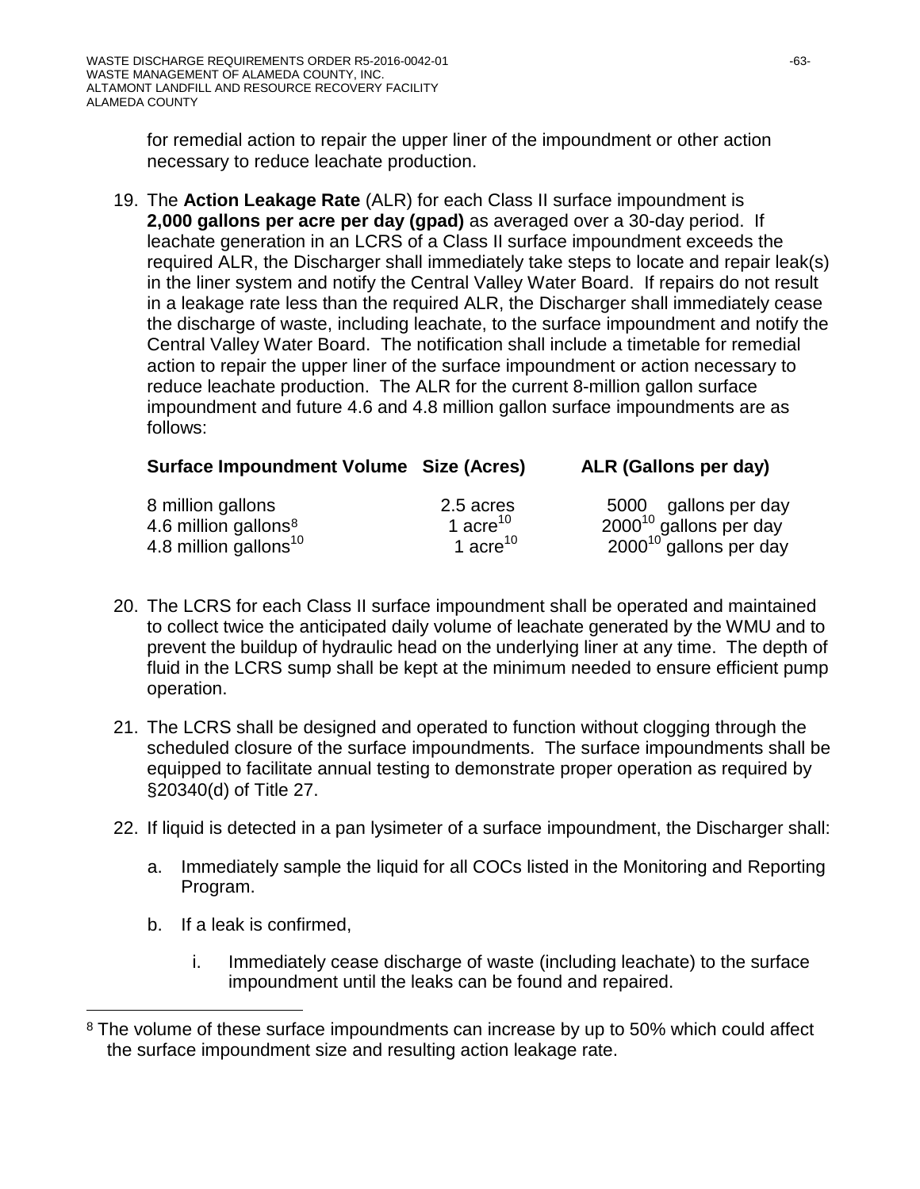for remedial action to repair the upper liner of the impoundment or other action necessary to reduce leachate production.

19. The **Action Leakage Rate** (ALR) for each Class II surface impoundment is **2,000 gallons per acre per day (gpad)** as averaged over a 30-day period. If leachate generation in an LCRS of a Class II surface impoundment exceeds the required ALR, the Discharger shall immediately take steps to locate and repair leak(s) in the liner system and notify the Central Valley Water Board. If repairs do not result in a leakage rate less than the required ALR, the Discharger shall immediately cease the discharge of waste, including leachate, to the surface impoundment and notify the Central Valley Water Board. The notification shall include a timetable for remedial action to repair the upper liner of the surface impoundment or action necessary to reduce leachate production. The ALR for the current 8-million gallon surface impoundment and future 4.6 and 4.8 million gallon surface impoundments are as follows:

| Surface Impoundment Volume | Size (Acres) | ALR (Gallons per day) |
|---|---|---|
| 8 million gallons | 2.5 acres | 5000 gallons per day |
| 4.6 million gallons[8] | 1 acre[10] | 2000[10] gallons per day |
| 4.8 million gallons[10] | 1 acre[10] | 2000[10] gallons per day |

20. The LCRS for each Class II surface impoundment shall be operated and maintained to collect twice the anticipated daily volume of leachate generated by the WMU and to prevent the buildup of hydraulic head on the underlying liner at any time. The depth of fluid in the LCRS sump shall be kept at the minimum needed to ensure efficient pump operation.

21. The LCRS shall be designed and operated to function without clogging through the scheduled closure of the surface impoundments. The surface impoundments shall be equipped to facilitate annual testing to demonstrate proper operation as required by §20340(d) of Title 27.

22. If liquid is detected in a pan lysimeter of a surface impoundment, the Discharger shall:

    a. Immediately sample the liquid for all COCs listed in the Monitoring and Reporting Program.

    b. If a leak is confirmed,

        i. Immediately cease discharge of waste (including leachate) to the surface impoundment until the leaks can be found and repaired.

---

[8] The volume of these surface impoundments can increase by up to 50% which could affect the surface impoundment size and resulting action leakage rate.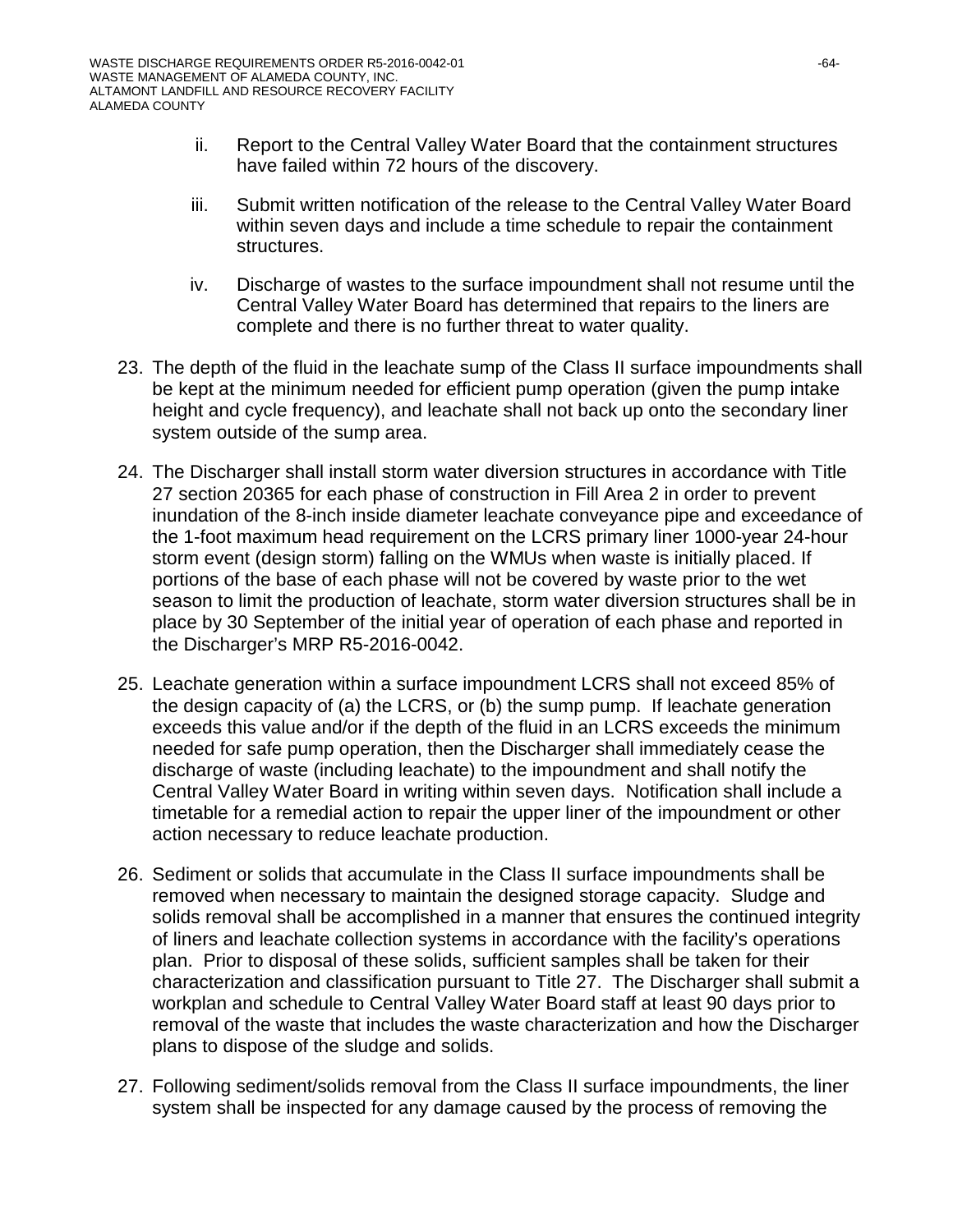ii. Report to the Central Valley Water Board that the containment structures have failed within 72 hours of the discovery.

iii. Submit written notification of the release to the Central Valley Water Board within seven days and include a time schedule to repair the containment structures.

iv. Discharge of wastes to the surface impoundment shall not resume until the Central Valley Water Board has determined that repairs to the liners are complete and there is no further threat to water quality.

23. The depth of the fluid in the leachate sump of the Class II surface impoundments shall be kept at the minimum needed for efficient pump operation (given the pump intake height and cycle frequency), and leachate shall not back up onto the secondary liner system outside of the sump area.

24. The Discharger shall install storm water diversion structures in accordance with Title 27 section 20365 for each phase of construction in Fill Area 2 in order to prevent inundation of the 8-inch inside diameter leachate conveyance pipe and exceedance of the 1-foot maximum head requirement on the LCRS primary liner 1000-year 24-hour storm event (design storm) falling on the WMUs when waste is initially placed. If portions of the base of each phase will not be covered by waste prior to the wet season to limit the production of leachate, storm water diversion structures shall be in place by 30 September of the initial year of operation of each phase and reported in the Discharger's MRP R5-2016-0042.

25. Leachate generation within a surface impoundment LCRS shall not exceed 85% of the design capacity of (a) the LCRS, or (b) the sump pump. If leachate generation exceeds this value and/or if the depth of the fluid in an LCRS exceeds the minimum needed for safe pump operation, then the Discharger shall immediately cease the discharge of waste (including leachate) to the impoundment and shall notify the Central Valley Water Board in writing within seven days. Notification shall include a timetable for a remedial action to repair the upper liner of the impoundment or other action necessary to reduce leachate production.

26. Sediment or solids that accumulate in the Class II surface impoundments shall be removed when necessary to maintain the designed storage capacity. Sludge and solids removal shall be accomplished in a manner that ensures the continued integrity of liners and leachate collection systems in accordance with the facility's operations plan. Prior to disposal of these solids, sufficient samples shall be taken for their characterization and classification pursuant to Title 27. The Discharger shall submit a workplan and schedule to Central Valley Water Board staff at least 90 days prior to removal of the waste that includes the waste characterization and how the Discharger plans to dispose of the sludge and solids.

27. Following sediment/solids removal from the Class II surface impoundments, the liner system shall be inspected for any damage caused by the process of removing the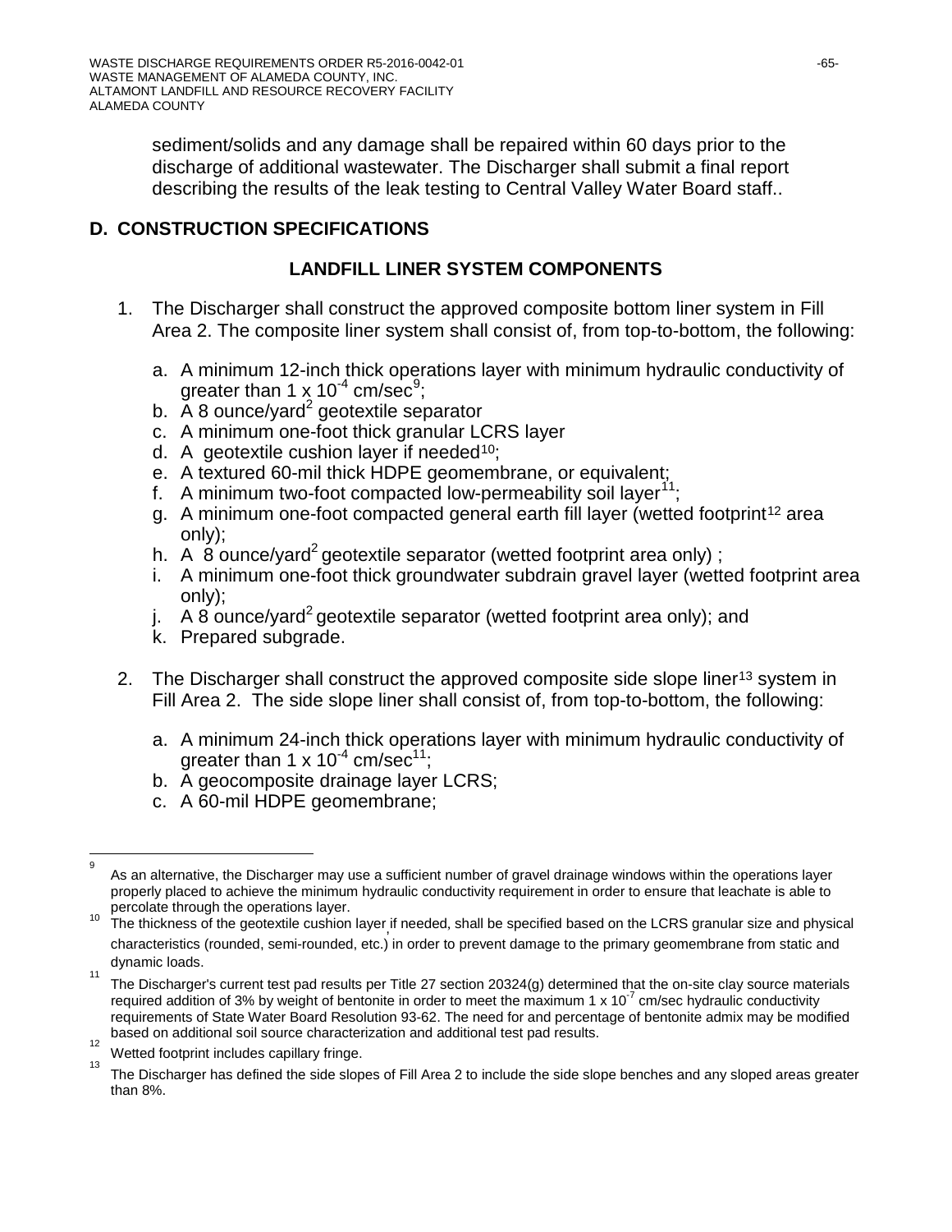sediment/solids and any damage shall be repaired within 60 days prior to the discharge of additional wastewater. The Discharger shall submit a final report describing the results of the leak testing to Central Valley Water Board staff..

## D. CONSTRUCTION SPECIFICATIONS

### LANDFILL LINER SYSTEM COMPONENTS

1. The Discharger shall construct the approved composite bottom liner system in Fill Area 2. The composite liner system shall consist of, from top-to-bottom, the following:

   a. A minimum 12-inch thick operations layer with minimum hydraulic conductivity of greater than $1 \times 10^{-4}$ cm/sec[9];
   b. A 8 ounce/yard$^2$ geotextile separator
   c. A minimum one-foot thick granular LCRS layer
   d. A geotextile cushion layer if needed[10];
   e. A textured 60-mil thick HDPE geomembrane, or equivalent;
   f. A minimum two-foot compacted low-permeability soil layer[11];
   g. A minimum one-foot compacted general earth fill layer (wetted footprint[12] area only);
   h. A 8 ounce/yard$^2$ geotextile separator (wetted footprint area only) ;
   i. A minimum one-foot thick groundwater subdrain gravel layer (wetted footprint area only);
   j. A 8 ounce/yard$^2$ geotextile separator (wetted footprint area only); and
   k. Prepared subgrade.

2. The Discharger shall construct the approved composite side slope liner[13] system in Fill Area 2. The side slope liner shall consist of, from top-to-bottom, the following:

   a. A minimum 24-inch thick operations layer with minimum hydraulic conductivity of greater than $1 \times 10^{-4}$ cm/sec[11];
   b. A geocomposite drainage layer LCRS;
   c. A 60-mil HDPE geomembrane;

---

[9] As an alternative, the Discharger may use a sufficient number of gravel drainage windows within the operations layer properly placed to achieve the minimum hydraulic conductivity requirement in order to ensure that leachate is able to percolate through the operations layer.

[10] The thickness of the geotextile cushion layer if needed, shall be specified based on the LCRS granular size and physical characteristics (rounded, semi-rounded, etc.) in order to prevent damage to the primary geomembrane from static and dynamic loads.

[11] The Discharger's current test pad results per Title 27 section 20324(g) determined that the on-site clay source materials required addition of 3% by weight of bentonite in order to meet the maximum $1 \times 10^{-7}$ cm/sec hydraulic conductivity requirements of State Water Board Resolution 93-62. The need for and percentage of bentonite admix may be modified based on additional soil source characterization and additional test pad results.

[12] Wetted footprint includes capillary fringe.

[13] The Discharger has defined the side slopes of Fill Area 2 to include the side slope benches and any sloped areas greater than 8%.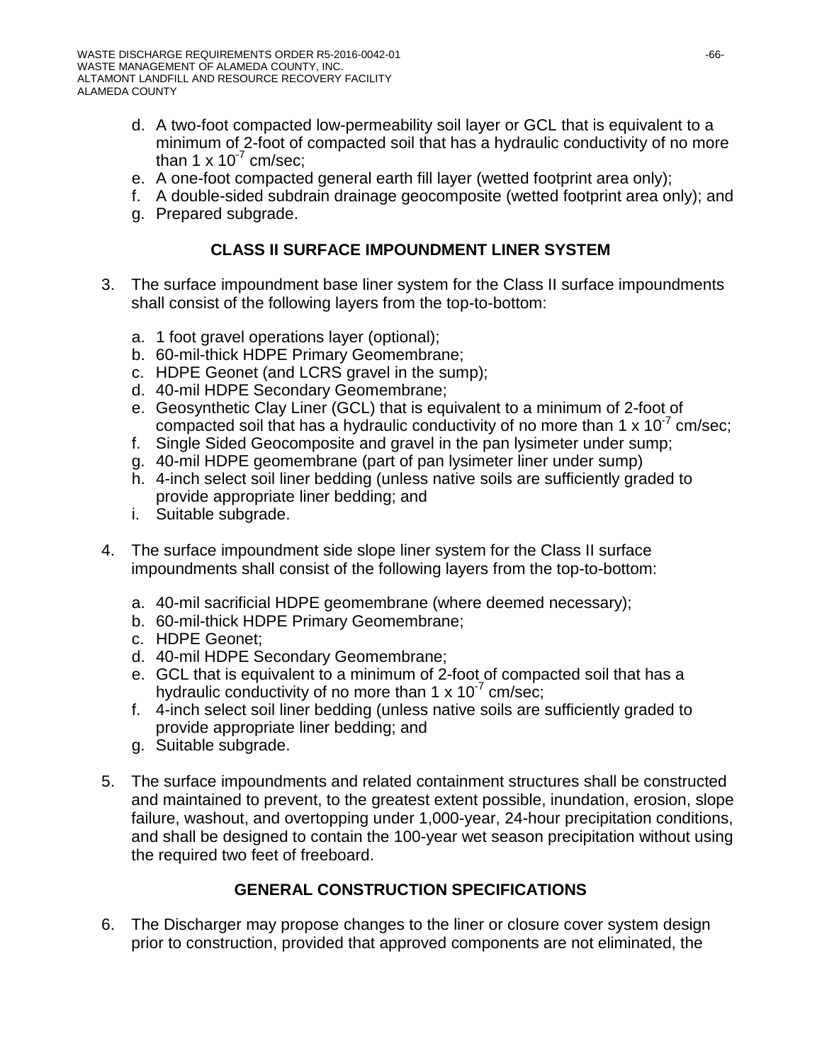d. A two-foot compacted low-permeability soil layer or GCL that is equivalent to a minimum of 2-foot of compacted soil that has a hydraulic conductivity of no more than 1 x $10^{-7}$ cm/sec;
e. A one-foot compacted general earth fill layer (wetted footprint area only);
f. A double-sided subdrain drainage geocomposite (wetted footprint area only); and
g. Prepared subgrade.

## CLASS II SURFACE IMPOUNDMENT LINER SYSTEM

3. The surface impoundment base liner system for the Class II surface impoundments shall consist of the following layers from the top-to-bottom:

   a. 1 foot gravel operations layer (optional);
   b. 60-mil-thick HDPE Primary Geomembrane;
   c. HDPE Geonet (and LCRS gravel in the sump);
   d. 40-mil HDPE Secondary Geomembrane;
   e. Geosynthetic Clay Liner (GCL) that is equivalent to a minimum of 2-foot of compacted soil that has a hydraulic conductivity of no more than 1 x $10^{-7}$ cm/sec;
   f. Single Sided Geocomposite and gravel in the pan lysimeter under sump;
   g. 40-mil HDPE geomembrane (part of pan lysimeter liner under sump)
   h. 4-inch select soil liner bedding (unless native soils are sufficiently graded to provide appropriate liner bedding; and
   i. Suitable subgrade.

4. The surface impoundment side slope liner system for the Class II surface impoundments shall consist of the following layers from the top-to-bottom:

   a. 40-mil sacrificial HDPE geomembrane (where deemed necessary);
   b. 60-mil-thick HDPE Primary Geomembrane;
   c. HDPE Geonet;
   d. 40-mil HDPE Secondary Geomembrane;
   e. GCL that is equivalent to a minimum of 2-foot of compacted soil that has a hydraulic conductivity of no more than 1 x $10^{-7}$ cm/sec;
   f. 4-inch select soil liner bedding (unless native soils are sufficiently graded to provide appropriate liner bedding; and
   g. Suitable subgrade.

5. The surface impoundments and related containment structures shall be constructed and maintained to prevent, to the greatest extent possible, inundation, erosion, slope failure, washout, and overtopping under 1,000-year, 24-hour precipitation conditions, and shall be designed to contain the 100-year wet season precipitation without using the required two feet of freeboard.

## GENERAL CONSTRUCTION SPECIFICATIONS

6. The Discharger may propose changes to the liner or closure cover system design prior to construction, provided that approved components are not eliminated, the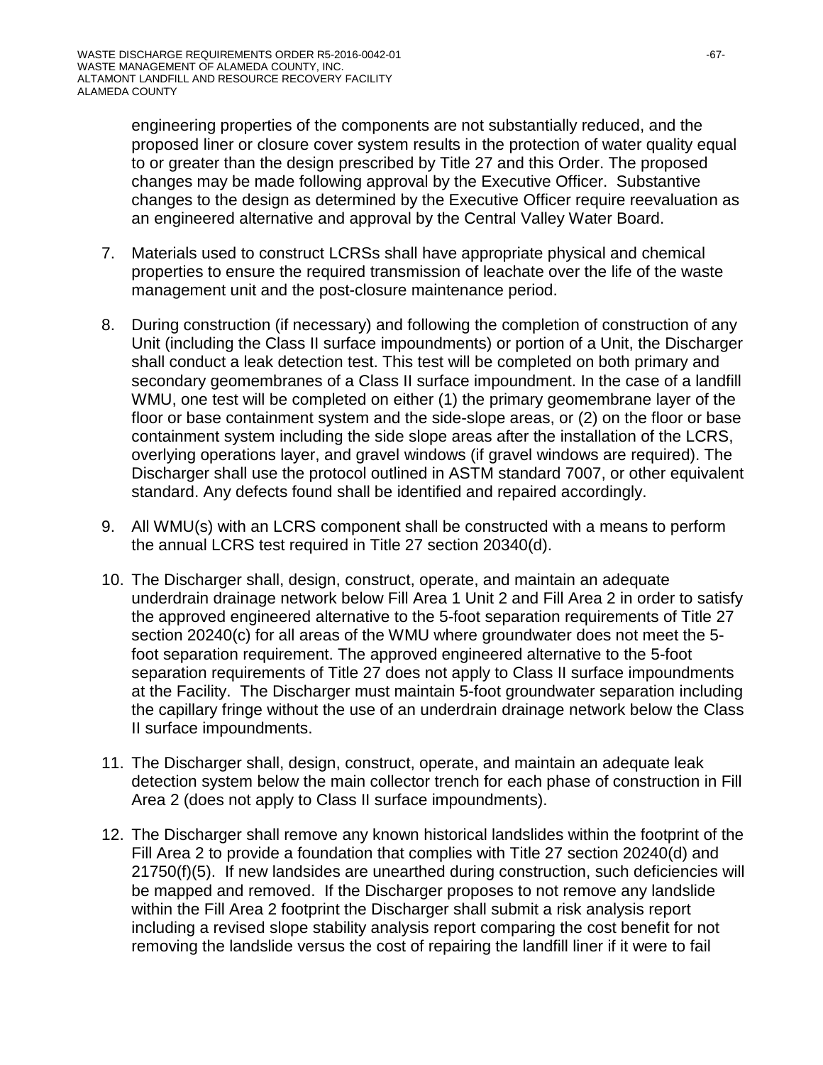engineering properties of the components are not substantially reduced, and the proposed liner or closure cover system results in the protection of water quality equal to or greater than the design prescribed by Title 27 and this Order. The proposed changes may be made following approval by the Executive Officer. Substantive changes to the design as determined by the Executive Officer require reevaluation as an engineered alternative and approval by the Central Valley Water Board.

7. Materials used to construct LCRSs shall have appropriate physical and chemical properties to ensure the required transmission of leachate over the life of the waste management unit and the post-closure maintenance period.

8. During construction (if necessary) and following the completion of construction of any Unit (including the Class II surface impoundments) or portion of a Unit, the Discharger shall conduct a leak detection test. This test will be completed on both primary and secondary geomembranes of a Class II surface impoundment. In the case of a landfill WMU, one test will be completed on either (1) the primary geomembrane layer of the floor or base containment system and the side-slope areas, or (2) on the floor or base containment system including the side slope areas after the installation of the LCRS, overlying operations layer, and gravel windows (if gravel windows are required). The Discharger shall use the protocol outlined in ASTM standard 7007, or other equivalent standard. Any defects found shall be identified and repaired accordingly.

9. All WMU(s) with an LCRS component shall be constructed with a means to perform the annual LCRS test required in Title 27 section 20340(d).

10. The Discharger shall, design, construct, operate, and maintain an adequate underdrain drainage network below Fill Area 1 Unit 2 and Fill Area 2 in order to satisfy the approved engineered alternative to the 5-foot separation requirements of Title 27 section 20240(c) for all areas of the WMU where groundwater does not meet the 5-foot separation requirement. The approved engineered alternative to the 5-foot separation requirements of Title 27 does not apply to Class II surface impoundments at the Facility. The Discharger must maintain 5-foot groundwater separation including the capillary fringe without the use of an underdrain drainage network below the Class II surface impoundments.

11. The Discharger shall, design, construct, operate, and maintain an adequate leak detection system below the main collector trench for each phase of construction in Fill Area 2 (does not apply to Class II surface impoundments).

12. The Discharger shall remove any known historical landslides within the footprint of the Fill Area 2 to provide a foundation that complies with Title 27 section 20240(d) and 21750(f)(5). If new landsides are unearthed during construction, such deficiencies will be mapped and removed. If the Discharger proposes to not remove any landslide within the Fill Area 2 footprint the Discharger shall submit a risk analysis report including a revised slope stability analysis report comparing the cost benefit for not removing the landslide versus the cost of repairing the landfill liner if it were to fail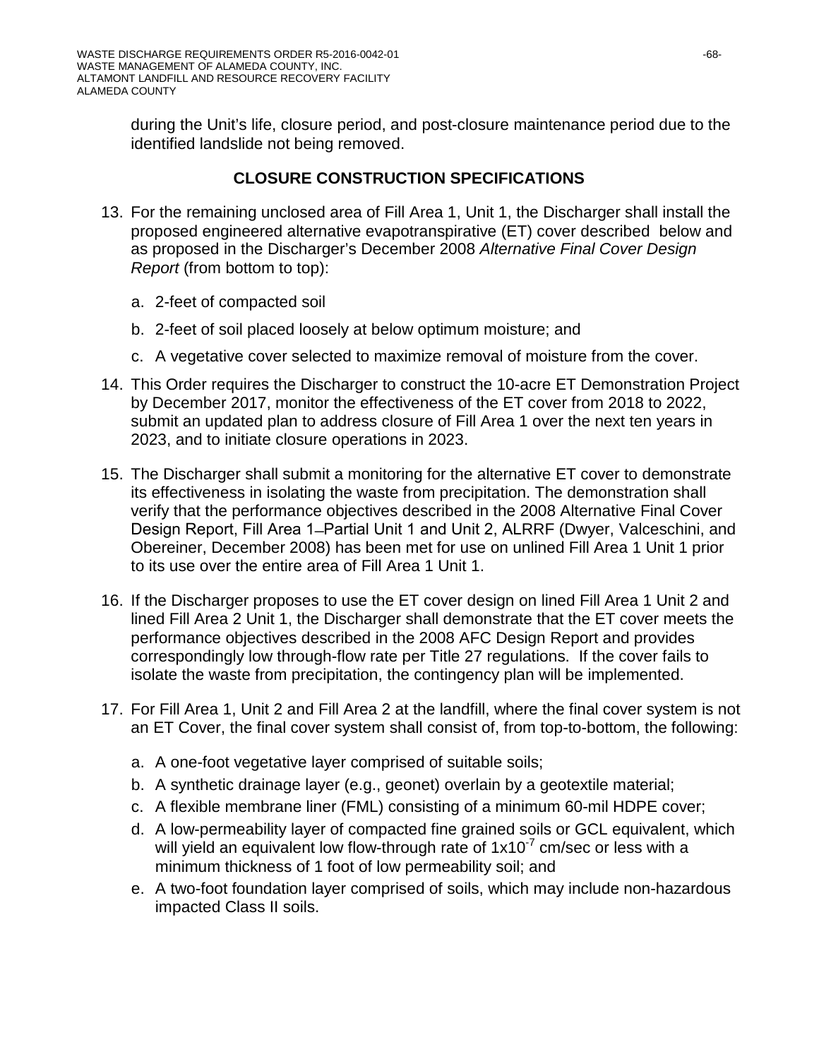during the Unit's life, closure period, and post-closure maintenance period due to the identified landslide not being removed.

## CLOSURE CONSTRUCTION SPECIFICATIONS

13. For the remaining unclosed area of Fill Area 1, Unit 1, the Discharger shall install the proposed engineered alternative evapotranspirative (ET) cover described below and as proposed in the Discharger's December 2008 *Alternative Final Cover Design Report* (from bottom to top):

    a. 2-feet of compacted soil

    b. 2-feet of soil placed loosely at below optimum moisture; and

    c. A vegetative cover selected to maximize removal of moisture from the cover.

14. This Order requires the Discharger to construct the 10-acre ET Demonstration Project by December 2017, monitor the effectiveness of the ET cover from 2018 to 2022, submit an updated plan to address closure of Fill Area 1 over the next ten years in 2023, and to initiate closure operations in 2023.

15. The Discharger shall submit a monitoring for the alternative ET cover to demonstrate its effectiveness in isolating the waste from precipitation. The demonstration shall verify that the performance objectives described in the 2008 Alternative Final Cover Design Report, Fill Area 1–Partial Unit 1 and Unit 2, ALRRF (Dwyer, Valceschini, and Obereiner, December 2008) has been met for use on unlined Fill Area 1 Unit 1 prior to its use over the entire area of Fill Area 1 Unit 1.

16. If the Discharger proposes to use the ET cover design on lined Fill Area 1 Unit 2 and lined Fill Area 2 Unit 1, the Discharger shall demonstrate that the ET cover meets the performance objectives described in the 2008 AFC Design Report and provides correspondingly low through-flow rate per Title 27 regulations. If the cover fails to isolate the waste from precipitation, the contingency plan will be implemented.

17. For Fill Area 1, Unit 2 and Fill Area 2 at the landfill, where the final cover system is not an ET Cover, the final cover system shall consist of, from top-to-bottom, the following:

    a. A one-foot vegetative layer comprised of suitable soils;
    b. A synthetic drainage layer (e.g., geonet) overlain by a geotextile material;
    c. A flexible membrane liner (FML) consisting of a minimum 60-mil HDPE cover;
    d. A low-permeability layer of compacted fine grained soils or GCL equivalent, which will yield an equivalent low flow-through rate of $1x10^{-7}$ cm/sec or less with a minimum thickness of 1 foot of low permeability soil; and
    e. A two-foot foundation layer comprised of soils, which may include non-hazardous impacted Class II soils.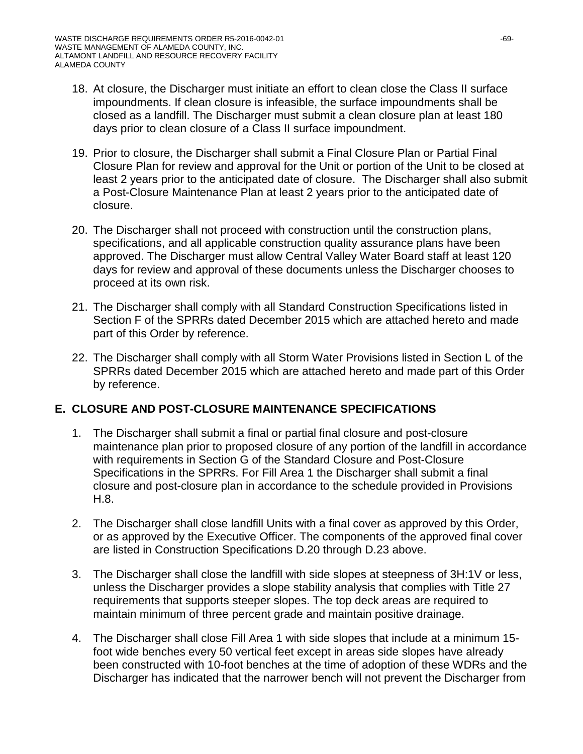18. At closure, the Discharger must initiate an effort to clean close the Class II surface impoundments. If clean closure is infeasible, the surface impoundments shall be closed as a landfill. The Discharger must submit a clean closure plan at least 180 days prior to clean closure of a Class II surface impoundment.

19. Prior to closure, the Discharger shall submit a Final Closure Plan or Partial Final Closure Plan for review and approval for the Unit or portion of the Unit to be closed at least 2 years prior to the anticipated date of closure. The Discharger shall also submit a Post-Closure Maintenance Plan at least 2 years prior to the anticipated date of closure.

20. The Discharger shall not proceed with construction until the construction plans, specifications, and all applicable construction quality assurance plans have been approved. The Discharger must allow Central Valley Water Board staff at least 120 days for review and approval of these documents unless the Discharger chooses to proceed at its own risk.

21. The Discharger shall comply with all Standard Construction Specifications listed in Section F of the SPRRs dated December 2015 which are attached hereto and made part of this Order by reference.

22. The Discharger shall comply with all Storm Water Provisions listed in Section L of the SPRRs dated December 2015 which are attached hereto and made part of this Order by reference.

## E. CLOSURE AND POST-CLOSURE MAINTENANCE SPECIFICATIONS

1. The Discharger shall submit a final or partial final closure and post-closure maintenance plan prior to proposed closure of any portion of the landfill in accordance with requirements in Section G of the Standard Closure and Post-Closure Specifications in the SPRRs. For Fill Area 1 the Discharger shall submit a final closure and post-closure plan in accordance to the schedule provided in Provisions H.8.

2. The Discharger shall close landfill Units with a final cover as approved by this Order, or as approved by the Executive Officer. The components of the approved final cover are listed in Construction Specifications D.20 through D.23 above.

3. The Discharger shall close the landfill with side slopes at steepness of 3H:1V or less, unless the Discharger provides a slope stability analysis that complies with Title 27 requirements that supports steeper slopes. The top deck areas are required to maintain minimum of three percent grade and maintain positive drainage.

4. The Discharger shall close Fill Area 1 with side slopes that include at a minimum 15-foot wide benches every 50 vertical feet except in areas side slopes have already been constructed with 10-foot benches at the time of adoption of these WDRs and the Discharger has indicated that the narrower bench will not prevent the Discharger from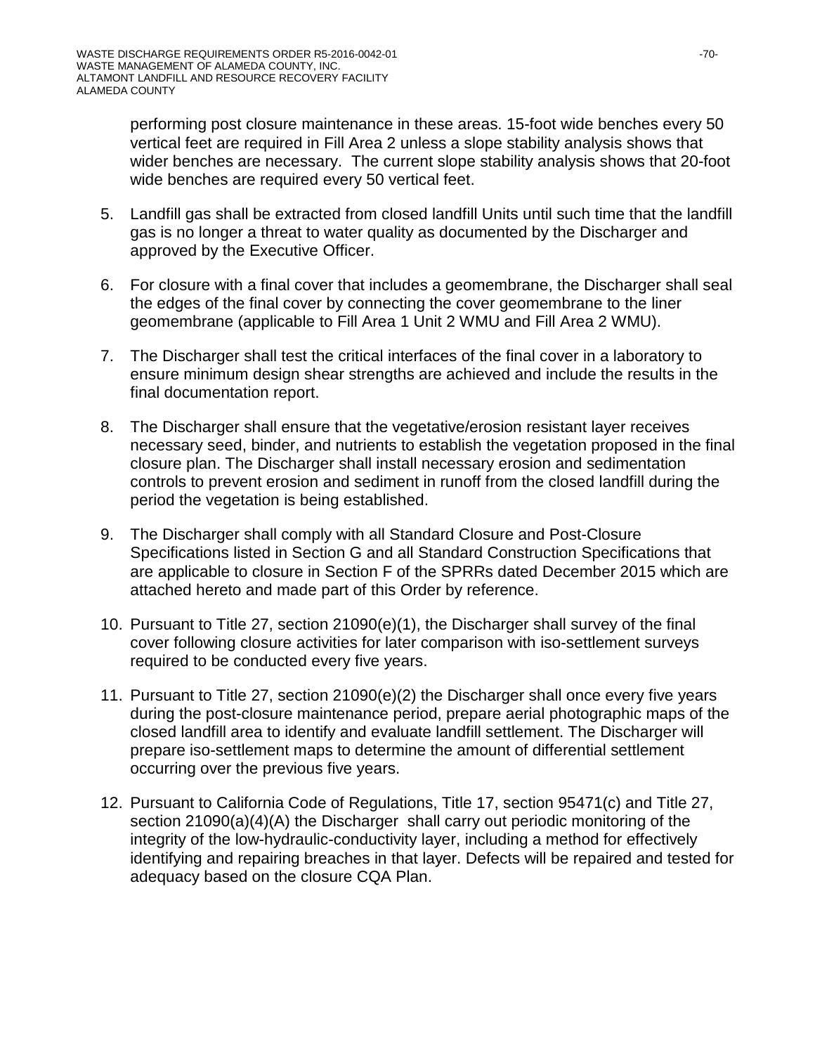performing post closure maintenance in these areas. 15-foot wide benches every 50 vertical feet are required in Fill Area 2 unless a slope stability analysis shows that wider benches are necessary.  The current slope stability analysis shows that 20-foot wide benches are required every 50 vertical feet.

5. Landfill gas shall be extracted from closed landfill Units until such time that the landfill gas is no longer a threat to water quality as documented by the Discharger and approved by the Executive Officer.

6. For closure with a final cover that includes a geomembrane, the Discharger shall seal the edges of the final cover by connecting the cover geomembrane to the liner geomembrane (applicable to Fill Area 1 Unit 2 WMU and Fill Area 2 WMU).

7. The Discharger shall test the critical interfaces of the final cover in a laboratory to ensure minimum design shear strengths are achieved and include the results in the final documentation report.

8. The Discharger shall ensure that the vegetative/erosion resistant layer receives necessary seed, binder, and nutrients to establish the vegetation proposed in the final closure plan. The Discharger shall install necessary erosion and sedimentation controls to prevent erosion and sediment in runoff from the closed landfill during the period the vegetation is being established.

9. The Discharger shall comply with all Standard Closure and Post-Closure Specifications listed in Section G and all Standard Construction Specifications that are applicable to closure in Section F of the SPRRs dated December 2015 which are attached hereto and made part of this Order by reference.

10. Pursuant to Title 27, section 21090(e)(1), the Discharger shall survey of the final cover following closure activities for later comparison with iso-settlement surveys required to be conducted every five years.

11. Pursuant to Title 27, section 21090(e)(2) the Discharger shall once every five years during the post-closure maintenance period, prepare aerial photographic maps of the closed landfill area to identify and evaluate landfill settlement. The Discharger will prepare iso-settlement maps to determine the amount of differential settlement occurring over the previous five years.

12. Pursuant to California Code of Regulations, Title 17, section 95471(c) and Title 27, section 21090(a)(4)(A) the Discharger  shall carry out periodic monitoring of the integrity of the low-hydraulic-conductivity layer, including a method for effectively identifying and repairing breaches in that layer. Defects will be repaired and tested for adequacy based on the closure CQA Plan.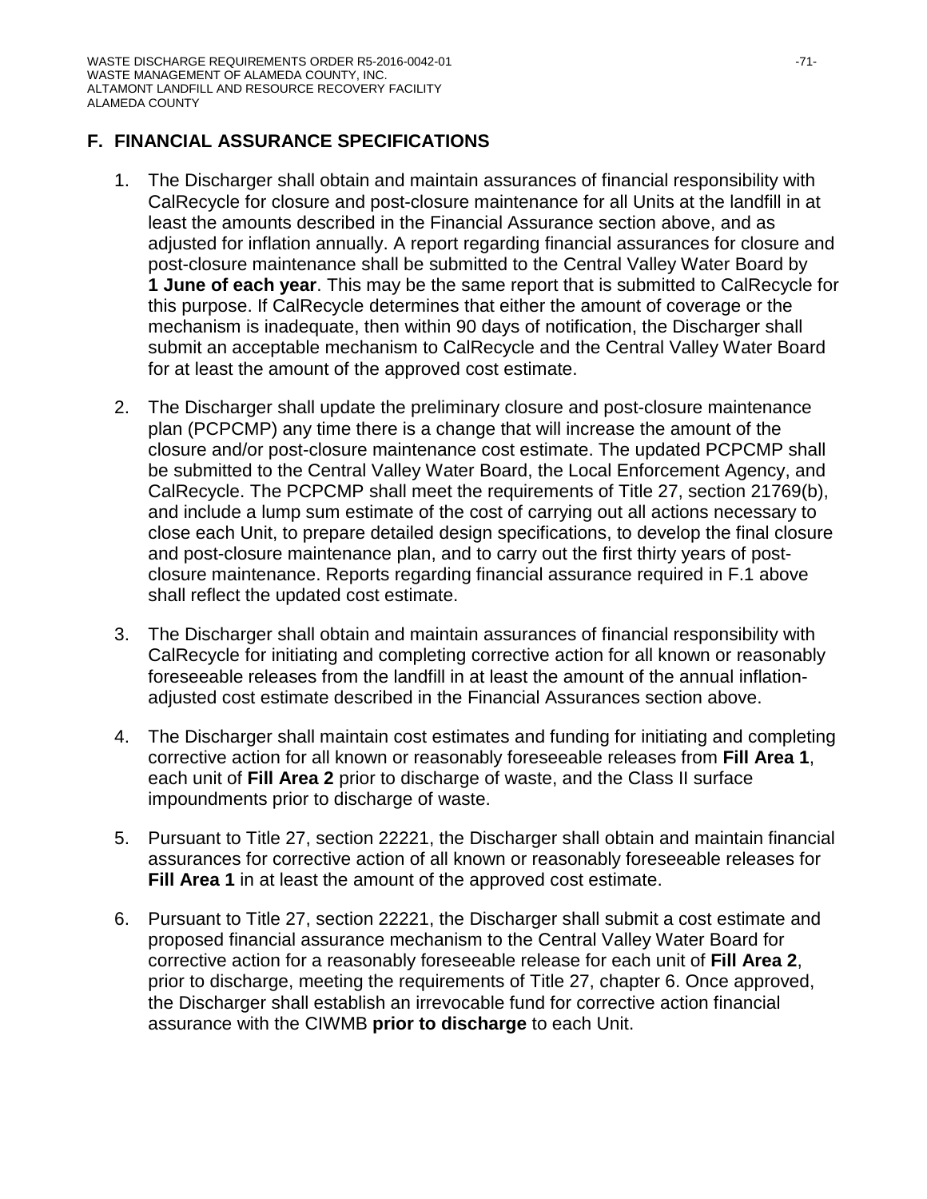## F. FINANCIAL ASSURANCE SPECIFICATIONS

1. The Discharger shall obtain and maintain assurances of financial responsibility with CalRecycle for closure and post-closure maintenance for all Units at the landfill in at least the amounts described in the Financial Assurance section above, and as adjusted for inflation annually. A report regarding financial assurances for closure and post-closure maintenance shall be submitted to the Central Valley Water Board by **1 June of each year**. This may be the same report that is submitted to CalRecycle for this purpose. If CalRecycle determines that either the amount of coverage or the mechanism is inadequate, then within 90 days of notification, the Discharger shall submit an acceptable mechanism to CalRecycle and the Central Valley Water Board for at least the amount of the approved cost estimate.

2. The Discharger shall update the preliminary closure and post-closure maintenance plan (PCPCMP) any time there is a change that will increase the amount of the closure and/or post-closure maintenance cost estimate. The updated PCPCMP shall be submitted to the Central Valley Water Board, the Local Enforcement Agency, and CalRecycle. The PCPCMP shall meet the requirements of Title 27, section 21769(b), and include a lump sum estimate of the cost of carrying out all actions necessary to close each Unit, to prepare detailed design specifications, to develop the final closure and post-closure maintenance plan, and to carry out the first thirty years of post-closure maintenance. Reports regarding financial assurance required in F.1 above shall reflect the updated cost estimate.

3. The Discharger shall obtain and maintain assurances of financial responsibility with CalRecycle for initiating and completing corrective action for all known or reasonably foreseeable releases from the landfill in at least the amount of the annual inflation-adjusted cost estimate described in the Financial Assurances section above.

4. The Discharger shall maintain cost estimates and funding for initiating and completing corrective action for all known or reasonably foreseeable releases from **Fill Area 1**, each unit of **Fill Area 2** prior to discharge of waste, and the Class II surface impoundments prior to discharge of waste.

5. Pursuant to Title 27, section 22221, the Discharger shall obtain and maintain financial assurances for corrective action of all known or reasonably foreseeable releases for **Fill Area 1** in at least the amount of the approved cost estimate.

6. Pursuant to Title 27, section 22221, the Discharger shall submit a cost estimate and proposed financial assurance mechanism to the Central Valley Water Board for corrective action for a reasonably foreseeable release for each unit of **Fill Area 2**, prior to discharge, meeting the requirements of Title 27, chapter 6. Once approved, the Discharger shall establish an irrevocable fund for corrective action financial assurance with the CIWMB **prior to discharge** to each Unit.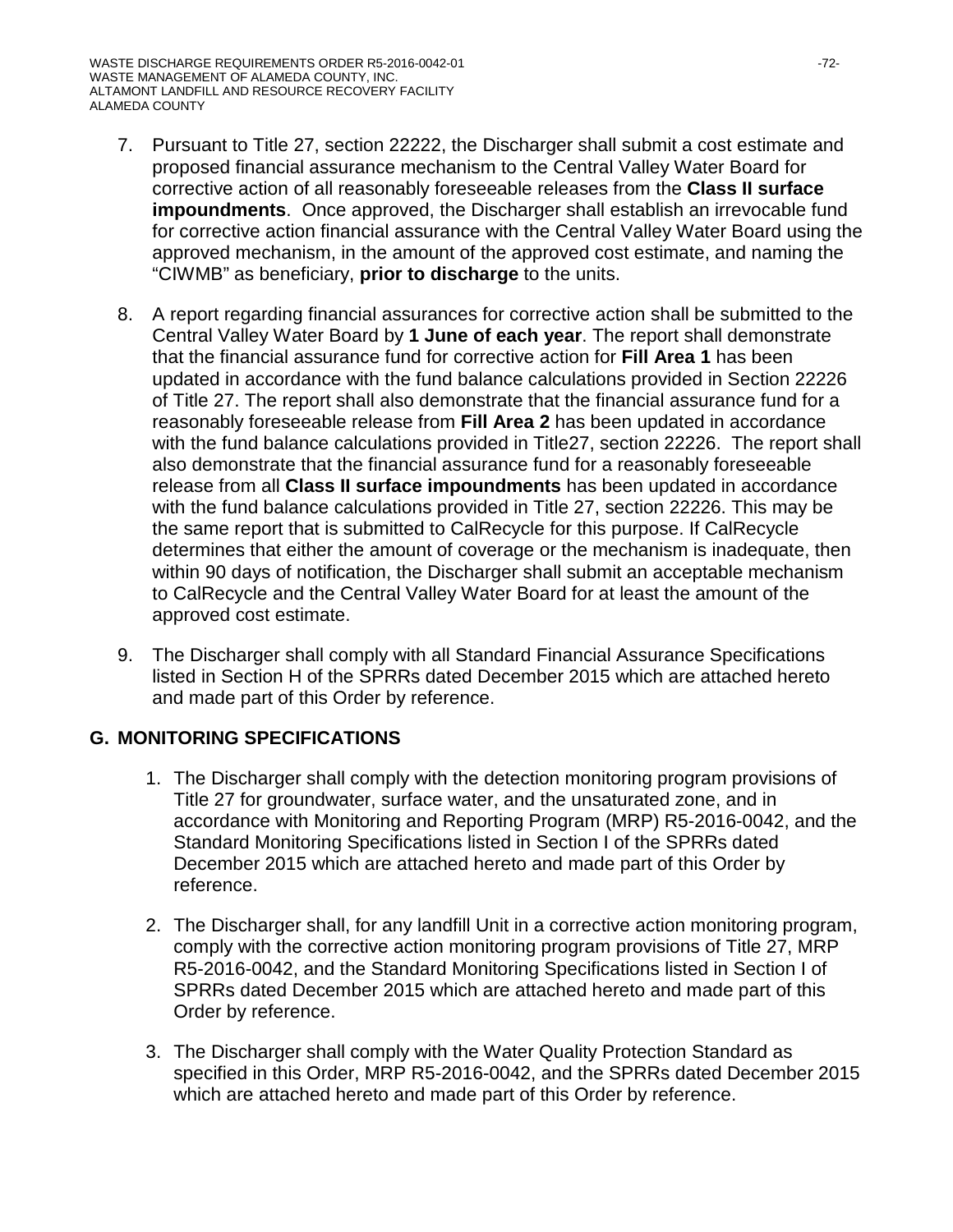7. Pursuant to Title 27, section 22222, the Discharger shall submit a cost estimate and proposed financial assurance mechanism to the Central Valley Water Board for corrective action of all reasonably foreseeable releases from the **Class II surface impoundments**. Once approved, the Discharger shall establish an irrevocable fund for corrective action financial assurance with the Central Valley Water Board using the approved mechanism, in the amount of the approved cost estimate, and naming the "CIWMB" as beneficiary, **prior to discharge** to the units.

8. A report regarding financial assurances for corrective action shall be submitted to the Central Valley Water Board by **1 June of each year**. The report shall demonstrate that the financial assurance fund for corrective action for **Fill Area 1** has been updated in accordance with the fund balance calculations provided in Section 22226 of Title 27. The report shall also demonstrate that the financial assurance fund for a reasonably foreseeable release from **Fill Area 2** has been updated in accordance with the fund balance calculations provided in Title27, section 22226. The report shall also demonstrate that the financial assurance fund for a reasonably foreseeable release from all **Class II surface impoundments** has been updated in accordance with the fund balance calculations provided in Title 27, section 22226. This may be the same report that is submitted to CalRecycle for this purpose. If CalRecycle determines that either the amount of coverage or the mechanism is inadequate, then within 90 days of notification, the Discharger shall submit an acceptable mechanism to CalRecycle and the Central Valley Water Board for at least the amount of the approved cost estimate.

9. The Discharger shall comply with all Standard Financial Assurance Specifications listed in Section H of the SPRRs dated December 2015 which are attached hereto and made part of this Order by reference.

## G. MONITORING SPECIFICATIONS

1. The Discharger shall comply with the detection monitoring program provisions of Title 27 for groundwater, surface water, and the unsaturated zone, and in accordance with Monitoring and Reporting Program (MRP) R5-2016-0042, and the Standard Monitoring Specifications listed in Section I of the SPRRs dated December 2015 which are attached hereto and made part of this Order by reference.

2. The Discharger shall, for any landfill Unit in a corrective action monitoring program, comply with the corrective action monitoring program provisions of Title 27, MRP R5-2016-0042, and the Standard Monitoring Specifications listed in Section I of SPRRs dated December 2015 which are attached hereto and made part of this Order by reference.

3. The Discharger shall comply with the Water Quality Protection Standard as specified in this Order, MRP R5-2016-0042, and the SPRRs dated December 2015 which are attached hereto and made part of this Order by reference.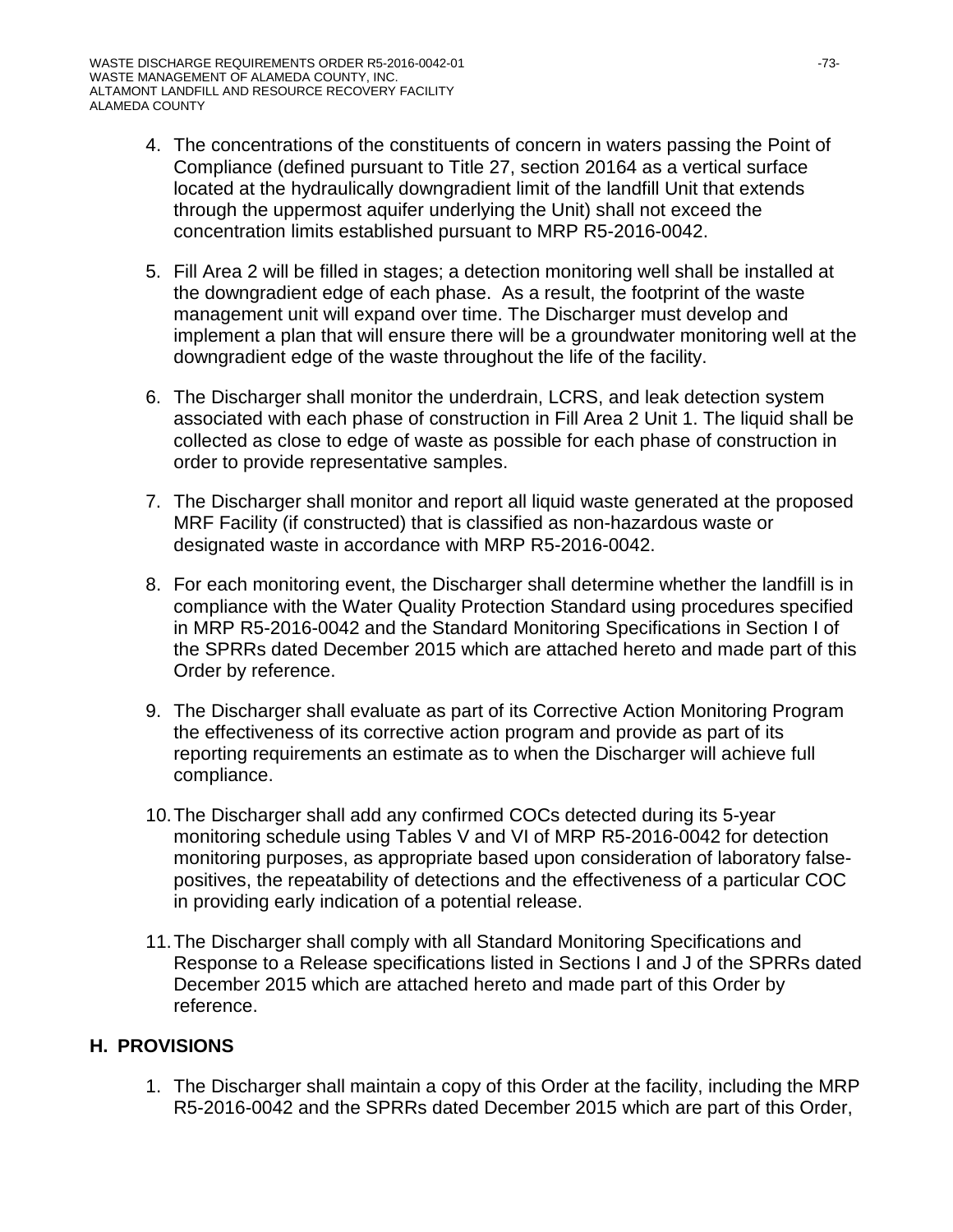4. The concentrations of the constituents of concern in waters passing the Point of Compliance (defined pursuant to Title 27, section 20164 as a vertical surface located at the hydraulically downgradient limit of the landfill Unit that extends through the uppermost aquifer underlying the Unit) shall not exceed the concentration limits established pursuant to MRP R5-2016-0042.

5. Fill Area 2 will be filled in stages; a detection monitoring well shall be installed at the downgradient edge of each phase. As a result, the footprint of the waste management unit will expand over time. The Discharger must develop and implement a plan that will ensure there will be a groundwater monitoring well at the downgradient edge of the waste throughout the life of the facility.

6. The Discharger shall monitor the underdrain, LCRS, and leak detection system associated with each phase of construction in Fill Area 2 Unit 1. The liquid shall be collected as close to edge of waste as possible for each phase of construction in order to provide representative samples.

7. The Discharger shall monitor and report all liquid waste generated at the proposed MRF Facility (if constructed) that is classified as non-hazardous waste or designated waste in accordance with MRP R5-2016-0042.

8. For each monitoring event, the Discharger shall determine whether the landfill is in compliance with the Water Quality Protection Standard using procedures specified in MRP R5-2016-0042 and the Standard Monitoring Specifications in Section I of the SPRRs dated December 2015 which are attached hereto and made part of this Order by reference.

9. The Discharger shall evaluate as part of its Corrective Action Monitoring Program the effectiveness of its corrective action program and provide as part of its reporting requirements an estimate as to when the Discharger will achieve full compliance.

10. The Discharger shall add any confirmed COCs detected during its 5-year monitoring schedule using Tables V and VI of MRP R5-2016-0042 for detection monitoring purposes, as appropriate based upon consideration of laboratory false-positives, the repeatability of detections and the effectiveness of a particular COC in providing early indication of a potential release.

11. The Discharger shall comply with all Standard Monitoring Specifications and Response to a Release specifications listed in Sections I and J of the SPRRs dated December 2015 which are attached hereto and made part of this Order by reference.

## H. PROVISIONS

1. The Discharger shall maintain a copy of this Order at the facility, including the MRP R5-2016-0042 and the SPRRs dated December 2015 which are part of this Order,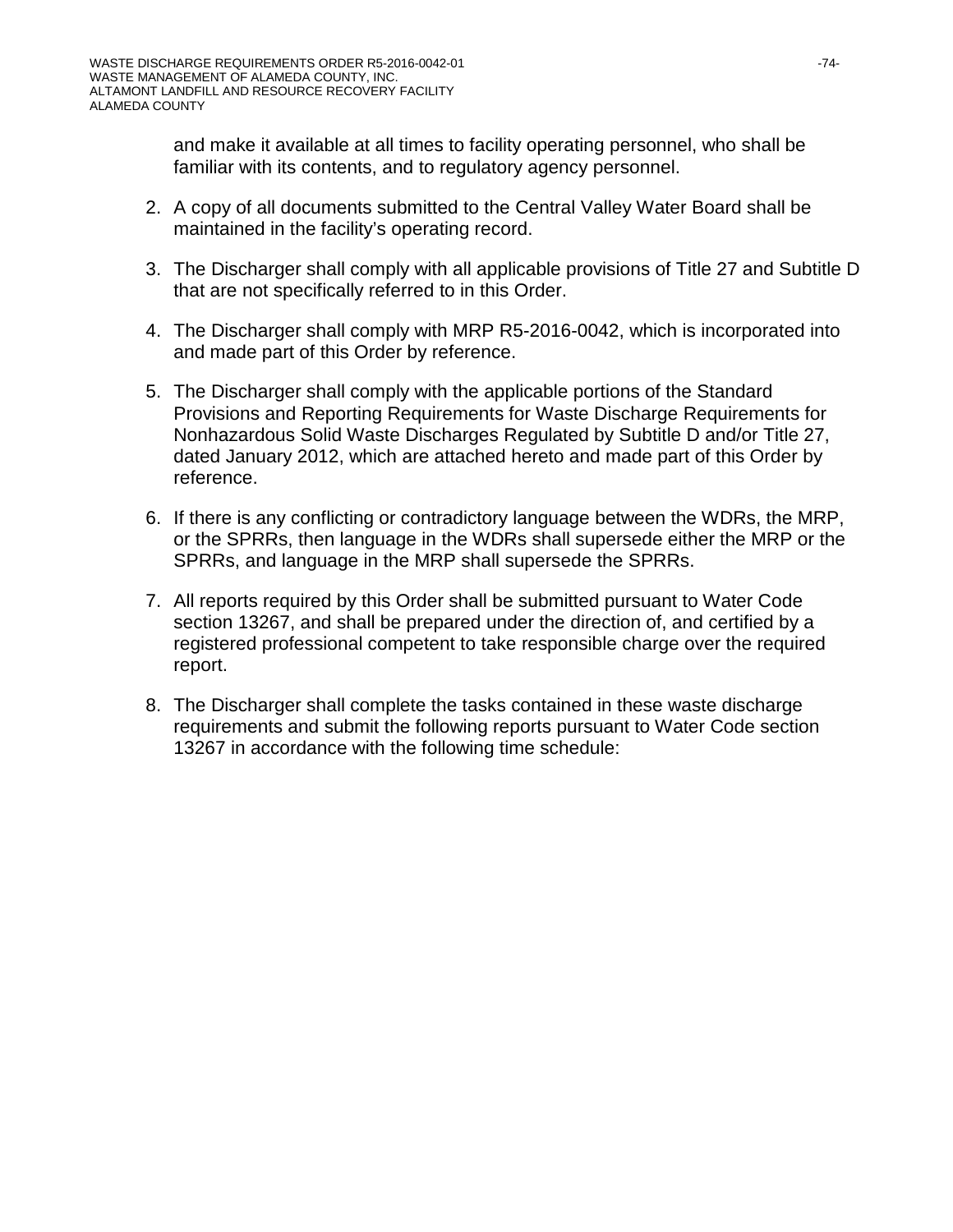and make it available at all times to facility operating personnel, who shall be familiar with its contents, and to regulatory agency personnel.

2. A copy of all documents submitted to the Central Valley Water Board shall be maintained in the facility's operating record.

3. The Discharger shall comply with all applicable provisions of Title 27 and Subtitle D that are not specifically referred to in this Order.

4. The Discharger shall comply with MRP R5-2016-0042, which is incorporated into and made part of this Order by reference.

5. The Discharger shall comply with the applicable portions of the Standard Provisions and Reporting Requirements for Waste Discharge Requirements for Nonhazardous Solid Waste Discharges Regulated by Subtitle D and/or Title 27, dated January 2012, which are attached hereto and made part of this Order by reference.

6. If there is any conflicting or contradictory language between the WDRs, the MRP, or the SPRRs, then language in the WDRs shall supersede either the MRP or the SPRRs, and language in the MRP shall supersede the SPRRs.

7. All reports required by this Order shall be submitted pursuant to Water Code section 13267, and shall be prepared under the direction of, and certified by a registered professional competent to take responsible charge over the required report.

8. The Discharger shall complete the tasks contained in these waste discharge requirements and submit the following reports pursuant to Water Code section 13267 in accordance with the following time schedule: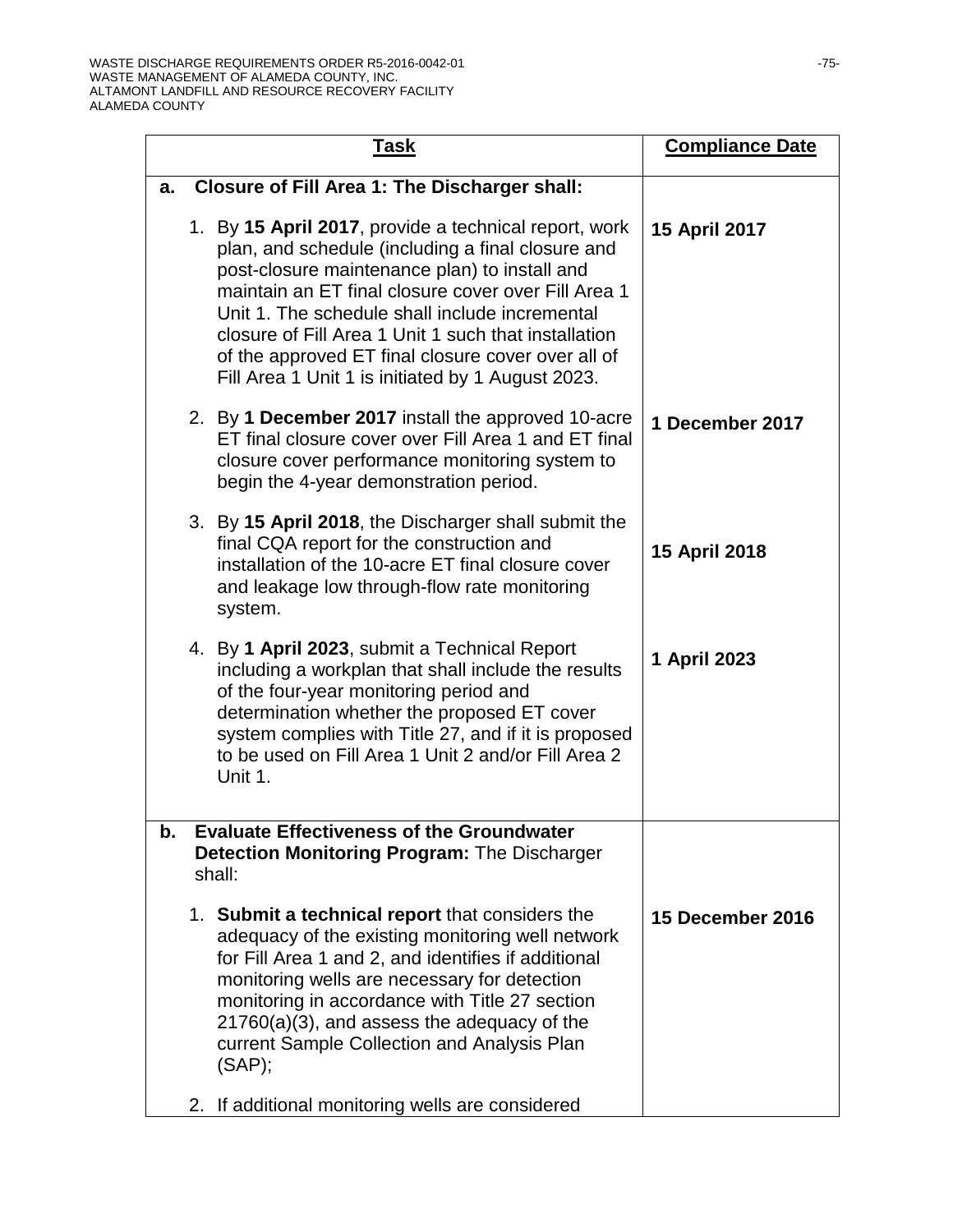| Task | Compliance Date |
|---|---|
| **a. Closure of Fill Area 1: The Discharger shall:** | |
| 1. By **15 April 2017**, provide a technical report, work plan, and schedule (including a final closure and post-closure maintenance plan) to install and maintain an ET final closure cover over Fill Area 1 Unit 1. The schedule shall include incremental closure of Fill Area 1 Unit 1 such that installation of the approved ET final closure cover over all of Fill Area 1 Unit 1 is initiated by 1 August 2023. | **15 April 2017** |
| 2. By **1 December 2017** install the approved 10-acre ET final closure cover over Fill Area 1 and ET final closure cover performance monitoring system to begin the 4-year demonstration period. | **1 December 2017** |
| 3. By **15 April 2018**, the Discharger shall submit the final CQA report for the construction and installation of the 10-acre ET final closure cover and leakage low through-flow rate monitoring system. | **15 April 2018** |
| 4. By **1 April 2023**, submit a Technical Report including a workplan that shall include the results of the four-year monitoring period and determination whether the proposed ET cover system complies with Title 27, and if it is proposed to be used on Fill Area 1 Unit 2 and/or Fill Area 2 Unit 1. | **1 April 2023** |
| **b. Evaluate Effectiveness of the Groundwater Detection Monitoring Program:** The Discharger shall: | |
| 1. **Submit a technical report** that considers the adequacy of the existing monitoring well network for Fill Area 1 and 2, and identifies if additional monitoring wells are necessary for detection monitoring in accordance with Title 27 section 21760(a)(3), and assess the adequacy of the current Sample Collection and Analysis Plan (SAP); | **15 December 2016** |
| 2. If additional monitoring wells are considered | |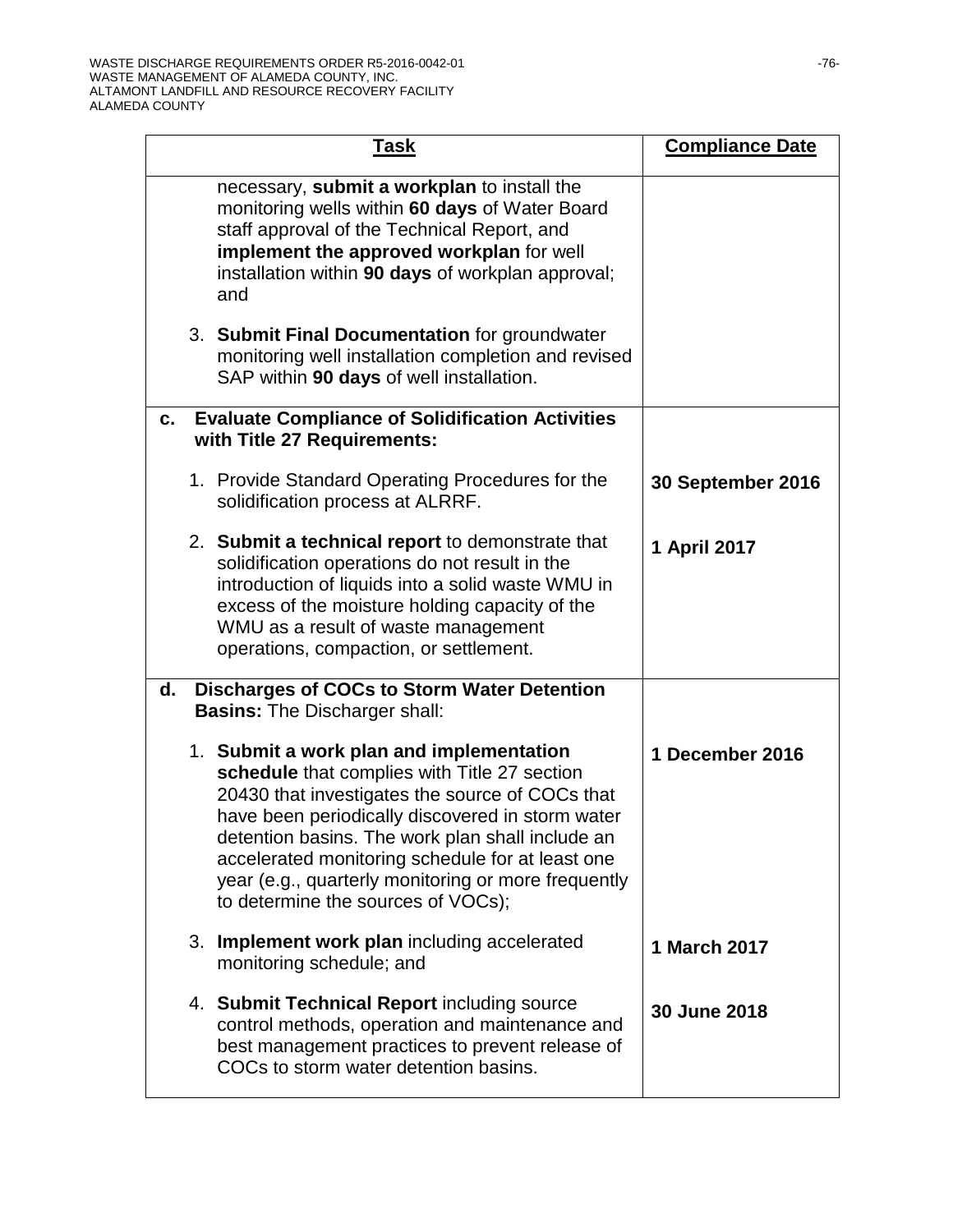| **Task** | **Compliance Date** |
|---|---|
| necessary, **submit a workplan** to install the monitoring wells within **60 days** of Water Board staff approval of the Technical Report, and **implement the approved workplan** for well installation within **90 days** of workplan approval; and<br><br>3. **Submit Final Documentation** for groundwater monitoring well installation completion and revised SAP within **90 days** of well installation. | |
| **c. Evaluate Compliance of Solidification Activities with Title 27 Requirements:** | |
| 1. Provide Standard Operating Procedures for the solidification process at ALRRF. | **30 September 2016** |
| 2. **Submit a technical report** to demonstrate that solidification operations do not result in the introduction of liquids into a solid waste WMU in excess of the moisture holding capacity of the WMU as a result of waste management operations, compaction, or settlement. | **1 April 2017** |
| **d. Discharges of COCs to Storm Water Detention Basins:** The Discharger shall: | |
| 1. **Submit a work plan and implementation schedule** that complies with Title 27 section 20430 that investigates the source of COCs that have been periodically discovered in storm water detention basins. The work plan shall include an accelerated monitoring schedule for at least one year (e.g., quarterly monitoring or more frequently to determine the sources of VOCs); | **1 December 2016** |
| 3. **Implement work plan** including accelerated monitoring schedule; and | **1 March 2017** |
| 4. **Submit Technical Report** including source control methods, operation and maintenance and best management practices to prevent release of COCs to storm water detention basins. | **30 June 2018** |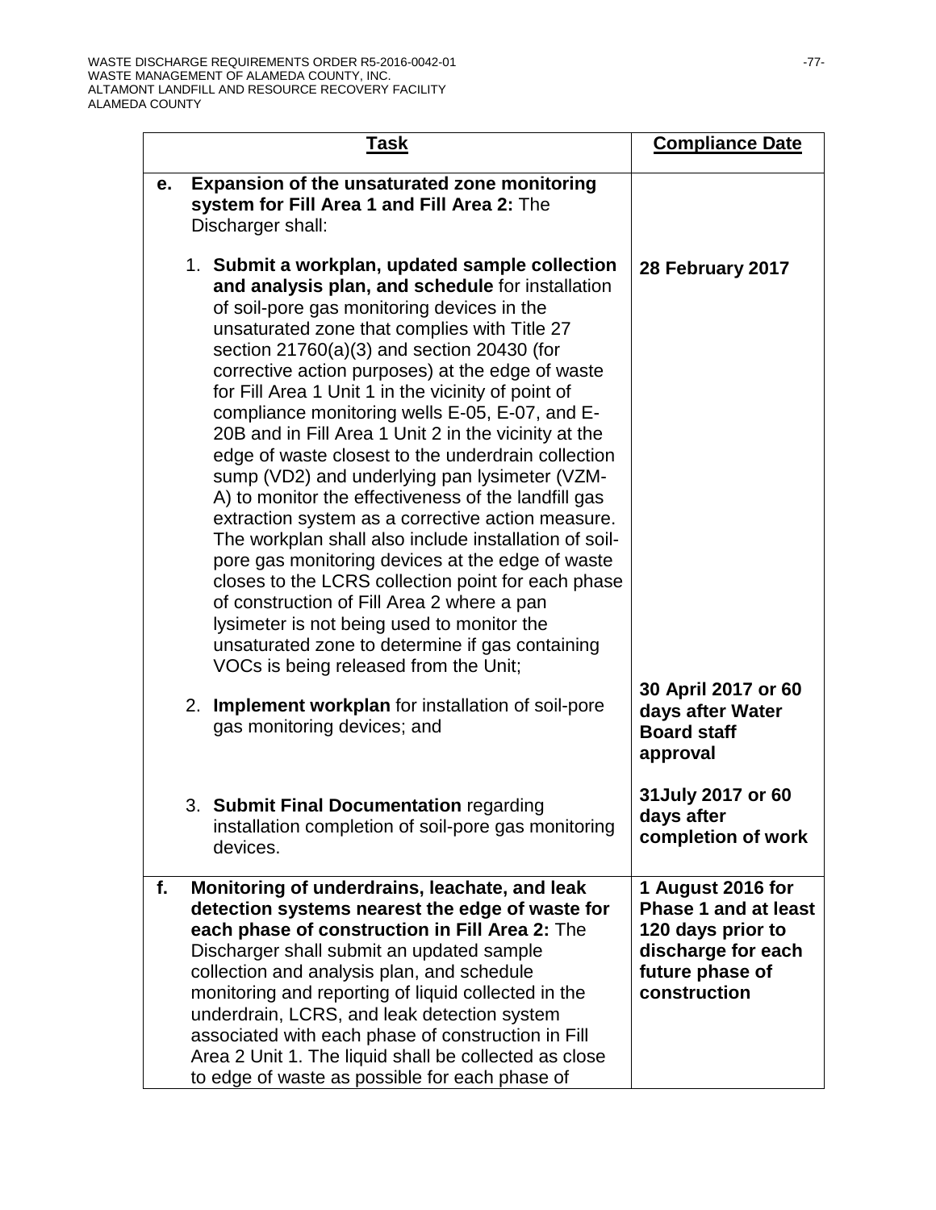| Task | Compliance Date |
|---|---|
| **e. Expansion of the unsaturated zone monitoring system for Fill Area 1 and Fill Area 2:** The Discharger shall: | |
| 1. **Submit a workplan, updated sample collection and analysis plan, and schedule** for installation of soil-pore gas monitoring devices in the unsaturated zone that complies with Title 27 section 21760(a)(3) and section 20430 (for corrective action purposes) at the edge of waste for Fill Area 1 Unit 1 in the vicinity of point of compliance monitoring wells E-05, E-07, and E-20B and in Fill Area 1 Unit 2 in the vicinity at the edge of waste closest to the underdrain collection sump (VD2) and underlying pan lysimeter (VZM-A) to monitor the effectiveness of the landfill gas extraction system as a corrective action measure. The workplan shall also include installation of soil-pore gas monitoring devices at the edge of waste closes to the LCRS collection point for each phase of construction of Fill Area 2 where a pan lysimeter is not being used to monitor the unsaturated zone to determine if gas containing VOCs is being released from the Unit; | **28 February 2017** |
| 2. **Implement workplan** for installation of soil-pore gas monitoring devices; and | **30 April 2017 or 60 days after Water Board staff approval** |
| 3. **Submit Final Documentation** regarding installation completion of soil-pore gas monitoring devices. | **31July 2017 or 60 days after completion of work** |
| **f. Monitoring of underdrains, leachate, and leak detection systems nearest the edge of waste for each phase of construction in Fill Area 2:** The Discharger shall submit an updated sample collection and analysis plan, and schedule monitoring and reporting of liquid collected in the underdrain, LCRS, and leak detection system associated with each phase of construction in Fill Area 2 Unit 1. The liquid shall be collected as close to edge of waste as possible for each phase of | **1 August 2016 for Phase 1 and at least 120 days prior to discharge for each future phase of construction** |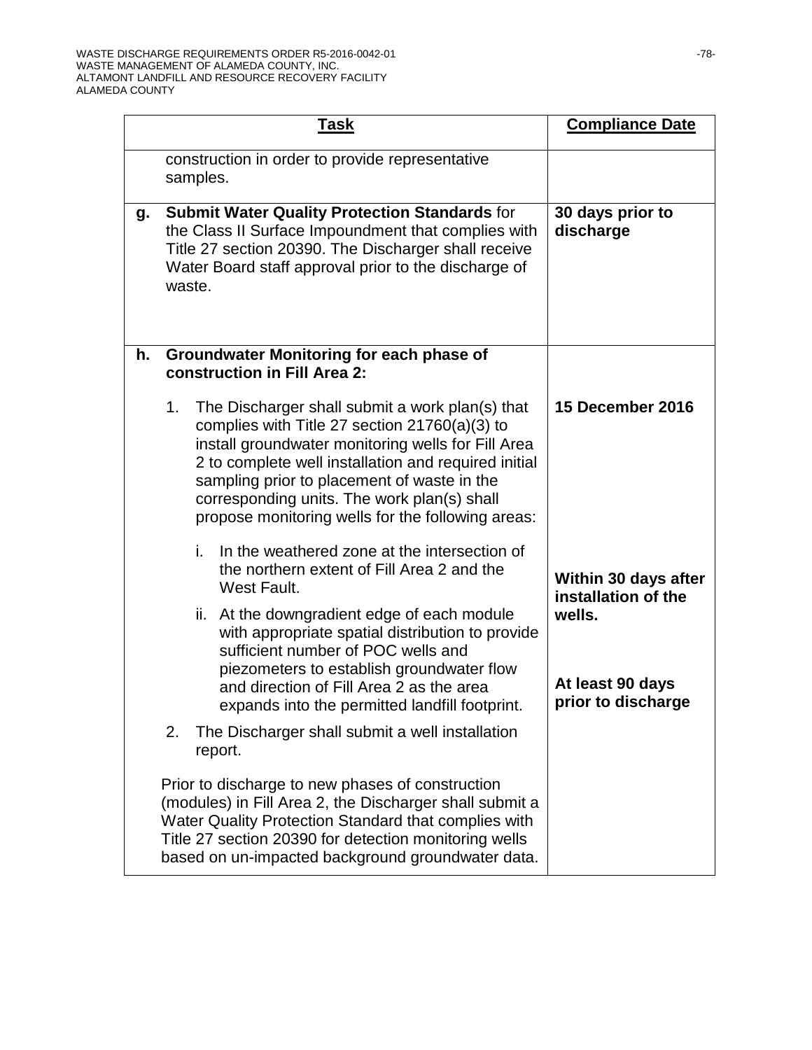| Task | Compliance Date |
|---|---|
| construction in order to provide representative samples. | |
| **g. Submit Water Quality Protection Standards** for the Class II Surface Impoundment that complies with Title 27 section 20390. The Discharger shall receive Water Board staff approval prior to the discharge of waste. | **30 days prior to discharge** |
| **h. Groundwater Monitoring for each phase of construction in Fill Area 2:** | |
| 1. The Discharger shall submit a work plan(s) that complies with Title 27 section 21760(a)(3) to install groundwater monitoring wells for Fill Area 2 to complete well installation and required initial sampling prior to placement of waste in the corresponding units. The work plan(s) shall propose monitoring wells for the following areas: | **15 December 2016** |
| i. In the weathered zone at the intersection of the northern extent of Fill Area 2 and the West Fault. | |
| ii. At the downgradient edge of each module with appropriate spatial distribution to provide sufficient number of POC wells and piezometers to establish groundwater flow and direction of Fill Area 2 as the area expands into the permitted landfill footprint. | |
| 2. The Discharger shall submit a well installation report. | **Within 30 days after installation of the wells.** |
| Prior to discharge to new phases of construction (modules) in Fill Area 2, the Discharger shall submit a Water Quality Protection Standard that complies with Title 27 section 20390 for detection monitoring wells based on un-impacted background groundwater data. | **At least 90 days prior to discharge** |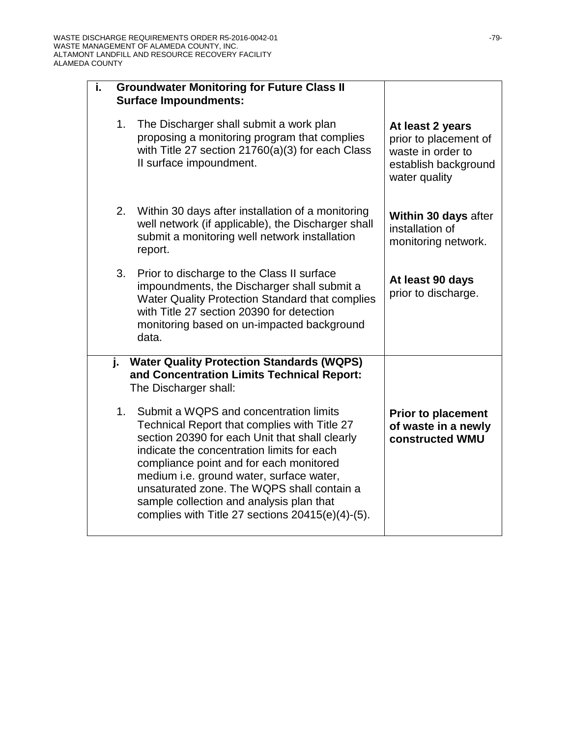| | |
|---|---|
| **i. Groundwater Monitoring for Future Class II Surface Impoundments:** | |
| 1. The Discharger shall submit a work plan proposing a monitoring program that complies with Title 27 section 21760(a)(3) for each Class II surface impoundment. | **At least 2 years** prior to placement of waste in order to establish background water quality |
| 2. Within 30 days after installation of a monitoring well network (if applicable), the Discharger shall submit a monitoring well network installation report. | **Within 30 days** after installation of monitoring network. |
| 3. Prior to discharge to the Class II surface impoundments, the Discharger shall submit a Water Quality Protection Standard that complies with Title 27 section 20390 for detection monitoring based on un-impacted background data. | **At least 90 days** prior to discharge. |
| **j. Water Quality Protection Standards (WQPS) and Concentration Limits Technical Report:** The Discharger shall: | |
| 1. Submit a WQPS and concentration limits Technical Report that complies with Title 27 section 20390 for each Unit that shall clearly indicate the concentration limits for each compliance point and for each monitored medium i.e. ground water, surface water, unsaturated zone. The WQPS shall contain a sample collection and analysis plan that complies with Title 27 sections 20415(e)(4)-(5). | **Prior to placement of waste in a newly constructed WMU** |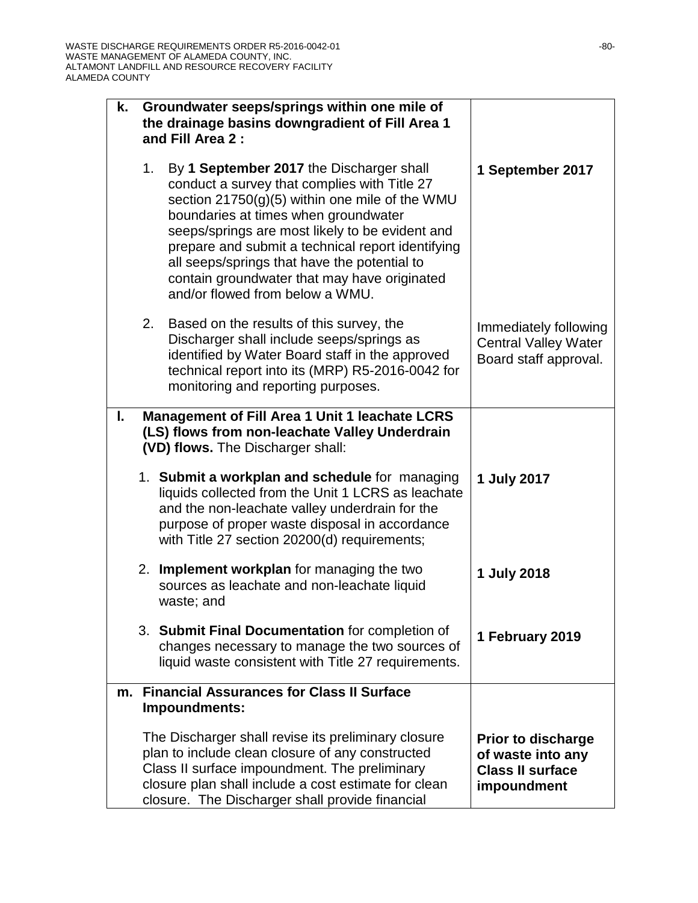| | |
|---|---|
| **k. Groundwater seeps/springs within one mile of the drainage basins downgradient of Fill Area 1 and Fill Area 2 :** | |
| 1. By **1 September 2017** the Discharger shall conduct a survey that complies with Title 27 section 21750(g)(5) within one mile of the WMU boundaries at times when groundwater seeps/springs are most likely to be evident and prepare and submit a technical report identifying all seeps/springs that have the potential to contain groundwater that may have originated and/or flowed from below a WMU. | **1 September 2017** |
| 2. Based on the results of this survey, the Discharger shall include seeps/springs as identified by Water Board staff in the approved technical report into its (MRP) R5-2016-0042 for monitoring and reporting purposes. | Immediately following Central Valley Water Board staff approval. |
| **l. Management of Fill Area 1 Unit 1 leachate LCRS (LS) flows from non-leachate Valley Underdrain (VD) flows.** The Discharger shall: | |
| 1. **Submit a workplan and schedule** for managing liquids collected from the Unit 1 LCRS as leachate and the non-leachate valley underdrain for the purpose of proper waste disposal in accordance with Title 27 section 20200(d) requirements; | **1 July 2017** |
| 2. **Implement workplan** for managing the two sources as leachate and non-leachate liquid waste; and | **1 July 2018** |
| 3. **Submit Final Documentation** for completion of changes necessary to manage the two sources of liquid waste consistent with Title 27 requirements. | **1 February 2019** |
| **m. Financial Assurances for Class II Surface Impoundments:** | |
| The Discharger shall revise its preliminary closure plan to include clean closure of any constructed Class II surface impoundment. The preliminary closure plan shall include a cost estimate for clean closure. The Discharger shall provide financial | **Prior to discharge of waste into any Class II surface impoundment** |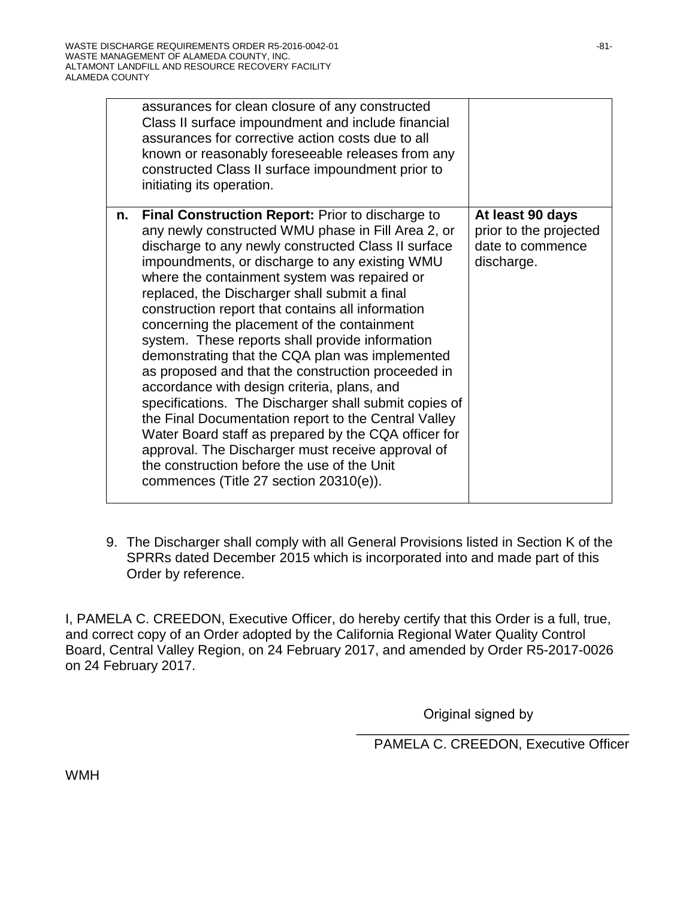| | | |
|---|---|---|
| | assurances for clean closure of any constructed Class II surface impoundment and include financial assurances for corrective action costs due to all known or reasonably foreseeable releases from any constructed Class II surface impoundment prior to initiating its operation. | |
| n. | **Final Construction Report:** Prior to discharge to any newly constructed WMU phase in Fill Area 2, or discharge to any newly constructed Class II surface impoundments, or discharge to any existing WMU where the containment system was repaired or replaced, the Discharger shall submit a final construction report that contains all information concerning the placement of the containment system. These reports shall provide information demonstrating that the CQA plan was implemented as proposed and that the construction proceeded in accordance with design criteria, plans, and specifications. The Discharger shall submit copies of the Final Documentation report to the Central Valley Water Board staff as prepared by the CQA officer for approval. The Discharger must receive approval of the construction before the use of the Unit commences (Title 27 section 20310(e)). | **At least 90 days** prior to the projected date to commence discharge. |

9. The Discharger shall comply with all General Provisions listed in Section K of the SPRRs dated December 2015 which is incorporated into and made part of this Order by reference.

I, PAMELA C. CREEDON, Executive Officer, do hereby certify that this Order is a full, true, and correct copy of an Order adopted by the California Regional Water Quality Control Board, Central Valley Region, on 24 February 2017, and amended by Order R5-2017-0026 on 24 February 2017.

Original signed by

_____________________________________

PAMELA C. CREEDON, Executive Officer

WMH